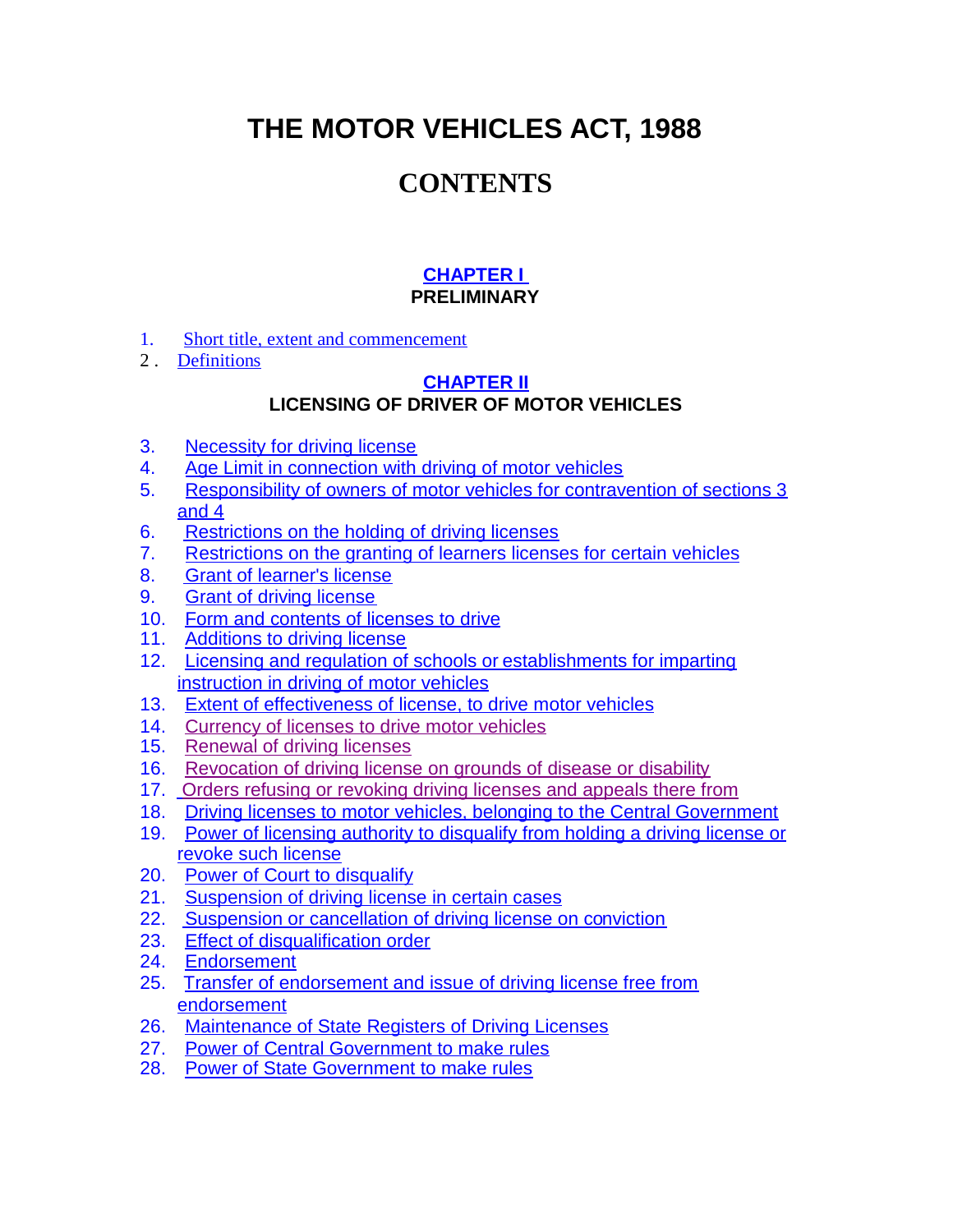# THE MOTOR VEHICLES ACT, 1988

# CONTENTS

### CHAPTER I
### PRELIMINARY

1. Short title, extent and commencement
2. Definitions

### CHAPTER II
### LICENSING OF DRIVER OF MOTOR VEHICLES

3. Necessity for driving license
4. Age Limit in connection with driving of motor vehicles
5. Responsibility of owners of motor vehicles for contravention of sections 3 and 4
6. Restrictions on the holding of driving licenses
7. Restrictions on the granting of learners licenses for certain vehicles
8. Grant of learner's license
9. Grant of driving license
10. Form and contents of licenses to drive
11. Additions to driving license
12. Licensing and regulation of schools or establishments for imparting instruction in driving of motor vehicles
13. Extent of effectiveness of license, to drive motor vehicles
14. Currency of licenses to drive motor vehicles
15. Renewal of driving licenses
16. Revocation of driving license on grounds of disease or disability
17. Orders refusing or revoking driving licenses and appeals there from
18. Driving licenses to motor vehicles, belonging to the Central Government
19. Power of licensing authority to disqualify from holding a driving license or revoke such license
20. Power of Court to disqualify
21. Suspension of driving license in certain cases
22. Suspension or cancellation of driving license on conviction
23. Effect of disqualification order
24. Endorsement
25. Transfer of endorsement and issue of driving license free from endorsement
26. Maintenance of State Registers of Driving Licenses
27. Power of Central Government to make rules
28. Power of State Government to make rules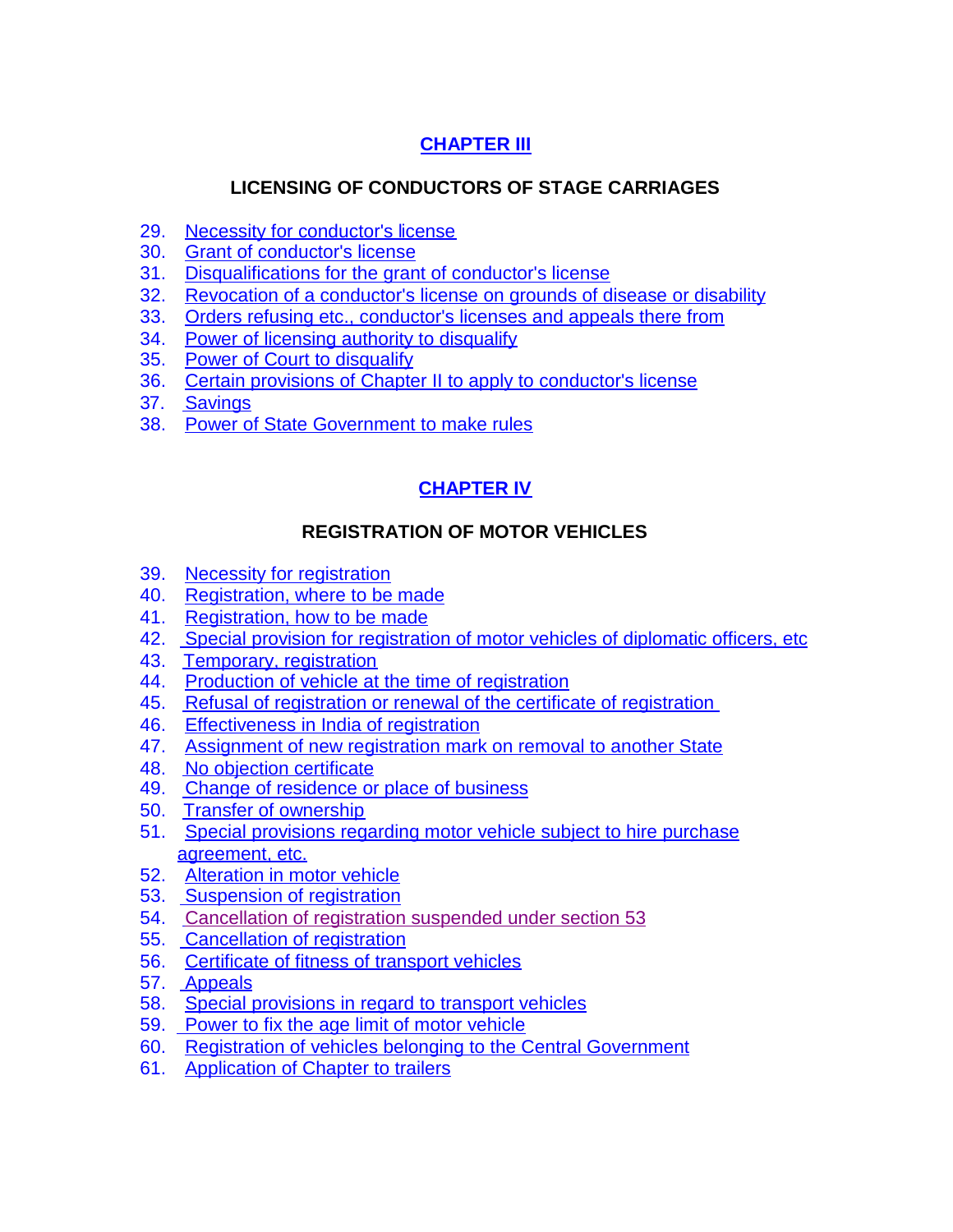## CHAPTER III

### LICENSING OF CONDUCTORS OF STAGE CARRIAGES

29. Necessity for conductor's license
30. Grant of conductor's license
31. Disqualifications for the grant of conductor's license
32. Revocation of a conductor's license on grounds of disease or disability
33. Orders refusing etc., conductor's licenses and appeals there from
34. Power of licensing authority to disqualify
35. Power of Court to disqualify
36. Certain provisions of Chapter II to apply to conductor's license
37. Savings
38. Power of State Government to make rules

## CHAPTER IV

### REGISTRATION OF MOTOR VEHICLES

39. Necessity for registration
40. Registration, where to be made
41. Registration, how to be made
42. Special provision for registration of motor vehicles of diplomatic officers, etc
43. Temporary, registration
44. Production of vehicle at the time of registration
45. Refusal of registration or renewal of the certificate of registration
46. Effectiveness in India of registration
47. Assignment of new registration mark on removal to another State
48. No objection certificate
49. Change of residence or place of business
50. Transfer of ownership
51. Special provisions regarding motor vehicle subject to hire purchase agreement, etc.
52. Alteration in motor vehicle
53. Suspension of registration
54. Cancellation of registration suspended under section 53
55. Cancellation of registration
56. Certificate of fitness of transport vehicles
57. Appeals
58. Special provisions in regard to transport vehicles
59. Power to fix the age limit of motor vehicle
60. Registration of vehicles belonging to the Central Government
61. Application of Chapter to trailers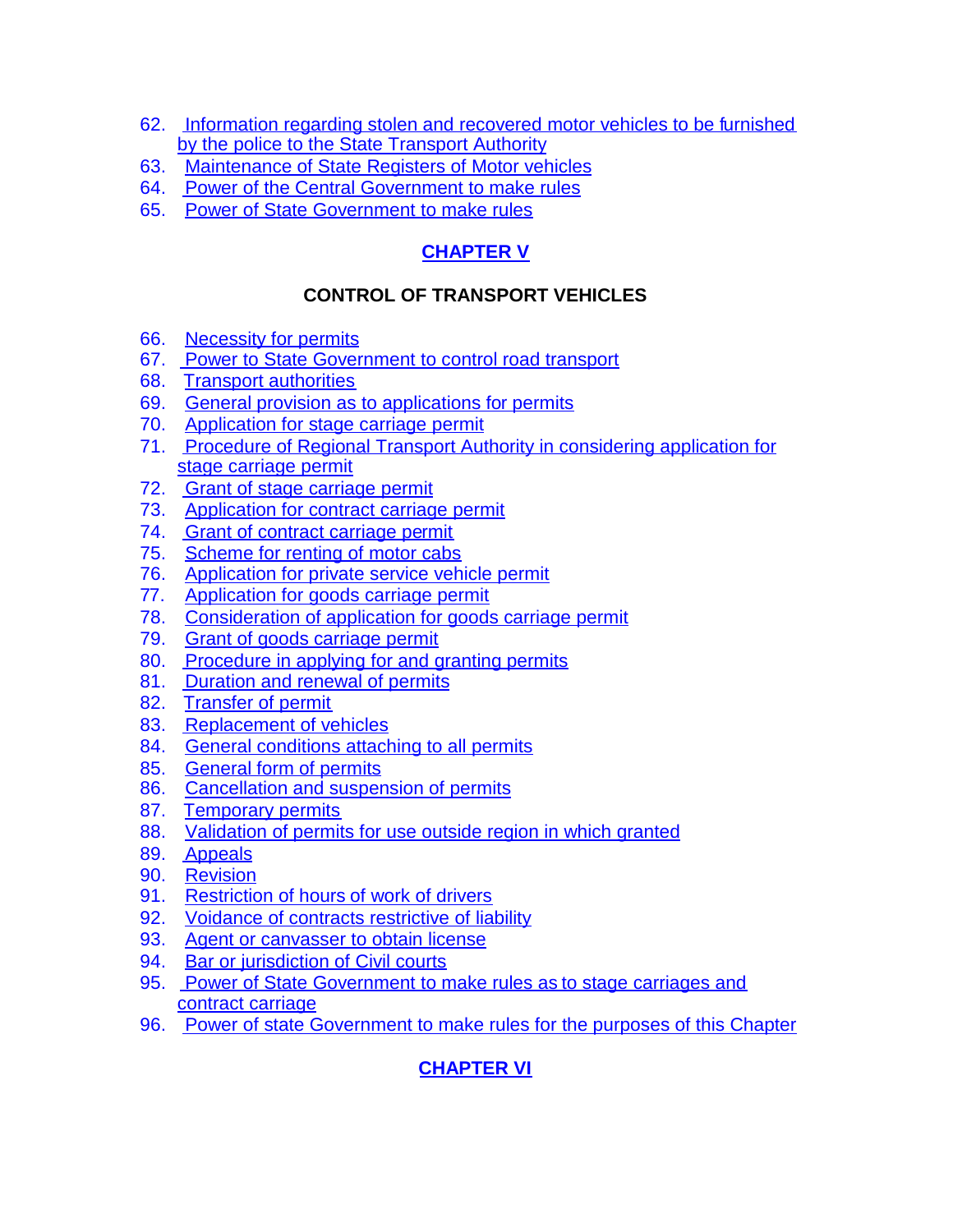62. Information regarding stolen and recovered motor vehicles to be furnished by the police to the State Transport Authority
63. Maintenance of State Registers of Motor vehicles
64. Power of the Central Government to make rules
65. Power of State Government to make rules

## CHAPTER V

### CONTROL OF TRANSPORT VEHICLES

66. Necessity for permits
67. Power to State Government to control road transport
68. Transport authorities
69. General provision as to applications for permits
70. Application for stage carriage permit
71. Procedure of Regional Transport Authority in considering application for stage carriage permit
72. Grant of stage carriage permit
73. Application for contract carriage permit
74. Grant of contract carriage permit
75. Scheme for renting of motor cabs
76. Application for private service vehicle permit
77. Application for goods carriage permit
78. Consideration of application for goods carriage permit
79. Grant of goods carriage permit
80. Procedure in applying for and granting permits
81. Duration and renewal of permits
82. Transfer of permit
83. Replacement of vehicles
84. General conditions attaching to all permits
85. General form of permits
86. Cancellation and suspension of permits
87. Temporary permits
88. Validation of permits for use outside region in which granted
89. Appeals
90. Revision
91. Restriction of hours of work of drivers
92. Voidance of contracts restrictive of liability
93. Agent or canvasser to obtain license
94. Bar or jurisdiction of Civil courts
95. Power of State Government to make rules as to stage carriages and contract carriage
96. Power of state Government to make rules for the purposes of this Chapter

## CHAPTER VI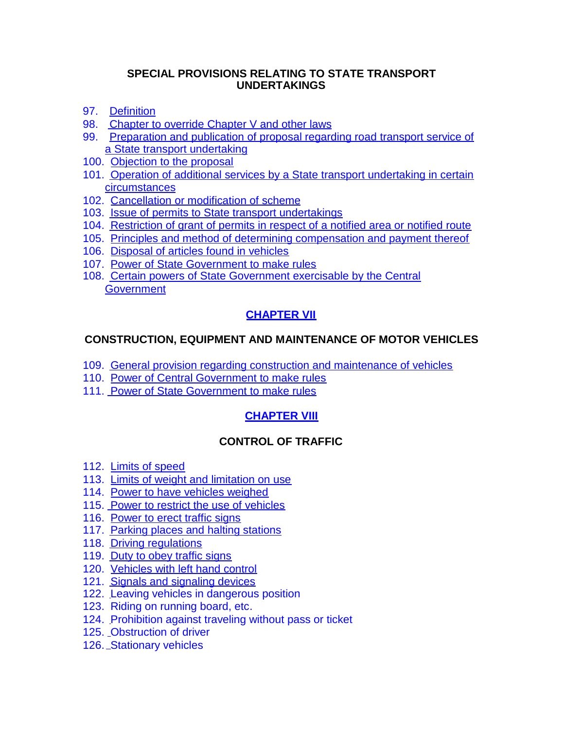## SPECIAL PROVISIONS RELATING TO STATE TRANSPORT UNDERTAKINGS

97. Definition
98. Chapter to override Chapter V and other laws
99. Preparation and publication of proposal regarding road transport service of a State transport undertaking
100. Objection to the proposal
101. Operation of additional services by a State transport undertaking in certain circumstances
102. Cancellation or modification of scheme
103. Issue of permits to State transport undertakings
104. Restriction of grant of permits in respect of a notified area or notified route
105. Principles and method of determining compensation and payment thereof
106. Disposal of articles found in vehicles
107. Power of State Government to make rules
108. Certain powers of State Government exercisable by the Central Government

## CHAPTER VII

## CONSTRUCTION, EQUIPMENT AND MAINTENANCE OF MOTOR VEHICLES

109. General provision regarding construction and maintenance of vehicles
110. Power of Central Government to make rules
111. Power of State Government to make rules

## CHAPTER VIII

## CONTROL OF TRAFFIC

112. Limits of speed
113. Limits of weight and limitation on use
114. Power to have vehicles weighed
115. Power to restrict the use of vehicles
116. Power to erect traffic signs
117. Parking places and halting stations
118. Driving regulations
119. Duty to obey traffic signs
120. Vehicles with left hand control
121. Signals and signaling devices
122. Leaving vehicles in dangerous position
123. Riding on running board, etc.
124. Prohibition against traveling without pass or ticket
125. Obstruction of driver
126. Stationary vehicles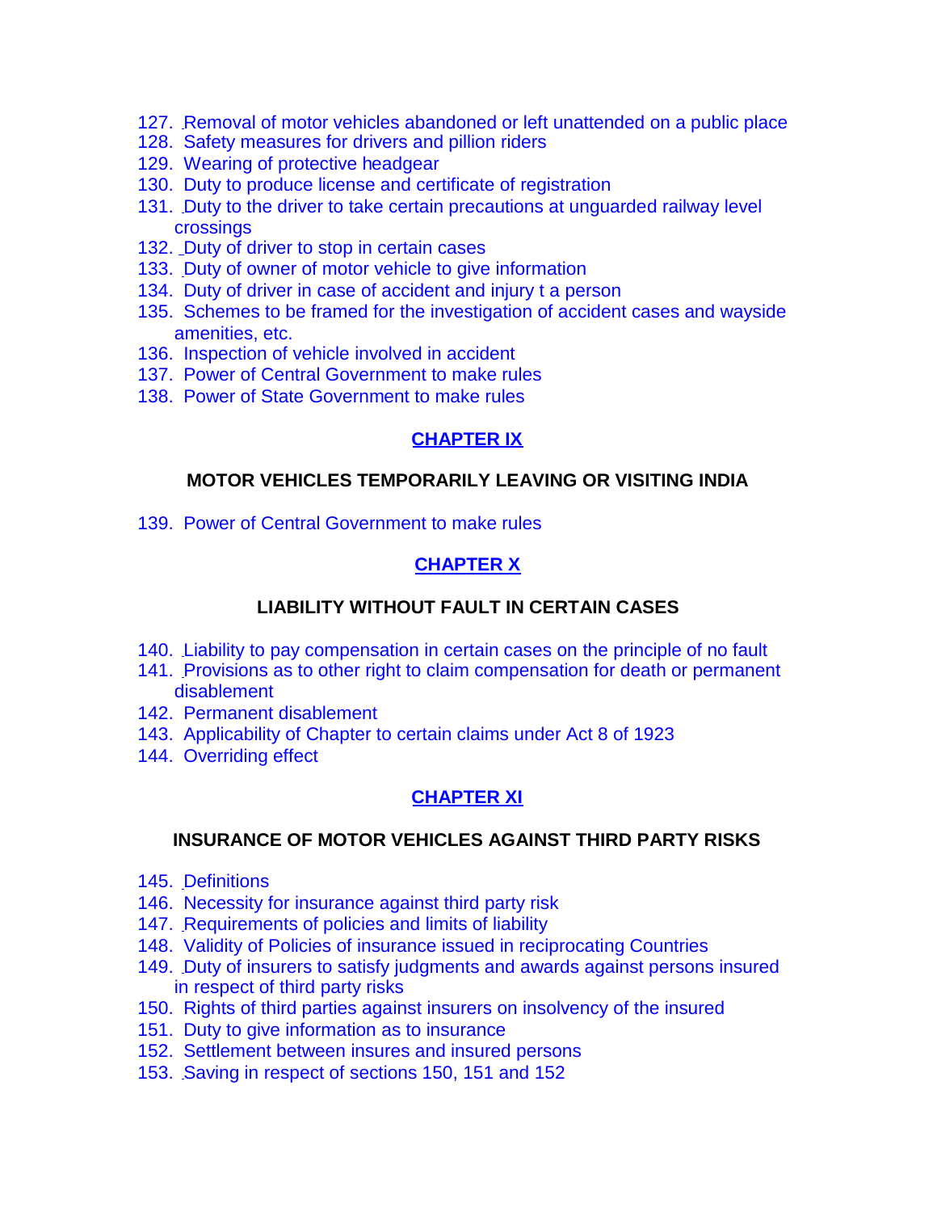127. Removal of motor vehicles abandoned or left unattended on a public place
128. Safety measures for drivers and pillion riders
129. Wearing of protective headgear
130. Duty to produce license and certificate of registration
131. Duty to the driver to take certain precautions at unguarded railway level crossings
132. Duty of driver to stop in certain cases
133. Duty of owner of motor vehicle to give information
134. Duty of driver in case of accident and injury t a person
135. Schemes to be framed for the investigation of accident cases and wayside amenities, etc.
136. Inspection of vehicle involved in accident
137. Power of Central Government to make rules
138. Power of State Government to make rules

## CHAPTER IX

### MOTOR VEHICLES TEMPORARILY LEAVING OR VISITING INDIA

139. Power of Central Government to make rules

## CHAPTER X

### LIABILITY WITHOUT FAULT IN CERTAIN CASES

140. Liability to pay compensation in certain cases on the principle of no fault
141. Provisions as to other right to claim compensation for death or permanent disablement
142. Permanent disablement
143. Applicability of Chapter to certain claims under Act 8 of 1923
144. Overriding effect

## CHAPTER XI

### INSURANCE OF MOTOR VEHICLES AGAINST THIRD PARTY RISKS

145. Definitions
146. Necessity for insurance against third party risk
147. Requirements of policies and limits of liability
148. Validity of Policies of insurance issued in reciprocating Countries
149. Duty of insurers to satisfy judgments and awards against persons insured in respect of third party risks
150. Rights of third parties against insurers on insolvency of the insured
151. Duty to give information as to insurance
152. Settlement between insures and insured persons
153. Saving in respect of sections 150, 151 and 152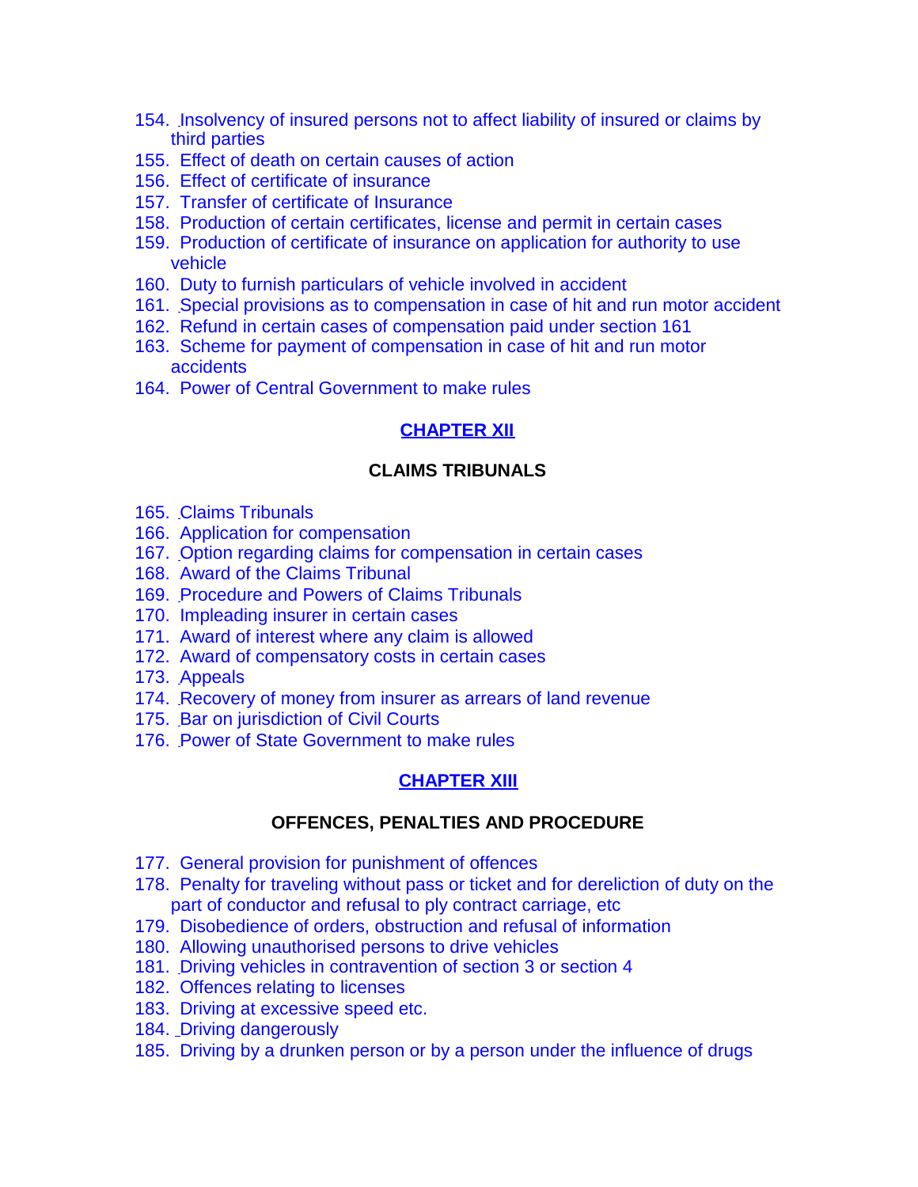154. Insolvency of insured persons not to affect liability of insured or claims by third parties
155. Effect of death on certain causes of action
156. Effect of certificate of insurance
157. Transfer of certificate of Insurance
158. Production of certain certificates, license and permit in certain cases
159. Production of certificate of insurance on application for authority to use vehicle
160. Duty to furnish particulars of vehicle involved in accident
161. Special provisions as to compensation in case of hit and run motor accident
162. Refund in certain cases of compensation paid under section 161
163. Scheme for payment of compensation in case of hit and run motor accidents
164. Power of Central Government to make rules

## CHAPTER XII

### CLAIMS TRIBUNALS

165. Claims Tribunals
166. Application for compensation
167. Option regarding claims for compensation in certain cases
168. Award of the Claims Tribunal
169. Procedure and Powers of Claims Tribunals
170. Impleading insurer in certain cases
171. Award of interest where any claim is allowed
172. Award of compensatory costs in certain cases
173. Appeals
174. Recovery of money from insurer as arrears of land revenue
175. Bar on jurisdiction of Civil Courts
176. Power of State Government to make rules

## CHAPTER XIII

### OFFENCES, PENALTIES AND PROCEDURE

177. General provision for punishment of offences
178. Penalty for traveling without pass or ticket and for dereliction of duty on the part of conductor and refusal to ply contract carriage, etc
179. Disobedience of orders, obstruction and refusal of information
180. Allowing unauthorised persons to drive vehicles
181. Driving vehicles in contravention of section 3 or section 4
182. Offences relating to licenses
183. Driving at excessive speed etc.
184. Driving dangerously
185. Driving by a drunken person or by a person under the influence of drugs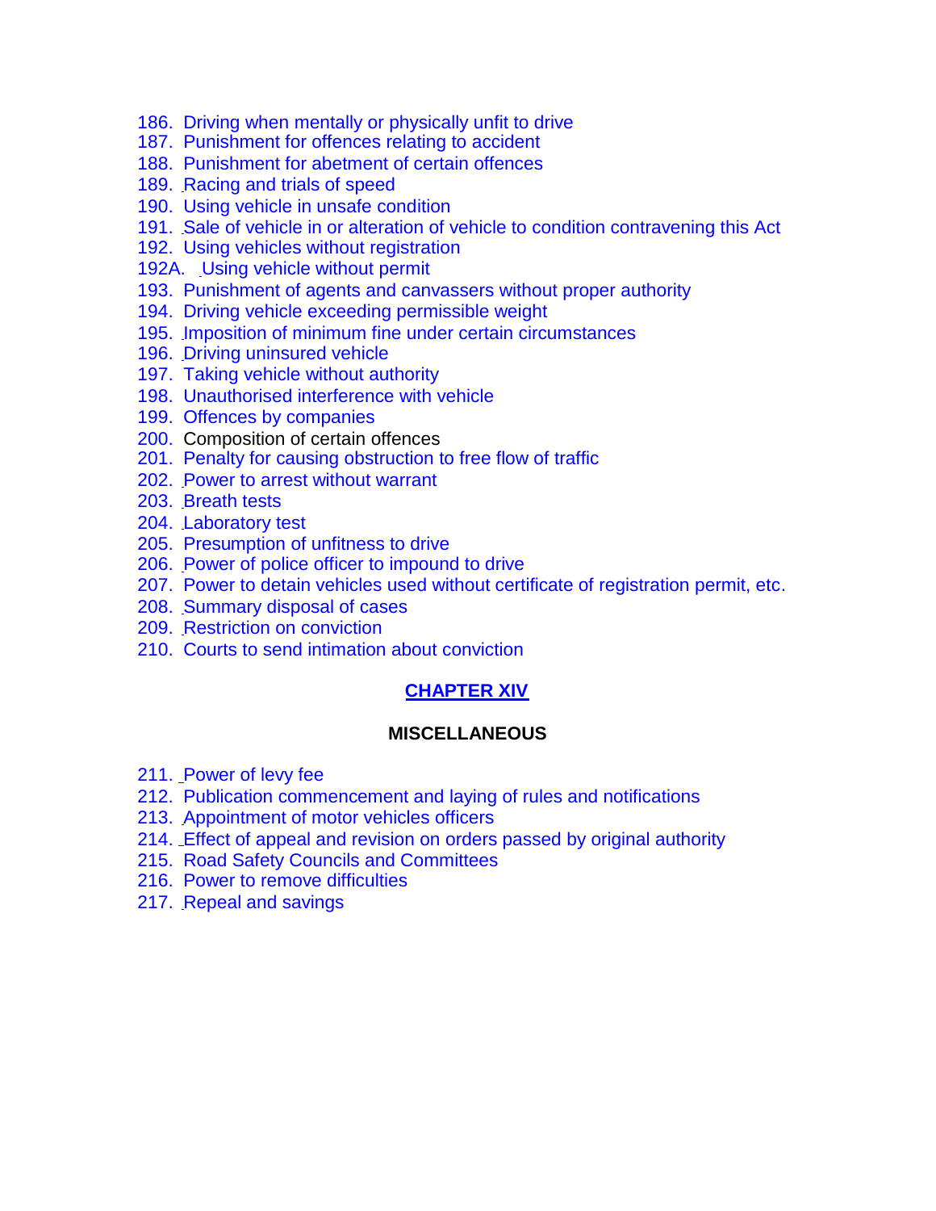186. Driving when mentally or physically unfit to drive
187. Punishment for offences relating to accident
188. Punishment for abetment of certain offences
189. Racing and trials of speed
190. Using vehicle in unsafe condition
191. Sale of vehicle in or alteration of vehicle to condition contravening this Act
192. Using vehicles without registration
192A. Using vehicle without permit
193. Punishment of agents and canvassers without proper authority
194. Driving vehicle exceeding permissible weight
195. Imposition of minimum fine under certain circumstances
196. Driving uninsured vehicle
197. Taking vehicle without authority
198. Unauthorised interference with vehicle
199. Offences by companies
200. Composition of certain offences
201. Penalty for causing obstruction to free flow of traffic
202. Power to arrest without warrant
203. Breath tests
204. Laboratory test
205. Presumption of unfitness to drive
206. Power of police officer to impound to drive
207. Power to detain vehicles used without certificate of registration permit, etc.
208. Summary disposal of cases
209. Restriction on conviction
210. Courts to send intimation about conviction

## CHAPTER XIV

### MISCELLANEOUS

211. Power of levy fee
212. Publication commencement and laying of rules and notifications
213. Appointment of motor vehicles officers
214. Effect of appeal and revision on orders passed by original authority
215. Road Safety Councils and Committees
216. Power to remove difficulties
217. Repeal and savings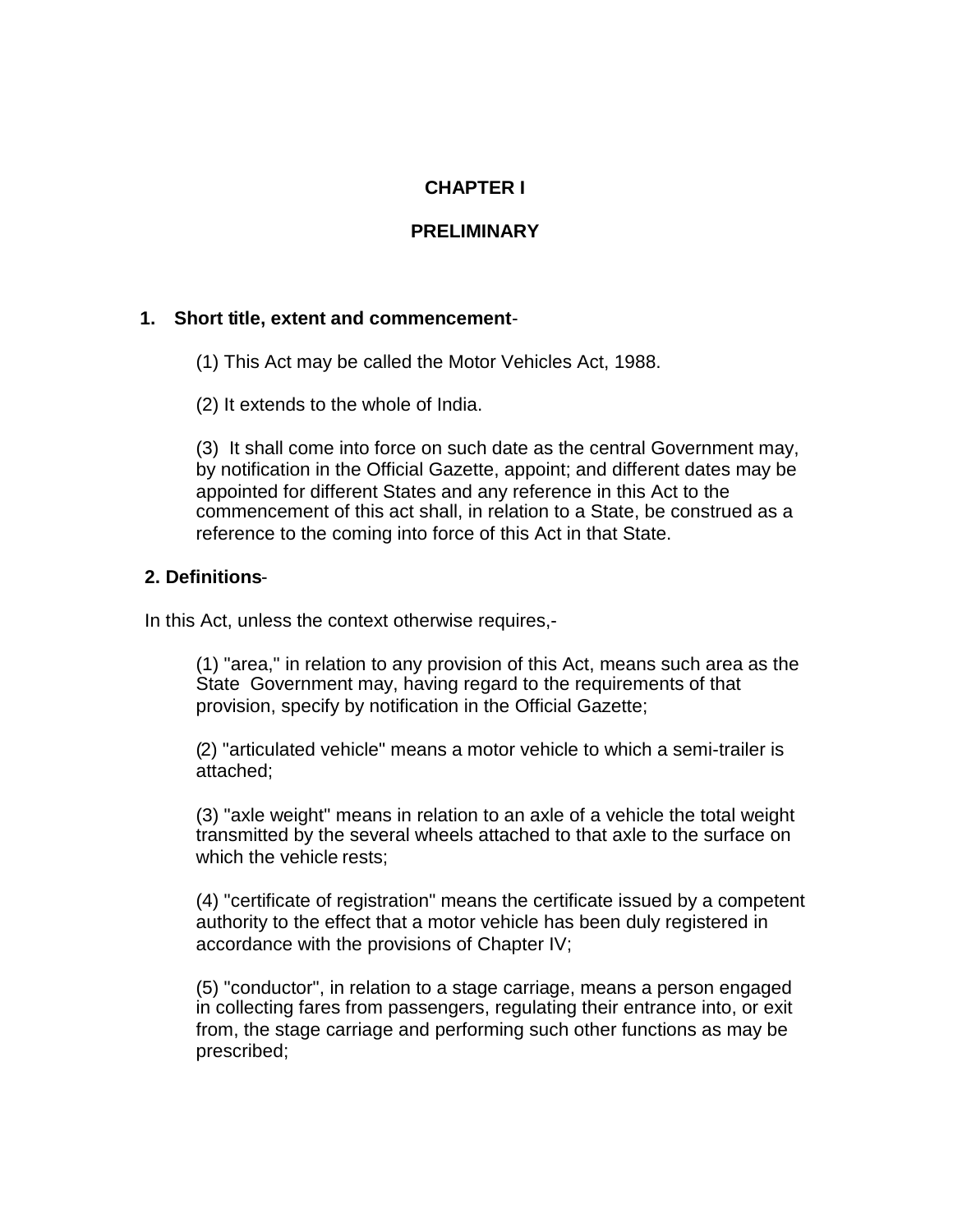# CHAPTER I

## PRELIMINARY

### 1. Short title, extent and commencement-

(1) This Act may be called the Motor Vehicles Act, 1988.

(2) It extends to the whole of India.

(3) It shall come into force on such date as the central Government may, by notification in the Official Gazette, appoint; and different dates may be appointed for different States and any reference in this Act to the commencement of this act shall, in relation to a State, be construed as a reference to the coming into force of this Act in that State.

### 2. Definitions-

In this Act, unless the context otherwise requires,-

(1) "area," in relation to any provision of this Act, means such area as the State Government may, having regard to the requirements of that provision, specify by notification in the Official Gazette;

(2) "articulated vehicle" means a motor vehicle to which a semi-trailer is attached;

(3) "axle weight" means in relation to an axle of a vehicle the total weight transmitted by the several wheels attached to that axle to the surface on which the vehicle rests;

(4) "certificate of registration" means the certificate issued by a competent authority to the effect that a motor vehicle has been duly registered in accordance with the provisions of Chapter IV;

(5) "conductor", in relation to a stage carriage, means a person engaged in collecting fares from passengers, regulating their entrance into, or exit from, the stage carriage and performing such other functions as may be prescribed;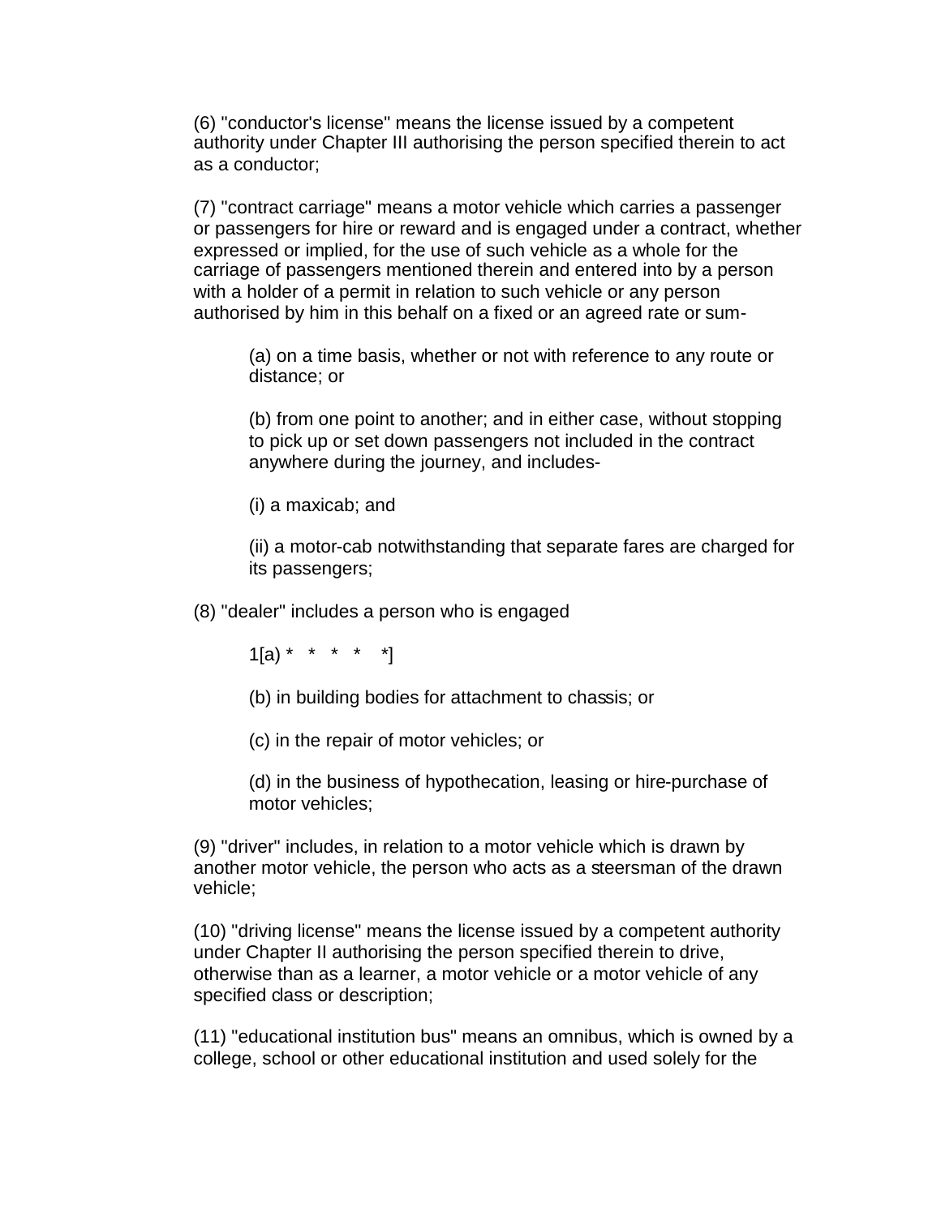(6) "conductor's license" means the license issued by a competent authority under Chapter III authorising the person specified therein to act as a conductor;

(7) "contract carriage" means a motor vehicle which carries a passenger or passengers for hire or reward and is engaged under a contract, whether expressed or implied, for the use of such vehicle as a whole for the carriage of passengers mentioned therein and entered into by a person with a holder of a permit in relation to such vehicle or any person authorised by him in this behalf on a fixed or an agreed rate or sum-

> (a) on a time basis, whether or not with reference to any route or distance; or
>
> (b) from one point to another; and in either case, without stopping to pick up or set down passengers not included in the contract anywhere during the journey, and includes-
>
> (i) a maxicab; and
>
> (ii) a motor-cab notwithstanding that separate fares are charged for its passengers;

(8) "dealer" includes a person who is engaged

> 1[a) * * * * *]
>
> (b) in building bodies for attachment to chassis; or
>
> (c) in the repair of motor vehicles; or
>
> (d) in the business of hypothecation, leasing or hire-purchase of motor vehicles;

(9) "driver" includes, in relation to a motor vehicle which is drawn by another motor vehicle, the person who acts as a steersman of the drawn vehicle;

(10) "driving license" means the license issued by a competent authority under Chapter II authorising the person specified therein to drive, otherwise than as a learner, a motor vehicle or a motor vehicle of any specified class or description;

(11) "educational institution bus" means an omnibus, which is owned by a college, school or other educational institution and used solely for the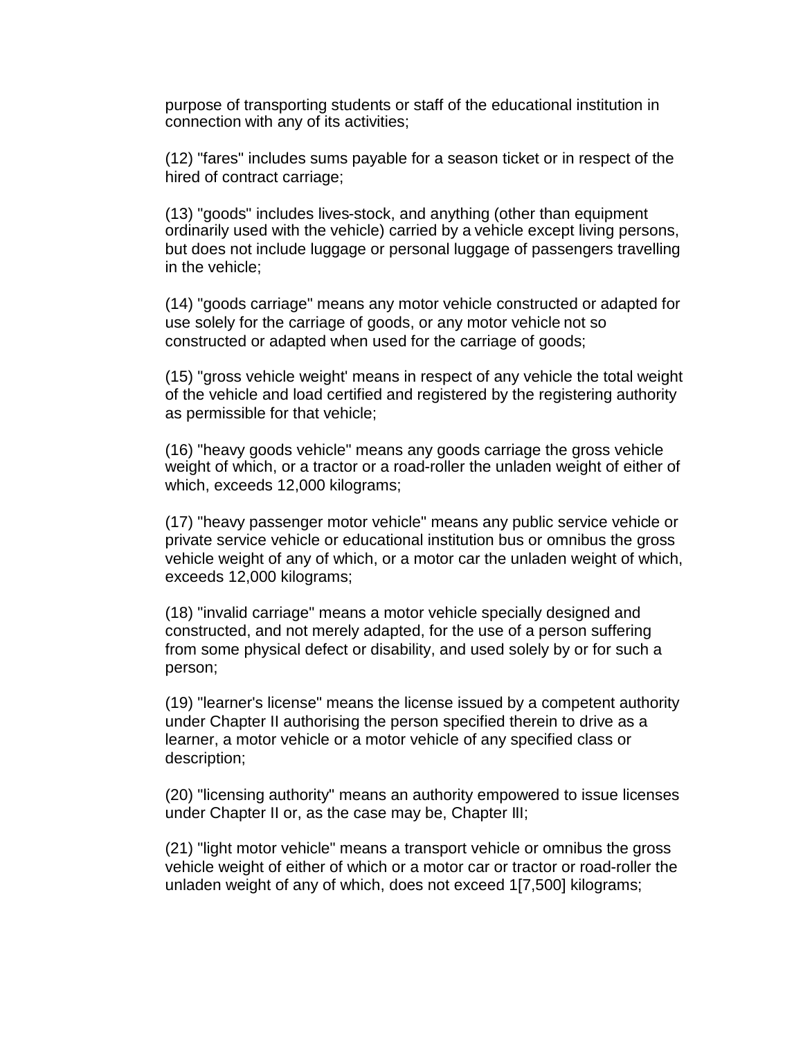purpose of transporting students or staff of the educational institution in connection with any of its activities;

(12) "fares" includes sums payable for a season ticket or in respect of the hired of contract carriage;

(13) "goods" includes lives-stock, and anything (other than equipment ordinarily used with the vehicle) carried by a vehicle except living persons, but does not include luggage or personal luggage of passengers travelling in the vehicle;

(14) "goods carriage" means any motor vehicle constructed or adapted for use solely for the carriage of goods, or any motor vehicle not so constructed or adapted when used for the carriage of goods;

(15) "gross vehicle weight' means in respect of any vehicle the total weight of the vehicle and load certified and registered by the registering authority as permissible for that vehicle;

(16) "heavy goods vehicle" means any goods carriage the gross vehicle weight of which, or a tractor or a road-roller the unladen weight of either of which, exceeds 12,000 kilograms;

(17) "heavy passenger motor vehicle" means any public service vehicle or private service vehicle or educational institution bus or omnibus the gross vehicle weight of any of which, or a motor car the unladen weight of which, exceeds 12,000 kilograms;

(18) "invalid carriage" means a motor vehicle specially designed and constructed, and not merely adapted, for the use of a person suffering from some physical defect or disability, and used solely by or for such a person;

(19) "learner's license" means the license issued by a competent authority under Chapter II authorising the person specified therein to drive as a learner, a motor vehicle or a motor vehicle of any specified class or description;

(20) "licensing authority" means an authority empowered to issue licenses under Chapter II or, as the case may be, Chapter III;

(21) "light motor vehicle" means a transport vehicle or omnibus the gross vehicle weight of either of which or a motor car or tractor or road-roller the unladen weight of any of which, does not exceed 1[7,500] kilograms;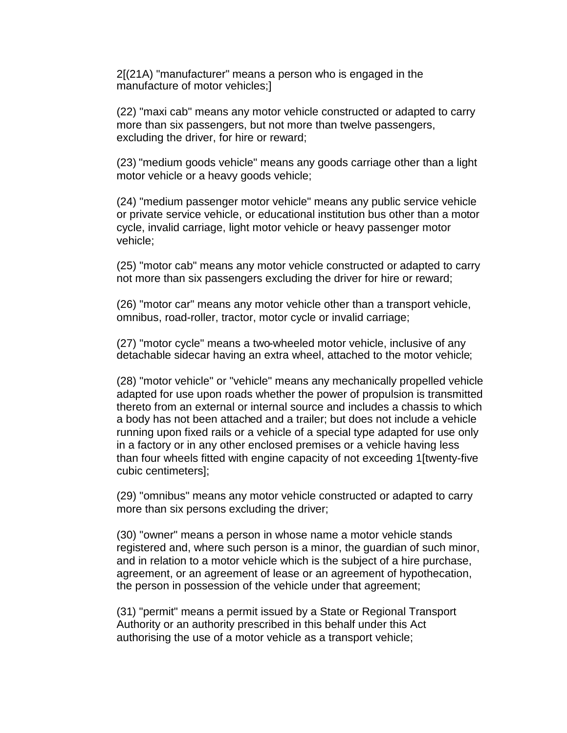2[(21A) "manufacturer" means a person who is engaged in the manufacture of motor vehicles;]

(22) "maxi cab" means any motor vehicle constructed or adapted to carry more than six passengers, but not more than twelve passengers, excluding the driver, for hire or reward;

(23) "medium goods vehicle" means any goods carriage other than a light motor vehicle or a heavy goods vehicle;

(24) "medium passenger motor vehicle" means any public service vehicle or private service vehicle, or educational institution bus other than a motor cycle, invalid carriage, light motor vehicle or heavy passenger motor vehicle;

(25) "motor cab" means any motor vehicle constructed or adapted to carry not more than six passengers excluding the driver for hire or reward;

(26) "motor car" means any motor vehicle other than a transport vehicle, omnibus, road-roller, tractor, motor cycle or invalid carriage;

(27) "motor cycle" means a two-wheeled motor vehicle, inclusive of any detachable sidecar having an extra wheel, attached to the motor vehicle;

(28) "motor vehicle" or "vehicle" means any mechanically propelled vehicle adapted for use upon roads whether the power of propulsion is transmitted thereto from an external or internal source and includes a chassis to which a body has not been attached and a trailer; but does not include a vehicle running upon fixed rails or a vehicle of a special type adapted for use only in a factory or in any other enclosed premises or a vehicle having less than four wheels fitted with engine capacity of not exceeding 1[twenty-five cubic centimeters];

(29) "omnibus" means any motor vehicle constructed or adapted to carry more than six persons excluding the driver;

(30) "owner" means a person in whose name a motor vehicle stands registered and, where such person is a minor, the guardian of such minor, and in relation to a motor vehicle which is the subject of a hire purchase, agreement, or an agreement of lease or an agreement of hypothecation, the person in possession of the vehicle under that agreement;

(31) "permit" means a permit issued by a State or Regional Transport Authority or an authority prescribed in this behalf under this Act authorising the use of a motor vehicle as a transport vehicle;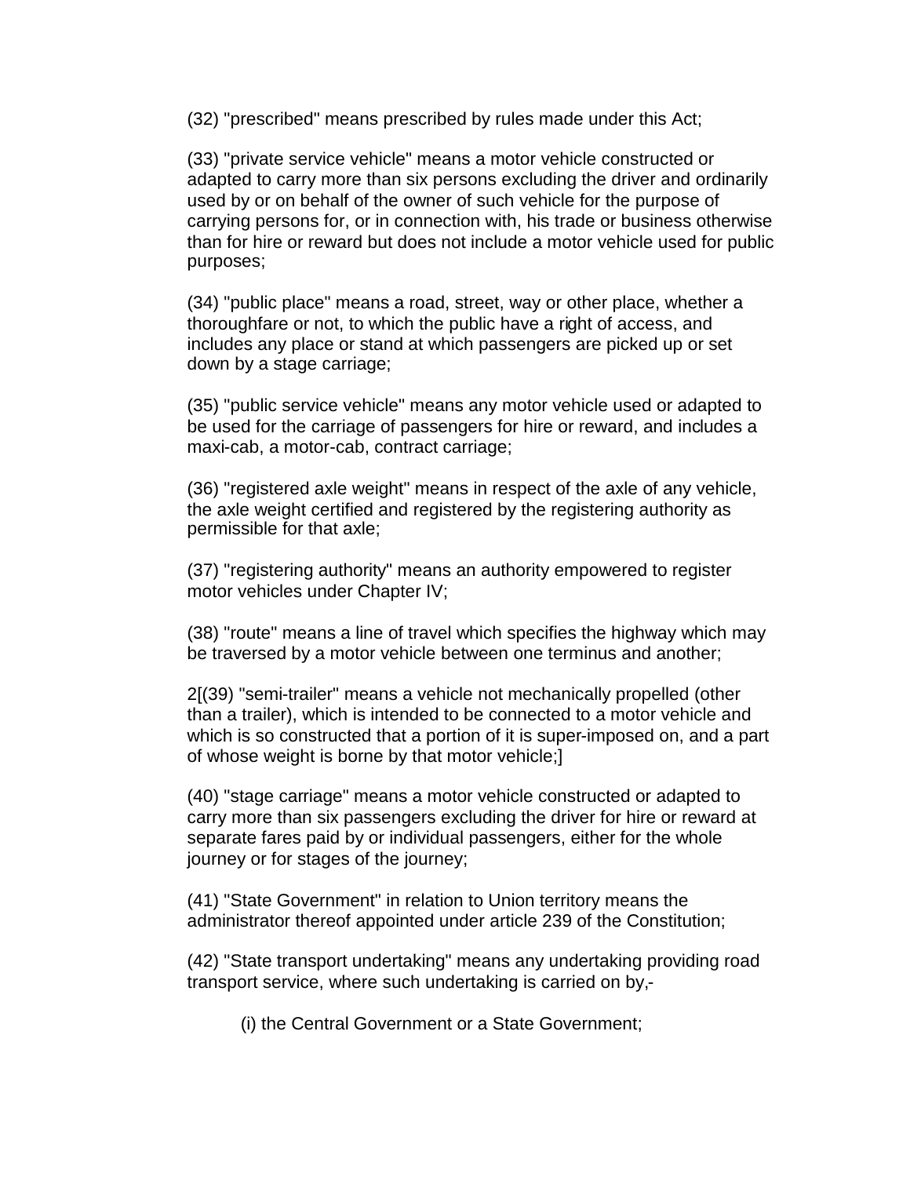(32) "prescribed" means prescribed by rules made under this Act;

(33) "private service vehicle" means a motor vehicle constructed or adapted to carry more than six persons excluding the driver and ordinarily used by or on behalf of the owner of such vehicle for the purpose of carrying persons for, or in connection with, his trade or business otherwise than for hire or reward but does not include a motor vehicle used for public purposes;

(34) "public place" means a road, street, way or other place, whether a thoroughfare or not, to which the public have a right of access, and includes any place or stand at which passengers are picked up or set down by a stage carriage;

(35) "public service vehicle" means any motor vehicle used or adapted to be used for the carriage of passengers for hire or reward, and includes a maxi-cab, a motor-cab, contract carriage;

(36) "registered axle weight" means in respect of the axle of any vehicle, the axle weight certified and registered by the registering authority as permissible for that axle;

(37) "registering authority" means an authority empowered to register motor vehicles under Chapter IV;

(38) "route" means a line of travel which specifies the highway which may be traversed by a motor vehicle between one terminus and another;

2[(39) "semi-trailer" means a vehicle not mechanically propelled (other than a trailer), which is intended to be connected to a motor vehicle and which is so constructed that a portion of it is super-imposed on, and a part of whose weight is borne by that motor vehicle;]

(40) "stage carriage" means a motor vehicle constructed or adapted to carry more than six passengers excluding the driver for hire or reward at separate fares paid by or individual passengers, either for the whole journey or for stages of the journey;

(41) "State Government" in relation to Union territory means the administrator thereof appointed under article 239 of the Constitution;

(42) "State transport undertaking" means any undertaking providing road transport service, where such undertaking is carried on by,-

(i) the Central Government or a State Government;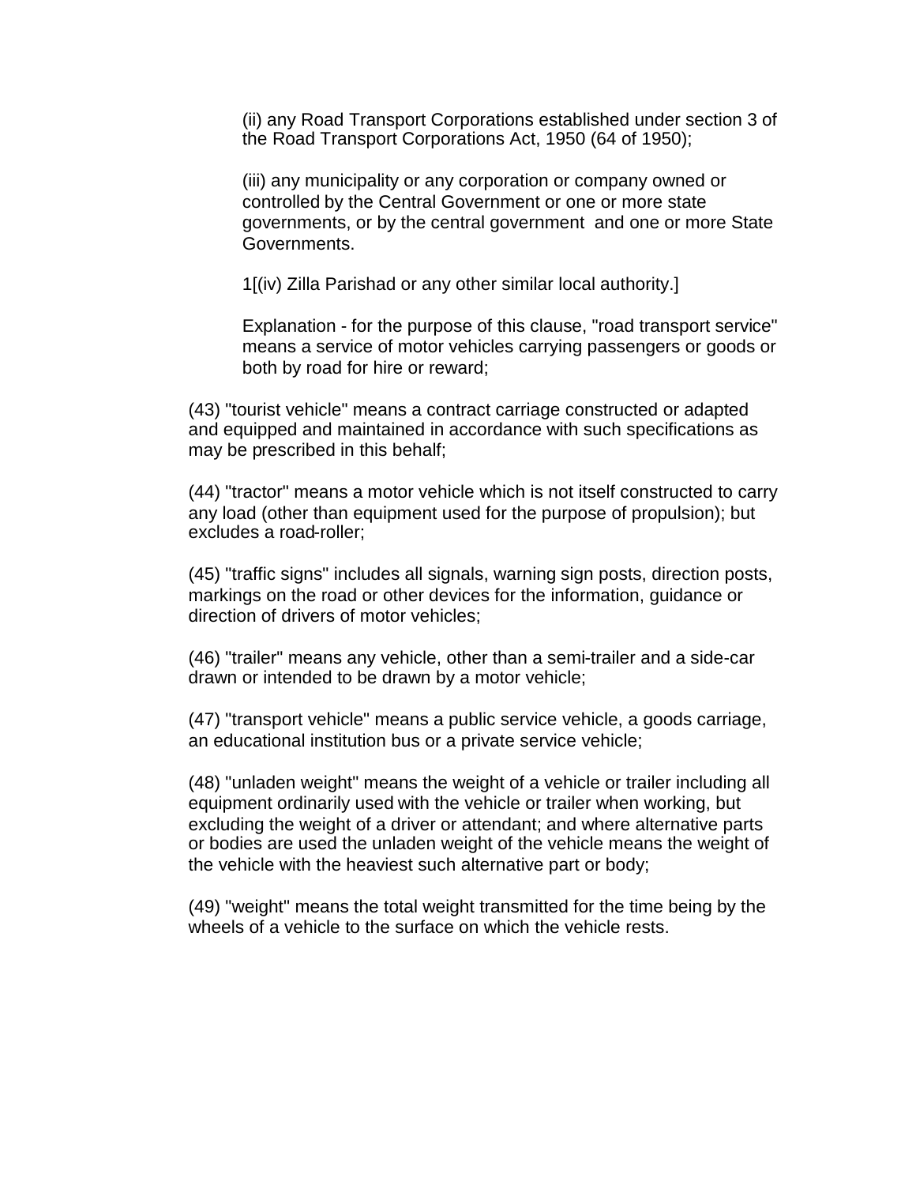(ii) any Road Transport Corporations established under section 3 of the Road Transport Corporations Act, 1950 (64 of 1950);

(iii) any municipality or any corporation or company owned or controlled by the Central Government or one or more state governments, or by the central government and one or more State Governments.

1[(iv) Zilla Parishad or any other similar local authority.]

Explanation - for the purpose of this clause, "road transport service" means a service of motor vehicles carrying passengers or goods or both by road for hire or reward;

(43) "tourist vehicle" means a contract carriage constructed or adapted and equipped and maintained in accordance with such specifications as may be prescribed in this behalf;

(44) "tractor" means a motor vehicle which is not itself constructed to carry any load (other than equipment used for the purpose of propulsion); but excludes a road-roller;

(45) "traffic signs" includes all signals, warning sign posts, direction posts, markings on the road or other devices for the information, guidance or direction of drivers of motor vehicles;

(46) "trailer" means any vehicle, other than a semi-trailer and a side-car drawn or intended to be drawn by a motor vehicle;

(47) "transport vehicle" means a public service vehicle, a goods carriage, an educational institution bus or a private service vehicle;

(48) "unladen weight" means the weight of a vehicle or trailer including all equipment ordinarily used with the vehicle or trailer when working, but excluding the weight of a driver or attendant; and where alternative parts or bodies are used the unladen weight of the vehicle means the weight of the vehicle with the heaviest such alternative part or body;

(49) "weight" means the total weight transmitted for the time being by the wheels of a vehicle to the surface on which the vehicle rests.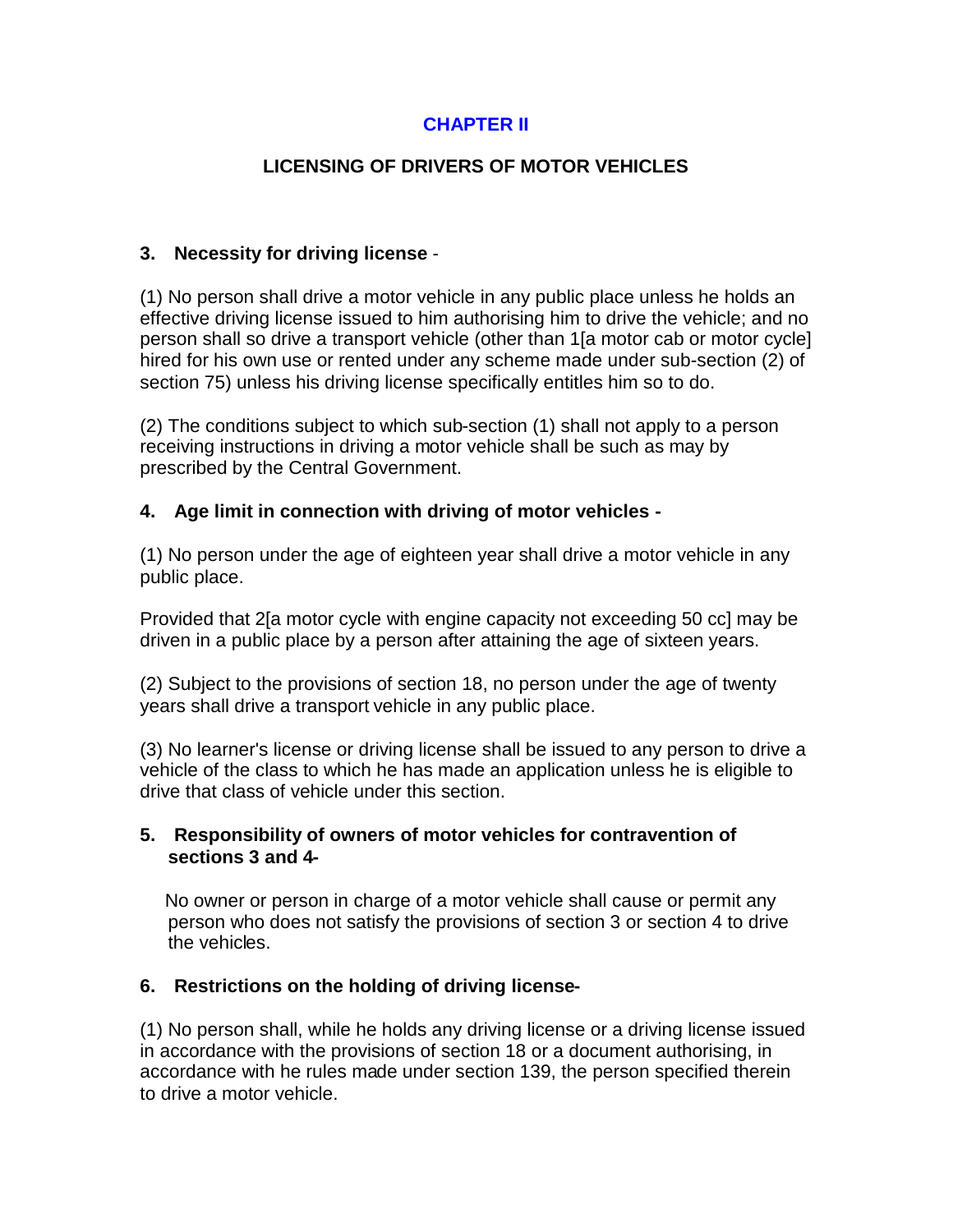# CHAPTER II

## LICENSING OF DRIVERS OF MOTOR VEHICLES

### 3. Necessity for driving license -

(1) No person shall drive a motor vehicle in any public place unless he holds an effective driving license issued to him authorising him to drive the vehicle; and no person shall so drive a transport vehicle (other than 1[a motor cab or motor cycle] hired for his own use or rented under any scheme made under sub-section (2) of section 75) unless his driving license specifically entitles him so to do.

(2) The conditions subject to which sub-section (1) shall not apply to a person receiving instructions in driving a motor vehicle shall be such as may by prescribed by the Central Government.

### 4. Age limit in connection with driving of motor vehicles -

(1) No person under the age of eighteen year shall drive a motor vehicle in any public place.

Provided that 2[a motor cycle with engine capacity not exceeding 50 cc] may be driven in a public place by a person after attaining the age of sixteen years.

(2) Subject to the provisions of section 18, no person under the age of twenty years shall drive a transport vehicle in any public place.

(3) No learner's license or driving license shall be issued to any person to drive a vehicle of the class to which he has made an application unless he is eligible to drive that class of vehicle under this section.

### 5. Responsibility of owners of motor vehicles for contravention of sections 3 and 4-

No owner or person in charge of a motor vehicle shall cause or permit any person who does not satisfy the provisions of section 3 or section 4 to drive the vehicles.

### 6. Restrictions on the holding of driving license-

(1) No person shall, while he holds any driving license or a driving license issued in accordance with the provisions of section 18 or a document authorising, in accordance with he rules made under section 139, the person specified therein to drive a motor vehicle.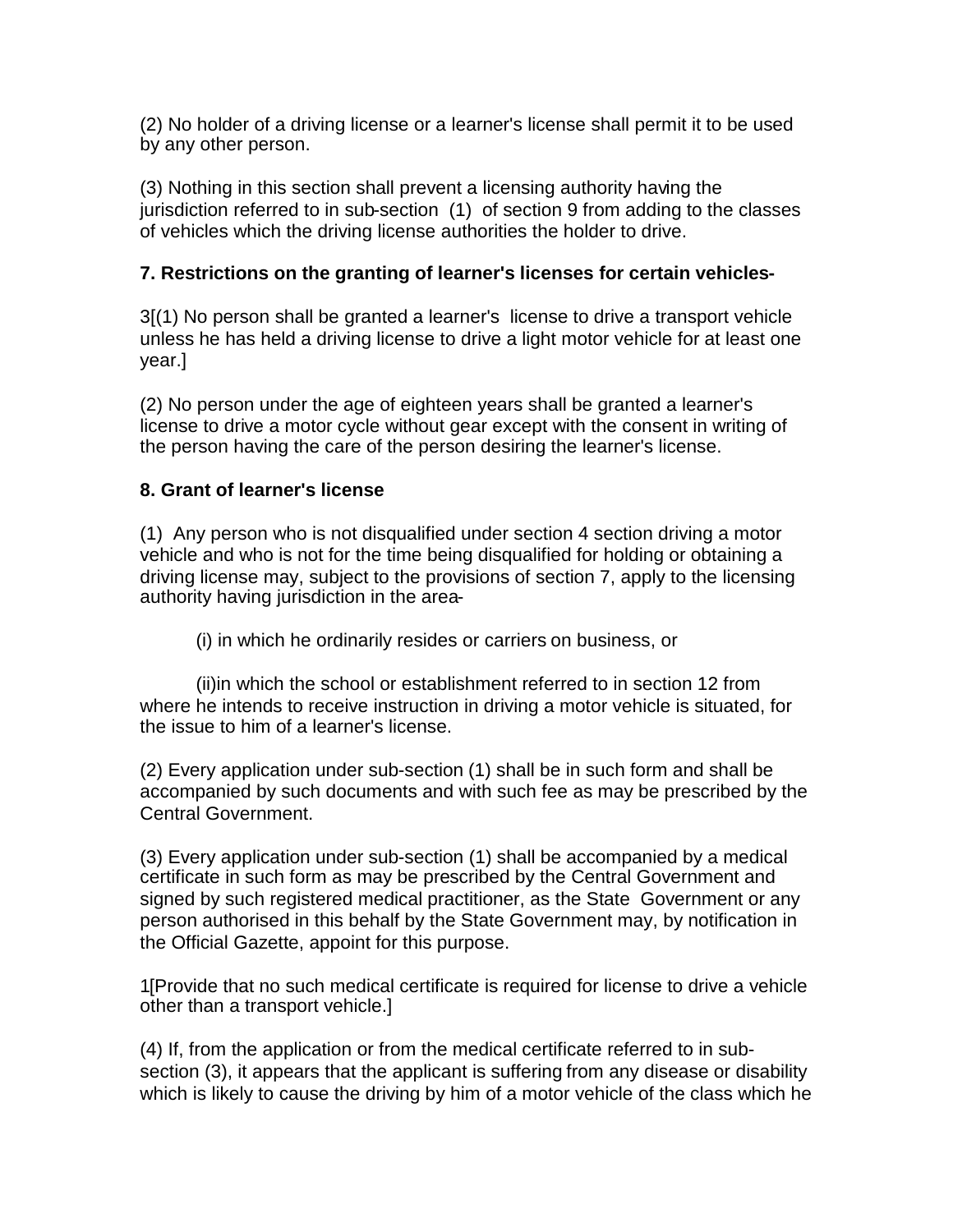(2) No holder of a driving license or a learner's license shall permit it to be used by any other person.

(3) Nothing in this section shall prevent a licensing authority having the jurisdiction referred to in sub-section (1) of section 9 from adding to the classes of vehicles which the driving license authorities the holder to drive.

**7. Restrictions on the granting of learner's licenses for certain vehicles-**

3[(1) No person shall be granted a learner's license to drive a transport vehicle unless he has held a driving license to drive a light motor vehicle for at least one year.]

(2) No person under the age of eighteen years shall be granted a learner's license to drive a motor cycle without gear except with the consent in writing of the person having the care of the person desiring the learner's license.

**8. Grant of learner's license**

(1) Any person who is not disqualified under section 4 section driving a motor vehicle and who is not for the time being disqualified for holding or obtaining a driving license may, subject to the provisions of section 7, apply to the licensing authority having jurisdiction in the area-

(i) in which he ordinarily resides or carriers on business, or

(ii)in which the school or establishment referred to in section 12 from where he intends to receive instruction in driving a motor vehicle is situated, for the issue to him of a learner's license.

(2) Every application under sub-section (1) shall be in such form and shall be accompanied by such documents and with such fee as may be prescribed by the Central Government.

(3) Every application under sub-section (1) shall be accompanied by a medical certificate in such form as may be prescribed by the Central Government and signed by such registered medical practitioner, as the State Government or any person authorised in this behalf by the State Government may, by notification in the Official Gazette, appoint for this purpose.

1[Provide that no such medical certificate is required for license to drive a vehicle other than a transport vehicle.]

(4) If, from the application or from the medical certificate referred to in sub-section (3), it appears that the applicant is suffering from any disease or disability which is likely to cause the driving by him of a motor vehicle of the class which he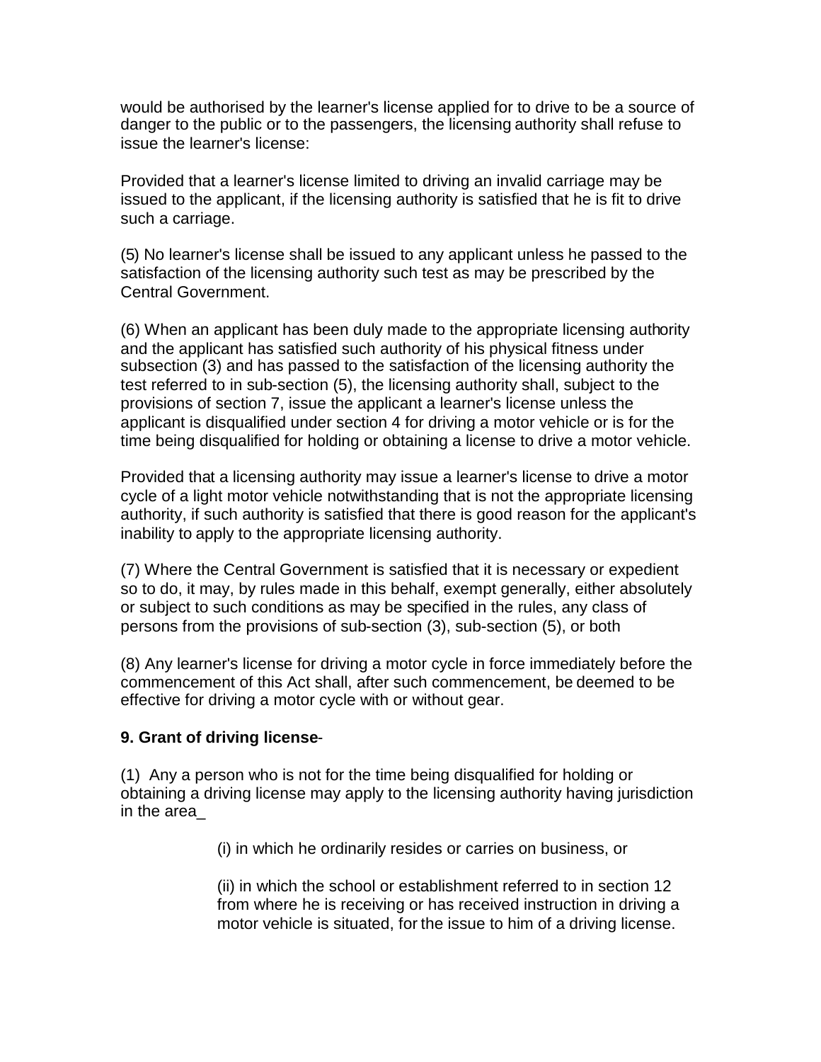would be authorised by the learner's license applied for to drive to be a source of danger to the public or to the passengers, the licensing authority shall refuse to issue the learner's license:

Provided that a learner's license limited to driving an invalid carriage may be issued to the applicant, if the licensing authority is satisfied that he is fit to drive such a carriage.

(5) No learner's license shall be issued to any applicant unless he passed to the satisfaction of the licensing authority such test as may be prescribed by the Central Government.

(6) When an applicant has been duly made to the appropriate licensing authority and the applicant has satisfied such authority of his physical fitness under subsection (3) and has passed to the satisfaction of the licensing authority the test referred to in sub-section (5), the licensing authority shall, subject to the provisions of section 7, issue the applicant a learner's license unless the applicant is disqualified under section 4 for driving a motor vehicle or is for the time being disqualified for holding or obtaining a license to drive a motor vehicle.

Provided that a licensing authority may issue a learner's license to drive a motor cycle of a light motor vehicle notwithstanding that is not the appropriate licensing authority, if such authority is satisfied that there is good reason for the applicant's inability to apply to the appropriate licensing authority.

(7) Where the Central Government is satisfied that it is necessary or expedient so to do, it may, by rules made in this behalf, exempt generally, either absolutely or subject to such conditions as may be specified in the rules, any class of persons from the provisions of sub-section (3), sub-section (5), or both

(8) Any learner's license for driving a motor cycle in force immediately before the commencement of this Act shall, after such commencement, be deemed to be effective for driving a motor cycle with or without gear.

**9. Grant of driving license**-

(1) Any a person who is not for the time being disqualified for holding or obtaining a driving license may apply to the licensing authority having jurisdiction in the area_

(i) in which he ordinarily resides or carries on business, or

(ii) in which the school or establishment referred to in section 12 from where he is receiving or has received instruction in driving a motor vehicle is situated, for the issue to him of a driving license.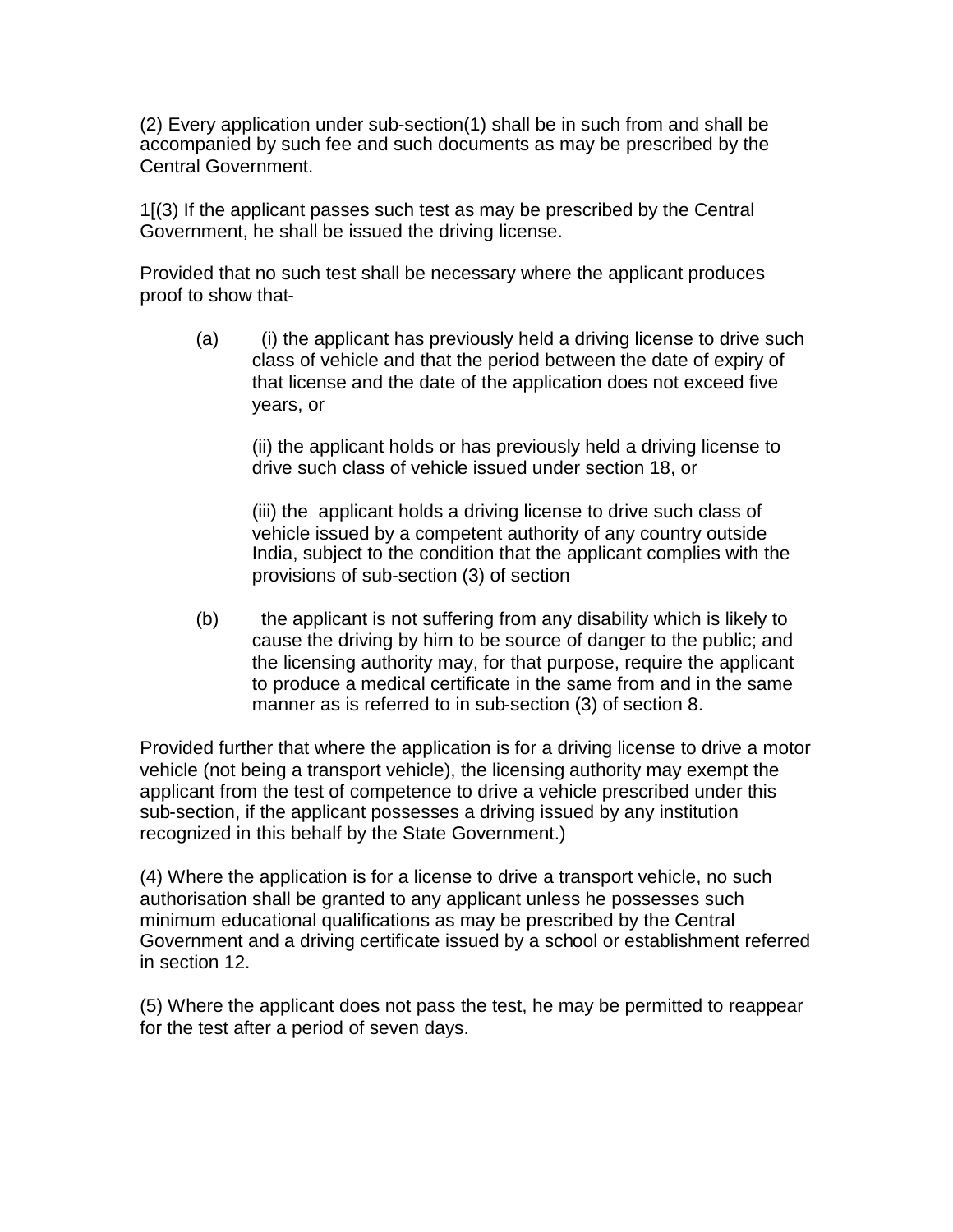(2) Every application under sub-section(1) shall be in such from and shall be accompanied by such fee and such documents as may be prescribed by the Central Government.

1[(3) If the applicant passes such test as may be prescribed by the Central Government, he shall be issued the driving license.

Provided that no such test shall be necessary where the applicant produces proof to show that-

(a) (i) the applicant has previously held a driving license to drive such class of vehicle and that the period between the date of expiry of that license and the date of the application does not exceed five years, or

(ii) the applicant holds or has previously held a driving license to drive such class of vehicle issued under section 18, or

(iii) the applicant holds a driving license to drive such class of vehicle issued by a competent authority of any country outside India, subject to the condition that the applicant complies with the provisions of sub-section (3) of section

(b) the applicant is not suffering from any disability which is likely to cause the driving by him to be source of danger to the public; and the licensing authority may, for that purpose, require the applicant to produce a medical certificate in the same from and in the same manner as is referred to in sub-section (3) of section 8.

Provided further that where the application is for a driving license to drive a motor vehicle (not being a transport vehicle), the licensing authority may exempt the applicant from the test of competence to drive a vehicle prescribed under this sub-section, if the applicant possesses a driving issued by any institution recognized in this behalf by the State Government.)

(4) Where the application is for a license to drive a transport vehicle, no such authorisation shall be granted to any applicant unless he possesses such minimum educational qualifications as may be prescribed by the Central Government and a driving certificate issued by a school or establishment referred in section 12.

(5) Where the applicant does not pass the test, he may be permitted to reappear for the test after a period of seven days.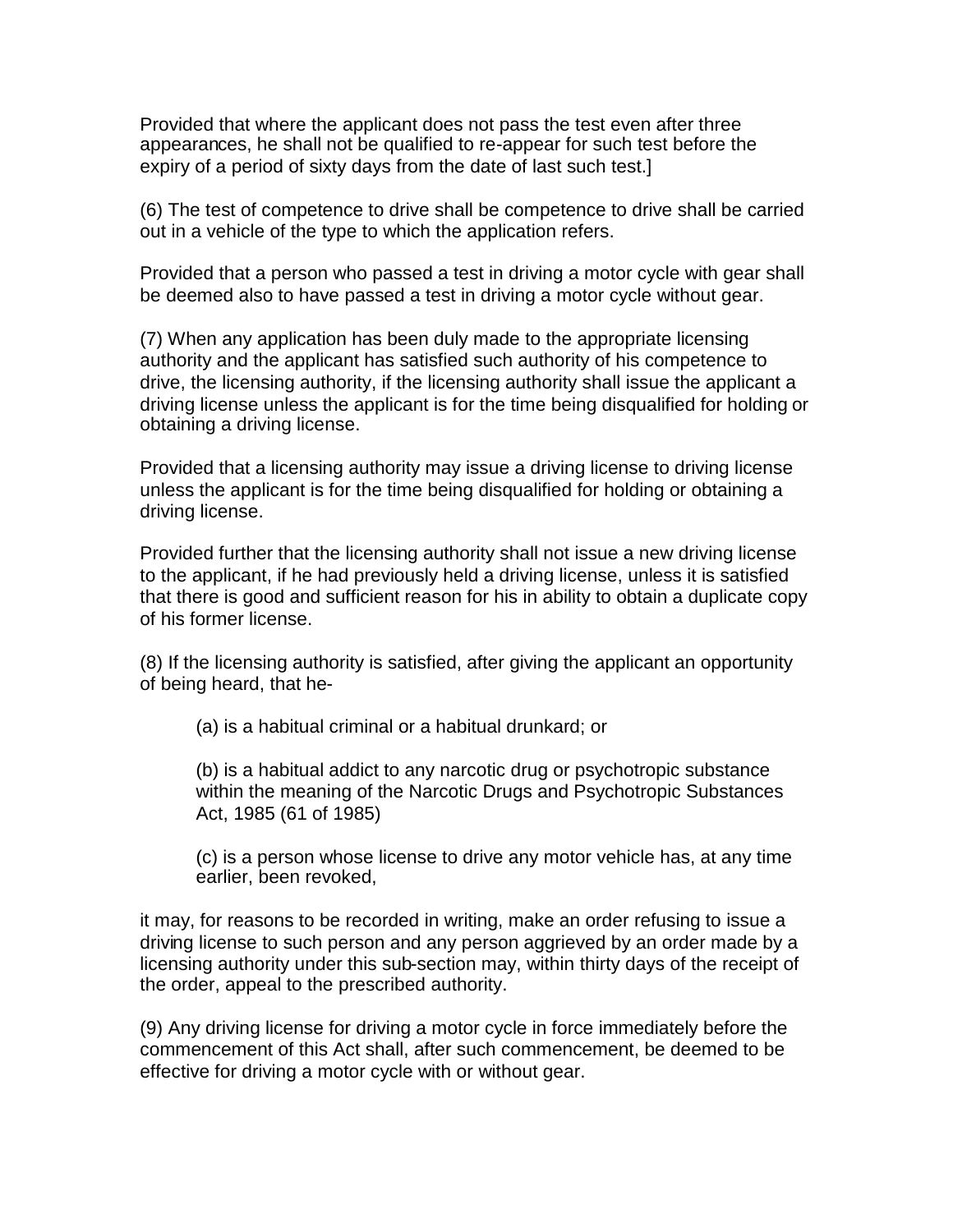Provided that where the applicant does not pass the test even after three appearances, he shall not be qualified to re-appear for such test before the expiry of a period of sixty days from the date of last such test.]

(6) The test of competence to drive shall be competence to drive shall be carried out in a vehicle of the type to which the application refers.

Provided that a person who passed a test in driving a motor cycle with gear shall be deemed also to have passed a test in driving a motor cycle without gear.

(7) When any application has been duly made to the appropriate licensing authority and the applicant has satisfied such authority of his competence to drive, the licensing authority, if the licensing authority shall issue the applicant a driving license unless the applicant is for the time being disqualified for holding or obtaining a driving license.

Provided that a licensing authority may issue a driving license to driving license unless the applicant is for the time being disqualified for holding or obtaining a driving license.

Provided further that the licensing authority shall not issue a new driving license to the applicant, if he had previously held a driving license, unless it is satisfied that there is good and sufficient reason for his in ability to obtain a duplicate copy of his former license.

(8) If the licensing authority is satisfied, after giving the applicant an opportunity of being heard, that he-

> (a) is a habitual criminal or a habitual drunkard; or
>
> (b) is a habitual addict to any narcotic drug or psychotropic substance within the meaning of the Narcotic Drugs and Psychotropic Substances Act, 1985 (61 of 1985)
>
> (c) is a person whose license to drive any motor vehicle has, at any time earlier, been revoked,

it may, for reasons to be recorded in writing, make an order refusing to issue a driving license to such person and any person aggrieved by an order made by a licensing authority under this sub-section may, within thirty days of the receipt of the order, appeal to the prescribed authority.

(9) Any driving license for driving a motor cycle in force immediately before the commencement of this Act shall, after such commencement, be deemed to be effective for driving a motor cycle with or without gear.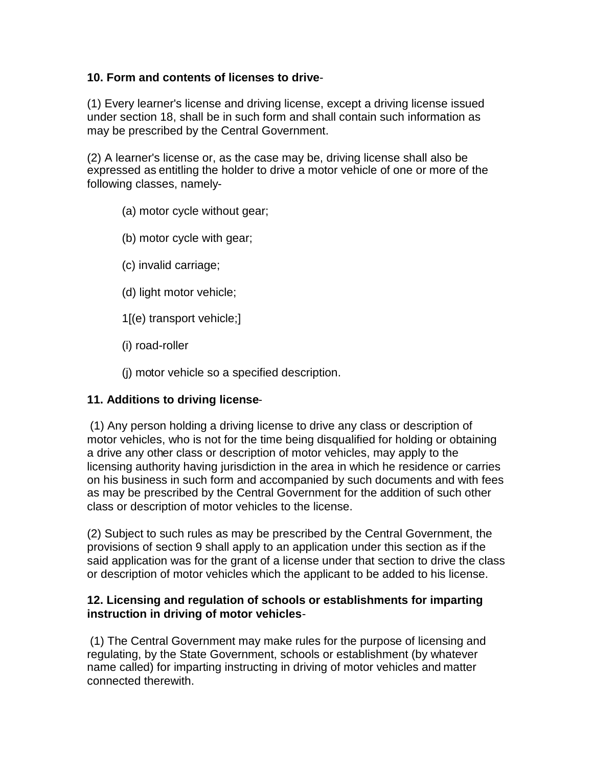**10. Form and contents of licenses to drive**-

(1) Every learner's license and driving license, except a driving license issued under section 18, shall be in such form and shall contain such information as may be prescribed by the Central Government.

(2) A learner's license or, as the case may be, driving license shall also be expressed as entitling the holder to drive a motor vehicle of one or more of the following classes, namely-

(a) motor cycle without gear;

(b) motor cycle with gear;

(c) invalid carriage;

(d) light motor vehicle;

1[(e) transport vehicle;]

(i) road-roller

(j) motor vehicle so a specified description.

**11. Additions to driving license**-

(1) Any person holding a driving license to drive any class or description of motor vehicles, who is not for the time being disqualified for holding or obtaining a drive any other class or description of motor vehicles, may apply to the licensing authority having jurisdiction in the area in which he residence or carries on his business in such form and accompanied by such documents and with fees as may be prescribed by the Central Government for the addition of such other class or description of motor vehicles to the license.

(2) Subject to such rules as may be prescribed by the Central Government, the provisions of section 9 shall apply to an application under this section as if the said application was for the grant of a license under that section to drive the class or description of motor vehicles which the applicant to be added to his license.

**12. Licensing and regulation of schools or establishments for imparting instruction in driving of motor vehicles**-

(1) The Central Government may make rules for the purpose of licensing and regulating, by the State Government, schools or establishment (by whatever name called) for imparting instructing in driving of motor vehicles and matter connected therewith.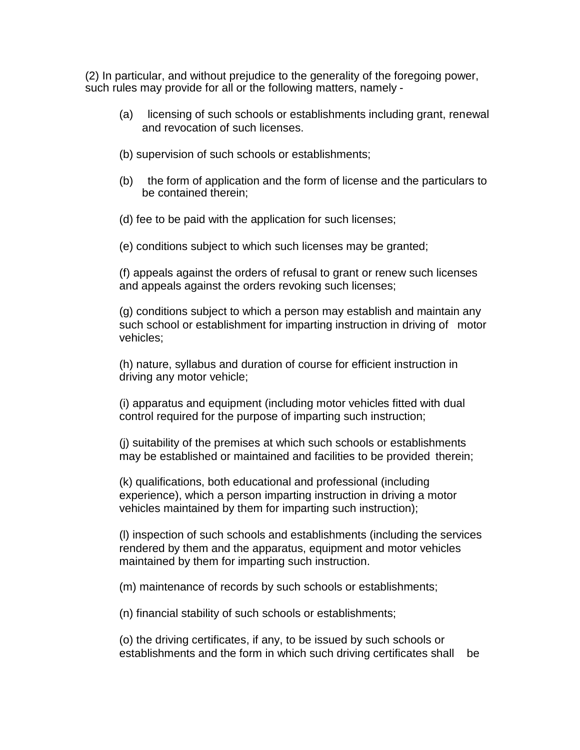(2) In particular, and without prejudice to the generality of the foregoing power, such rules may provide for all or the following matters, namely -

(a) licensing of such schools or establishments including grant, renewal and revocation of such licenses.

(b) supervision of such schools or establishments;

(b) the form of application and the form of license and the particulars to be contained therein;

(d) fee to be paid with the application for such licenses;

(e) conditions subject to which such licenses may be granted;

(f) appeals against the orders of refusal to grant or renew such licenses and appeals against the orders revoking such licenses;

(g) conditions subject to which a person may establish and maintain any such school or establishment for imparting instruction in driving of motor vehicles;

(h) nature, syllabus and duration of course for efficient instruction in driving any motor vehicle;

(i) apparatus and equipment (including motor vehicles fitted with dual control required for the purpose of imparting such instruction;

(j) suitability of the premises at which such schools or establishments may be established or maintained and facilities to be provided therein;

(k) qualifications, both educational and professional (including experience), which a person imparting instruction in driving a motor vehicles maintained by them for imparting such instruction);

(l) inspection of such schools and establishments (including the services rendered by them and the apparatus, equipment and motor vehicles maintained by them for imparting such instruction.

(m) maintenance of records by such schools or establishments;

(n) financial stability of such schools or establishments;

(o) the driving certificates, if any, to be issued by such schools or establishments and the form in which such driving certificates shall be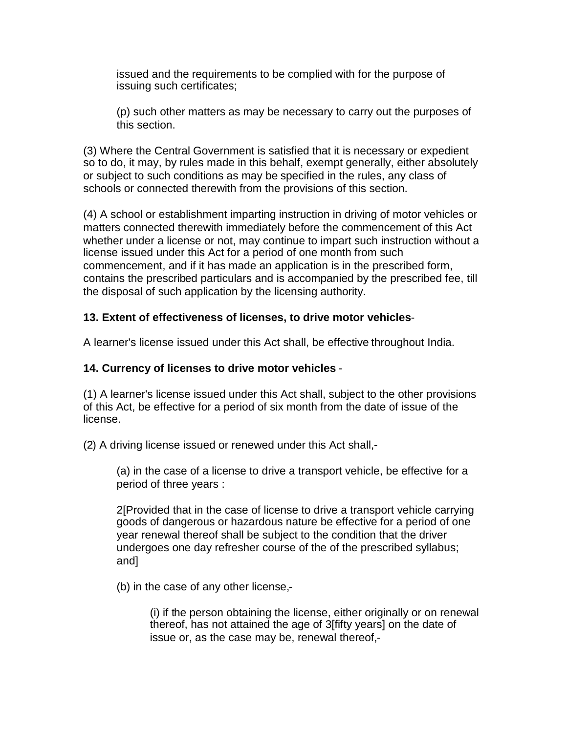issued and the requirements to be complied with for the purpose of issuing such certificates;

(p) such other matters as may be necessary to carry out the purposes of this section.

(3) Where the Central Government is satisfied that it is necessary or expedient so to do, it may, by rules made in this behalf, exempt generally, either absolutely or subject to such conditions as may be specified in the rules, any class of schools or connected therewith from the provisions of this section.

(4) A school or establishment imparting instruction in driving of motor vehicles or matters connected therewith immediately before the commencement of this Act whether under a license or not, may continue to impart such instruction without a license issued under this Act for a period of one month from such commencement, and if it has made an application is in the prescribed form, contains the prescribed particulars and is accompanied by the prescribed fee, till the disposal of such application by the licensing authority.

**13. Extent of effectiveness of licenses, to drive motor vehicles**-

A learner's license issued under this Act shall, be effective throughout India.

**14. Currency of licenses to drive motor vehicles** -

(1) A learner's license issued under this Act shall, subject to the other provisions of this Act, be effective for a period of six month from the date of issue of the license.

(2) A driving license issued or renewed under this Act shall,-

(a) in the case of a license to drive a transport vehicle, be effective for a period of three years :

2[Provided that in the case of license to drive a transport vehicle carrying goods of dangerous or hazardous nature be effective for a period of one year renewal thereof shall be subject to the condition that the driver undergoes one day refresher course of the of the prescribed syllabus; and]

(b) in the case of any other license,-

(i) if the person obtaining the license, either originally or on renewal thereof, has not attained the age of 3[fifty years] on the date of issue or, as the case may be, renewal thereof,-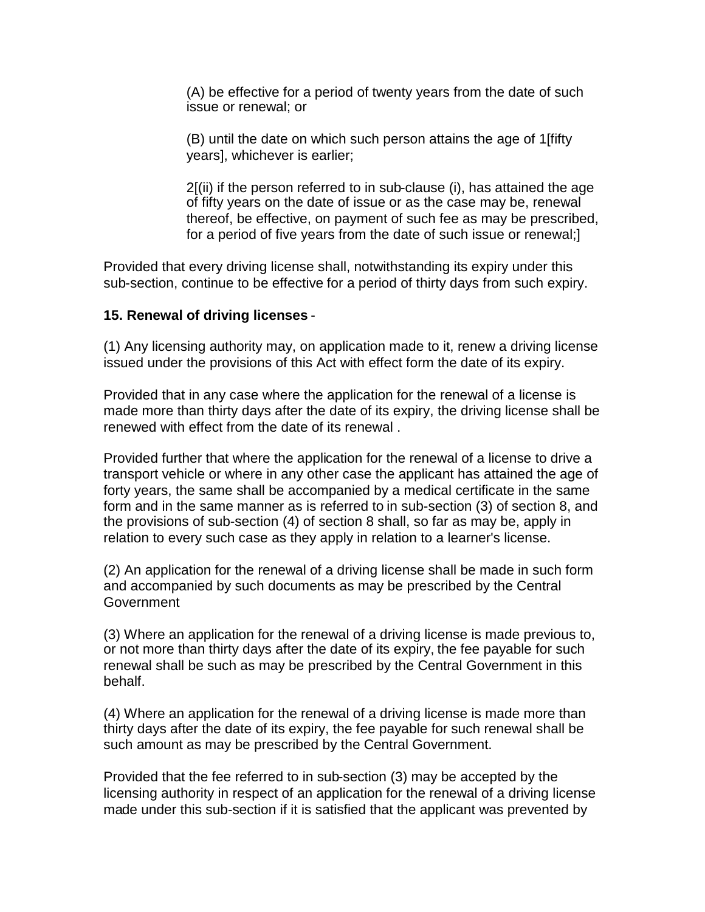(A) be effective for a period of twenty years from the date of such issue or renewal; or

(B) until the date on which such person attains the age of 1[fifty years], whichever is earlier;

2[(ii) if the person referred to in sub-clause (i), has attained the age of fifty years on the date of issue or as the case may be, renewal thereof, be effective, on payment of such fee as may be prescribed, for a period of five years from the date of such issue or renewal;]

Provided that every driving license shall, notwithstanding its expiry under this sub-section, continue to be effective for a period of thirty days from such expiry.

**15. Renewal of driving licenses** -

(1) Any licensing authority may, on application made to it, renew a driving license issued under the provisions of this Act with effect form the date of its expiry.

Provided that in any case where the application for the renewal of a license is made more than thirty days after the date of its expiry, the driving license shall be renewed with effect from the date of its renewal .

Provided further that where the application for the renewal of a license to drive a transport vehicle or where in any other case the applicant has attained the age of forty years, the same shall be accompanied by a medical certificate in the same form and in the same manner as is referred to in sub-section (3) of section 8, and the provisions of sub-section (4) of section 8 shall, so far as may be, apply in relation to every such case as they apply in relation to a learner's license.

(2) An application for the renewal of a driving license shall be made in such form and accompanied by such documents as may be prescribed by the Central Government

(3) Where an application for the renewal of a driving license is made previous to, or not more than thirty days after the date of its expiry, the fee payable for such renewal shall be such as may be prescribed by the Central Government in this behalf.

(4) Where an application for the renewal of a driving license is made more than thirty days after the date of its expiry, the fee payable for such renewal shall be such amount as may be prescribed by the Central Government.

Provided that the fee referred to in sub-section (3) may be accepted by the licensing authority in respect of an application for the renewal of a driving license made under this sub-section if it is satisfied that the applicant was prevented by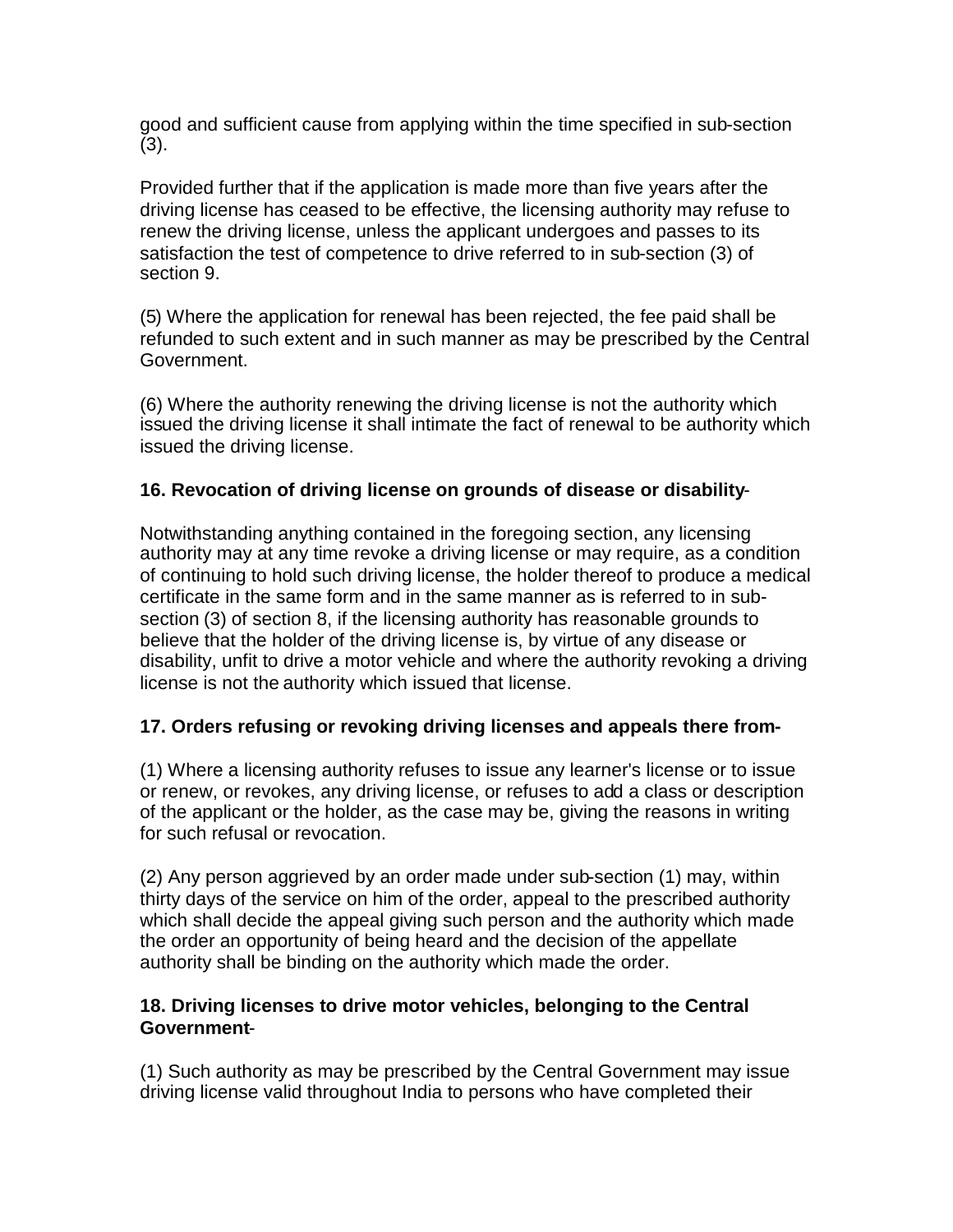good and sufficient cause from applying within the time specified in sub-section (3).

Provided further that if the application is made more than five years after the driving license has ceased to be effective, the licensing authority may refuse to renew the driving license, unless the applicant undergoes and passes to its satisfaction the test of competence to drive referred to in sub-section (3) of section 9.

(5) Where the application for renewal has been rejected, the fee paid shall be refunded to such extent and in such manner as may be prescribed by the Central Government.

(6) Where the authority renewing the driving license is not the authority which issued the driving license it shall intimate the fact of renewal to be authority which issued the driving license.

**16. Revocation of driving license on grounds of disease or disability**-

Notwithstanding anything contained in the foregoing section, any licensing authority may at any time revoke a driving license or may require, as a condition of continuing to hold such driving license, the holder thereof to produce a medical certificate in the same form and in the same manner as is referred to in sub-section (3) of section 8, if the licensing authority has reasonable grounds to believe that the holder of the driving license is, by virtue of any disease or disability, unfit to drive a motor vehicle and where the authority revoking a driving license is not the authority which issued that license.

**17. Orders refusing or revoking driving licenses and appeals there from-**

(1) Where a licensing authority refuses to issue any learner's license or to issue or renew, or revokes, any driving license, or refuses to add a class or description of the applicant or the holder, as the case may be, giving the reasons in writing for such refusal or revocation.

(2) Any person aggrieved by an order made under sub-section (1) may, within thirty days of the service on him of the order, appeal to the prescribed authority which shall decide the appeal giving such person and the authority which made the order an opportunity of being heard and the decision of the appellate authority shall be binding on the authority which made the order.

**18. Driving licenses to drive motor vehicles, belonging to the Central Government**-

(1) Such authority as may be prescribed by the Central Government may issue driving license valid throughout India to persons who have completed their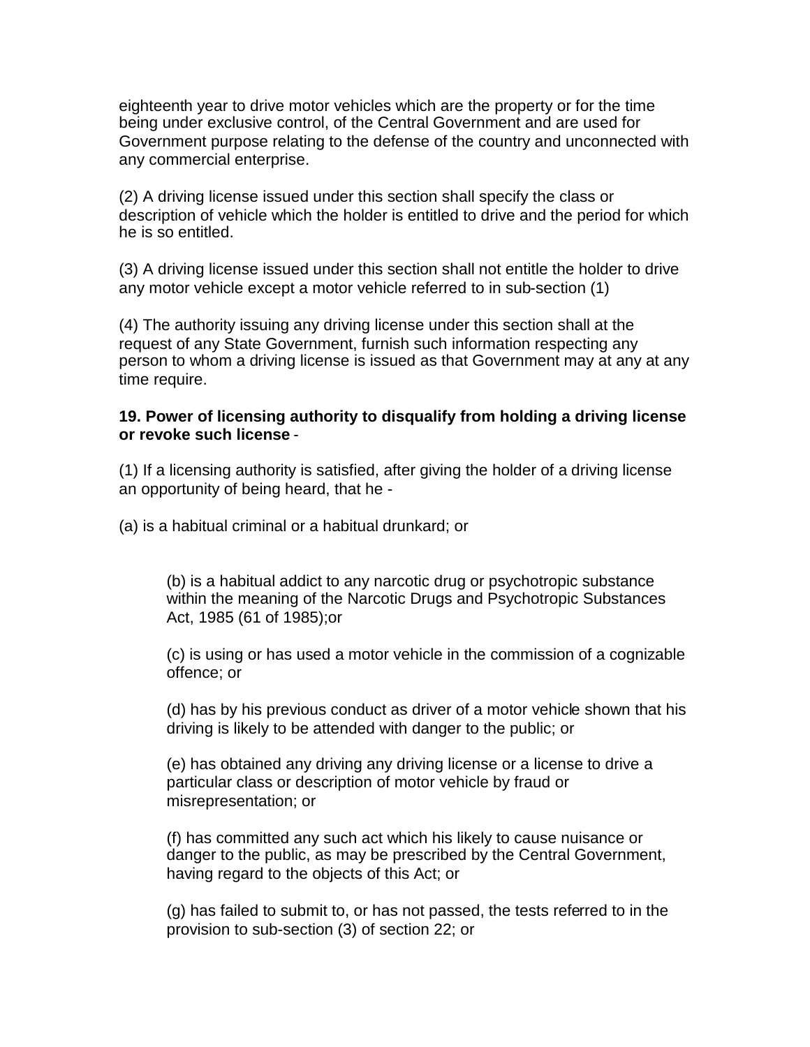eighteenth year to drive motor vehicles which are the property or for the time being under exclusive control, of the Central Government and are used for Government purpose relating to the defense of the country and unconnected with any commercial enterprise.

(2) A driving license issued under this section shall specify the class or description of vehicle which the holder is entitled to drive and the period for which he is so entitled.

(3) A driving license issued under this section shall not entitle the holder to drive any motor vehicle except a motor vehicle referred to in sub-section (1)

(4) The authority issuing any driving license under this section shall at the request of any State Government, furnish such information respecting any person to whom a driving license is issued as that Government may at any at any time require.

**19. Power of licensing authority to disqualify from holding a driving license or revoke such license** -

(1) If a licensing authority is satisfied, after giving the holder of a driving license an opportunity of being heard, that he -

(a) is a habitual criminal or a habitual drunkard; or

(b) is a habitual addict to any narcotic drug or psychotropic substance within the meaning of the Narcotic Drugs and Psychotropic Substances Act, 1985 (61 of 1985);or

(c) is using or has used a motor vehicle in the commission of a cognizable offence; or

(d) has by his previous conduct as driver of a motor vehicle shown that his driving is likely to be attended with danger to the public; or

(e) has obtained any driving any driving license or a license to drive a particular class or description of motor vehicle by fraud or misrepresentation; or

(f) has committed any such act which his likely to cause nuisance or danger to the public, as may be prescribed by the Central Government, having regard to the objects of this Act; or

(g) has failed to submit to, or has not passed, the tests referred to in the provision to sub-section (3) of section 22; or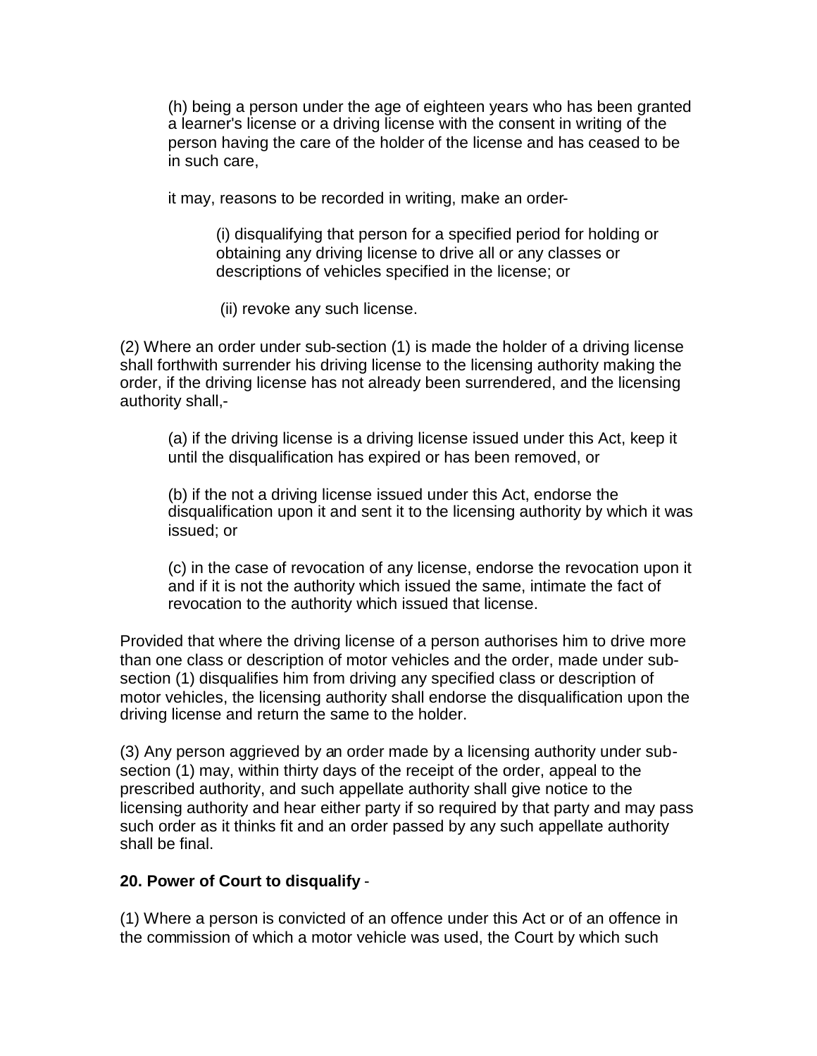(h) being a person under the age of eighteen years who has been granted a learner's license or a driving license with the consent in writing of the person having the care of the holder of the license and has ceased to be in such care,

it may, reasons to be recorded in writing, make an order-

(i) disqualifying that person for a specified period for holding or obtaining any driving license to drive all or any classes or descriptions of vehicles specified in the license; or

(ii) revoke any such license.

(2) Where an order under sub-section (1) is made the holder of a driving license shall forthwith surrender his driving license to the licensing authority making the order, if the driving license has not already been surrendered, and the licensing authority shall,-

(a) if the driving license is a driving license issued under this Act, keep it until the disqualification has expired or has been removed, or

(b) if the not a driving license issued under this Act, endorse the disqualification upon it and sent it to the licensing authority by which it was issued; or

(c) in the case of revocation of any license, endorse the revocation upon it and if it is not the authority which issued the same, intimate the fact of revocation to the authority which issued that license.

Provided that where the driving license of a person authorises him to drive more than one class or description of motor vehicles and the order, made under sub-section (1) disqualifies him from driving any specified class or description of motor vehicles, the licensing authority shall endorse the disqualification upon the driving license and return the same to the holder.

(3) Any person aggrieved by an order made by a licensing authority under sub-section (1) may, within thirty days of the receipt of the order, appeal to the prescribed authority, and such appellate authority shall give notice to the licensing authority and hear either party if so required by that party and may pass such order as it thinks fit and an order passed by any such appellate authority shall be final.

**20. Power of Court to disqualify** -

(1) Where a person is convicted of an offence under this Act or of an offence in the commission of which a motor vehicle was used, the Court by which such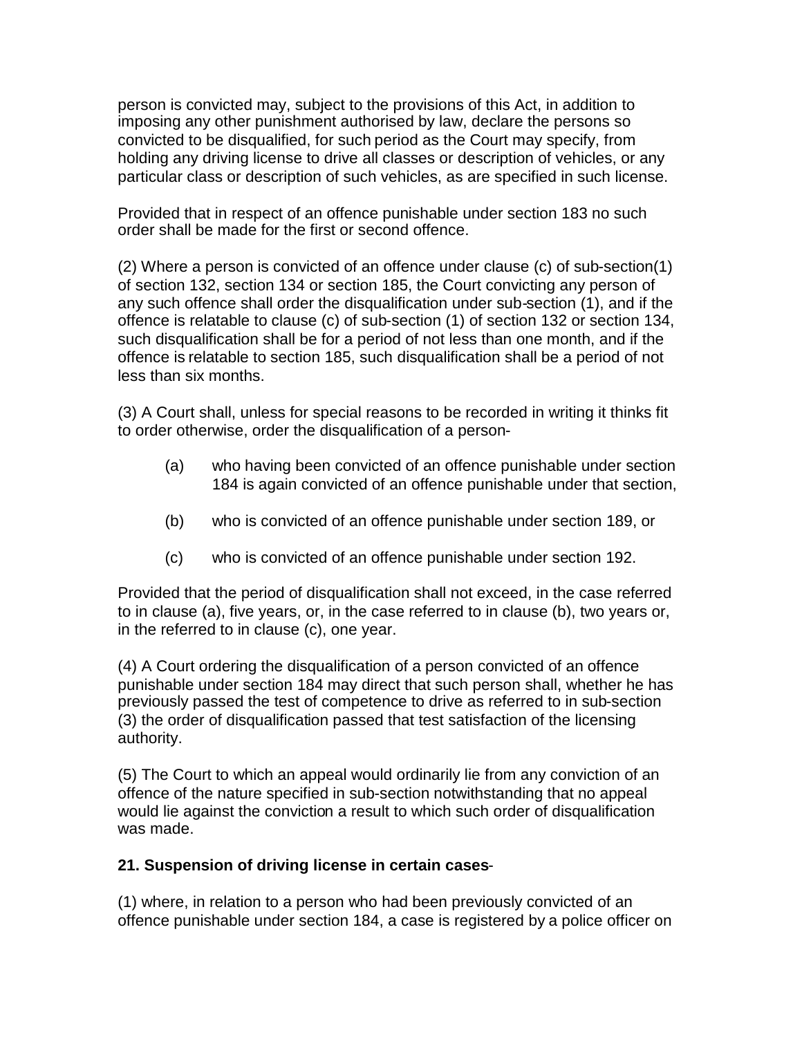person is convicted may, subject to the provisions of this Act, in addition to imposing any other punishment authorised by law, declare the persons so convicted to be disqualified, for such period as the Court may specify, from holding any driving license to drive all classes or description of vehicles, or any particular class or description of such vehicles, as are specified in such license.

Provided that in respect of an offence punishable under section 183 no such order shall be made for the first or second offence.

(2) Where a person is convicted of an offence under clause (c) of sub-section(1) of section 132, section 134 or section 185, the Court convicting any person of any such offence shall order the disqualification under sub-section (1), and if the offence is relatable to clause (c) of sub-section (1) of section 132 or section 134, such disqualification shall be for a period of not less than one month, and if the offence is relatable to section 185, such disqualification shall be a period of not less than six months.

(3) A Court shall, unless for special reasons to be recorded in writing it thinks fit to order otherwise, order the disqualification of a person-

(a) who having been convicted of an offence punishable under section 184 is again convicted of an offence punishable under that section,

(b) who is convicted of an offence punishable under section 189, or

(c) who is convicted of an offence punishable under section 192.

Provided that the period of disqualification shall not exceed, in the case referred to in clause (a), five years, or, in the case referred to in clause (b), two years or, in the referred to in clause (c), one year.

(4) A Court ordering the disqualification of a person convicted of an offence punishable under section 184 may direct that such person shall, whether he has previously passed the test of competence to drive as referred to in sub-section (3) the order of disqualification passed that test satisfaction of the licensing authority.

(5) The Court to which an appeal would ordinarily lie from any conviction of an offence of the nature specified in sub-section notwithstanding that no appeal would lie against the conviction a result to which such order of disqualification was made.

**21. Suspension of driving license in certain cases**-

(1) where, in relation to a person who had been previously convicted of an offence punishable under section 184, a case is registered by a police officer on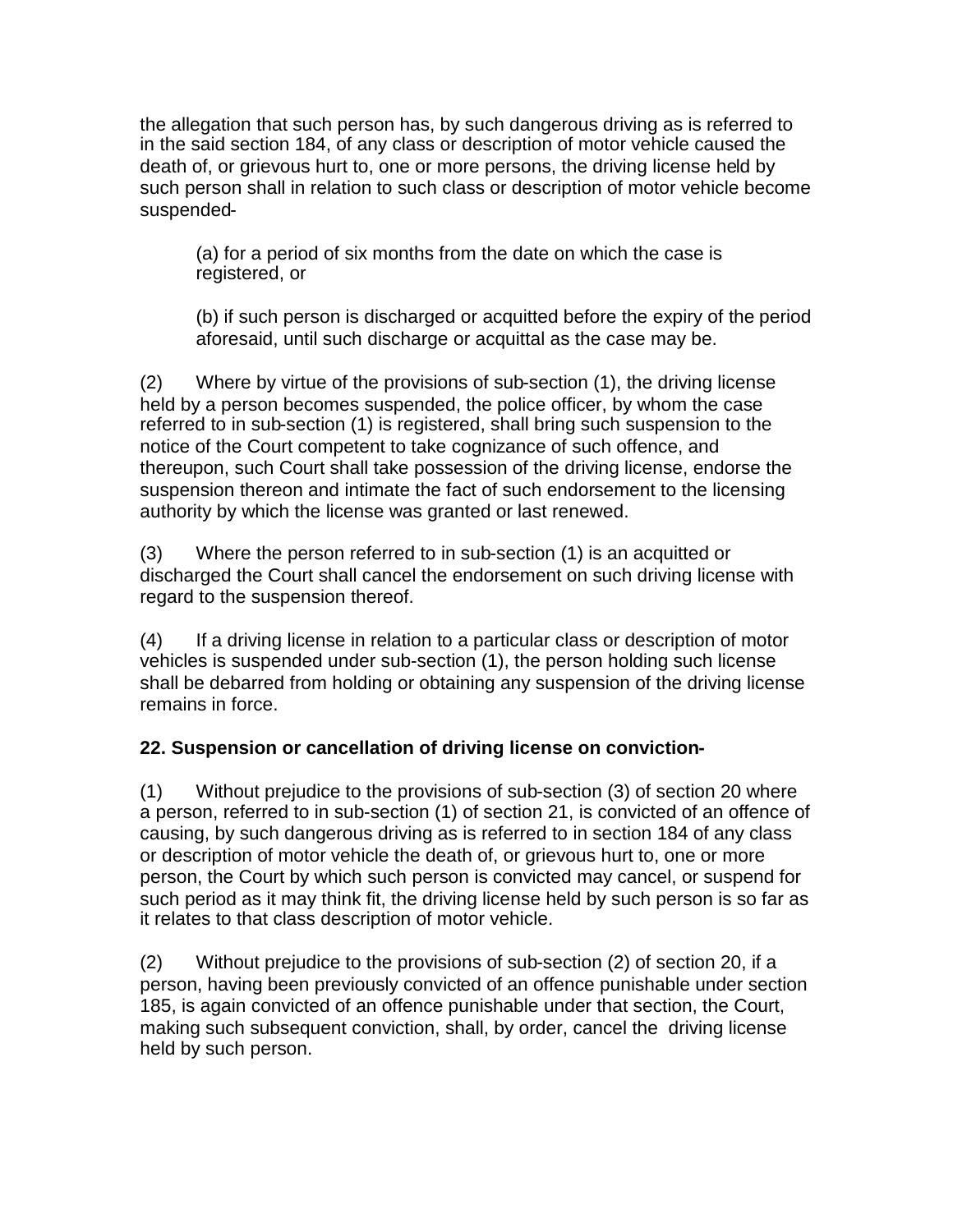the allegation that such person has, by such dangerous driving as is referred to in the said section 184, of any class or description of motor vehicle caused the death of, or grievous hurt to, one or more persons, the driving license held by such person shall in relation to such class or description of motor vehicle become suspended-

(a) for a period of six months from the date on which the case is registered, or

(b) if such person is discharged or acquitted before the expiry of the period aforesaid, until such discharge or acquittal as the case may be.

(2) Where by virtue of the provisions of sub-section (1), the driving license held by a person becomes suspended, the police officer, by whom the case referred to in sub-section (1) is registered, shall bring such suspension to the notice of the Court competent to take cognizance of such offence, and thereupon, such Court shall take possession of the driving license, endorse the suspension thereon and intimate the fact of such endorsement to the licensing authority by which the license was granted or last renewed.

(3) Where the person referred to in sub-section (1) is an acquitted or discharged the Court shall cancel the endorsement on such driving license with regard to the suspension thereof.

(4) If a driving license in relation to a particular class or description of motor vehicles is suspended under sub-section (1), the person holding such license shall be debarred from holding or obtaining any suspension of the driving license remains in force.

**22. Suspension or cancellation of driving license on conviction-**

(1) Without prejudice to the provisions of sub-section (3) of section 20 where a person, referred to in sub-section (1) of section 21, is convicted of an offence of causing, by such dangerous driving as is referred to in section 184 of any class or description of motor vehicle the death of, or grievous hurt to, one or more person, the Court by which such person is convicted may cancel, or suspend for such period as it may think fit, the driving license held by such person is so far as it relates to that class description of motor vehicle.

(2) Without prejudice to the provisions of sub-section (2) of section 20, if a person, having been previously convicted of an offence punishable under section 185, is again convicted of an offence punishable under that section, the Court, making such subsequent conviction, shall, by order, cancel the driving license held by such person.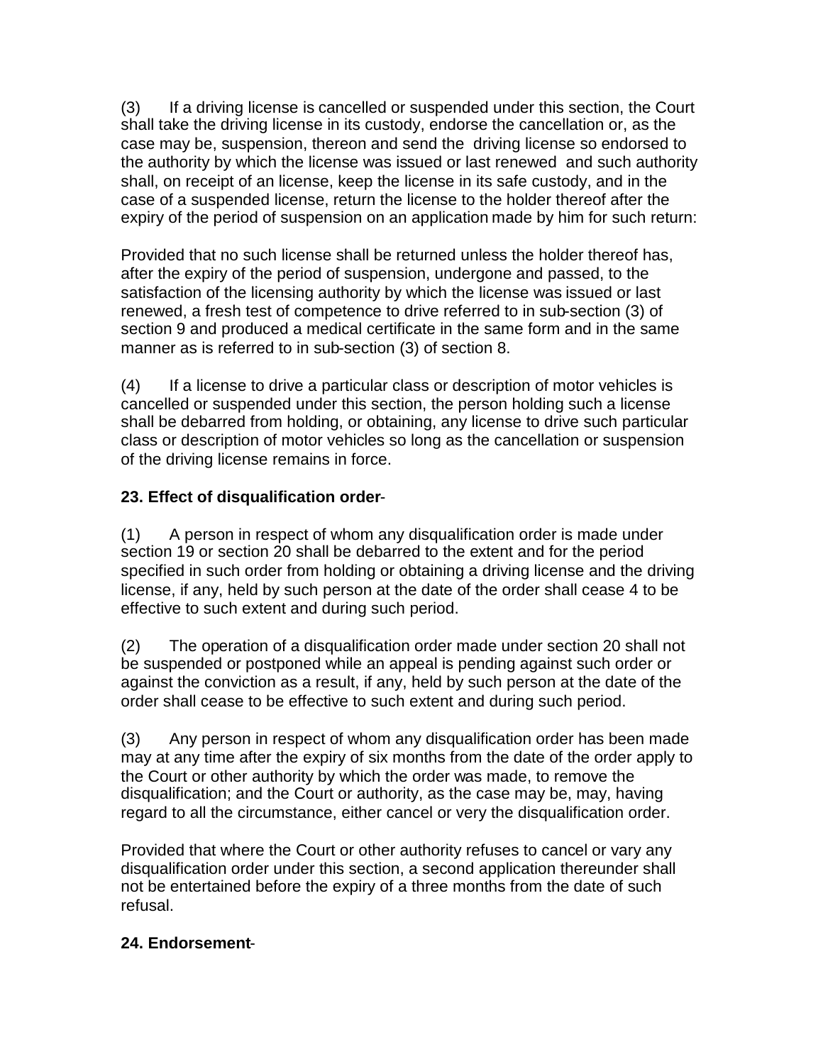(3) If a driving license is cancelled or suspended under this section, the Court shall take the driving license in its custody, endorse the cancellation or, as the case may be, suspension, thereon and send the driving license so endorsed to the authority by which the license was issued or last renewed and such authority shall, on receipt of an license, keep the license in its safe custody, and in the case of a suspended license, return the license to the holder thereof after the expiry of the period of suspension on an application made by him for such return:

Provided that no such license shall be returned unless the holder thereof has, after the expiry of the period of suspension, undergone and passed, to the satisfaction of the licensing authority by which the license was issued or last renewed, a fresh test of competence to drive referred to in sub-section (3) of section 9 and produced a medical certificate in the same form and in the same manner as is referred to in sub-section (3) of section 8.

(4) If a license to drive a particular class or description of motor vehicles is cancelled or suspended under this section, the person holding such a license shall be debarred from holding, or obtaining, any license to drive such particular class or description of motor vehicles so long as the cancellation or suspension of the driving license remains in force.

**23. Effect of disqualification order**-

(1) A person in respect of whom any disqualification order is made under section 19 or section 20 shall be debarred to the extent and for the period specified in such order from holding or obtaining a driving license and the driving license, if any, held by such person at the date of the order shall cease 4 to be effective to such extent and during such period.

(2) The operation of a disqualification order made under section 20 shall not be suspended or postponed while an appeal is pending against such order or against the conviction as a result, if any, held by such person at the date of the order shall cease to be effective to such extent and during such period.

(3) Any person in respect of whom any disqualification order has been made may at any time after the expiry of six months from the date of the order apply to the Court or other authority by which the order was made, to remove the disqualification; and the Court or authority, as the case may be, may, having regard to all the circumstance, either cancel or very the disqualification order.

Provided that where the Court or other authority refuses to cancel or vary any disqualification order under this section, a second application thereunder shall not be entertained before the expiry of a three months from the date of such refusal.

**24. Endorsement**-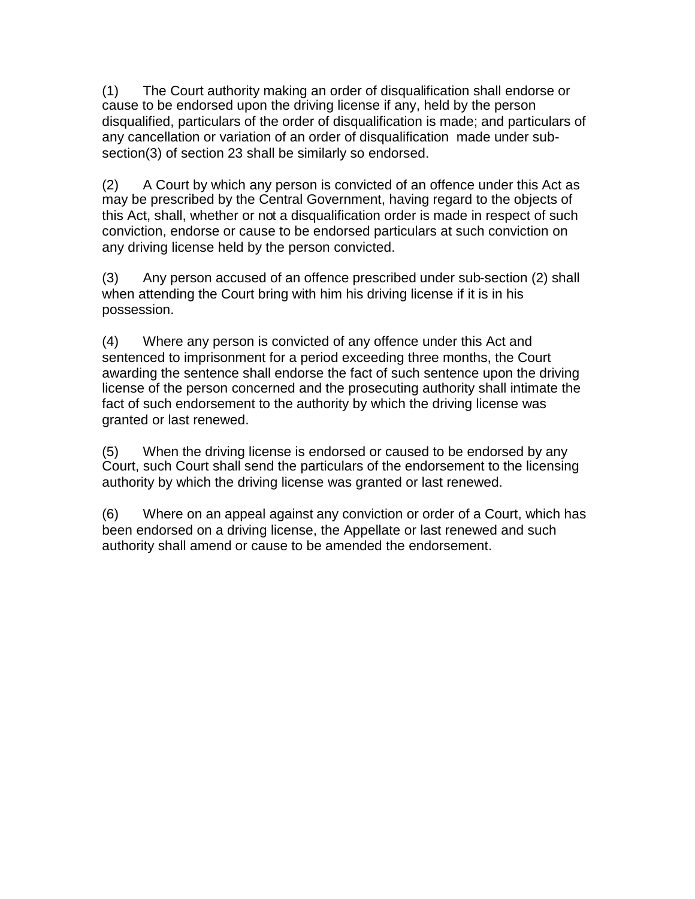(1) The Court authority making an order of disqualification shall endorse or cause to be endorsed upon the driving license if any, held by the person disqualified, particulars of the order of disqualification is made; and particulars of any cancellation or variation of an order of disqualification made under sub-section(3) of section 23 shall be similarly so endorsed.

(2) A Court by which any person is convicted of an offence under this Act as may be prescribed by the Central Government, having regard to the objects of this Act, shall, whether or not a disqualification order is made in respect of such conviction, endorse or cause to be endorsed particulars at such conviction on any driving license held by the person convicted.

(3) Any person accused of an offence prescribed under sub-section (2) shall when attending the Court bring with him his driving license if it is in his possession.

(4) Where any person is convicted of any offence under this Act and sentenced to imprisonment for a period exceeding three months, the Court awarding the sentence shall endorse the fact of such sentence upon the driving license of the person concerned and the prosecuting authority shall intimate the fact of such endorsement to the authority by which the driving license was granted or last renewed.

(5) When the driving license is endorsed or caused to be endorsed by any Court, such Court shall send the particulars of the endorsement to the licensing authority by which the driving license was granted or last renewed.

(6) Where on an appeal against any conviction or order of a Court, which has been endorsed on a driving license, the Appellate or last renewed and such authority shall amend or cause to be amended the endorsement.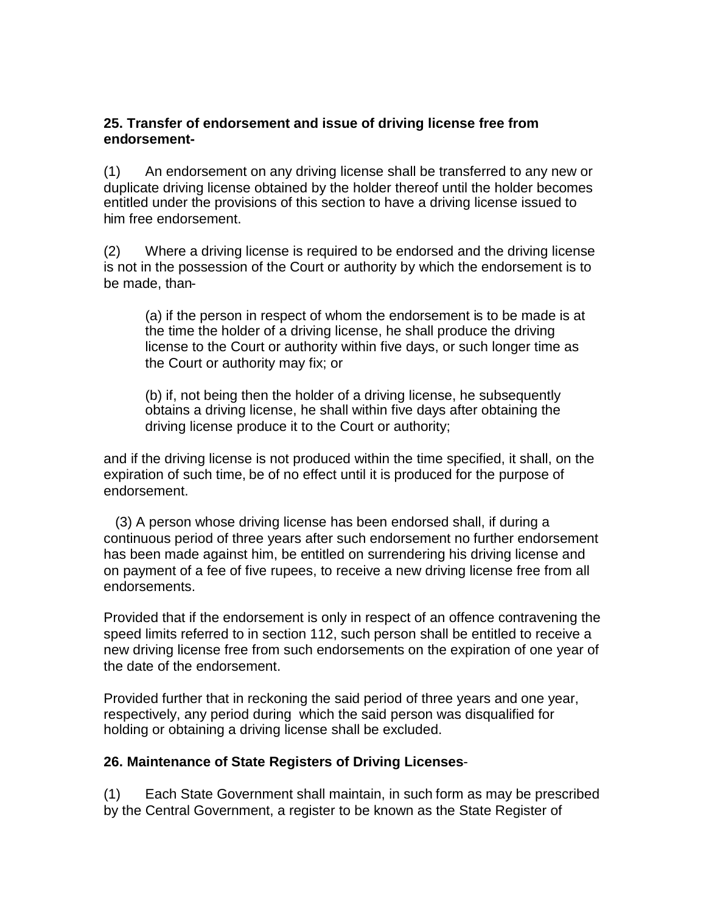**25. Transfer of endorsement and issue of driving license free from endorsement-**

(1) An endorsement on any driving license shall be transferred to any new or duplicate driving license obtained by the holder thereof until the holder becomes entitled under the provisions of this section to have a driving license issued to him free endorsement.

(2) Where a driving license is required to be endorsed and the driving license is not in the possession of the Court or authority by which the endorsement is to be made, than-

> (a) if the person in respect of whom the endorsement is to be made is at the time the holder of a driving license, he shall produce the driving license to the Court or authority within five days, or such longer time as the Court or authority may fix; or
>
> (b) if, not being then the holder of a driving license, he subsequently obtains a driving license, he shall within five days after obtaining the driving license produce it to the Court or authority;

and if the driving license is not produced within the time specified, it shall, on the expiration of such time, be of no effect until it is produced for the purpose of endorsement.

(3) A person whose driving license has been endorsed shall, if during a continuous period of three years after such endorsement no further endorsement has been made against him, be entitled on surrendering his driving license and on payment of a fee of five rupees, to receive a new driving license free from all endorsements.

Provided that if the endorsement is only in respect of an offence contravening the speed limits referred to in section 112, such person shall be entitled to receive a new driving license free from such endorsements on the expiration of one year of the date of the endorsement.

Provided further that in reckoning the said period of three years and one year, respectively, any period during which the said person was disqualified for holding or obtaining a driving license shall be excluded.

**26. Maintenance of State Registers of Driving Licenses**-

(1) Each State Government shall maintain, in such form as may be prescribed by the Central Government, a register to be known as the State Register of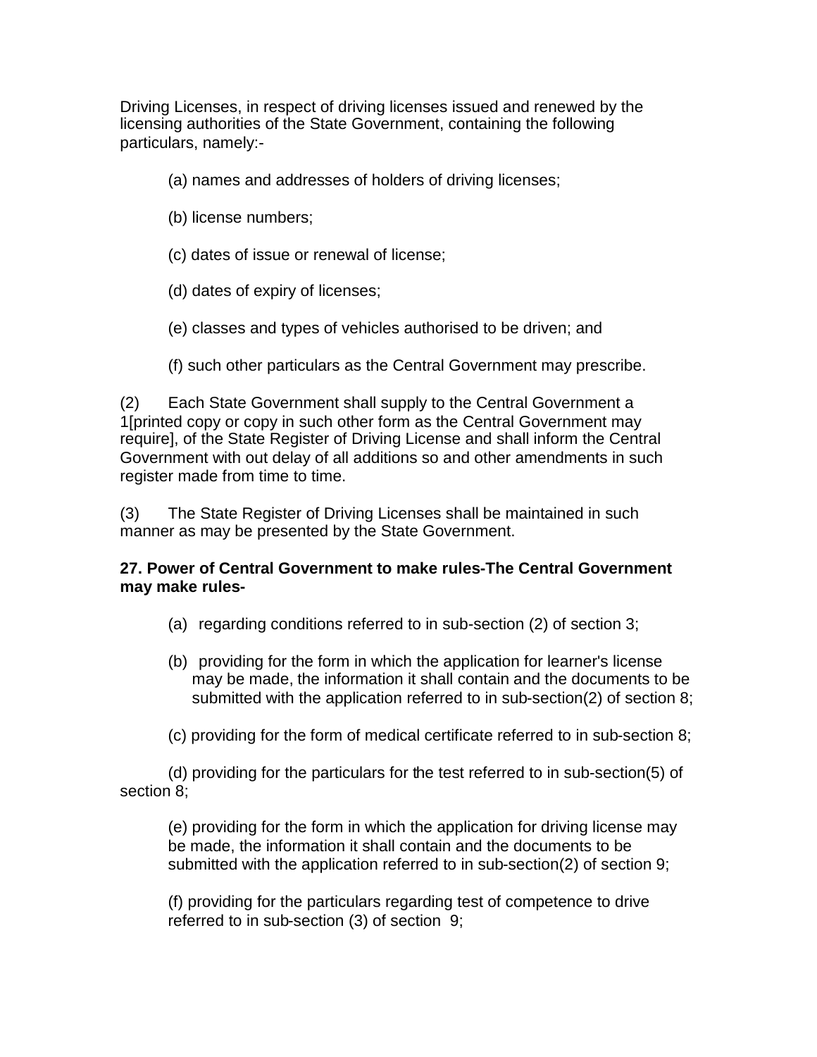Driving Licenses, in respect of driving licenses issued and renewed by the licensing authorities of the State Government, containing the following particulars, namely:-

(a) names and addresses of holders of driving licenses;

(b) license numbers;

(c) dates of issue or renewal of license;

(d) dates of expiry of licenses;

(e) classes and types of vehicles authorised to be driven; and

(f) such other particulars as the Central Government may prescribe.

(2) Each State Government shall supply to the Central Government a 1[printed copy or copy in such other form as the Central Government may require], of the State Register of Driving License and shall inform the Central Government with out delay of all additions so and other amendments in such register made from time to time.

(3) The State Register of Driving Licenses shall be maintained in such manner as may be presented by the State Government.

**27. Power of Central Government to make rules-The Central Government may make rules-**

(a) regarding conditions referred to in sub-section (2) of section 3;

(b) providing for the form in which the application for learner's license may be made, the information it shall contain and the documents to be submitted with the application referred to in sub-section(2) of section 8;

(c) providing for the form of medical certificate referred to in sub-section 8;

(d) providing for the particulars for the test referred to in sub-section(5) of section 8;

(e) providing for the form in which the application for driving license may be made, the information it shall contain and the documents to be submitted with the application referred to in sub-section(2) of section 9;

(f) providing for the particulars regarding test of competence to drive referred to in sub-section (3) of section 9;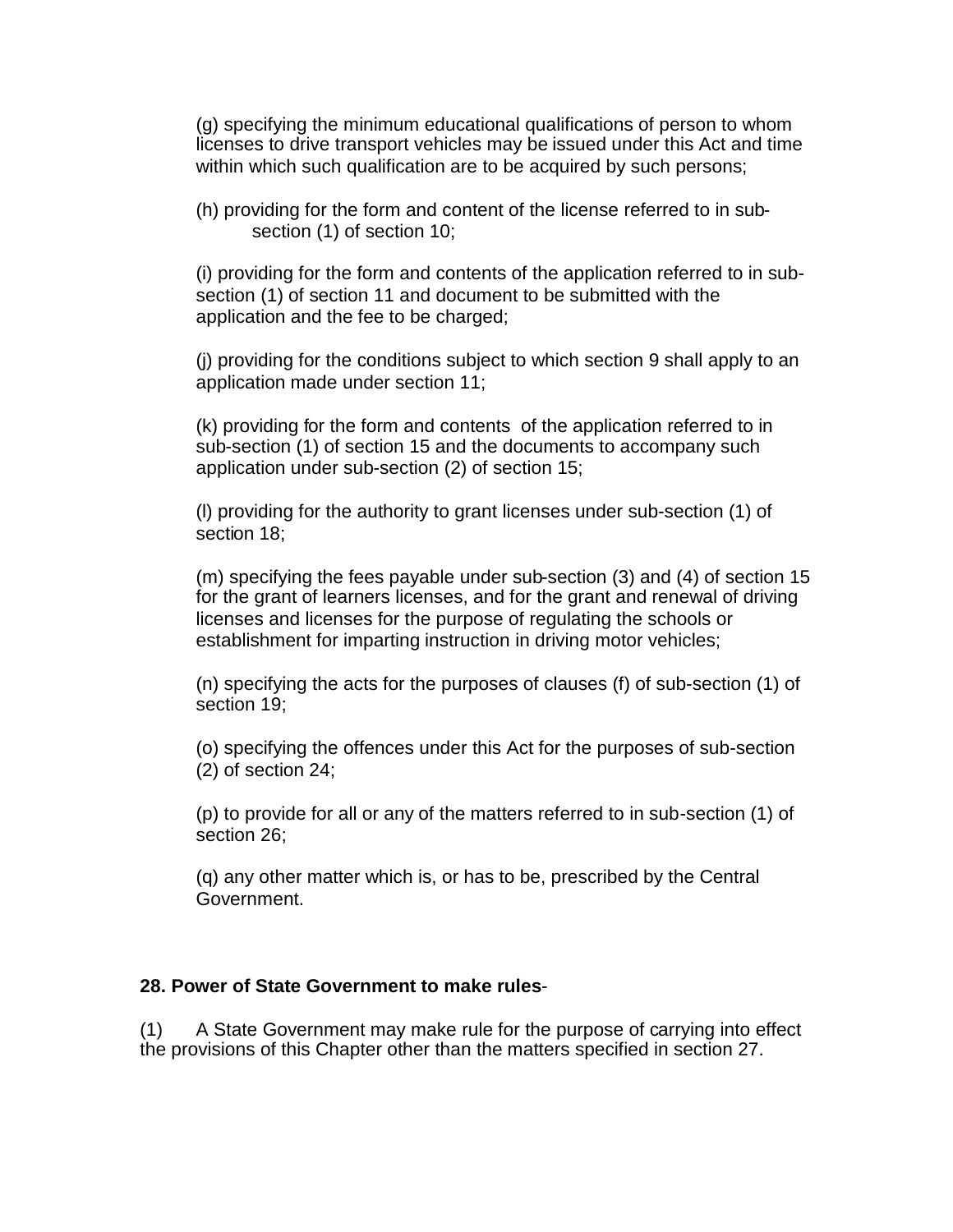(g) specifying the minimum educational qualifications of person to whom licenses to drive transport vehicles may be issued under this Act and time within which such qualification are to be acquired by such persons;

(h) providing for the form and content of the license referred to in sub-section (1) of section 10;

(i) providing for the form and contents of the application referred to in sub-section (1) of section 11 and document to be submitted with the application and the fee to be charged;

(j) providing for the conditions subject to which section 9 shall apply to an application made under section 11;

(k) providing for the form and contents of the application referred to in sub-section (1) of section 15 and the documents to accompany such application under sub-section (2) of section 15;

(l) providing for the authority to grant licenses under sub-section (1) of section 18;

(m) specifying the fees payable under sub-section (3) and (4) of section 15 for the grant of learners licenses, and for the grant and renewal of driving licenses and licenses for the purpose of regulating the schools or establishment for imparting instruction in driving motor vehicles;

(n) specifying the acts for the purposes of clauses (f) of sub-section (1) of section 19;

(o) specifying the offences under this Act for the purposes of sub-section (2) of section 24;

(p) to provide for all or any of the matters referred to in sub-section (1) of section 26;

(q) any other matter which is, or has to be, prescribed by the Central Government.

**28. Power of State Government to make rules**-

(1) A State Government may make rule for the purpose of carrying into effect the provisions of this Chapter other than the matters specified in section 27.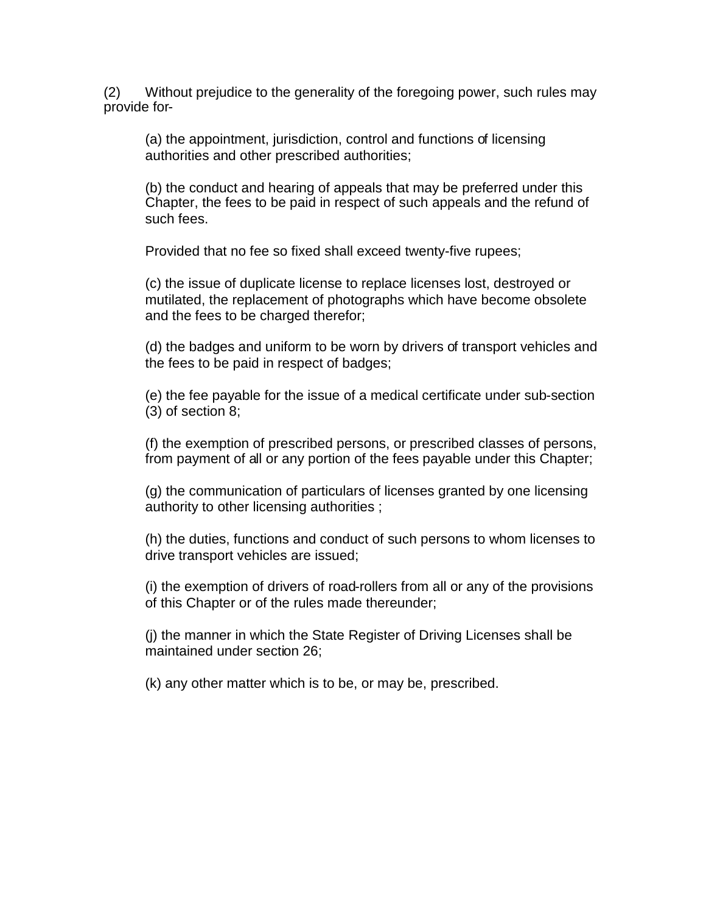(2) Without prejudice to the generality of the foregoing power, such rules may provide for-

(a) the appointment, jurisdiction, control and functions of licensing authorities and other prescribed authorities;

(b) the conduct and hearing of appeals that may be preferred under this Chapter, the fees to be paid in respect of such appeals and the refund of such fees.

Provided that no fee so fixed shall exceed twenty-five rupees;

(c) the issue of duplicate license to replace licenses lost, destroyed or mutilated, the replacement of photographs which have become obsolete and the fees to be charged therefor;

(d) the badges and uniform to be worn by drivers of transport vehicles and the fees to be paid in respect of badges;

(e) the fee payable for the issue of a medical certificate under sub-section (3) of section 8;

(f) the exemption of prescribed persons, or prescribed classes of persons, from payment of all or any portion of the fees payable under this Chapter;

(g) the communication of particulars of licenses granted by one licensing authority to other licensing authorities ;

(h) the duties, functions and conduct of such persons to whom licenses to drive transport vehicles are issued;

(i) the exemption of drivers of road-rollers from all or any of the provisions of this Chapter or of the rules made thereunder;

(j) the manner in which the State Register of Driving Licenses shall be maintained under section 26;

(k) any other matter which is to be, or may be, prescribed.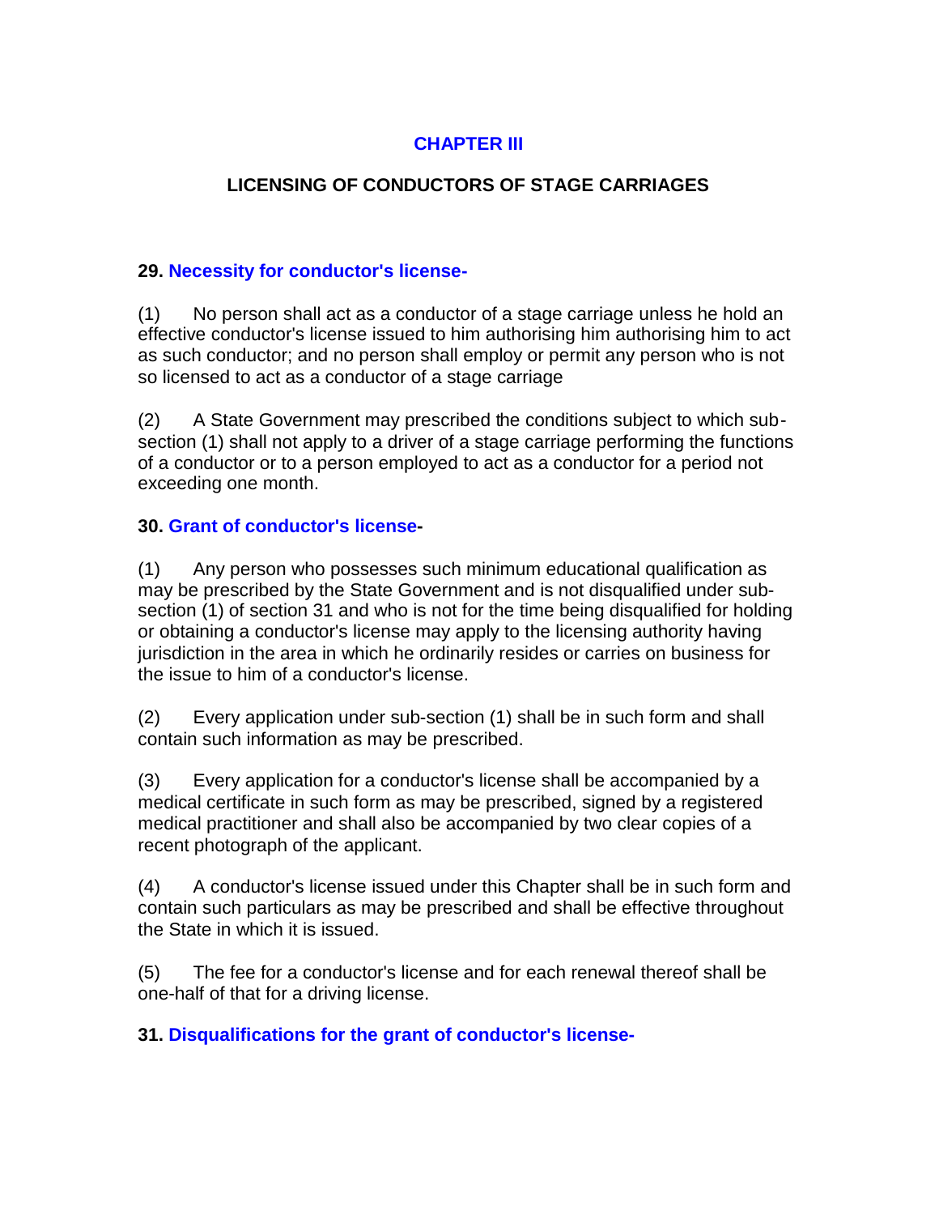## CHAPTER III

### LICENSING OF CONDUCTORS OF STAGE CARRIAGES

**29. Necessity for conductor's license-**

(1) No person shall act as a conductor of a stage carriage unless he hold an effective conductor's license issued to him authorising him authorising him to act as such conductor; and no person shall employ or permit any person who is not so licensed to act as a conductor of a stage carriage

(2) A State Government may prescribed the conditions subject to which sub-section (1) shall not apply to a driver of a stage carriage performing the functions of a conductor or to a person employed to act as a conductor for a period not exceeding one month.

**30. Grant of conductor's license-**

(1) Any person who possesses such minimum educational qualification as may be prescribed by the State Government and is not disqualified under sub-section (1) of section 31 and who is not for the time being disqualified for holding or obtaining a conductor's license may apply to the licensing authority having jurisdiction in the area in which he ordinarily resides or carries on business for the issue to him of a conductor's license.

(2) Every application under sub-section (1) shall be in such form and shall contain such information as may be prescribed.

(3) Every application for a conductor's license shall be accompanied by a medical certificate in such form as may be prescribed, signed by a registered medical practitioner and shall also be accompanied by two clear copies of a recent photograph of the applicant.

(4) A conductor's license issued under this Chapter shall be in such form and contain such particulars as may be prescribed and shall be effective throughout the State in which it is issued.

(5) The fee for a conductor's license and for each renewal thereof shall be one-half of that for a driving license.

**31. Disqualifications for the grant of conductor's license-**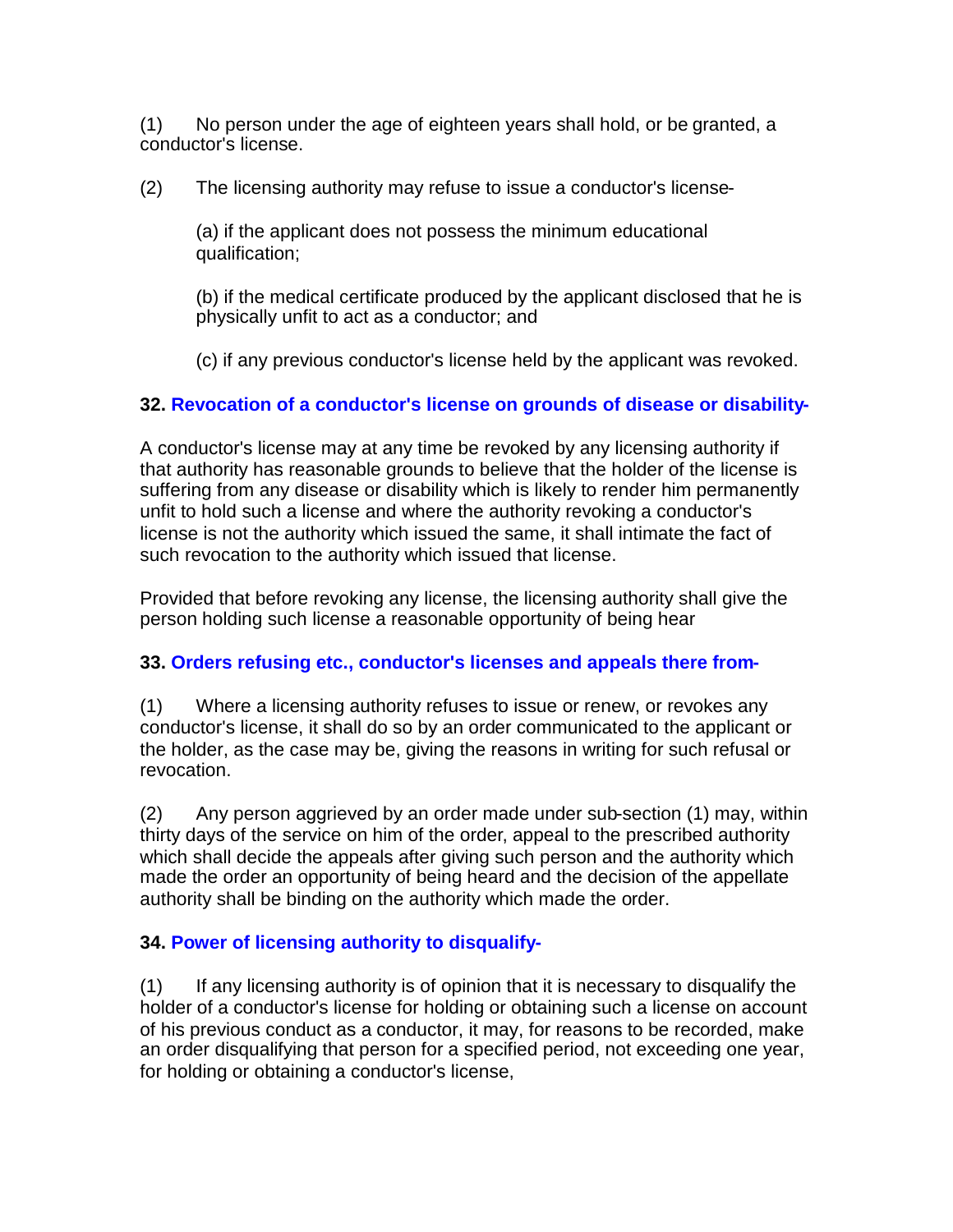(1) No person under the age of eighteen years shall hold, or be granted, a conductor's license.

(2) The licensing authority may refuse to issue a conductor's license-

(a) if the applicant does not possess the minimum educational qualification;

(b) if the medical certificate produced by the applicant disclosed that he is physically unfit to act as a conductor; and

(c) if any previous conductor's license held by the applicant was revoked.

**32. Revocation of a conductor's license on grounds of disease or disability-**

A conductor's license may at any time be revoked by any licensing authority if that authority has reasonable grounds to believe that the holder of the license is suffering from any disease or disability which is likely to render him permanently unfit to hold such a license and where the authority revoking a conductor's license is not the authority which issued the same, it shall intimate the fact of such revocation to the authority which issued that license.

Provided that before revoking any license, the licensing authority shall give the person holding such license a reasonable opportunity of being hear

**33. Orders refusing etc., conductor's licenses and appeals there from-**

(1) Where a licensing authority refuses to issue or renew, or revokes any conductor's license, it shall do so by an order communicated to the applicant or the holder, as the case may be, giving the reasons in writing for such refusal or revocation.

(2) Any person aggrieved by an order made under sub-section (1) may, within thirty days of the service on him of the order, appeal to the prescribed authority which shall decide the appeals after giving such person and the authority which made the order an opportunity of being heard and the decision of the appellate authority shall be binding on the authority which made the order.

**34. Power of licensing authority to disqualify-**

(1) If any licensing authority is of opinion that it is necessary to disqualify the holder of a conductor's license for holding or obtaining such a license on account of his previous conduct as a conductor, it may, for reasons to be recorded, make an order disqualifying that person for a specified period, not exceeding one year, for holding or obtaining a conductor's license,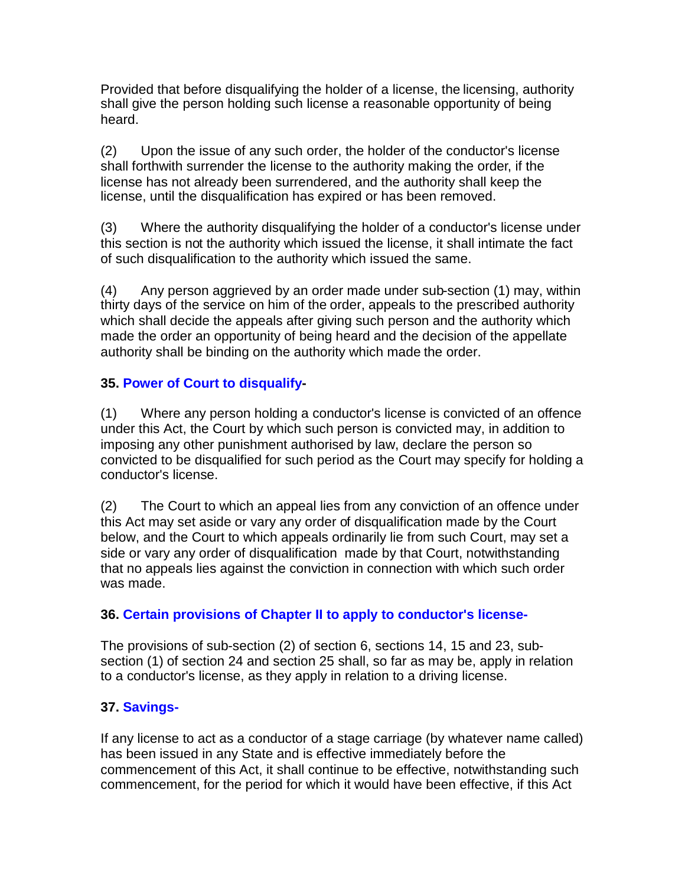Provided that before disqualifying the holder of a license, the licensing, authority shall give the person holding such license a reasonable opportunity of being heard.

(2) Upon the issue of any such order, the holder of the conductor's license shall forthwith surrender the license to the authority making the order, if the license has not already been surrendered, and the authority shall keep the license, until the disqualification has expired or has been removed.

(3) Where the authority disqualifying the holder of a conductor's license under this section is not the authority which issued the license, it shall intimate the fact of such disqualification to the authority which issued the same.

(4) Any person aggrieved by an order made under sub-section (1) may, within thirty days of the service on him of the order, appeals to the prescribed authority which shall decide the appeals after giving such person and the authority which made the order an opportunity of being heard and the decision of the appellate authority shall be binding on the authority which made the order.

**35. Power of Court to disqualify-**

(1) Where any person holding a conductor's license is convicted of an offence under this Act, the Court by which such person is convicted may, in addition to imposing any other punishment authorised by law, declare the person so convicted to be disqualified for such period as the Court may specify for holding a conductor's license.

(2) The Court to which an appeal lies from any conviction of an offence under this Act may set aside or vary any order of disqualification made by the Court below, and the Court to which appeals ordinarily lie from such Court, may set a side or vary any order of disqualification made by that Court, notwithstanding that no appeals lies against the conviction in connection with which such order was made.

**36. Certain provisions of Chapter II to apply to conductor's license-**

The provisions of sub-section (2) of section 6, sections 14, 15 and 23, sub-section (1) of section 24 and section 25 shall, so far as may be, apply in relation to a conductor's license, as they apply in relation to a driving license.

**37. Savings-**

If any license to act as a conductor of a stage carriage (by whatever name called) has been issued in any State and is effective immediately before the commencement of this Act, it shall continue to be effective, notwithstanding such commencement, for the period for which it would have been effective, if this Act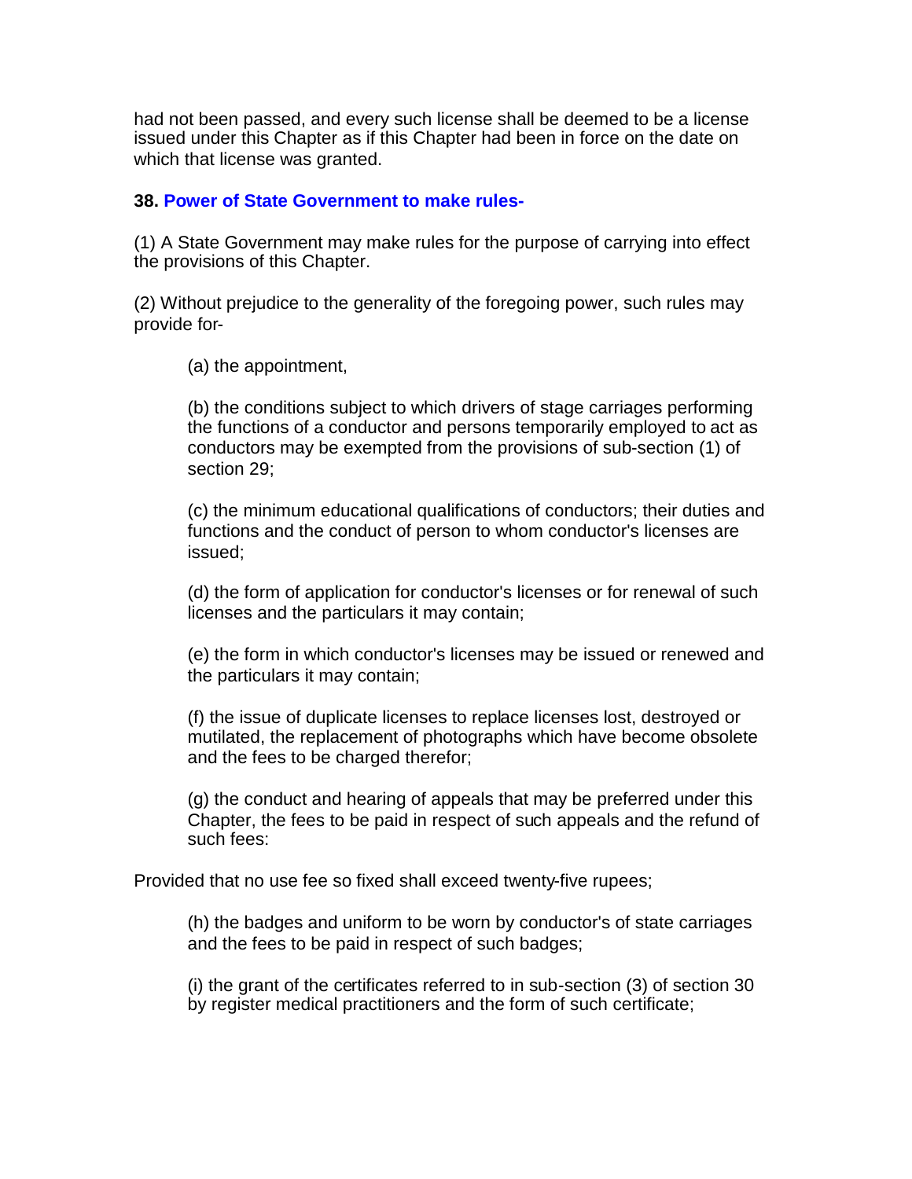had not been passed, and every such license shall be deemed to be a license issued under this Chapter as if this Chapter had been in force on the date on which that license was granted.

**38. Power of State Government to make rules-**

(1) A State Government may make rules for the purpose of carrying into effect the provisions of this Chapter.

(2) Without prejudice to the generality of the foregoing power, such rules may provide for-

(a) the appointment,

(b) the conditions subject to which drivers of stage carriages performing the functions of a conductor and persons temporarily employed to act as conductors may be exempted from the provisions of sub-section (1) of section 29;

(c) the minimum educational qualifications of conductors; their duties and functions and the conduct of person to whom conductor's licenses are issued;

(d) the form of application for conductor's licenses or for renewal of such licenses and the particulars it may contain;

(e) the form in which conductor's licenses may be issued or renewed and the particulars it may contain;

(f) the issue of duplicate licenses to replace licenses lost, destroyed or mutilated, the replacement of photographs which have become obsolete and the fees to be charged therefor;

(g) the conduct and hearing of appeals that may be preferred under this Chapter, the fees to be paid in respect of such appeals and the refund of such fees:

Provided that no use fee so fixed shall exceed twenty-five rupees;

(h) the badges and uniform to be worn by conductor's of state carriages and the fees to be paid in respect of such badges;

(i) the grant of the certificates referred to in sub-section (3) of section 30 by register medical practitioners and the form of such certificate;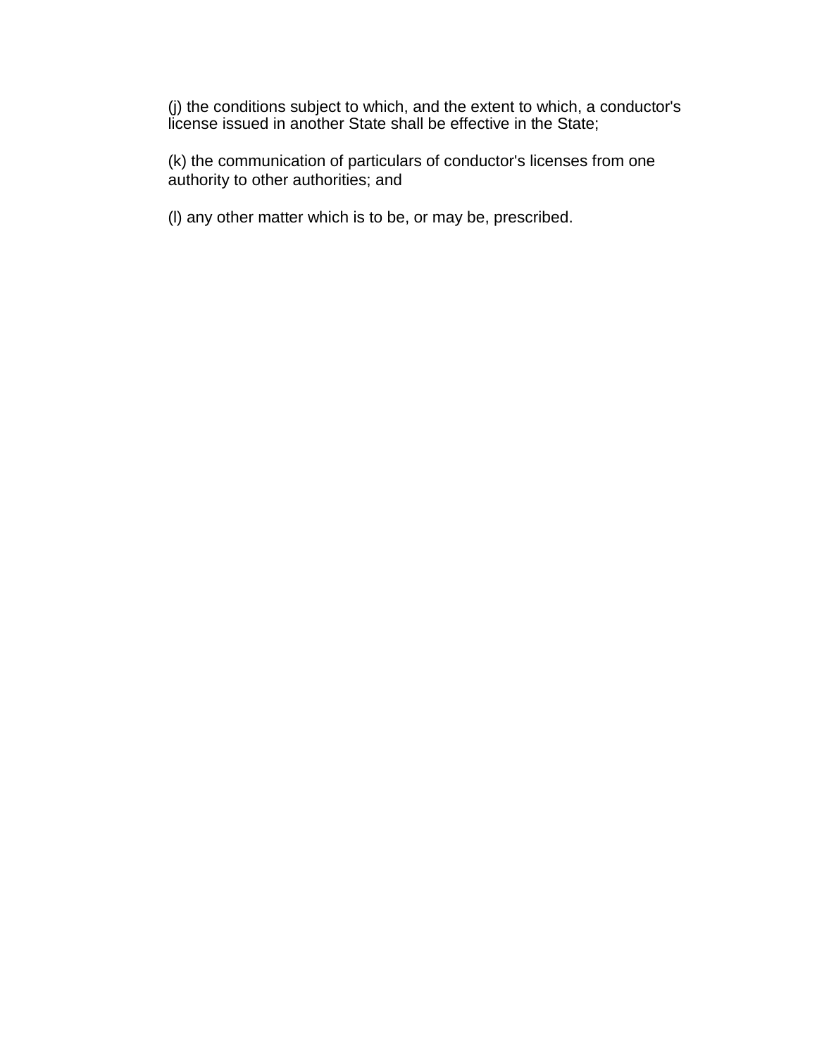(j) the conditions subject to which, and the extent to which, a conductor's license issued in another State shall be effective in the State;

(k) the communication of particulars of conductor's licenses from one authority to other authorities; and

(l) any other matter which is to be, or may be, prescribed.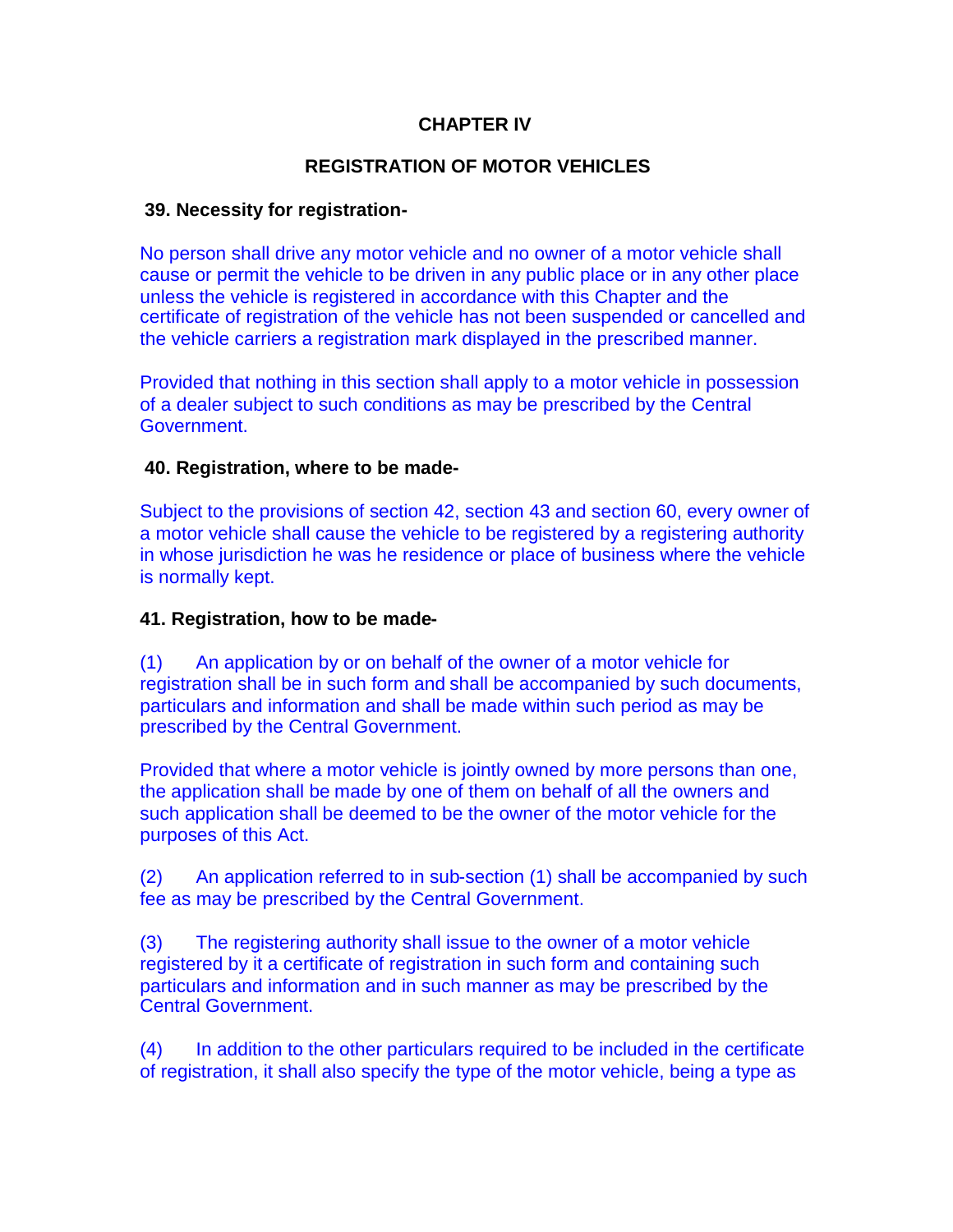## CHAPTER IV

## REGISTRATION OF MOTOR VEHICLES

### 39. Necessity for registration-

No person shall drive any motor vehicle and no owner of a motor vehicle shall cause or permit the vehicle to be driven in any public place or in any other place unless the vehicle is registered in accordance with this Chapter and the certificate of registration of the vehicle has not been suspended or cancelled and the vehicle carriers a registration mark displayed in the prescribed manner.

Provided that nothing in this section shall apply to a motor vehicle in possession of a dealer subject to such conditions as may be prescribed by the Central Government.

### 40. Registration, where to be made-

Subject to the provisions of section 42, section 43 and section 60, every owner of a motor vehicle shall cause the vehicle to be registered by a registering authority in whose jurisdiction he was he residence or place of business where the vehicle is normally kept.

### 41. Registration, how to be made-

(1) An application by or on behalf of the owner of a motor vehicle for registration shall be in such form and shall be accompanied by such documents, particulars and information and shall be made within such period as may be prescribed by the Central Government.

Provided that where a motor vehicle is jointly owned by more persons than one, the application shall be made by one of them on behalf of all the owners and such application shall be deemed to be the owner of the motor vehicle for the purposes of this Act.

(2) An application referred to in sub-section (1) shall be accompanied by such fee as may be prescribed by the Central Government.

(3) The registering authority shall issue to the owner of a motor vehicle registered by it a certificate of registration in such form and containing such particulars and information and in such manner as may be prescribed by the Central Government.

(4) In addition to the other particulars required to be included in the certificate of registration, it shall also specify the type of the motor vehicle, being a type as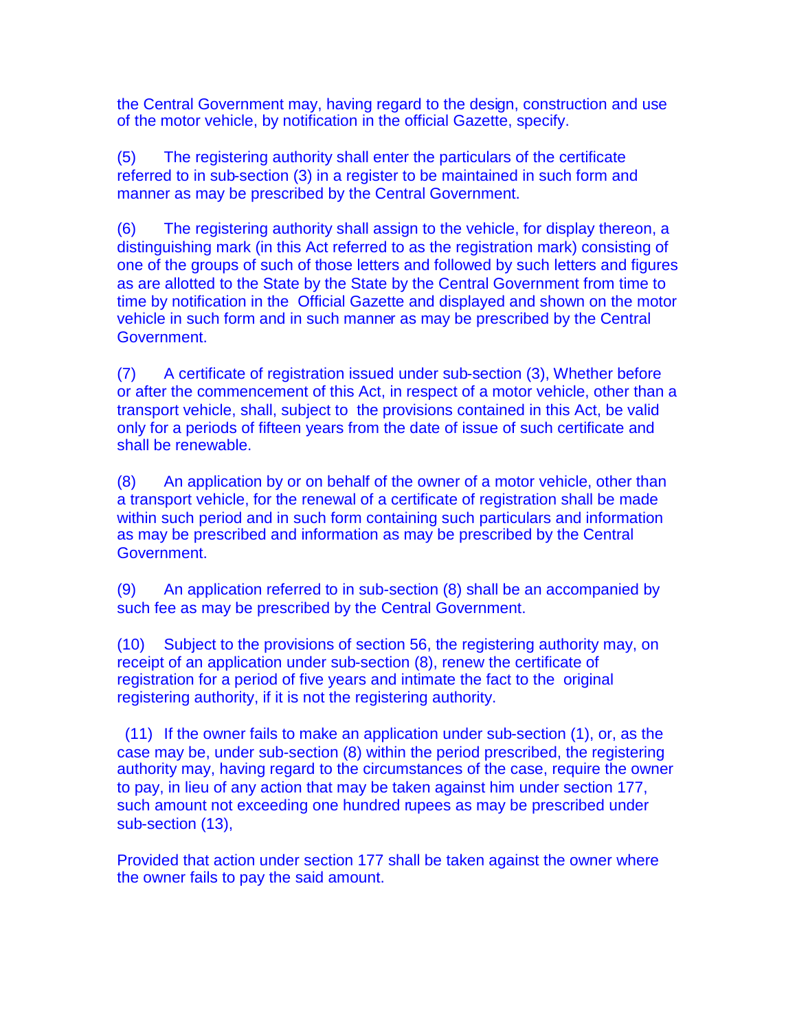the Central Government may, having regard to the design, construction and use of the motor vehicle, by notification in the official Gazette, specify.

(5) The registering authority shall enter the particulars of the certificate referred to in sub-section (3) in a register to be maintained in such form and manner as may be prescribed by the Central Government.

(6) The registering authority shall assign to the vehicle, for display thereon, a distinguishing mark (in this Act referred to as the registration mark) consisting of one of the groups of such of those letters and followed by such letters and figures as are allotted to the State by the State by the Central Government from time to time by notification in the Official Gazette and displayed and shown on the motor vehicle in such form and in such manner as may be prescribed by the Central Government.

(7) A certificate of registration issued under sub-section (3), Whether before or after the commencement of this Act, in respect of a motor vehicle, other than a transport vehicle, shall, subject to the provisions contained in this Act, be valid only for a periods of fifteen years from the date of issue of such certificate and shall be renewable.

(8) An application by or on behalf of the owner of a motor vehicle, other than a transport vehicle, for the renewal of a certificate of registration shall be made within such period and in such form containing such particulars and information as may be prescribed and information as may be prescribed by the Central Government.

(9) An application referred to in sub-section (8) shall be an accompanied by such fee as may be prescribed by the Central Government.

(10) Subject to the provisions of section 56, the registering authority may, on receipt of an application under sub-section (8), renew the certificate of registration for a period of five years and intimate the fact to the original registering authority, if it is not the registering authority.

(11) If the owner fails to make an application under sub-section (1), or, as the case may be, under sub-section (8) within the period prescribed, the registering authority may, having regard to the circumstances of the case, require the owner to pay, in lieu of any action that may be taken against him under section 177, such amount not exceeding one hundred rupees as may be prescribed under sub-section (13),

Provided that action under section 177 shall be taken against the owner where the owner fails to pay the said amount.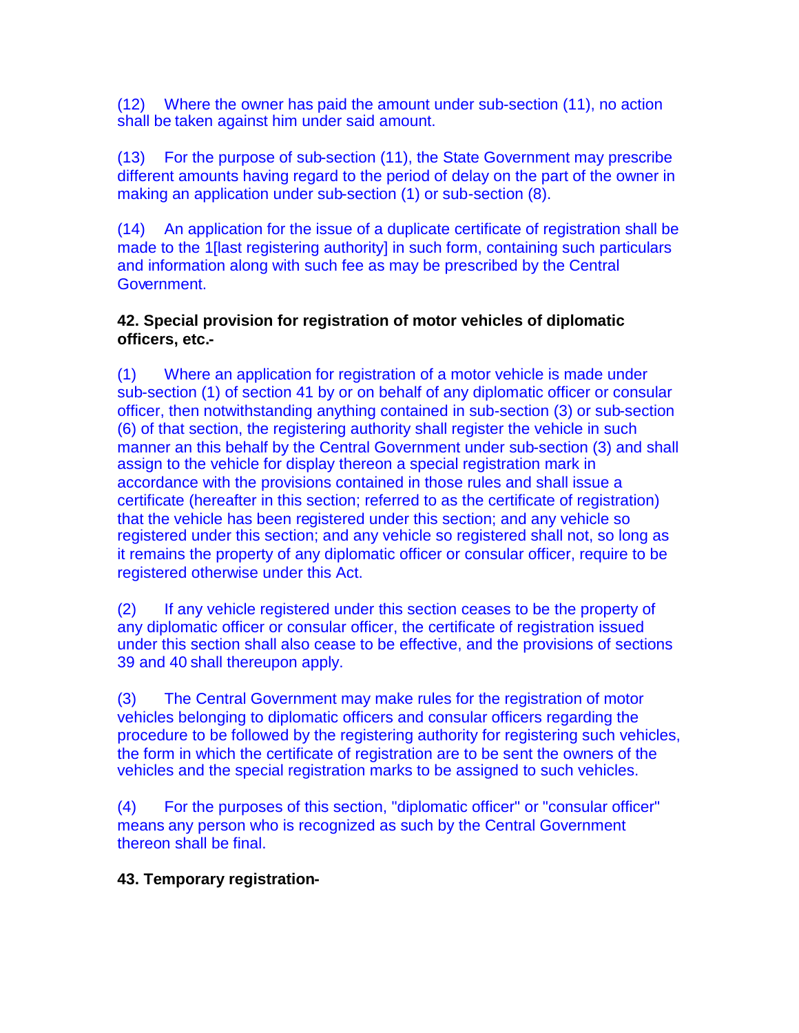(12) Where the owner has paid the amount under sub-section (11), no action shall be taken against him under said amount.

(13) For the purpose of sub-section (11), the State Government may prescribe different amounts having regard to the period of delay on the part of the owner in making an application under sub-section (1) or sub-section (8).

(14) An application for the issue of a duplicate certificate of registration shall be made to the 1[last registering authority] in such form, containing such particulars and information along with such fee as may be prescribed by the Central Government.

**42. Special provision for registration of motor vehicles of diplomatic officers, etc.-**

(1) Where an application for registration of a motor vehicle is made under sub-section (1) of section 41 by or on behalf of any diplomatic officer or consular officer, then notwithstanding anything contained in sub-section (3) or sub-section (6) of that section, the registering authority shall register the vehicle in such manner an this behalf by the Central Government under sub-section (3) and shall assign to the vehicle for display thereon a special registration mark in accordance with the provisions contained in those rules and shall issue a certificate (hereafter in this section; referred to as the certificate of registration) that the vehicle has been registered under this section; and any vehicle so registered under this section; and any vehicle so registered shall not, so long as it remains the property of any diplomatic officer or consular officer, require to be registered otherwise under this Act.

(2) If any vehicle registered under this section ceases to be the property of any diplomatic officer or consular officer, the certificate of registration issued under this section shall also cease to be effective, and the provisions of sections 39 and 40 shall thereupon apply.

(3) The Central Government may make rules for the registration of motor vehicles belonging to diplomatic officers and consular officers regarding the procedure to be followed by the registering authority for registering such vehicles, the form in which the certificate of registration are to be sent the owners of the vehicles and the special registration marks to be assigned to such vehicles.

(4) For the purposes of this section, "diplomatic officer" or "consular officer" means any person who is recognized as such by the Central Government thereon shall be final.

**43. Temporary registration-**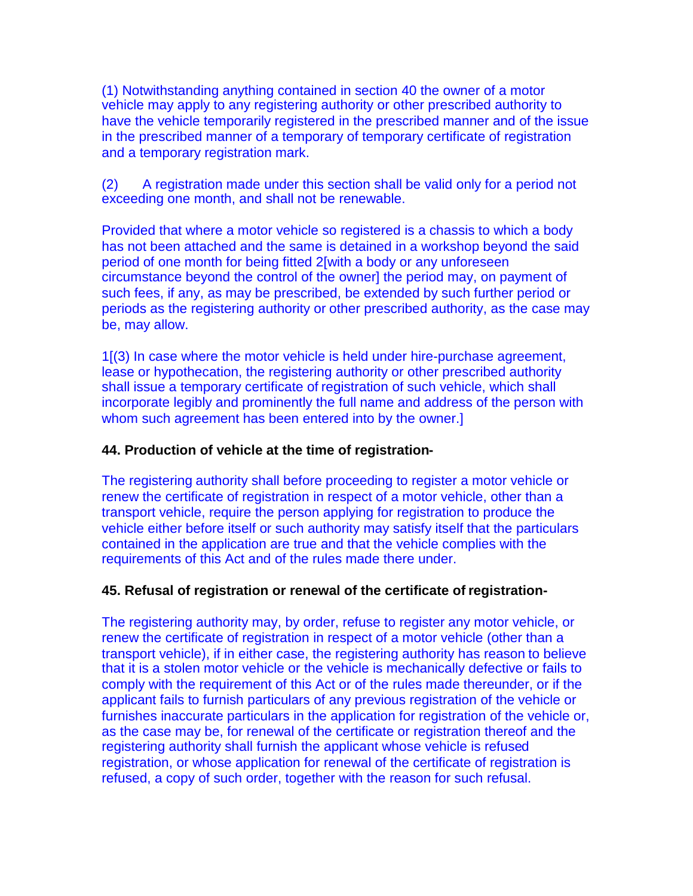(1) Notwithstanding anything contained in section 40 the owner of a motor vehicle may apply to any registering authority or other prescribed authority to have the vehicle temporarily registered in the prescribed manner and of the issue in the prescribed manner of a temporary of temporary certificate of registration and a temporary registration mark.

(2) A registration made under this section shall be valid only for a period not exceeding one month, and shall not be renewable.

Provided that where a motor vehicle so registered is a chassis to which a body has not been attached and the same is detained in a workshop beyond the said period of one month for being fitted 2[with a body or any unforeseen circumstance beyond the control of the owner] the period may, on payment of such fees, if any, as may be prescribed, be extended by such further period or periods as the registering authority or other prescribed authority, as the case may be, may allow.

1[(3) In case where the motor vehicle is held under hire-purchase agreement, lease or hypothecation, the registering authority or other prescribed authority shall issue a temporary certificate of registration of such vehicle, which shall incorporate legibly and prominently the full name and address of the person with whom such agreement has been entered into by the owner.]

**44. Production of vehicle at the time of registration-**

The registering authority shall before proceeding to register a motor vehicle or renew the certificate of registration in respect of a motor vehicle, other than a transport vehicle, require the person applying for registration to produce the vehicle either before itself or such authority may satisfy itself that the particulars contained in the application are true and that the vehicle complies with the requirements of this Act and of the rules made there under.

**45. Refusal of registration or renewal of the certificate of registration-**

The registering authority may, by order, refuse to register any motor vehicle, or renew the certificate of registration in respect of a motor vehicle (other than a transport vehicle), if in either case, the registering authority has reason to believe that it is a stolen motor vehicle or the vehicle is mechanically defective or fails to comply with the requirement of this Act or of the rules made thereunder, or if the applicant fails to furnish particulars of any previous registration of the vehicle or furnishes inaccurate particulars in the application for registration of the vehicle or, as the case may be, for renewal of the certificate or registration thereof and the registering authority shall furnish the applicant whose vehicle is refused registration, or whose application for renewal of the certificate of registration is refused, a copy of such order, together with the reason for such refusal.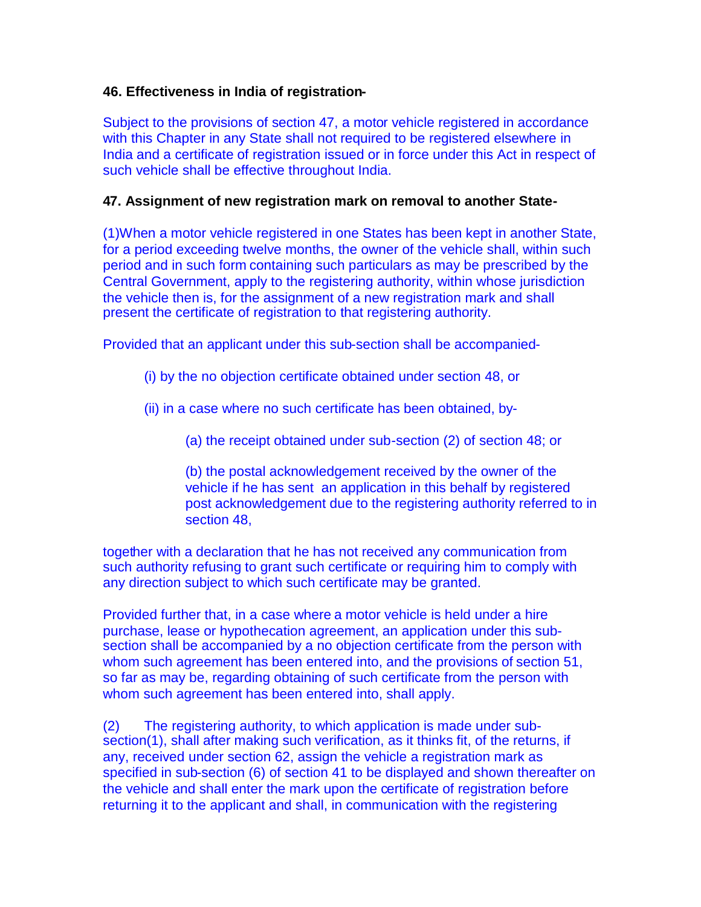**46. Effectiveness in India of registration-**

Subject to the provisions of section 47, a motor vehicle registered in accordance with this Chapter in any State shall not required to be registered elsewhere in India and a certificate of registration issued or in force under this Act in respect of such vehicle shall be effective throughout India.

**47. Assignment of new registration mark on removal to another State-**

(1)When a motor vehicle registered in one States has been kept in another State, for a period exceeding twelve months, the owner of the vehicle shall, within such period and in such form containing such particulars as may be prescribed by the Central Government, apply to the registering authority, within whose jurisdiction the vehicle then is, for the assignment of a new registration mark and shall present the certificate of registration to that registering authority.

Provided that an applicant under this sub-section shall be accompanied-

(i) by the no objection certificate obtained under section 48, or

(ii) in a case where no such certificate has been obtained, by-

(a) the receipt obtained under sub-section (2) of section 48; or

(b) the postal acknowledgement received by the owner of the vehicle if he has sent an application in this behalf by registered post acknowledgement due to the registering authority referred to in section 48,

together with a declaration that he has not received any communication from such authority refusing to grant such certificate or requiring him to comply with any direction subject to which such certificate may be granted.

Provided further that, in a case where a motor vehicle is held under a hire purchase, lease or hypothecation agreement, an application under this sub-section shall be accompanied by a no objection certificate from the person with whom such agreement has been entered into, and the provisions of section 51, so far as may be, regarding obtaining of such certificate from the person with whom such agreement has been entered into, shall apply.

(2) The registering authority, to which application is made under sub-section(1), shall after making such verification, as it thinks fit, of the returns, if any, received under section 62, assign the vehicle a registration mark as specified in sub-section (6) of section 41 to be displayed and shown thereafter on the vehicle and shall enter the mark upon the certificate of registration before returning it to the applicant and shall, in communication with the registering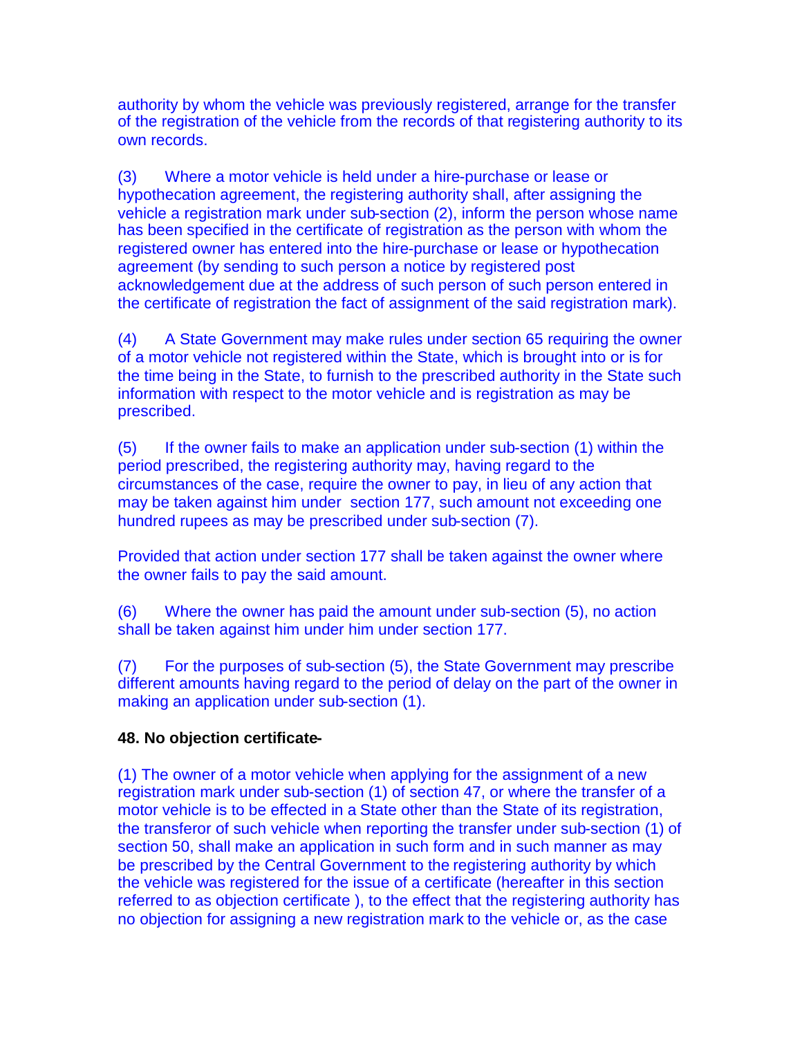authority by whom the vehicle was previously registered, arrange for the transfer of the registration of the vehicle from the records of that registering authority to its own records.

(3) Where a motor vehicle is held under a hire-purchase or lease or hypothecation agreement, the registering authority shall, after assigning the vehicle a registration mark under sub-section (2), inform the person whose name has been specified in the certificate of registration as the person with whom the registered owner has entered into the hire-purchase or lease or hypothecation agreement (by sending to such person a notice by registered post acknowledgement due at the address of such person of such person entered in the certificate of registration the fact of assignment of the said registration mark).

(4) A State Government may make rules under section 65 requiring the owner of a motor vehicle not registered within the State, which is brought into or is for the time being in the State, to furnish to the prescribed authority in the State such information with respect to the motor vehicle and is registration as may be prescribed.

(5) If the owner fails to make an application under sub-section (1) within the period prescribed, the registering authority may, having regard to the circumstances of the case, require the owner to pay, in lieu of any action that may be taken against him under section 177, such amount not exceeding one hundred rupees as may be prescribed under sub-section (7).

Provided that action under section 177 shall be taken against the owner where the owner fails to pay the said amount.

(6) Where the owner has paid the amount under sub-section (5), no action shall be taken against him under him under section 177.

(7) For the purposes of sub-section (5), the State Government may prescribe different amounts having regard to the period of delay on the part of the owner in making an application under sub-section (1).

**48. No objection certificate-**

(1) The owner of a motor vehicle when applying for the assignment of a new registration mark under sub-section (1) of section 47, or where the transfer of a motor vehicle is to be effected in a State other than the State of its registration, the transferor of such vehicle when reporting the transfer under sub-section (1) of section 50, shall make an application in such form and in such manner as may be prescribed by the Central Government to the registering authority by which the vehicle was registered for the issue of a certificate (hereafter in this section referred to as objection certificate ), to the effect that the registering authority has no objection for assigning a new registration mark to the vehicle or, as the case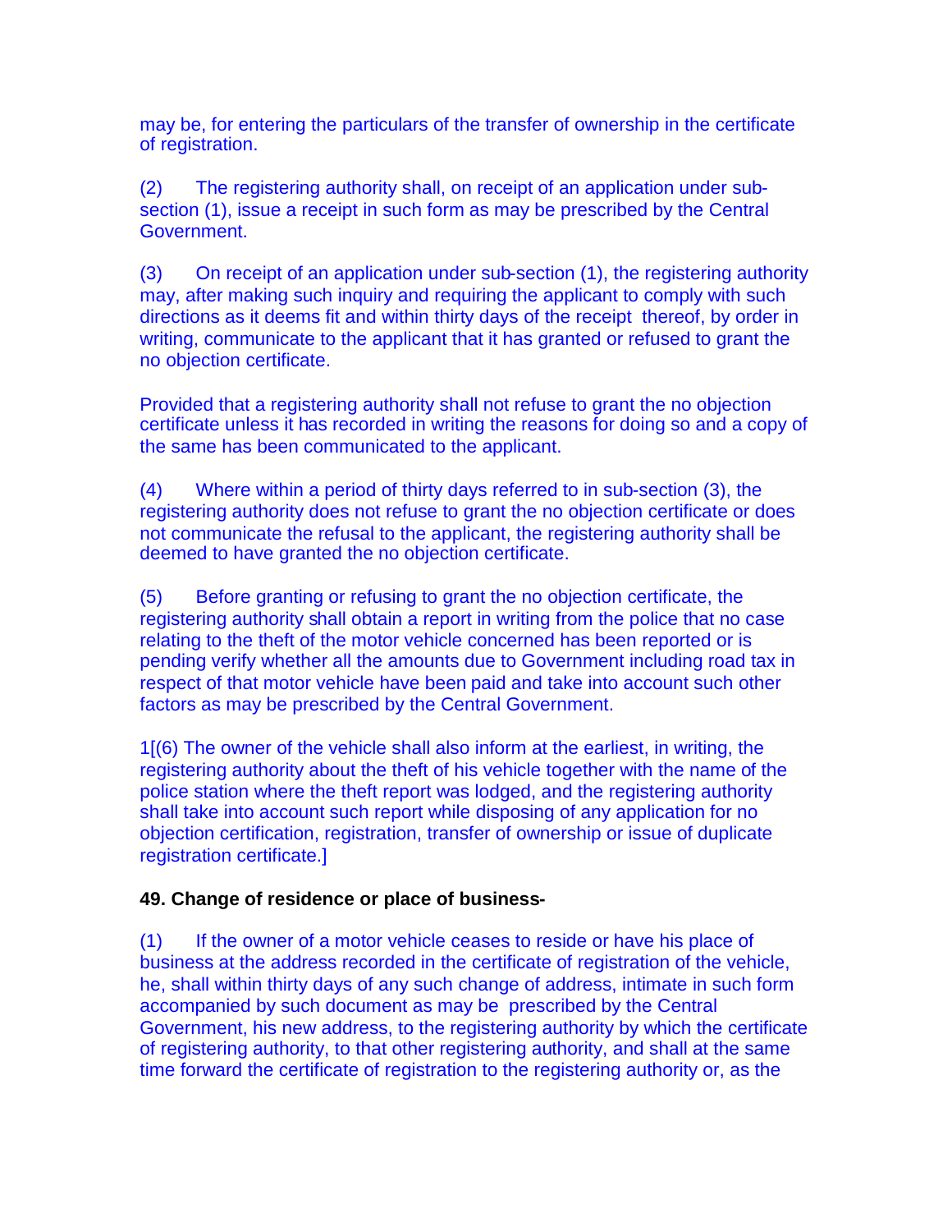may be, for entering the particulars of the transfer of ownership in the certificate of registration.

(2) The registering authority shall, on receipt of an application under sub-section (1), issue a receipt in such form as may be prescribed by the Central Government.

(3) On receipt of an application under sub-section (1), the registering authority may, after making such inquiry and requiring the applicant to comply with such directions as it deems fit and within thirty days of the receipt thereof, by order in writing, communicate to the applicant that it has granted or refused to grant the no objection certificate.

Provided that a registering authority shall not refuse to grant the no objection certificate unless it has recorded in writing the reasons for doing so and a copy of the same has been communicated to the applicant.

(4) Where within a period of thirty days referred to in sub-section (3), the registering authority does not refuse to grant the no objection certificate or does not communicate the refusal to the applicant, the registering authority shall be deemed to have granted the no objection certificate.

(5) Before granting or refusing to grant the no objection certificate, the registering authority shall obtain a report in writing from the police that no case relating to the theft of the motor vehicle concerned has been reported or is pending verify whether all the amounts due to Government including road tax in respect of that motor vehicle have been paid and take into account such other factors as may be prescribed by the Central Government.

1[(6) The owner of the vehicle shall also inform at the earliest, in writing, the registering authority about the theft of his vehicle together with the name of the police station where the theft report was lodged, and the registering authority shall take into account such report while disposing of any application for no objection certification, registration, transfer of ownership or issue of duplicate registration certificate.]

**49. Change of residence or place of business-**

(1) If the owner of a motor vehicle ceases to reside or have his place of business at the address recorded in the certificate of registration of the vehicle, he, shall within thirty days of any such change of address, intimate in such form accompanied by such document as may be prescribed by the Central Government, his new address, to the registering authority by which the certificate of registering authority, to that other registering authority, and shall at the same time forward the certificate of registration to the registering authority or, as the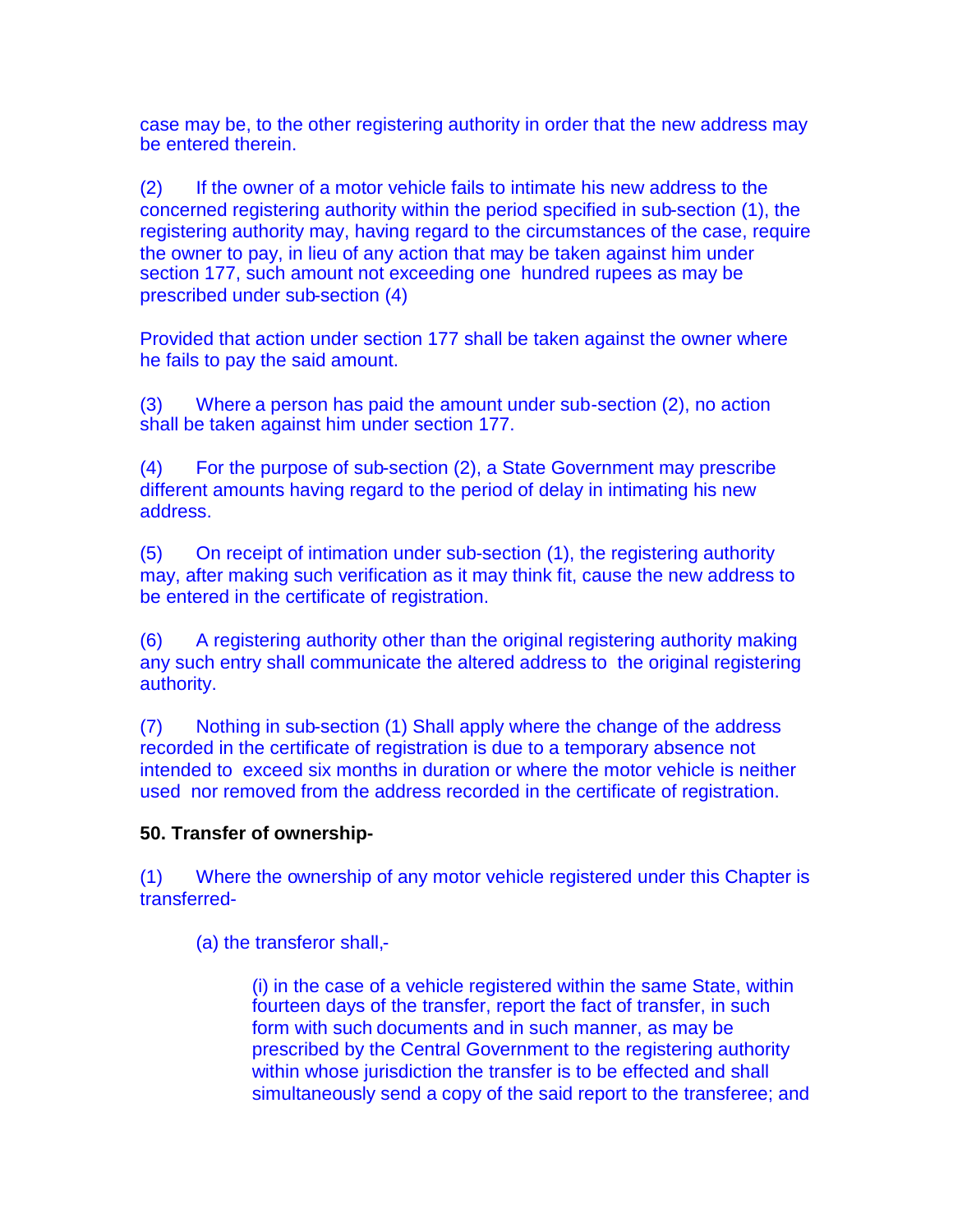case may be, to the other registering authority in order that the new address may be entered therein.

(2) If the owner of a motor vehicle fails to intimate his new address to the concerned registering authority within the period specified in sub-section (1), the registering authority may, having regard to the circumstances of the case, require the owner to pay, in lieu of any action that may be taken against him under section 177, such amount not exceeding one hundred rupees as may be prescribed under sub-section (4)

Provided that action under section 177 shall be taken against the owner where he fails to pay the said amount.

(3) Where a person has paid the amount under sub-section (2), no action shall be taken against him under section 177.

(4) For the purpose of sub-section (2), a State Government may prescribe different amounts having regard to the period of delay in intimating his new address.

(5) On receipt of intimation under sub-section (1), the registering authority may, after making such verification as it may think fit, cause the new address to be entered in the certificate of registration.

(6) A registering authority other than the original registering authority making any such entry shall communicate the altered address to the original registering authority.

(7) Nothing in sub-section (1) Shall apply where the change of the address recorded in the certificate of registration is due to a temporary absence not intended to exceed six months in duration or where the motor vehicle is neither used nor removed from the address recorded in the certificate of registration.

**50. Transfer of ownership-**

(1) Where the ownership of any motor vehicle registered under this Chapter is transferred-

(a) the transferor shall,-

(i) in the case of a vehicle registered within the same State, within fourteen days of the transfer, report the fact of transfer, in such form with such documents and in such manner, as may be prescribed by the Central Government to the registering authority within whose jurisdiction the transfer is to be effected and shall simultaneously send a copy of the said report to the transferee; and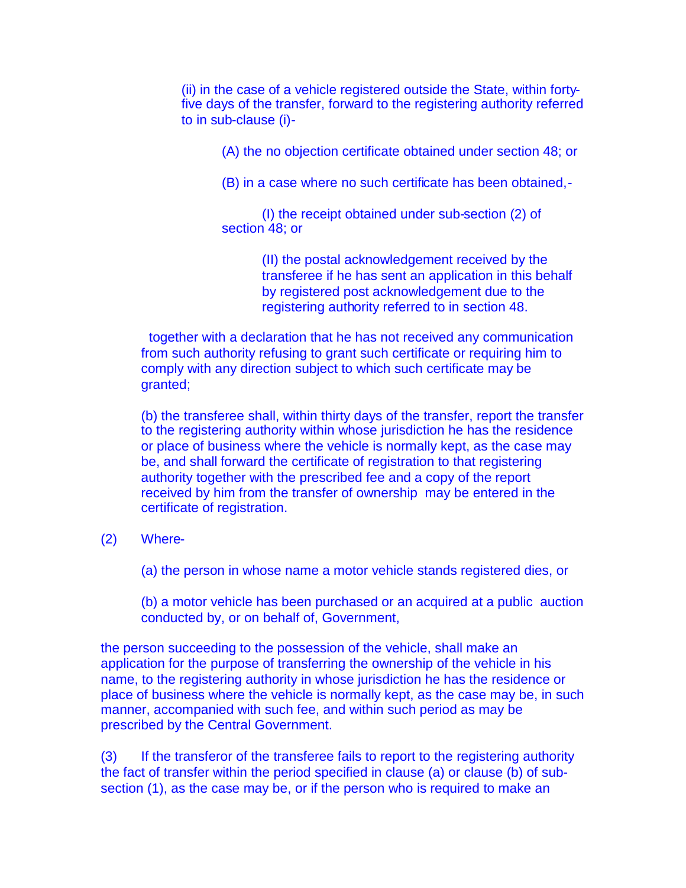(ii) in the case of a vehicle registered outside the State, within forty-five days of the transfer, forward to the registering authority referred to in sub-clause (i)-

(A) the no objection certificate obtained under section 48; or

(B) in a case where no such certificate has been obtained,-

(I) the receipt obtained under sub-section (2) of section 48; or

(II) the postal acknowledgement received by the transferee if he has sent an application in this behalf by registered post acknowledgement due to the registering authority referred to in section 48.

together with a declaration that he has not received any communication from such authority refusing to grant such certificate or requiring him to comply with any direction subject to which such certificate may be granted;

(b) the transferee shall, within thirty days of the transfer, report the transfer to the registering authority within whose jurisdiction he has the residence or place of business where the vehicle is normally kept, as the case may be, and shall forward the certificate of registration to that registering authority together with the prescribed fee and a copy of the report received by him from the transfer of ownership may be entered in the certificate of registration.

(2) Where-

(a) the person in whose name a motor vehicle stands registered dies, or

(b) a motor vehicle has been purchased or an acquired at a public auction conducted by, or on behalf of, Government,

the person succeeding to the possession of the vehicle, shall make an application for the purpose of transferring the ownership of the vehicle in his name, to the registering authority in whose jurisdiction he has the residence or place of business where the vehicle is normally kept, as the case may be, in such manner, accompanied with such fee, and within such period as may be prescribed by the Central Government.

(3) If the transferor of the transferee fails to report to the registering authority the fact of transfer within the period specified in clause (a) or clause (b) of sub-section (1), as the case may be, or if the person who is required to make an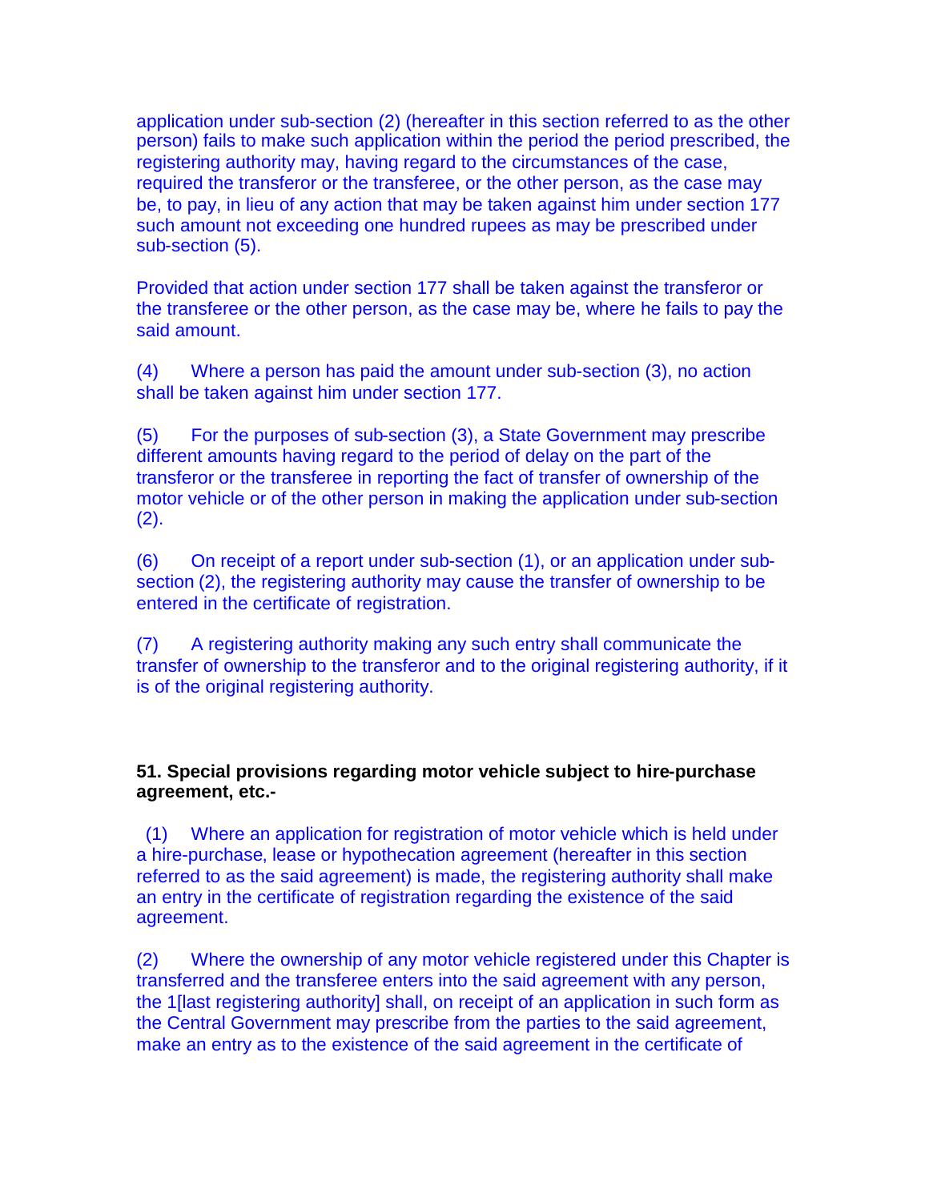application under sub-section (2) (hereafter in this section referred to as the other person) fails to make such application within the period the period prescribed, the registering authority may, having regard to the circumstances of the case, required the transferor or the transferee, or the other person, as the case may be, to pay, in lieu of any action that may be taken against him under section 177 such amount not exceeding one hundred rupees as may be prescribed under sub-section (5).

Provided that action under section 177 shall be taken against the transferor or the transferee or the other person, as the case may be, where he fails to pay the said amount.

(4) Where a person has paid the amount under sub-section (3), no action shall be taken against him under section 177.

(5) For the purposes of sub-section (3), a State Government may prescribe different amounts having regard to the period of delay on the part of the transferor or the transferee in reporting the fact of transfer of ownership of the motor vehicle or of the other person in making the application under sub-section (2).

(6) On receipt of a report under sub-section (1), or an application under sub-section (2), the registering authority may cause the transfer of ownership to be entered in the certificate of registration.

(7) A registering authority making any such entry shall communicate the transfer of ownership to the transferor and to the original registering authority, if it is of the original registering authority.

**51. Special provisions regarding motor vehicle subject to hire-purchase agreement, etc.-**

(1) Where an application for registration of motor vehicle which is held under a hire-purchase, lease or hypothecation agreement (hereafter in this section referred to as the said agreement) is made, the registering authority shall make an entry in the certificate of registration regarding the existence of the said agreement.

(2) Where the ownership of any motor vehicle registered under this Chapter is transferred and the transferee enters into the said agreement with any person, the 1[last registering authority] shall, on receipt of an application in such form as the Central Government may prescribe from the parties to the said agreement, make an entry as to the existence of the said agreement in the certificate of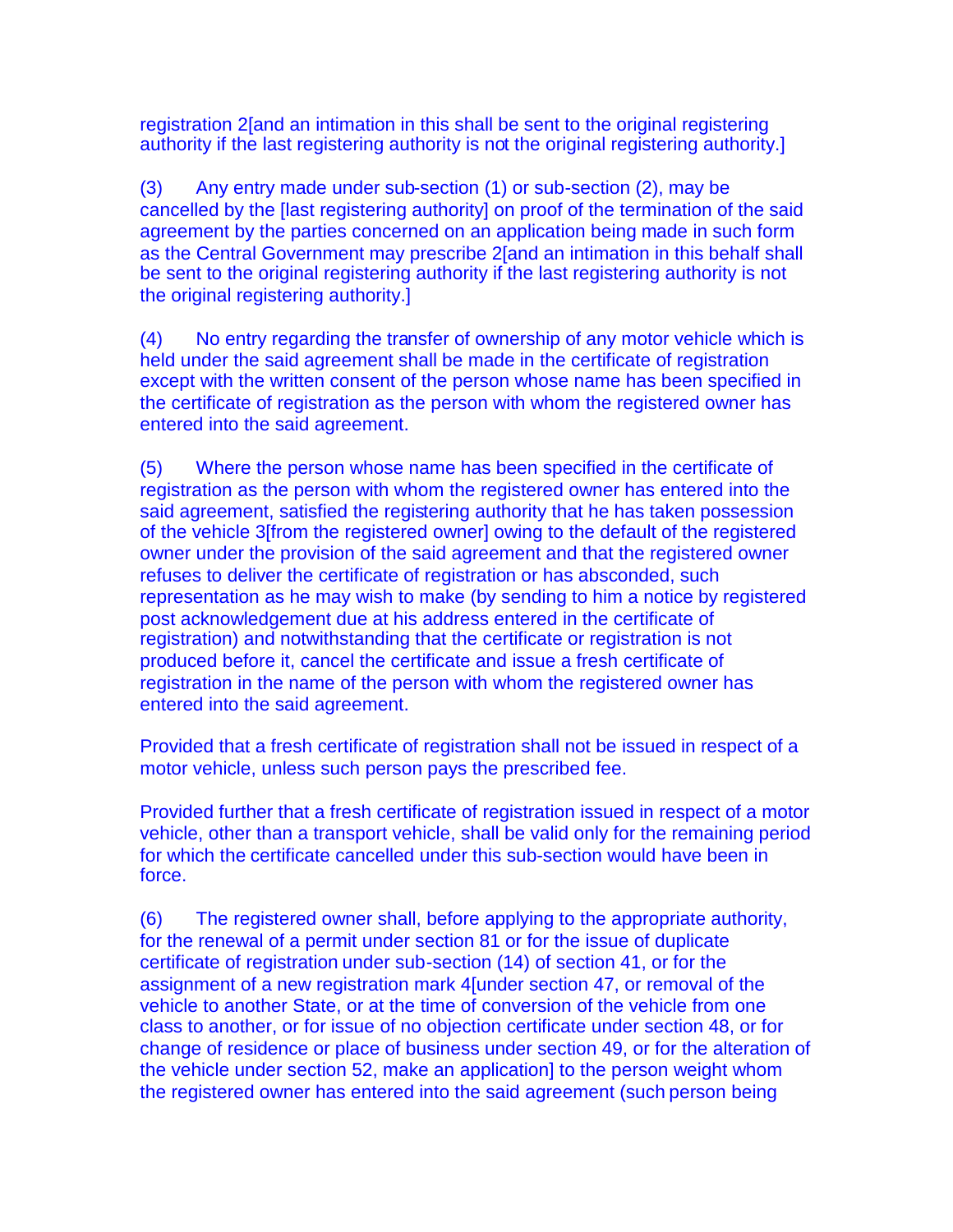registration 2[and an intimation in this shall be sent to the original registering authority if the last registering authority is not the original registering authority.]

(3) Any entry made under sub-section (1) or sub-section (2), may be cancelled by the [last registering authority] on proof of the termination of the said agreement by the parties concerned on an application being made in such form as the Central Government may prescribe 2[and an intimation in this behalf shall be sent to the original registering authority if the last registering authority is not the original registering authority.]

(4) No entry regarding the transfer of ownership of any motor vehicle which is held under the said agreement shall be made in the certificate of registration except with the written consent of the person whose name has been specified in the certificate of registration as the person with whom the registered owner has entered into the said agreement.

(5) Where the person whose name has been specified in the certificate of registration as the person with whom the registered owner has entered into the said agreement, satisfied the registering authority that he has taken possession of the vehicle 3[from the registered owner] owing to the default of the registered owner under the provision of the said agreement and that the registered owner refuses to deliver the certificate of registration or has absconded, such representation as he may wish to make (by sending to him a notice by registered post acknowledgement due at his address entered in the certificate of registration) and notwithstanding that the certificate or registration is not produced before it, cancel the certificate and issue a fresh certificate of registration in the name of the person with whom the registered owner has entered into the said agreement.

Provided that a fresh certificate of registration shall not be issued in respect of a motor vehicle, unless such person pays the prescribed fee.

Provided further that a fresh certificate of registration issued in respect of a motor vehicle, other than a transport vehicle, shall be valid only for the remaining period for which the certificate cancelled under this sub-section would have been in force.

(6) The registered owner shall, before applying to the appropriate authority, for the renewal of a permit under section 81 or for the issue of duplicate certificate of registration under sub-section (14) of section 41, or for the assignment of a new registration mark 4[under section 47, or removal of the vehicle to another State, or at the time of conversion of the vehicle from one class to another, or for issue of no objection certificate under section 48, or for change of residence or place of business under section 49, or for the alteration of the vehicle under section 52, make an application] to the person weight whom the registered owner has entered into the said agreement (such person being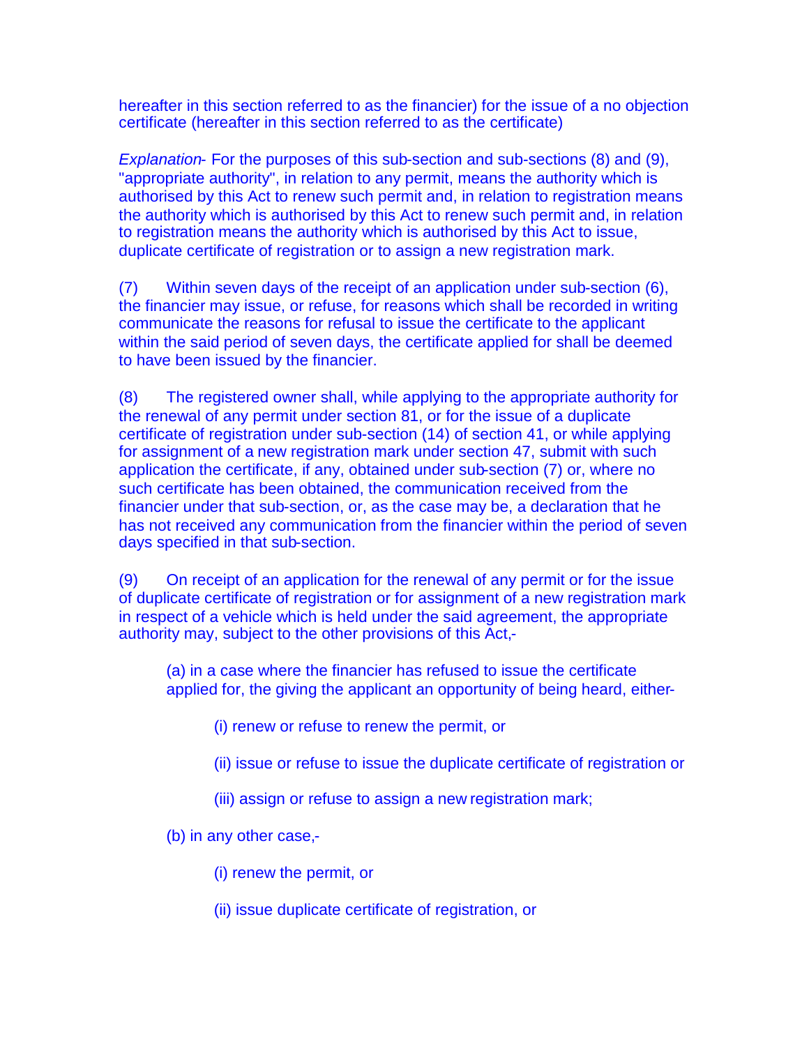hereafter in this section referred to as the financier) for the issue of a no objection certificate (hereafter in this section referred to as the certificate)

*Explanation*- For the purposes of this sub-section and sub-sections (8) and (9), "appropriate authority", in relation to any permit, means the authority which is authorised by this Act to renew such permit and, in relation to registration means the authority which is authorised by this Act to renew such permit and, in relation to registration means the authority which is authorised by this Act to issue, duplicate certificate of registration or to assign a new registration mark.

(7) Within seven days of the receipt of an application under sub-section (6), the financier may issue, or refuse, for reasons which shall be recorded in writing communicate the reasons for refusal to issue the certificate to the applicant within the said period of seven days, the certificate applied for shall be deemed to have been issued by the financier.

(8) The registered owner shall, while applying to the appropriate authority for the renewal of any permit under section 81, or for the issue of a duplicate certificate of registration under sub-section (14) of section 41, or while applying for assignment of a new registration mark under section 47, submit with such application the certificate, if any, obtained under sub-section (7) or, where no such certificate has been obtained, the communication received from the financier under that sub-section, or, as the case may be, a declaration that he has not received any communication from the financier within the period of seven days specified in that sub-section.

(9) On receipt of an application for the renewal of any permit or for the issue of duplicate certificate of registration or for assignment of a new registration mark in respect of a vehicle which is held under the said agreement, the appropriate authority may, subject to the other provisions of this Act,-

(a) in a case where the financier has refused to issue the certificate applied for, the giving the applicant an opportunity of being heard, either-

(i) renew or refuse to renew the permit, or

(ii) issue or refuse to issue the duplicate certificate of registration or

(iii) assign or refuse to assign a new registration mark;

(b) in any other case,-

(i) renew the permit, or

(ii) issue duplicate certificate of registration, or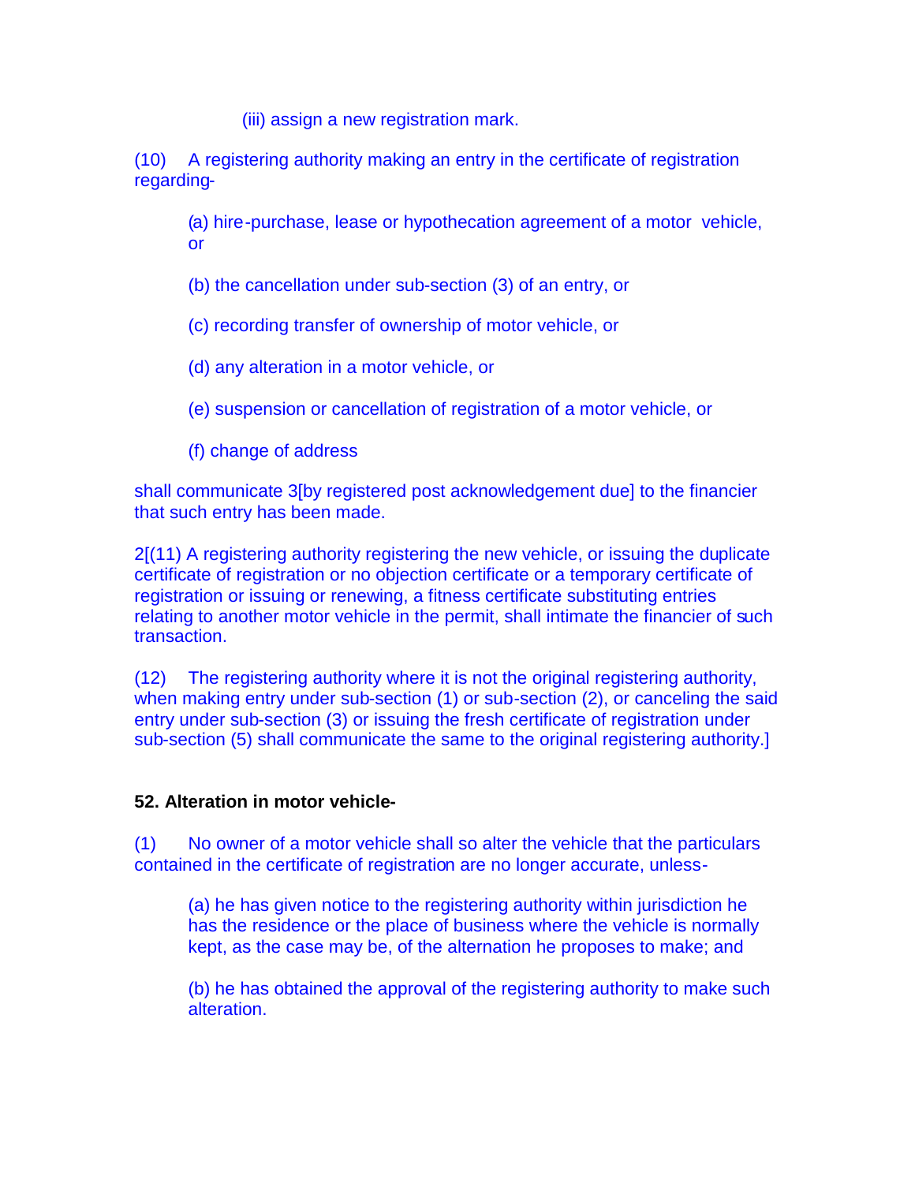(iii) assign a new registration mark.

(10) A registering authority making an entry in the certificate of registration regarding-

(a) hire-purchase, lease or hypothecation agreement of a motor vehicle, or

(b) the cancellation under sub-section (3) of an entry, or

(c) recording transfer of ownership of motor vehicle, or

(d) any alteration in a motor vehicle, or

(e) suspension or cancellation of registration of a motor vehicle, or

(f) change of address

shall communicate 3[by registered post acknowledgement due] to the financier that such entry has been made.

2[(11) A registering authority registering the new vehicle, or issuing the duplicate certificate of registration or no objection certificate or a temporary certificate of registration or issuing or renewing, a fitness certificate substituting entries relating to another motor vehicle in the permit, shall intimate the financier of such transaction.

(12) The registering authority where it is not the original registering authority, when making entry under sub-section (1) or sub-section (2), or canceling the said entry under sub-section (3) or issuing the fresh certificate of registration under sub-section (5) shall communicate the same to the original registering authority.]

**52. Alteration in motor vehicle-**

(1) No owner of a motor vehicle shall so alter the vehicle that the particulars contained in the certificate of registration are no longer accurate, unless-

(a) he has given notice to the registering authority within jurisdiction he has the residence or the place of business where the vehicle is normally kept, as the case may be, of the alternation he proposes to make; and

(b) he has obtained the approval of the registering authority to make such alteration.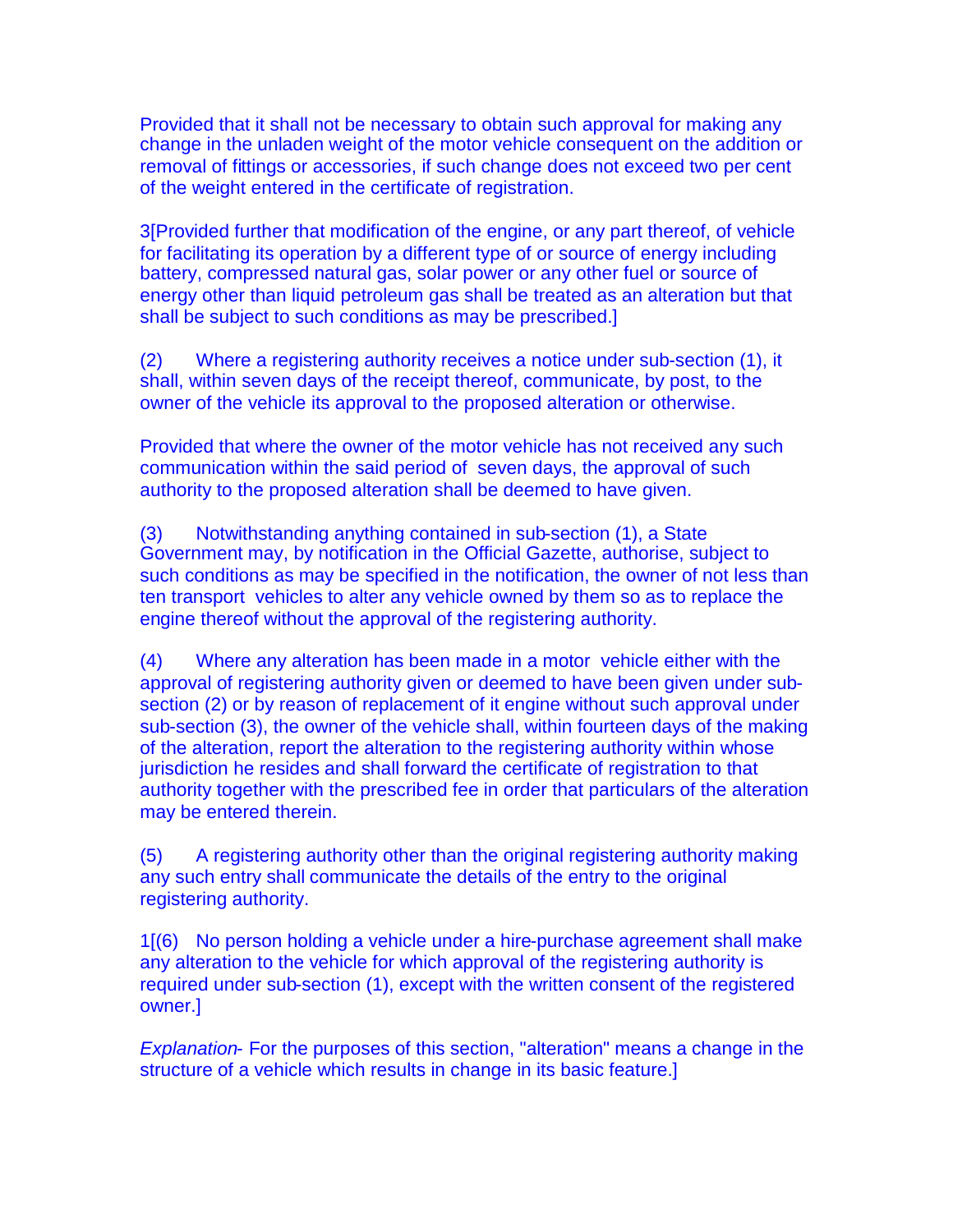Provided that it shall not be necessary to obtain such approval for making any change in the unladen weight of the motor vehicle consequent on the addition or removal of fittings or accessories, if such change does not exceed two per cent of the weight entered in the certificate of registration.

3[Provided further that modification of the engine, or any part thereof, of vehicle for facilitating its operation by a different type of or source of energy including battery, compressed natural gas, solar power or any other fuel or source of energy other than liquid petroleum gas shall be treated as an alteration but that shall be subject to such conditions as may be prescribed.]

(2) Where a registering authority receives a notice under sub-section (1), it shall, within seven days of the receipt thereof, communicate, by post, to the owner of the vehicle its approval to the proposed alteration or otherwise.

Provided that where the owner of the motor vehicle has not received any such communication within the said period of seven days, the approval of such authority to the proposed alteration shall be deemed to have given.

(3) Notwithstanding anything contained in sub-section (1), a State Government may, by notification in the Official Gazette, authorise, subject to such conditions as may be specified in the notification, the owner of not less than ten transport vehicles to alter any vehicle owned by them so as to replace the engine thereof without the approval of the registering authority.

(4) Where any alteration has been made in a motor vehicle either with the approval of registering authority given or deemed to have been given under sub-section (2) or by reason of replacement of it engine without such approval under sub-section (3), the owner of the vehicle shall, within fourteen days of the making of the alteration, report the alteration to the registering authority within whose jurisdiction he resides and shall forward the certificate of registration to that authority together with the prescribed fee in order that particulars of the alteration may be entered therein.

(5) A registering authority other than the original registering authority making any such entry shall communicate the details of the entry to the original registering authority.

1[(6) No person holding a vehicle under a hire-purchase agreement shall make any alteration to the vehicle for which approval of the registering authority is required under sub-section (1), except with the written consent of the registered owner.]

*Explanation*- For the purposes of this section, "alteration" means a change in the structure of a vehicle which results in change in its basic feature.]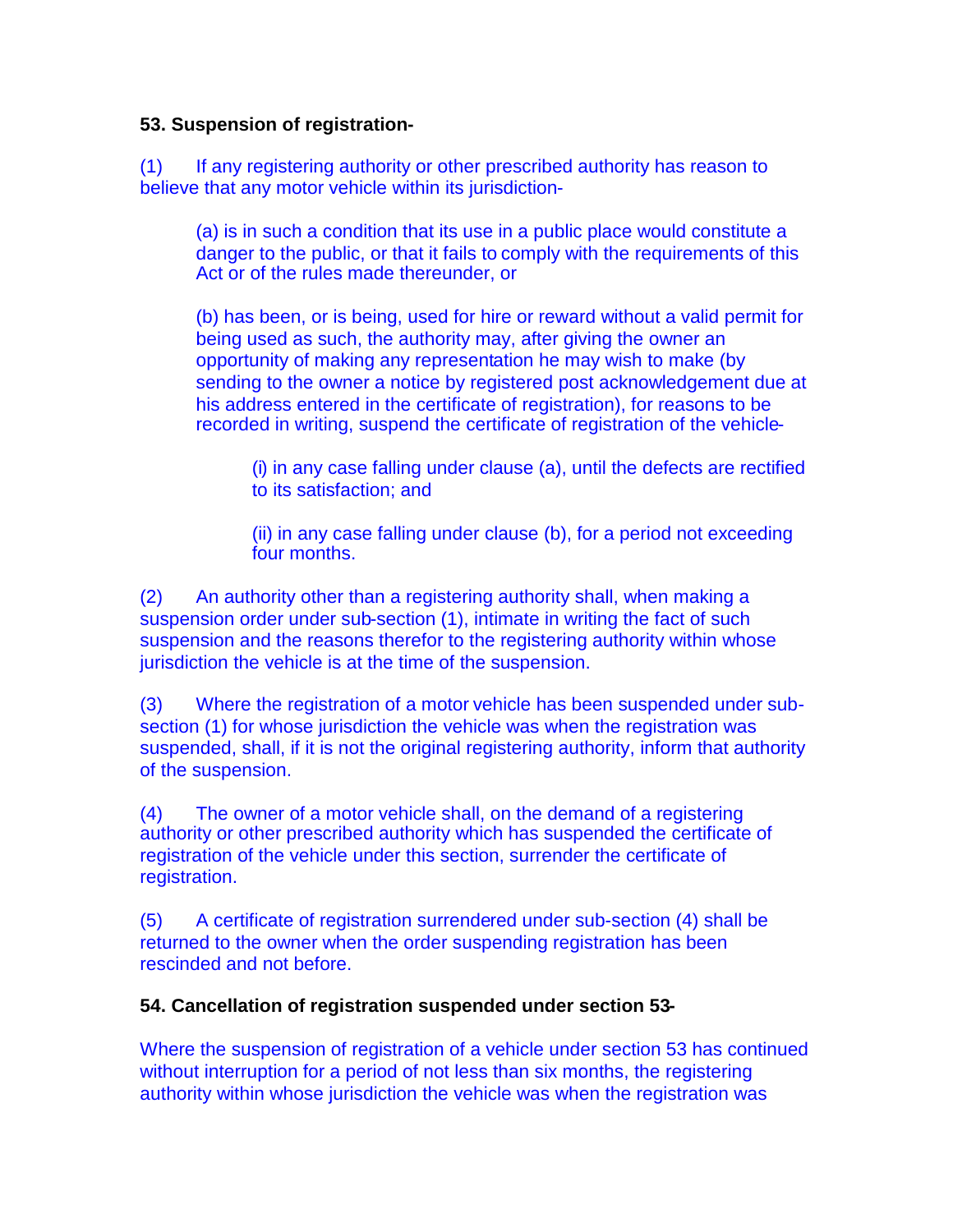**53. Suspension of registration-**

(1) If any registering authority or other prescribed authority has reason to believe that any motor vehicle within its jurisdiction-

(a) is in such a condition that its use in a public place would constitute a danger to the public, or that it fails to comply with the requirements of this Act or of the rules made thereunder, or

(b) has been, or is being, used for hire or reward without a valid permit for being used as such, the authority may, after giving the owner an opportunity of making any representation he may wish to make (by sending to the owner a notice by registered post acknowledgement due at his address entered in the certificate of registration), for reasons to be recorded in writing, suspend the certificate of registration of the vehicle-

(i) in any case falling under clause (a), until the defects are rectified to its satisfaction; and

(ii) in any case falling under clause (b), for a period not exceeding four months.

(2) An authority other than a registering authority shall, when making a suspension order under sub-section (1), intimate in writing the fact of such suspension and the reasons therefor to the registering authority within whose jurisdiction the vehicle is at the time of the suspension.

(3) Where the registration of a motor vehicle has been suspended under sub-section (1) for whose jurisdiction the vehicle was when the registration was suspended, shall, if it is not the original registering authority, inform that authority of the suspension.

(4) The owner of a motor vehicle shall, on the demand of a registering authority or other prescribed authority which has suspended the certificate of registration of the vehicle under this section, surrender the certificate of registration.

(5) A certificate of registration surrendered under sub-section (4) shall be returned to the owner when the order suspending registration has been rescinded and not before.

**54. Cancellation of registration suspended under section 53-**

Where the suspension of registration of a vehicle under section 53 has continued without interruption for a period of not less than six months, the registering authority within whose jurisdiction the vehicle was when the registration was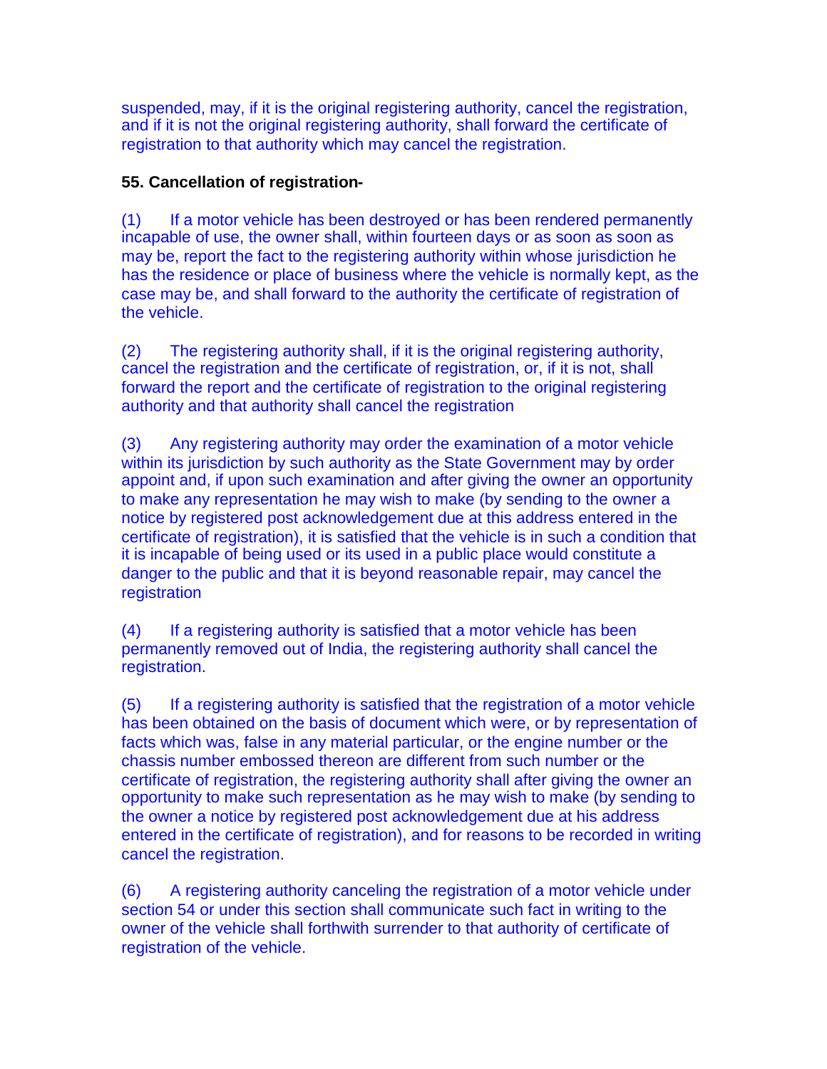suspended, may, if it is the original registering authority, cancel the registration, and if it is not the original registering authority, shall forward the certificate of registration to that authority which may cancel the registration.

**55. Cancellation of registration-**

(1) If a motor vehicle has been destroyed or has been rendered permanently incapable of use, the owner shall, within fourteen days or as soon as soon as may be, report the fact to the registering authority within whose jurisdiction he has the residence or place of business where the vehicle is normally kept, as the case may be, and shall forward to the authority the certificate of registration of the vehicle.

(2) The registering authority shall, if it is the original registering authority, cancel the registration and the certificate of registration, or, if it is not, shall forward the report and the certificate of registration to the original registering authority and that authority shall cancel the registration

(3) Any registering authority may order the examination of a motor vehicle within its jurisdiction by such authority as the State Government may by order appoint and, if upon such examination and after giving the owner an opportunity to make any representation he may wish to make (by sending to the owner a notice by registered post acknowledgement due at this address entered in the certificate of registration), it is satisfied that the vehicle is in such a condition that it is incapable of being used or its used in a public place would constitute a danger to the public and that it is beyond reasonable repair, may cancel the registration

(4) If a registering authority is satisfied that a motor vehicle has been permanently removed out of India, the registering authority shall cancel the registration.

(5) If a registering authority is satisfied that the registration of a motor vehicle has been obtained on the basis of document which were, or by representation of facts which was, false in any material particular, or the engine number or the chassis number embossed thereon are different from such number or the certificate of registration, the registering authority shall after giving the owner an opportunity to make such representation as he may wish to make (by sending to the owner a notice by registered post acknowledgement due at his address entered in the certificate of registration), and for reasons to be recorded in writing cancel the registration.

(6) A registering authority canceling the registration of a motor vehicle under section 54 or under this section shall communicate such fact in writing to the owner of the vehicle shall forthwith surrender to that authority of certificate of registration of the vehicle.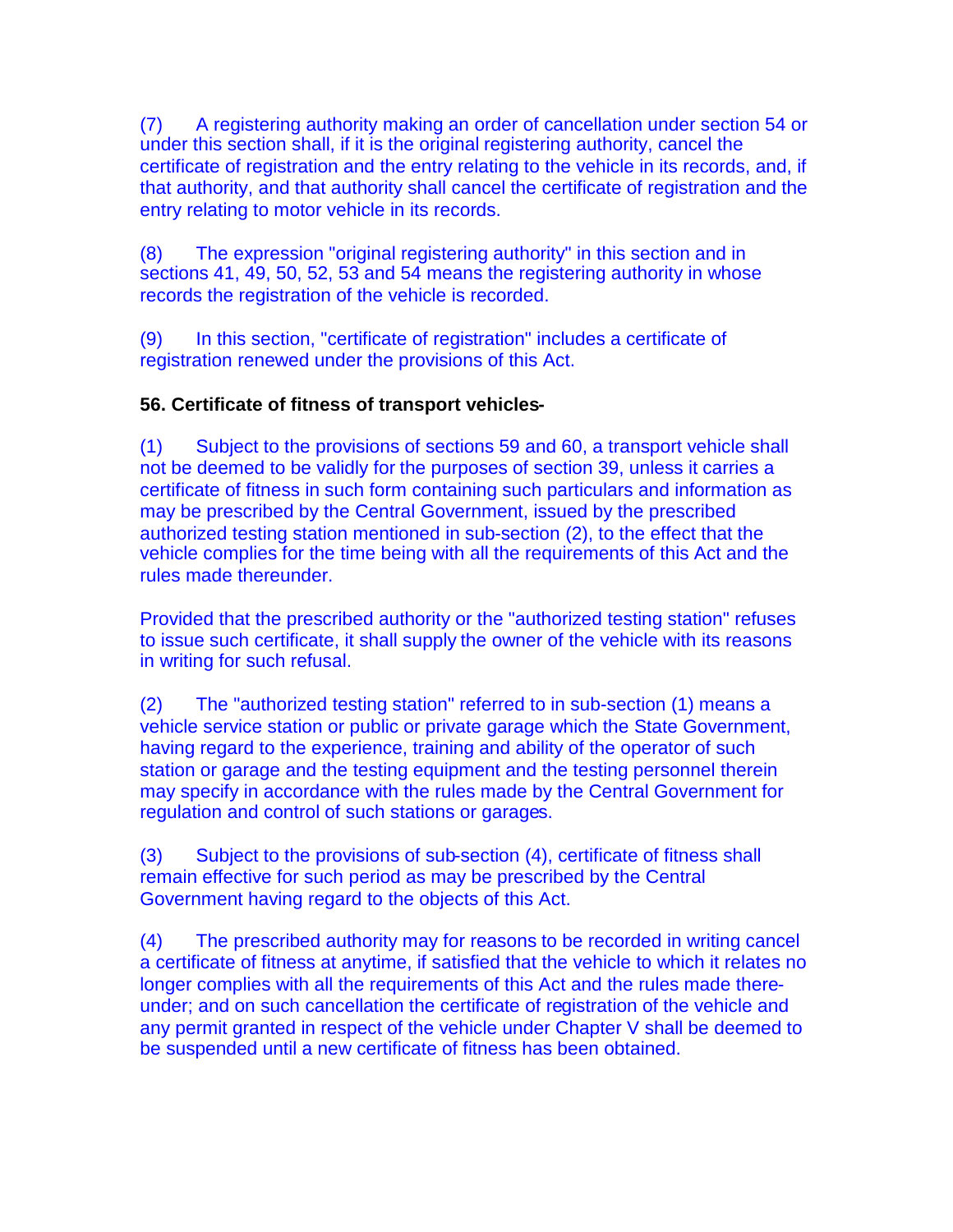(7) A registering authority making an order of cancellation under section 54 or under this section shall, if it is the original registering authority, cancel the certificate of registration and the entry relating to the vehicle in its records, and, if that authority, and that authority shall cancel the certificate of registration and the entry relating to motor vehicle in its records.

(8) The expression "original registering authority" in this section and in sections 41, 49, 50, 52, 53 and 54 means the registering authority in whose records the registration of the vehicle is recorded.

(9) In this section, "certificate of registration" includes a certificate of registration renewed under the provisions of this Act.

**56. Certificate of fitness of transport vehicles-**

(1) Subject to the provisions of sections 59 and 60, a transport vehicle shall not be deemed to be validly for the purposes of section 39, unless it carries a certificate of fitness in such form containing such particulars and information as may be prescribed by the Central Government, issued by the prescribed authorized testing station mentioned in sub-section (2), to the effect that the vehicle complies for the time being with all the requirements of this Act and the rules made thereunder.

Provided that the prescribed authority or the "authorized testing station" refuses to issue such certificate, it shall supply the owner of the vehicle with its reasons in writing for such refusal.

(2) The "authorized testing station" referred to in sub-section (1) means a vehicle service station or public or private garage which the State Government, having regard to the experience, training and ability of the operator of such station or garage and the testing equipment and the testing personnel therein may specify in accordance with the rules made by the Central Government for regulation and control of such stations or garages.

(3) Subject to the provisions of sub-section (4), certificate of fitness shall remain effective for such period as may be prescribed by the Central Government having regard to the objects of this Act.

(4) The prescribed authority may for reasons to be recorded in writing cancel a certificate of fitness at anytime, if satisfied that the vehicle to which it relates no longer complies with all the requirements of this Act and the rules made there-under; and on such cancellation the certificate of registration of the vehicle and any permit granted in respect of the vehicle under Chapter V shall be deemed to be suspended until a new certificate of fitness has been obtained.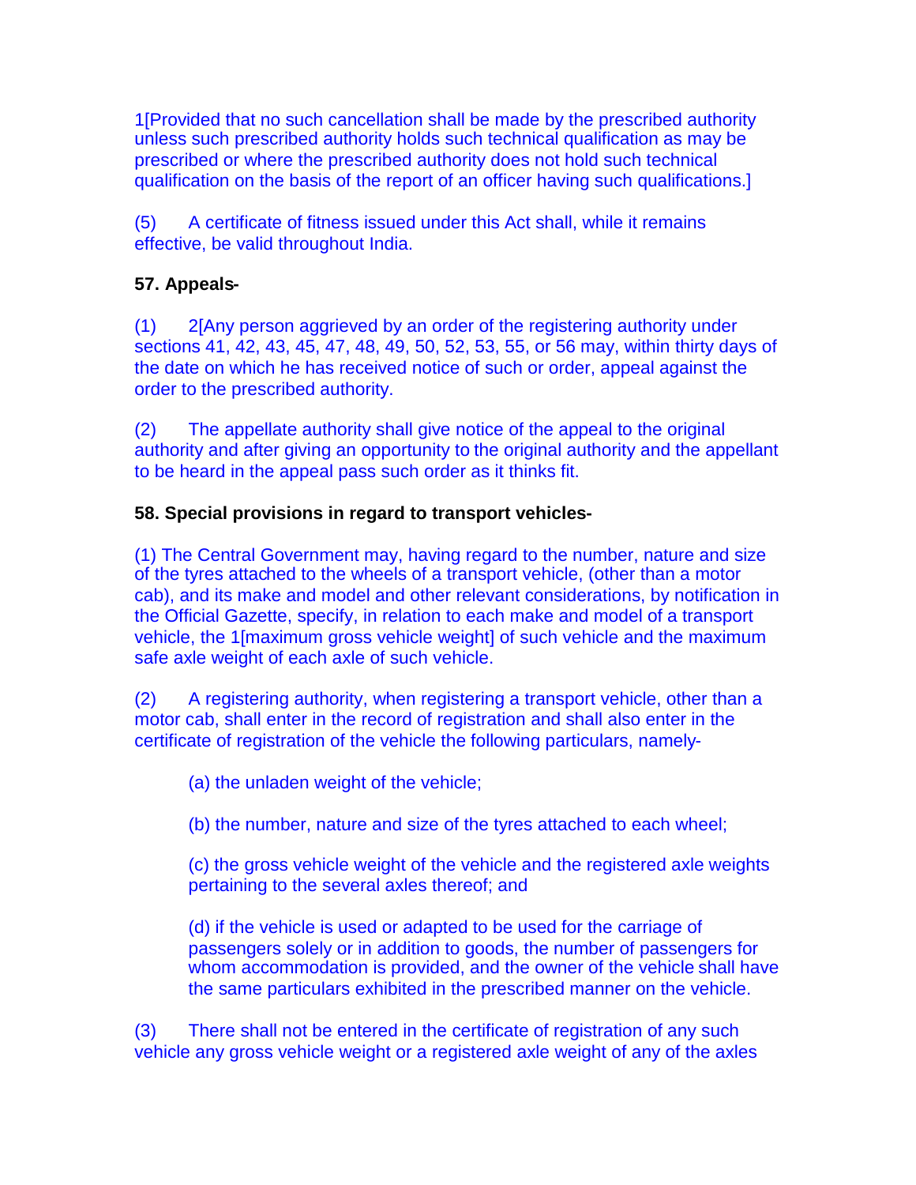1[Provided that no such cancellation shall be made by the prescribed authority unless such prescribed authority holds such technical qualification as may be prescribed or where the prescribed authority does not hold such technical qualification on the basis of the report of an officer having such qualifications.]

(5) A certificate of fitness issued under this Act shall, while it remains effective, be valid throughout India.

**57. Appeals-**

(1) 2[Any person aggrieved by an order of the registering authority under sections 41, 42, 43, 45, 47, 48, 49, 50, 52, 53, 55, or 56 may, within thirty days of the date on which he has received notice of such or order, appeal against the order to the prescribed authority.

(2) The appellate authority shall give notice of the appeal to the original authority and after giving an opportunity to the original authority and the appellant to be heard in the appeal pass such order as it thinks fit.

**58. Special provisions in regard to transport vehicles-**

(1) The Central Government may, having regard to the number, nature and size of the tyres attached to the wheels of a transport vehicle, (other than a motor cab), and its make and model and other relevant considerations, by notification in the Official Gazette, specify, in relation to each make and model of a transport vehicle, the 1[maximum gross vehicle weight] of such vehicle and the maximum safe axle weight of each axle of such vehicle.

(2) A registering authority, when registering a transport vehicle, other than a motor cab, shall enter in the record of registration and shall also enter in the certificate of registration of the vehicle the following particulars, namely-

(a) the unladen weight of the vehicle;

(b) the number, nature and size of the tyres attached to each wheel;

(c) the gross vehicle weight of the vehicle and the registered axle weights pertaining to the several axles thereof; and

(d) if the vehicle is used or adapted to be used for the carriage of passengers solely or in addition to goods, the number of passengers for whom accommodation is provided, and the owner of the vehicle shall have the same particulars exhibited in the prescribed manner on the vehicle.

(3) There shall not be entered in the certificate of registration of any such vehicle any gross vehicle weight or a registered axle weight of any of the axles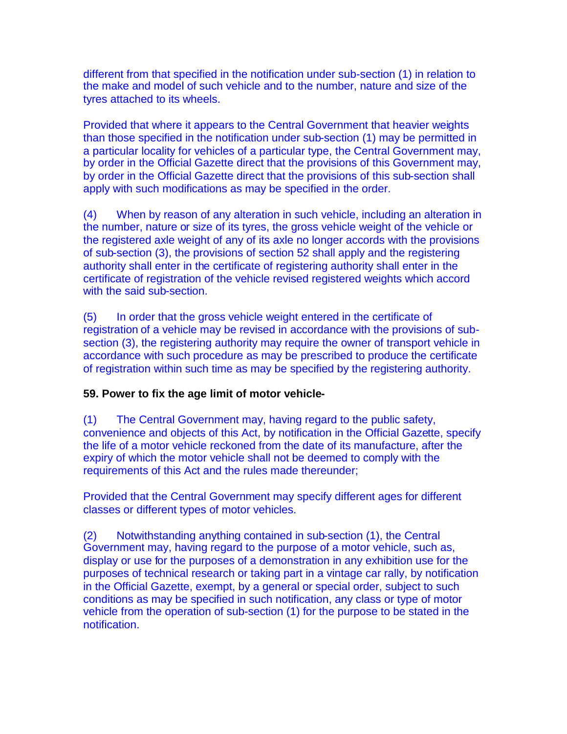different from that specified in the notification under sub-section (1) in relation to the make and model of such vehicle and to the number, nature and size of the tyres attached to its wheels.

Provided that where it appears to the Central Government that heavier weights than those specified in the notification under sub-section (1) may be permitted in a particular locality for vehicles of a particular type, the Central Government may, by order in the Official Gazette direct that the provisions of this Government may, by order in the Official Gazette direct that the provisions of this sub-section shall apply with such modifications as may be specified in the order.

(4) When by reason of any alteration in such vehicle, including an alteration in the number, nature or size of its tyres, the gross vehicle weight of the vehicle or the registered axle weight of any of its axle no longer accords with the provisions of sub-section (3), the provisions of section 52 shall apply and the registering authority shall enter in the certificate of registering authority shall enter in the certificate of registration of the vehicle revised registered weights which accord with the said sub-section.

(5) In order that the gross vehicle weight entered in the certificate of registration of a vehicle may be revised in accordance with the provisions of sub-section (3), the registering authority may require the owner of transport vehicle in accordance with such procedure as may be prescribed to produce the certificate of registration within such time as may be specified by the registering authority.

**59. Power to fix the age limit of motor vehicle-**

(1) The Central Government may, having regard to the public safety, convenience and objects of this Act, by notification in the Official Gazette, specify the life of a motor vehicle reckoned from the date of its manufacture, after the expiry of which the motor vehicle shall not be deemed to comply with the requirements of this Act and the rules made thereunder;

Provided that the Central Government may specify different ages for different classes or different types of motor vehicles.

(2) Notwithstanding anything contained in sub-section (1), the Central Government may, having regard to the purpose of a motor vehicle, such as, display or use for the purposes of a demonstration in any exhibition use for the purposes of technical research or taking part in a vintage car rally, by notification in the Official Gazette, exempt, by a general or special order, subject to such conditions as may be specified in such notification, any class or type of motor vehicle from the operation of sub-section (1) for the purpose to be stated in the notification.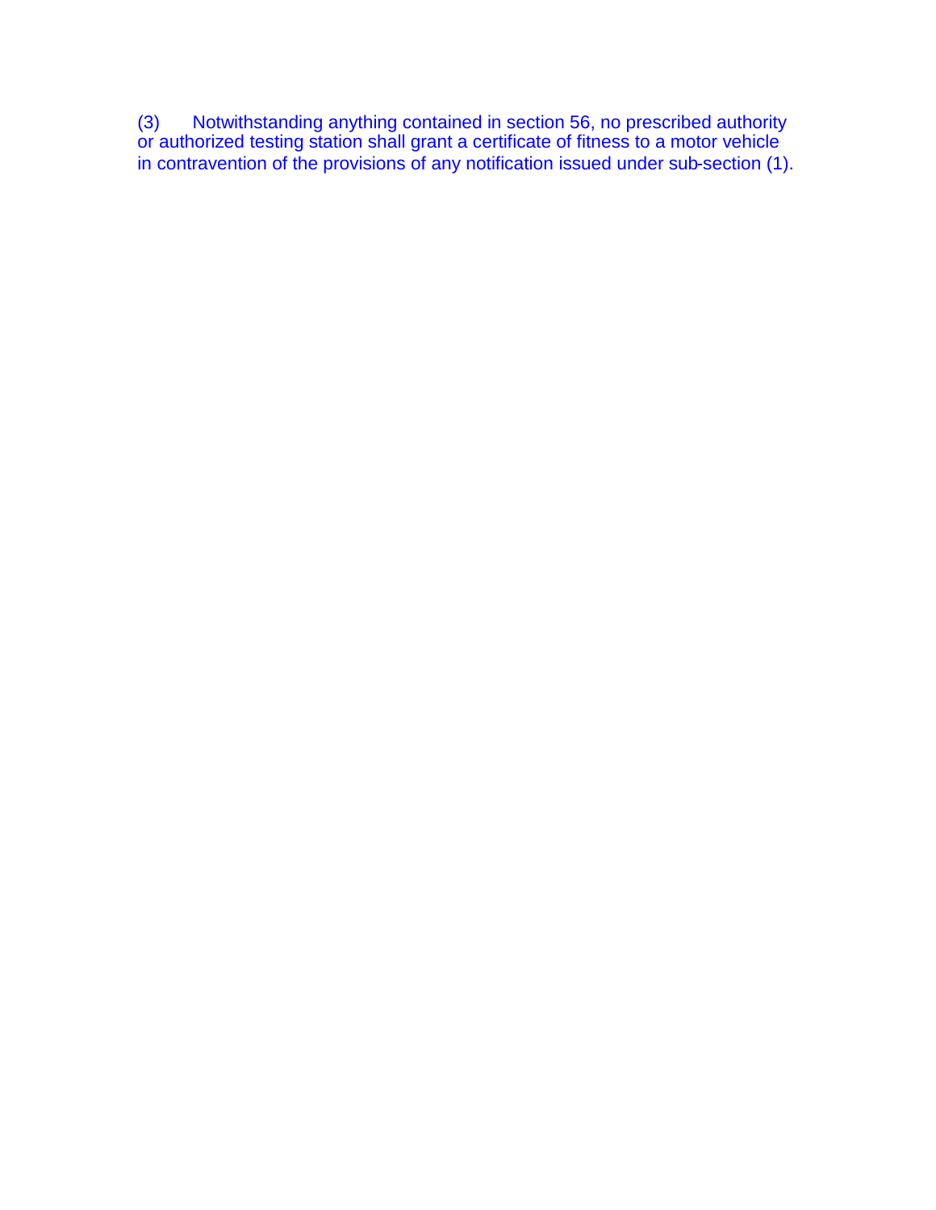(3) Notwithstanding anything contained in section 56, no prescribed authority or authorized testing station shall grant a certificate of fitness to a motor vehicle in contravention of the provisions of any notification issued under sub-section (1).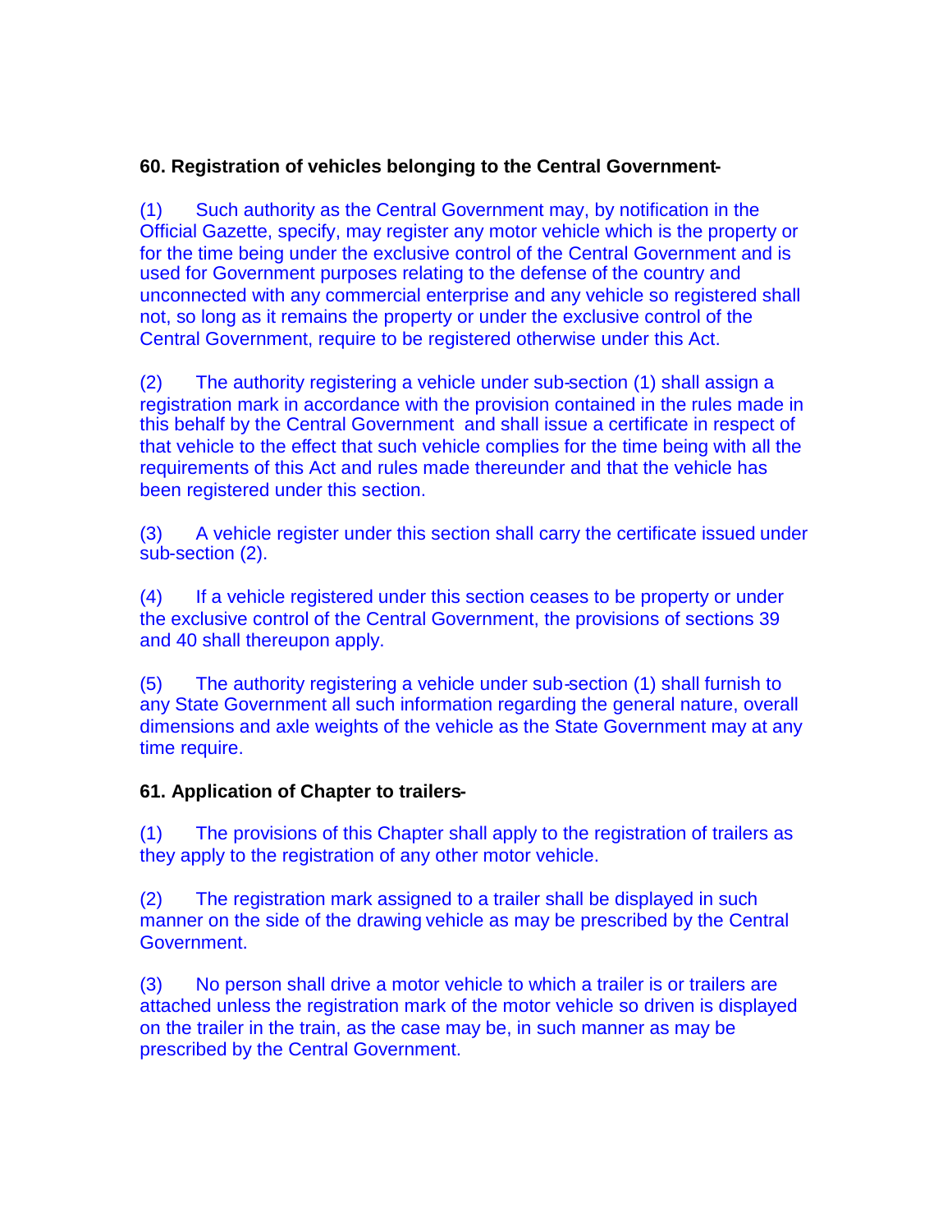**60. Registration of vehicles belonging to the Central Government-**

(1) Such authority as the Central Government may, by notification in the Official Gazette, specify, may register any motor vehicle which is the property or for the time being under the exclusive control of the Central Government and is used for Government purposes relating to the defense of the country and unconnected with any commercial enterprise and any vehicle so registered shall not, so long as it remains the property or under the exclusive control of the Central Government, require to be registered otherwise under this Act.

(2) The authority registering a vehicle under sub-section (1) shall assign a registration mark in accordance with the provision contained in the rules made in this behalf by the Central Government and shall issue a certificate in respect of that vehicle to the effect that such vehicle complies for the time being with all the requirements of this Act and rules made thereunder and that the vehicle has been registered under this section.

(3) A vehicle register under this section shall carry the certificate issued under sub-section (2).

(4) If a vehicle registered under this section ceases to be property or under the exclusive control of the Central Government, the provisions of sections 39 and 40 shall thereupon apply.

(5) The authority registering a vehicle under sub-section (1) shall furnish to any State Government all such information regarding the general nature, overall dimensions and axle weights of the vehicle as the State Government may at any time require.

**61. Application of Chapter to trailers-**

(1) The provisions of this Chapter shall apply to the registration of trailers as they apply to the registration of any other motor vehicle.

(2) The registration mark assigned to a trailer shall be displayed in such manner on the side of the drawing vehicle as may be prescribed by the Central Government.

(3) No person shall drive a motor vehicle to which a trailer is or trailers are attached unless the registration mark of the motor vehicle so driven is displayed on the trailer in the train, as the case may be, in such manner as may be prescribed by the Central Government.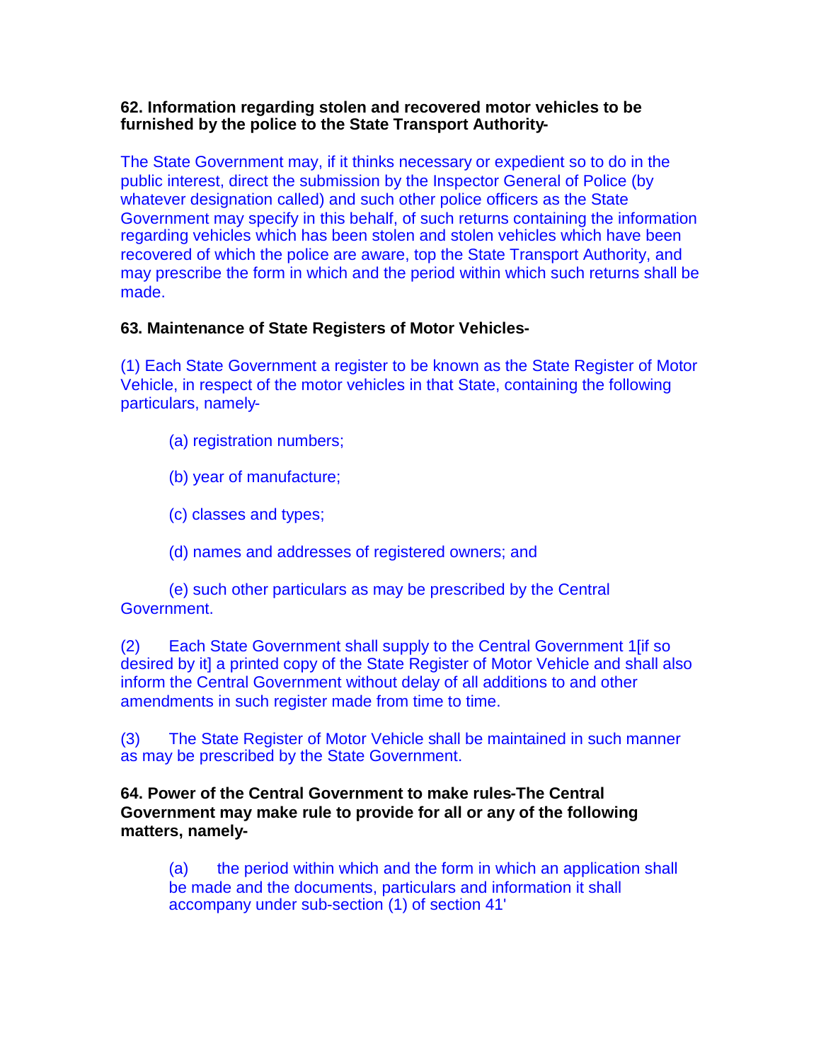**62. Information regarding stolen and recovered motor vehicles to be furnished by the police to the State Transport Authority-**

The State Government may, if it thinks necessary or expedient so to do in the public interest, direct the submission by the Inspector General of Police (by whatever designation called) and such other police officers as the State Government may specify in this behalf, of such returns containing the information regarding vehicles which has been stolen and stolen vehicles which have been recovered of which the police are aware, top the State Transport Authority, and may prescribe the form in which and the period within which such returns shall be made.

**63. Maintenance of State Registers of Motor Vehicles-**

(1) Each State Government a register to be known as the State Register of Motor Vehicle, in respect of the motor vehicles in that State, containing the following particulars, namely-

(a) registration numbers;

(b) year of manufacture;

(c) classes and types;

(d) names and addresses of registered owners; and

(e) such other particulars as may be prescribed by the Central Government.

(2) Each State Government shall supply to the Central Government 1[if so desired by it] a printed copy of the State Register of Motor Vehicle and shall also inform the Central Government without delay of all additions to and other amendments in such register made from time to time.

(3) The State Register of Motor Vehicle shall be maintained in such manner as may be prescribed by the State Government.

**64. Power of the Central Government to make rules-The Central Government may make rule to provide for all or any of the following matters, namely-**

(a) the period within which and the form in which an application shall be made and the documents, particulars and information it shall accompany under sub-section (1) of section 41'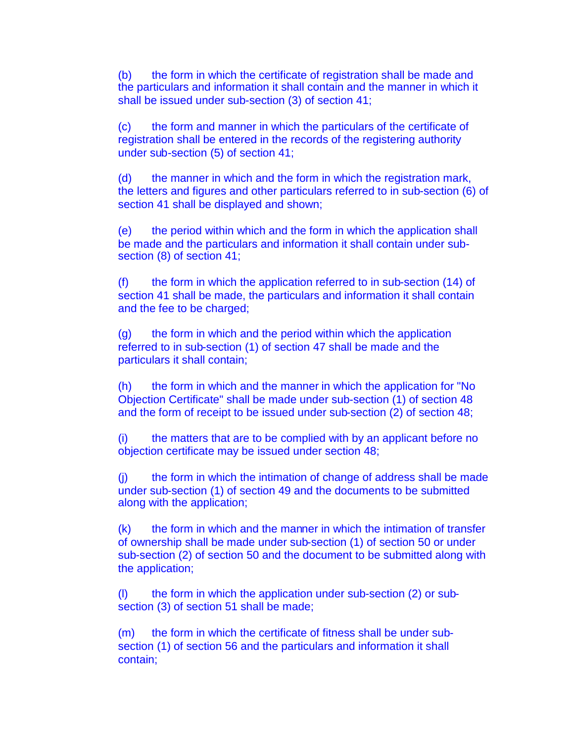(b) the form in which the certificate of registration shall be made and the particulars and information it shall contain and the manner in which it shall be issued under sub-section (3) of section 41;

(c) the form and manner in which the particulars of the certificate of registration shall be entered in the records of the registering authority under sub-section (5) of section 41;

(d) the manner in which and the form in which the registration mark, the letters and figures and other particulars referred to in sub-section (6) of section 41 shall be displayed and shown;

(e) the period within which and the form in which the application shall be made and the particulars and information it shall contain under sub-section (8) of section 41;

(f) the form in which the application referred to in sub-section (14) of section 41 shall be made, the particulars and information it shall contain and the fee to be charged;

(g) the form in which and the period within which the application referred to in sub-section (1) of section 47 shall be made and the particulars it shall contain;

(h) the form in which and the manner in which the application for "No Objection Certificate" shall be made under sub-section (1) of section 48 and the form of receipt to be issued under sub-section (2) of section 48;

(i) the matters that are to be complied with by an applicant before no objection certificate may be issued under section 48;

(j) the form in which the intimation of change of address shall be made under sub-section (1) of section 49 and the documents to be submitted along with the application;

(k) the form in which and the manner in which the intimation of transfer of ownership shall be made under sub-section (1) of section 50 or under sub-section (2) of section 50 and the document to be submitted along with the application;

(l) the form in which the application under sub-section (2) or sub-section (3) of section 51 shall be made;

(m) the form in which the certificate of fitness shall be under sub-section (1) of section 56 and the particulars and information it shall contain;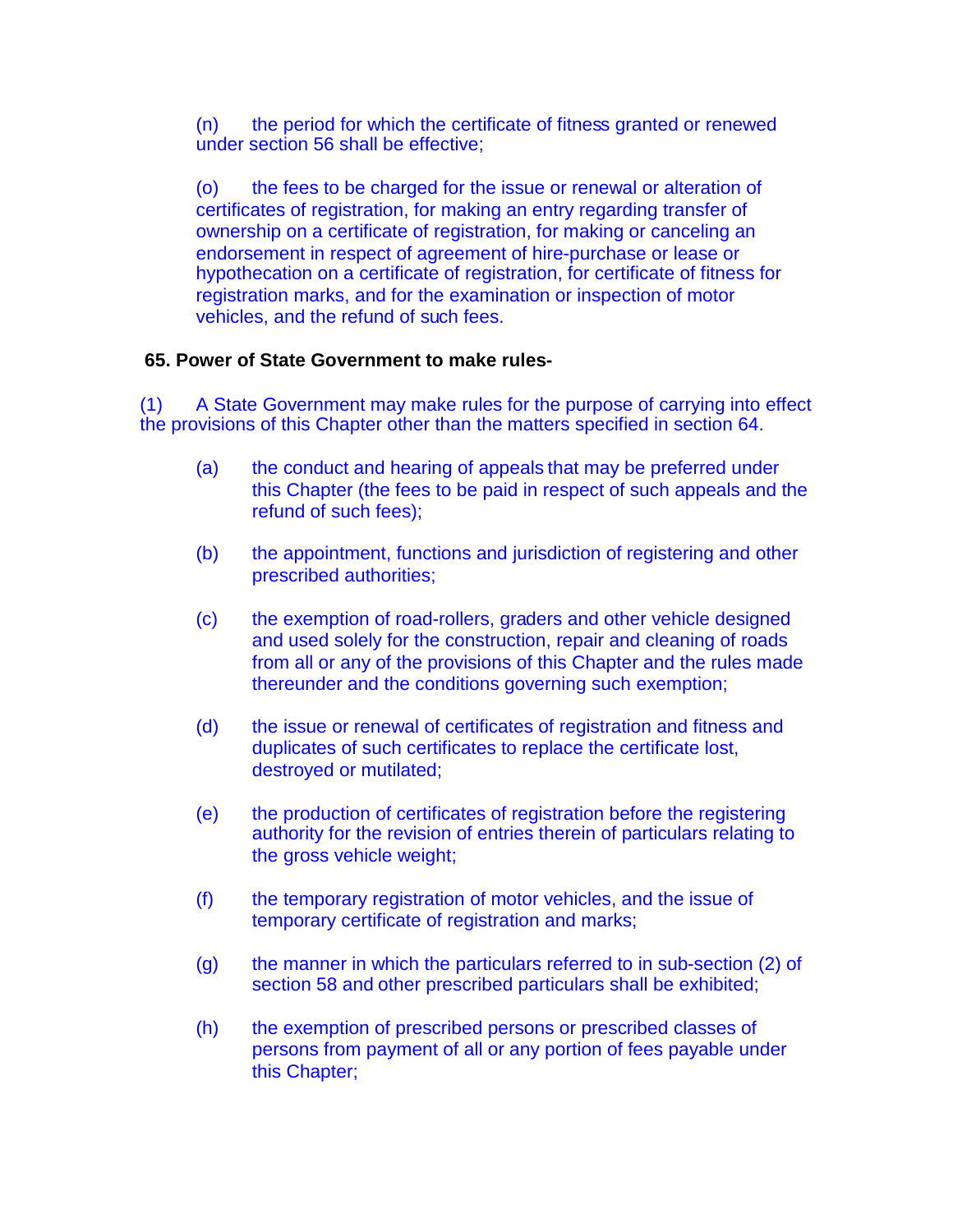(n) the period for which the certificate of fitness granted or renewed under section 56 shall be effective;

(o) the fees to be charged for the issue or renewal or alteration of certificates of registration, for making an entry regarding transfer of ownership on a certificate of registration, for making or canceling an endorsement in respect of agreement of hire-purchase or lease or hypothecation on a certificate of registration, for certificate of fitness for registration marks, and for the examination or inspection of motor vehicles, and the refund of such fees.

**65. Power of State Government to make rules-**

(1) A State Government may make rules for the purpose of carrying into effect the provisions of this Chapter other than the matters specified in section 64.

(a) the conduct and hearing of appeals that may be preferred under this Chapter (the fees to be paid in respect of such appeals and the refund of such fees);

(b) the appointment, functions and jurisdiction of registering and other prescribed authorities;

(c) the exemption of road-rollers, graders and other vehicle designed and used solely for the construction, repair and cleaning of roads from all or any of the provisions of this Chapter and the rules made thereunder and the conditions governing such exemption;

(d) the issue or renewal of certificates of registration and fitness and duplicates of such certificates to replace the certificate lost, destroyed or mutilated;

(e) the production of certificates of registration before the registering authority for the revision of entries therein of particulars relating to the gross vehicle weight;

(f) the temporary registration of motor vehicles, and the issue of temporary certificate of registration and marks;

(g) the manner in which the particulars referred to in sub-section (2) of section 58 and other prescribed particulars shall be exhibited;

(h) the exemption of prescribed persons or prescribed classes of persons from payment of all or any portion of fees payable under this Chapter;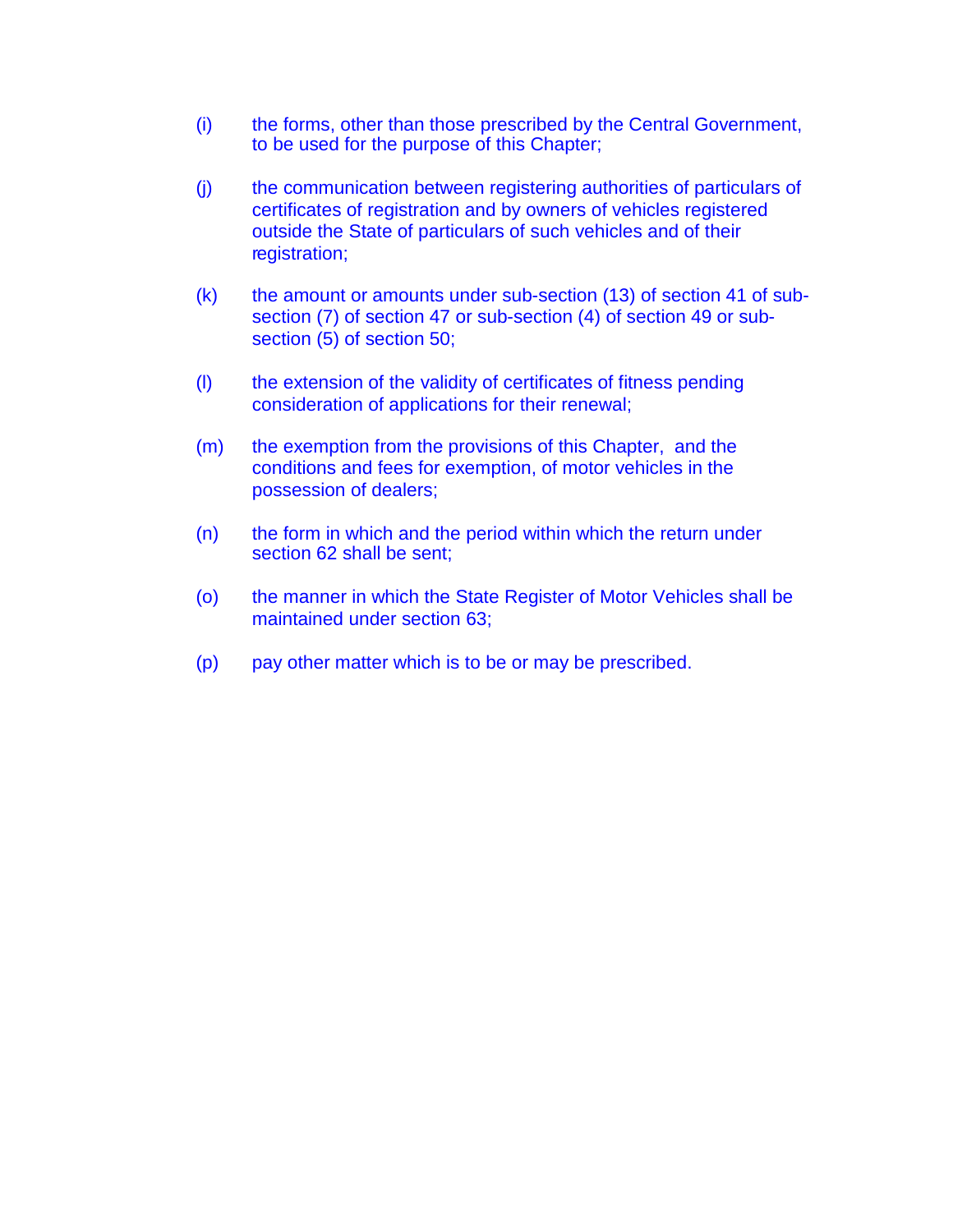(i) the forms, other than those prescribed by the Central Government, to be used for the purpose of this Chapter;

(j) the communication between registering authorities of particulars of certificates of registration and by owners of vehicles registered outside the State of particulars of such vehicles and of their registration;

(k) the amount or amounts under sub-section (13) of section 41 of sub-section (7) of section 47 or sub-section (4) of section 49 or sub-section (5) of section 50;

(l) the extension of the validity of certificates of fitness pending consideration of applications for their renewal;

(m) the exemption from the provisions of this Chapter, and the conditions and fees for exemption, of motor vehicles in the possession of dealers;

(n) the form in which and the period within which the return under section 62 shall be sent;

(o) the manner in which the State Register of Motor Vehicles shall be maintained under section 63;

(p) pay other matter which is to be or may be prescribed.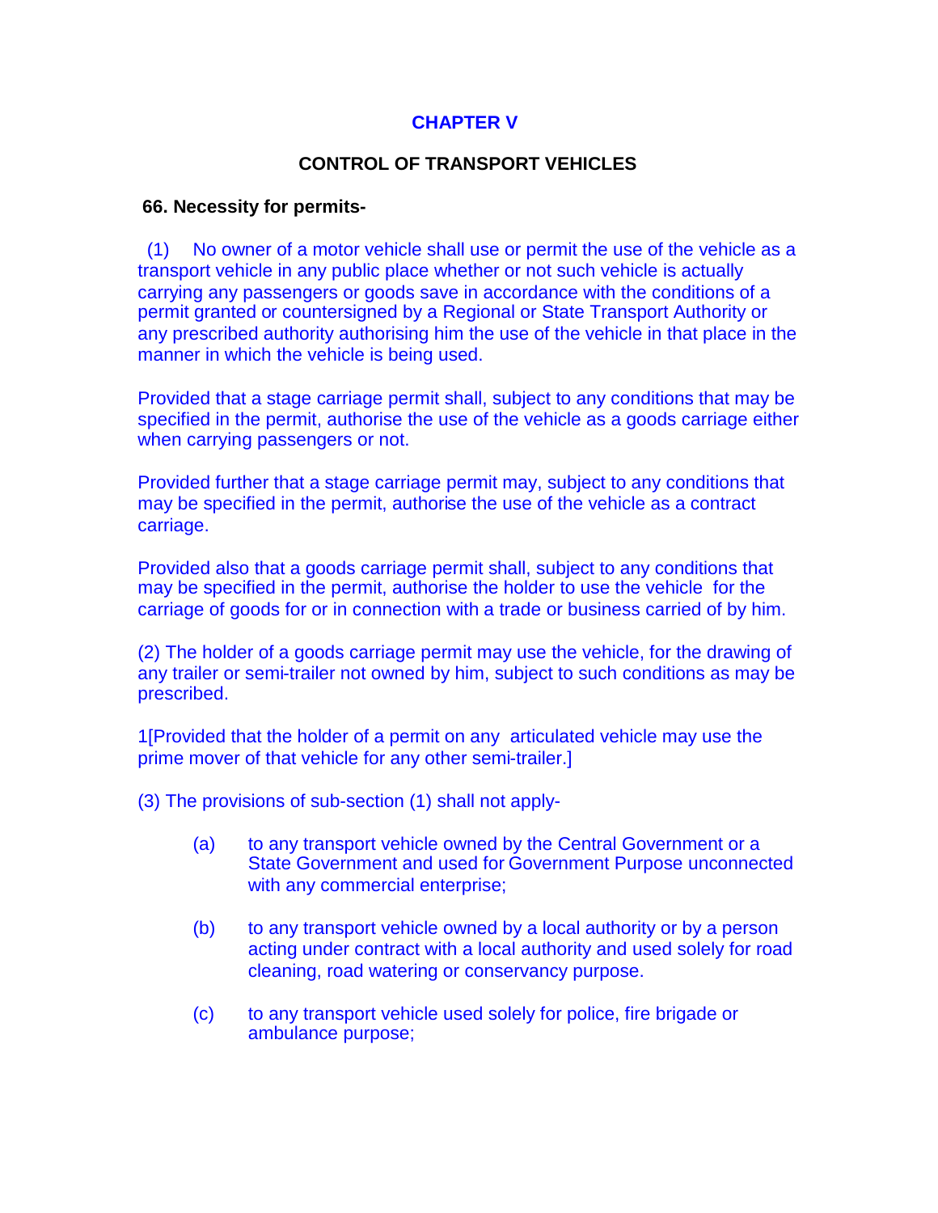## CHAPTER V

## CONTROL OF TRANSPORT VEHICLES

**66. Necessity for permits-**

(1) No owner of a motor vehicle shall use or permit the use of the vehicle as a transport vehicle in any public place whether or not such vehicle is actually carrying any passengers or goods save in accordance with the conditions of a permit granted or countersigned by a Regional or State Transport Authority or any prescribed authority authorising him the use of the vehicle in that place in the manner in which the vehicle is being used.

Provided that a stage carriage permit shall, subject to any conditions that may be specified in the permit, authorise the use of the vehicle as a goods carriage either when carrying passengers or not.

Provided further that a stage carriage permit may, subject to any conditions that may be specified in the permit, authorise the use of the vehicle as a contract carriage.

Provided also that a goods carriage permit shall, subject to any conditions that may be specified in the permit, authorise the holder to use the vehicle for the carriage of goods for or in connection with a trade or business carried of by him.

(2) The holder of a goods carriage permit may use the vehicle, for the drawing of any trailer or semi-trailer not owned by him, subject to such conditions as may be prescribed.

1[Provided that the holder of a permit on any articulated vehicle may use the prime mover of that vehicle for any other semi-trailer.]

(3) The provisions of sub-section (1) shall not apply-

- (a) to any transport vehicle owned by the Central Government or a State Government and used for Government Purpose unconnected with any commercial enterprise;
- (b) to any transport vehicle owned by a local authority or by a person acting under contract with a local authority and used solely for road cleaning, road watering or conservancy purpose.
- (c) to any transport vehicle used solely for police, fire brigade or ambulance purpose;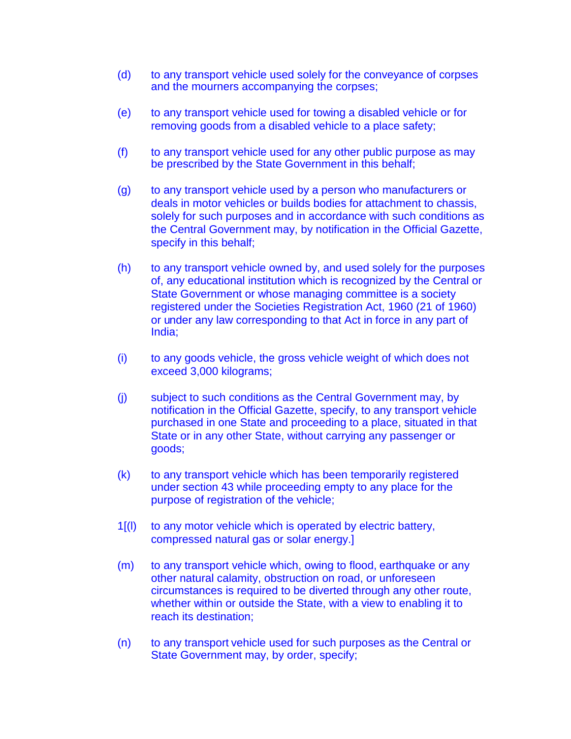(d) to any transport vehicle used solely for the conveyance of corpses and the mourners accompanying the corpses;

(e) to any transport vehicle used for towing a disabled vehicle or for removing goods from a disabled vehicle to a place safety;

(f) to any transport vehicle used for any other public purpose as may be prescribed by the State Government in this behalf;

(g) to any transport vehicle used by a person who manufacturers or deals in motor vehicles or builds bodies for attachment to chassis, solely for such purposes and in accordance with such conditions as the Central Government may, by notification in the Official Gazette, specify in this behalf;

(h) to any transport vehicle owned by, and used solely for the purposes of, any educational institution which is recognized by the Central or State Government or whose managing committee is a society registered under the Societies Registration Act, 1960 (21 of 1960) or under any law corresponding to that Act in force in any part of India;

(i) to any goods vehicle, the gross vehicle weight of which does not exceed 3,000 kilograms;

(j) subject to such conditions as the Central Government may, by notification in the Official Gazette, specify, to any transport vehicle purchased in one State and proceeding to a place, situated in that State or in any other State, without carrying any passenger or goods;

(k) to any transport vehicle which has been temporarily registered under section 43 while proceeding empty to any place for the purpose of registration of the vehicle;

1[(l) to any motor vehicle which is operated by electric battery, compressed natural gas or solar energy.]

(m) to any transport vehicle which, owing to flood, earthquake or any other natural calamity, obstruction on road, or unforeseen circumstances is required to be diverted through any other route, whether within or outside the State, with a view to enabling it to reach its destination;

(n) to any transport vehicle used for such purposes as the Central or State Government may, by order, specify;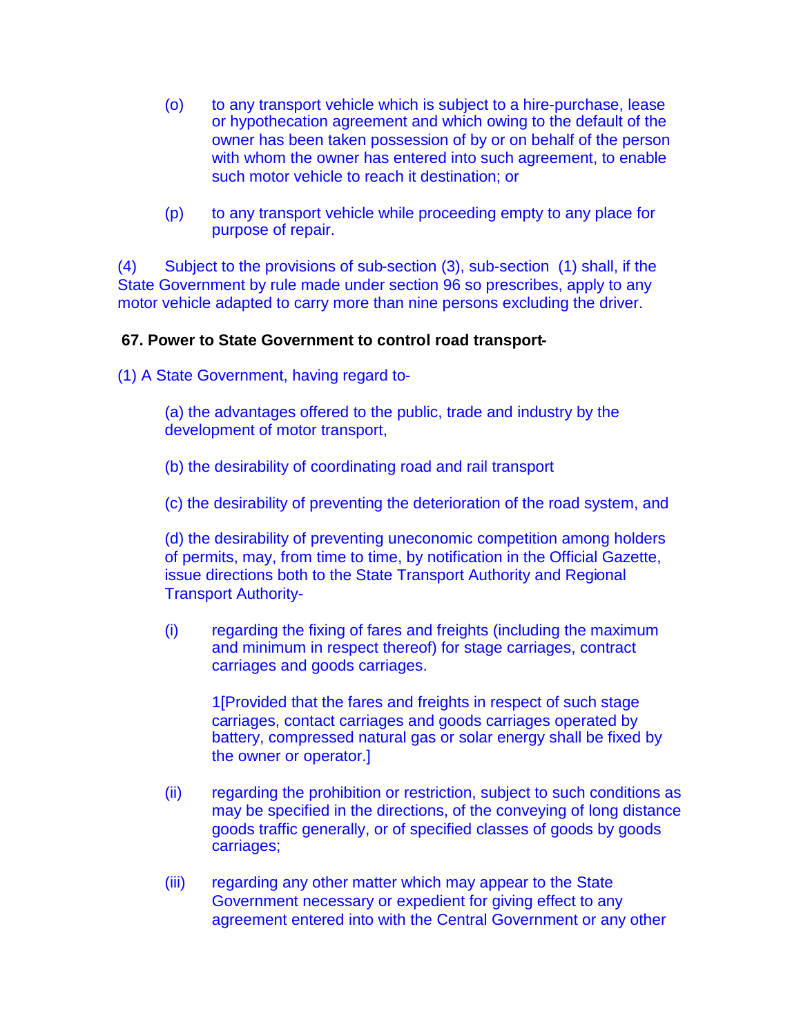(o) to any transport vehicle which is subject to a hire-purchase, lease or hypothecation agreement and which owing to the default of the owner has been taken possession of by or on behalf of the person with whom the owner has entered into such agreement, to enable such motor vehicle to reach it destination; or

(p) to any transport vehicle while proceeding empty to any place for purpose of repair.

(4) Subject to the provisions of sub-section (3), sub-section (1) shall, if the State Government by rule made under section 96 so prescribes, apply to any motor vehicle adapted to carry more than nine persons excluding the driver.

**67. Power to State Government to control road transport-**

(1) A State Government, having regard to-

(a) the advantages offered to the public, trade and industry by the development of motor transport,

(b) the desirability of coordinating road and rail transport

(c) the desirability of preventing the deterioration of the road system, and

(d) the desirability of preventing uneconomic competition among holders of permits, may, from time to time, by notification in the Official Gazette, issue directions both to the State Transport Authority and Regional Transport Authority-

(i) regarding the fixing of fares and freights (including the maximum and minimum in respect thereof) for stage carriages, contract carriages and goods carriages.

1[Provided that the fares and freights in respect of such stage carriages, contact carriages and goods carriages operated by battery, compressed natural gas or solar energy shall be fixed by the owner or operator.]

(ii) regarding the prohibition or restriction, subject to such conditions as may be specified in the directions, of the conveying of long distance goods traffic generally, or of specified classes of goods by goods carriages;

(iii) regarding any other matter which may appear to the State Government necessary or expedient for giving effect to any agreement entered into with the Central Government or any other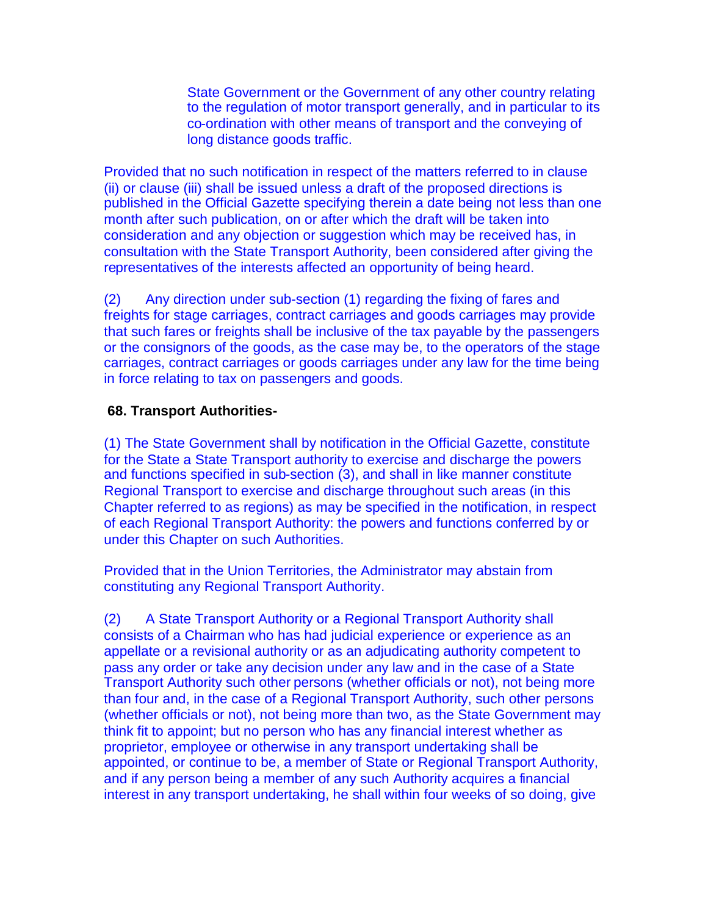State Government or the Government of any other country relating to the regulation of motor transport generally, and in particular to its co-ordination with other means of transport and the conveying of long distance goods traffic.

Provided that no such notification in respect of the matters referred to in clause (ii) or clause (iii) shall be issued unless a draft of the proposed directions is published in the Official Gazette specifying therein a date being not less than one month after such publication, on or after which the draft will be taken into consideration and any objection or suggestion which may be received has, in consultation with the State Transport Authority, been considered after giving the representatives of the interests affected an opportunity of being heard.

(2) Any direction under sub-section (1) regarding the fixing of fares and freights for stage carriages, contract carriages and goods carriages may provide that such fares or freights shall be inclusive of the tax payable by the passengers or the consignors of the goods, as the case may be, to the operators of the stage carriages, contract carriages or goods carriages under any law for the time being in force relating to tax on passengers and goods.

**68. Transport Authorities-**

(1) The State Government shall by notification in the Official Gazette, constitute for the State a State Transport authority to exercise and discharge the powers and functions specified in sub-section (3), and shall in like manner constitute Regional Transport to exercise and discharge throughout such areas (in this Chapter referred to as regions) as may be specified in the notification, in respect of each Regional Transport Authority: the powers and functions conferred by or under this Chapter on such Authorities.

Provided that in the Union Territories, the Administrator may abstain from constituting any Regional Transport Authority.

(2) A State Transport Authority or a Regional Transport Authority shall consists of a Chairman who has had judicial experience or experience as an appellate or a revisional authority or as an adjudicating authority competent to pass any order or take any decision under any law and in the case of a State Transport Authority such other persons (whether officials or not), not being more than four and, in the case of a Regional Transport Authority, such other persons (whether officials or not), not being more than two, as the State Government may think fit to appoint; but no person who has any financial interest whether as proprietor, employee or otherwise in any transport undertaking shall be appointed, or continue to be, a member of State or Regional Transport Authority, and if any person being a member of any such Authority acquires a financial interest in any transport undertaking, he shall within four weeks of so doing, give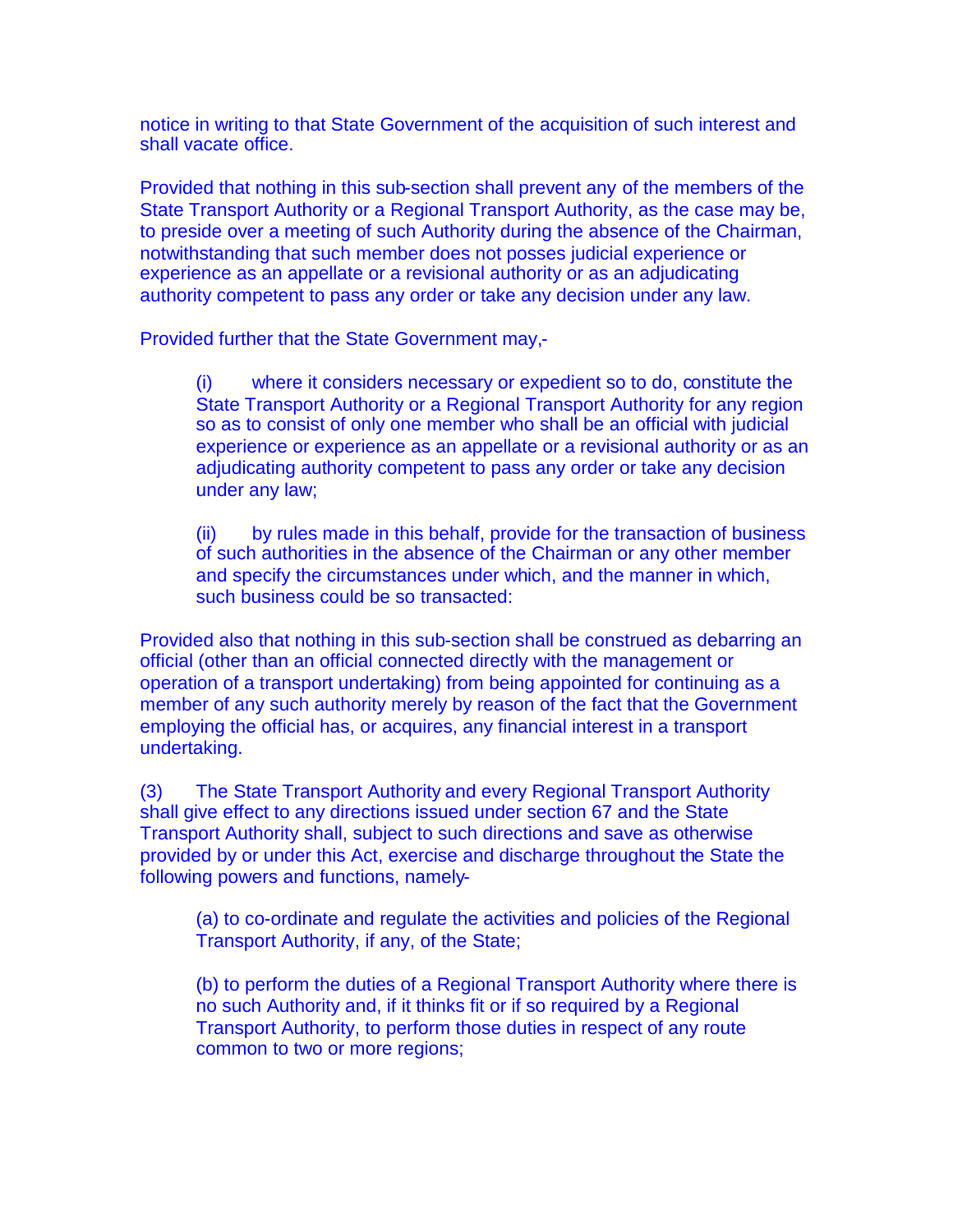notice in writing to that State Government of the acquisition of such interest and shall vacate office.

Provided that nothing in this sub-section shall prevent any of the members of the State Transport Authority or a Regional Transport Authority, as the case may be, to preside over a meeting of such Authority during the absence of the Chairman, notwithstanding that such member does not posses judicial experience or experience as an appellate or a revisional authority or as an adjudicating authority competent to pass any order or take any decision under any law.

Provided further that the State Government may,-

(i) where it considers necessary or expedient so to do, constitute the State Transport Authority or a Regional Transport Authority for any region so as to consist of only one member who shall be an official with judicial experience or experience as an appellate or a revisional authority or as an adjudicating authority competent to pass any order or take any decision under any law;

(ii) by rules made in this behalf, provide for the transaction of business of such authorities in the absence of the Chairman or any other member and specify the circumstances under which, and the manner in which, such business could be so transacted:

Provided also that nothing in this sub-section shall be construed as debarring an official (other than an official connected directly with the management or operation of a transport undertaking) from being appointed for continuing as a member of any such authority merely by reason of the fact that the Government employing the official has, or acquires, any financial interest in a transport undertaking.

(3) The State Transport Authority and every Regional Transport Authority shall give effect to any directions issued under section 67 and the State Transport Authority shall, subject to such directions and save as otherwise provided by or under this Act, exercise and discharge throughout the State the following powers and functions, namely-

(a) to co-ordinate and regulate the activities and policies of the Regional Transport Authority, if any, of the State;

(b) to perform the duties of a Regional Transport Authority where there is no such Authority and, if it thinks fit or if so required by a Regional Transport Authority, to perform those duties in respect of any route common to two or more regions;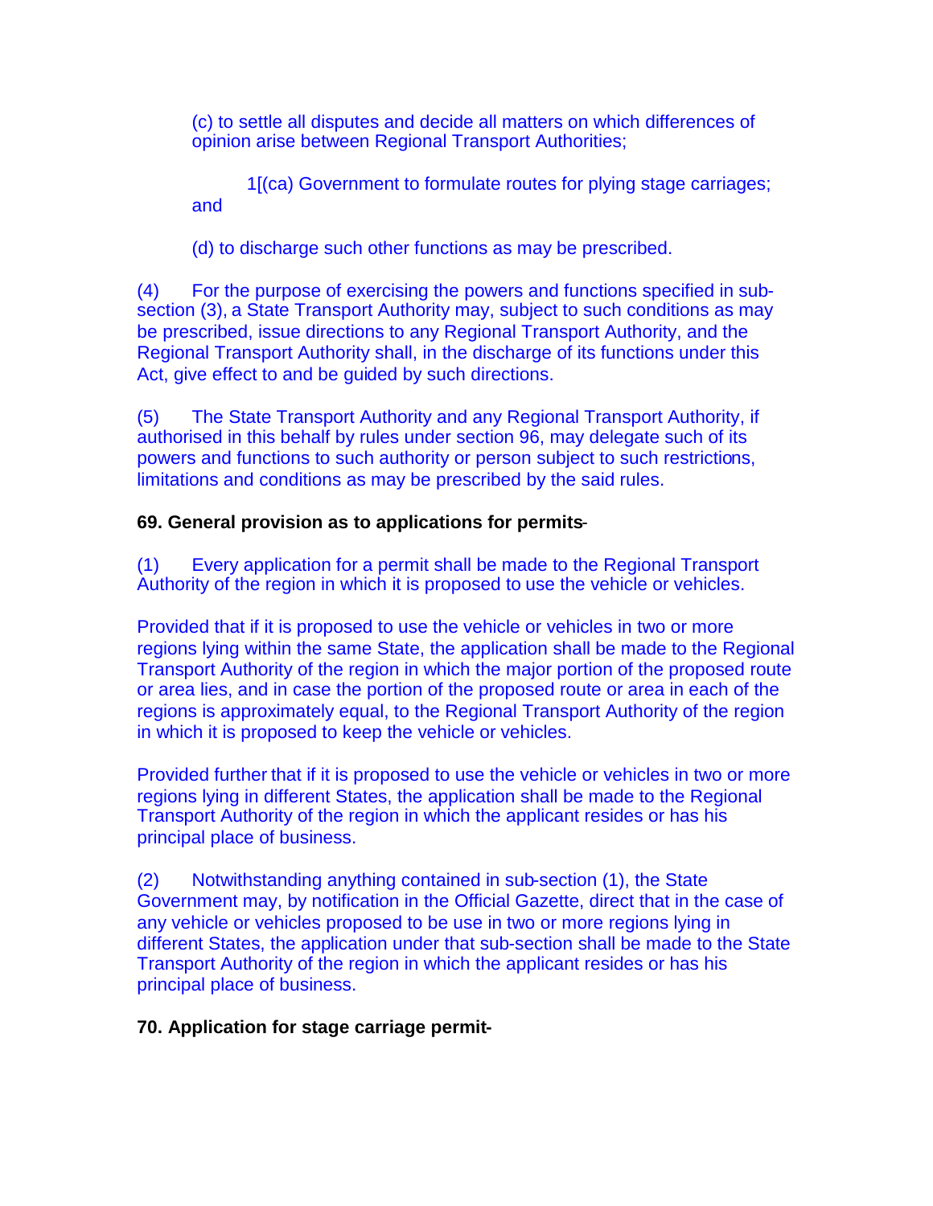(c) to settle all disputes and decide all matters on which differences of opinion arise between Regional Transport Authorities;

1[(ca) Government to formulate routes for plying stage carriages; and

(d) to discharge such other functions as may be prescribed.

(4) For the purpose of exercising the powers and functions specified in sub-section (3), a State Transport Authority may, subject to such conditions as may be prescribed, issue directions to any Regional Transport Authority, and the Regional Transport Authority shall, in the discharge of its functions under this Act, give effect to and be guided by such directions.

(5) The State Transport Authority and any Regional Transport Authority, if authorised in this behalf by rules under section 96, may delegate such of its powers and functions to such authority or person subject to such restrictions, limitations and conditions as may be prescribed by the said rules.

**69. General provision as to applications for permits-**

(1) Every application for a permit shall be made to the Regional Transport Authority of the region in which it is proposed to use the vehicle or vehicles.

Provided that if it is proposed to use the vehicle or vehicles in two or more regions lying within the same State, the application shall be made to the Regional Transport Authority of the region in which the major portion of the proposed route or area lies, and in case the portion of the proposed route or area in each of the regions is approximately equal, to the Regional Transport Authority of the region in which it is proposed to keep the vehicle or vehicles.

Provided further that if it is proposed to use the vehicle or vehicles in two or more regions lying in different States, the application shall be made to the Regional Transport Authority of the region in which the applicant resides or has his principal place of business.

(2) Notwithstanding anything contained in sub-section (1), the State Government may, by notification in the Official Gazette, direct that in the case of any vehicle or vehicles proposed to be use in two or more regions lying in different States, the application under that sub-section shall be made to the State Transport Authority of the region in which the applicant resides or has his principal place of business.

**70. Application for stage carriage permit-**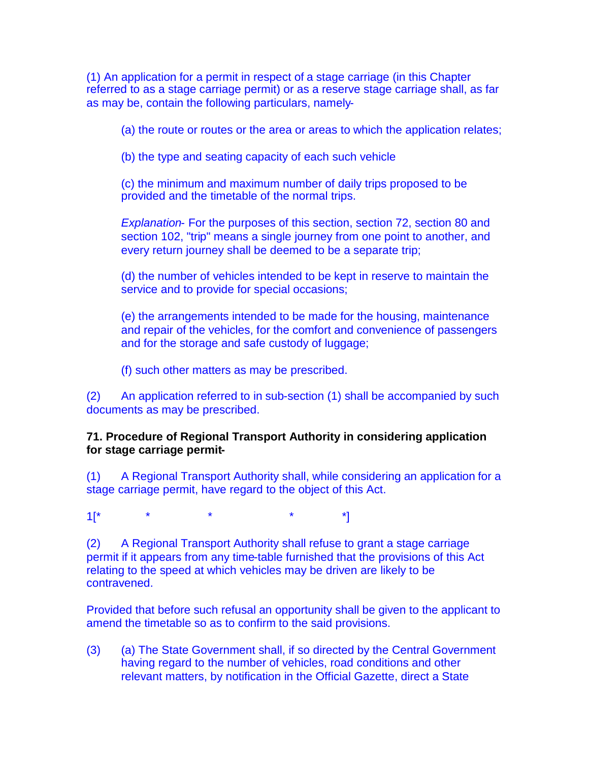(1) An application for a permit in respect of a stage carriage (in this Chapter referred to as a stage carriage permit) or as a reserve stage carriage shall, as far as may be, contain the following particulars, namely-

(a) the route or routes or the area or areas to which the application relates;

(b) the type and seating capacity of each such vehicle

(c) the minimum and maximum number of daily trips proposed to be provided and the timetable of the normal trips.

*Explanation*- For the purposes of this section, section 72, section 80 and section 102, "trip" means a single journey from one point to another, and every return journey shall be deemed to be a separate trip;

(d) the number of vehicles intended to be kept in reserve to maintain the service and to provide for special occasions;

(e) the arrangements intended to be made for the housing, maintenance and repair of the vehicles, for the comfort and convenience of passengers and for the storage and safe custody of luggage;

(f) such other matters as may be prescribed.

(2) An application referred to in sub-section (1) shall be accompanied by such documents as may be prescribed.

**71. Procedure of Regional Transport Authority in considering application for stage carriage permit-**

(1) A Regional Transport Authority shall, while considering an application for a stage carriage permit, have regard to the object of this Act.

1[* * * * *]

(2) A Regional Transport Authority shall refuse to grant a stage carriage permit if it appears from any time-table furnished that the provisions of this Act relating to the speed at which vehicles may be driven are likely to be contravened.

Provided that before such refusal an opportunity shall be given to the applicant to amend the timetable so as to confirm to the said provisions.

(3) (a) The State Government shall, if so directed by the Central Government having regard to the number of vehicles, road conditions and other relevant matters, by notification in the Official Gazette, direct a State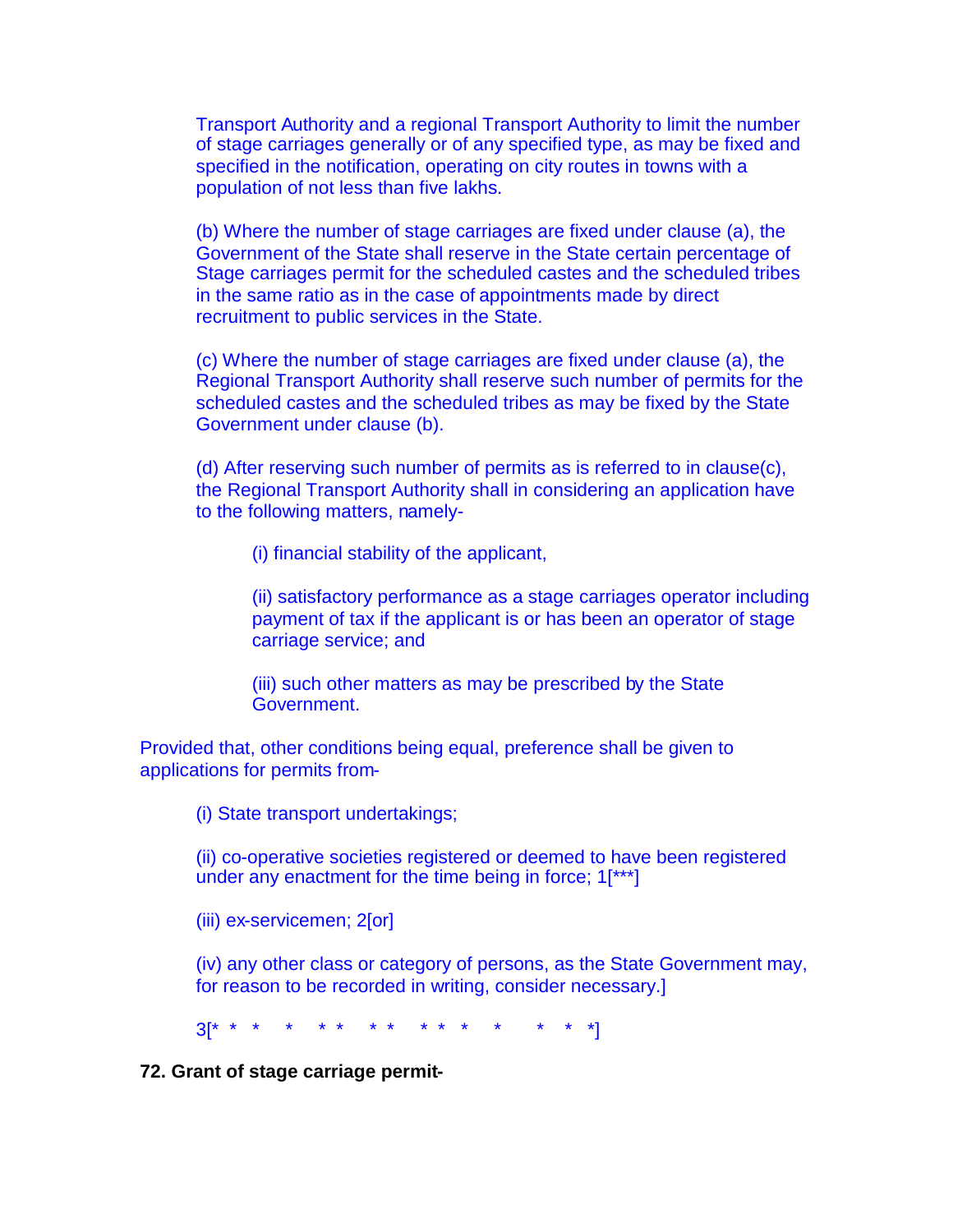Transport Authority and a regional Transport Authority to limit the number of stage carriages generally or of any specified type, as may be fixed and specified in the notification, operating on city routes in towns with a population of not less than five lakhs.

(b) Where the number of stage carriages are fixed under clause (a), the Government of the State shall reserve in the State certain percentage of Stage carriages permit for the scheduled castes and the scheduled tribes in the same ratio as in the case of appointments made by direct recruitment to public services in the State.

(c) Where the number of stage carriages are fixed under clause (a), the Regional Transport Authority shall reserve such number of permits for the scheduled castes and the scheduled tribes as may be fixed by the State Government under clause (b).

(d) After reserving such number of permits as is referred to in clause(c), the Regional Transport Authority shall in considering an application have to the following matters, namely-

(i) financial stability of the applicant,

(ii) satisfactory performance as a stage carriages operator including payment of tax if the applicant is or has been an operator of stage carriage service; and

(iii) such other matters as may be prescribed by the State Government.

Provided that, other conditions being equal, preference shall be given to applications for permits from-

(i) State transport undertakings;

(ii) co-operative societies registered or deemed to have been registered under any enactment for the time being in force; 1[***]

(iii) ex-servicemen; 2[or]

(iv) any other class or category of persons, as the State Government may, for reason to be recorded in writing, consider necessary.]

3[* * * * * * * * * * * * * * *]

**72. Grant of stage carriage permit-**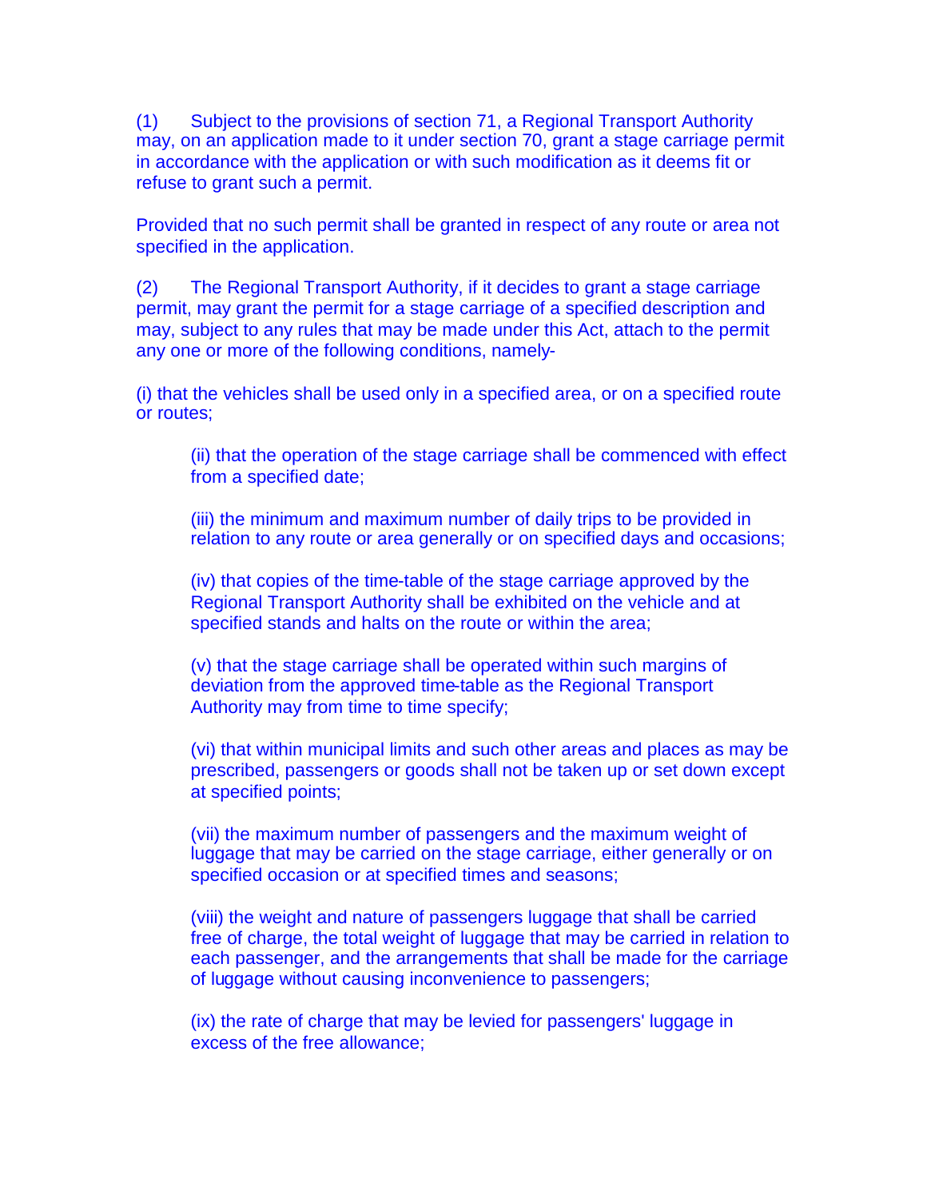(1) Subject to the provisions of section 71, a Regional Transport Authority may, on an application made to it under section 70, grant a stage carriage permit in accordance with the application or with such modification as it deems fit or refuse to grant such a permit.

Provided that no such permit shall be granted in respect of any route or area not specified in the application.

(2) The Regional Transport Authority, if it decides to grant a stage carriage permit, may grant the permit for a stage carriage of a specified description and may, subject to any rules that may be made under this Act, attach to the permit any one or more of the following conditions, namely-

(i) that the vehicles shall be used only in a specified area, or on a specified route or routes;

(ii) that the operation of the stage carriage shall be commenced with effect from a specified date;

(iii) the minimum and maximum number of daily trips to be provided in relation to any route or area generally or on specified days and occasions;

(iv) that copies of the time-table of the stage carriage approved by the Regional Transport Authority shall be exhibited on the vehicle and at specified stands and halts on the route or within the area;

(v) that the stage carriage shall be operated within such margins of deviation from the approved time-table as the Regional Transport Authority may from time to time specify;

(vi) that within municipal limits and such other areas and places as may be prescribed, passengers or goods shall not be taken up or set down except at specified points;

(vii) the maximum number of passengers and the maximum weight of luggage that may be carried on the stage carriage, either generally or on specified occasion or at specified times and seasons;

(viii) the weight and nature of passengers luggage that shall be carried free of charge, the total weight of luggage that may be carried in relation to each passenger, and the arrangements that shall be made for the carriage of luggage without causing inconvenience to passengers;

(ix) the rate of charge that may be levied for passengers' luggage in excess of the free allowance;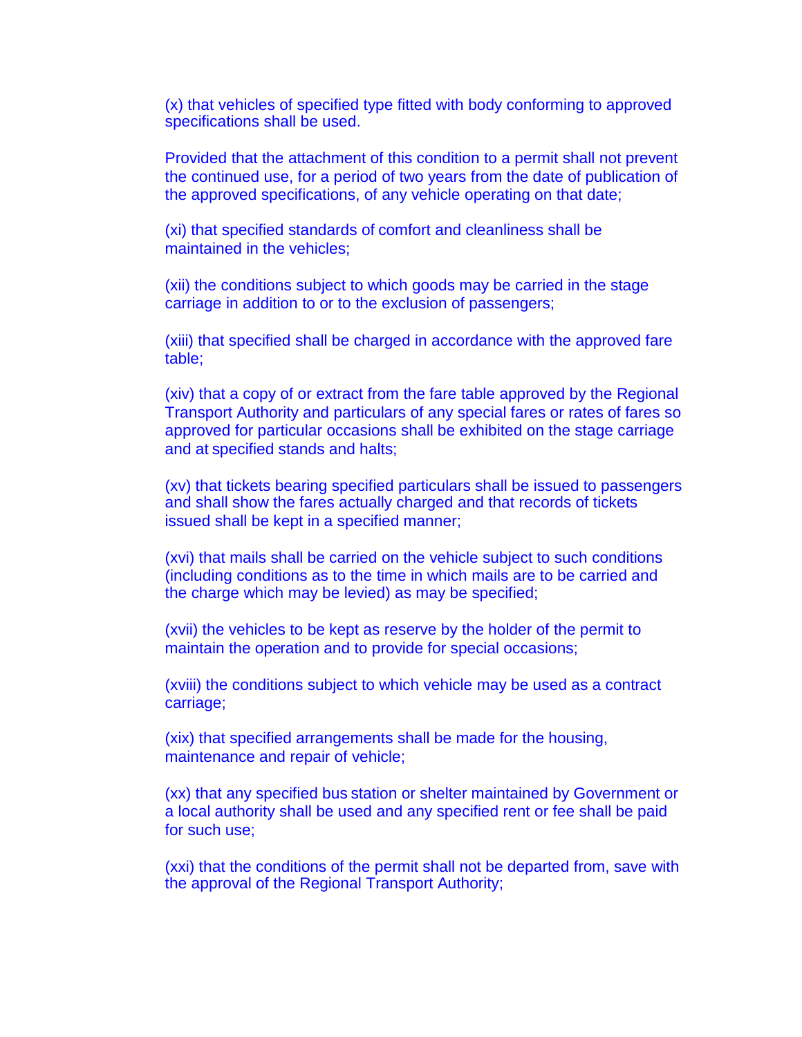(x) that vehicles of specified type fitted with body conforming to approved specifications shall be used.

Provided that the attachment of this condition to a permit shall not prevent the continued use, for a period of two years from the date of publication of the approved specifications, of any vehicle operating on that date;

(xi) that specified standards of comfort and cleanliness shall be maintained in the vehicles;

(xii) the conditions subject to which goods may be carried in the stage carriage in addition to or to the exclusion of passengers;

(xiii) that specified shall be charged in accordance with the approved fare table;

(xiv) that a copy of or extract from the fare table approved by the Regional Transport Authority and particulars of any special fares or rates of fares so approved for particular occasions shall be exhibited on the stage carriage and at specified stands and halts;

(xv) that tickets bearing specified particulars shall be issued to passengers and shall show the fares actually charged and that records of tickets issued shall be kept in a specified manner;

(xvi) that mails shall be carried on the vehicle subject to such conditions (including conditions as to the time in which mails are to be carried and the charge which may be levied) as may be specified;

(xvii) the vehicles to be kept as reserve by the holder of the permit to maintain the operation and to provide for special occasions;

(xviii) the conditions subject to which vehicle may be used as a contract carriage;

(xix) that specified arrangements shall be made for the housing, maintenance and repair of vehicle;

(xx) that any specified bus station or shelter maintained by Government or a local authority shall be used and any specified rent or fee shall be paid for such use;

(xxi) that the conditions of the permit shall not be departed from, save with the approval of the Regional Transport Authority;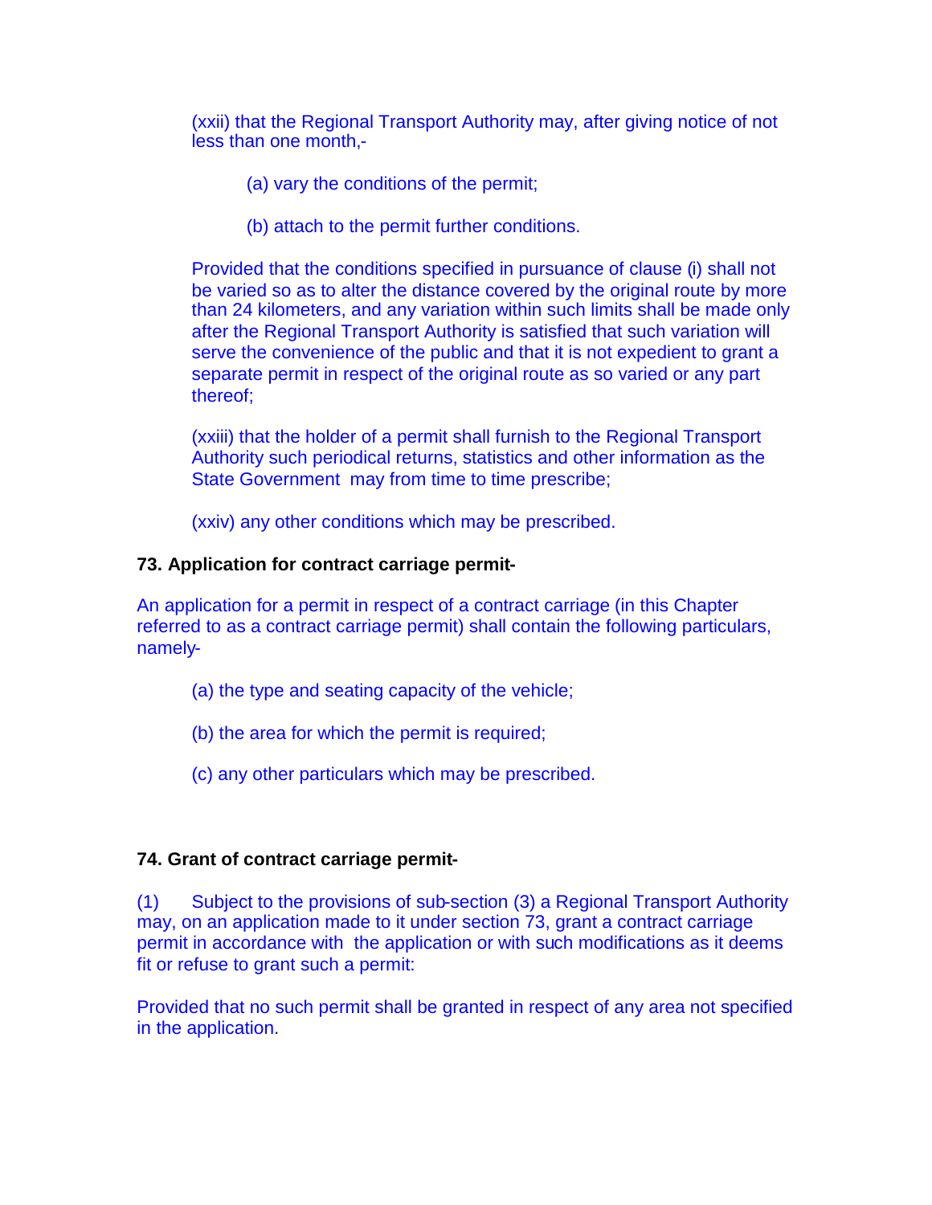(xxii) that the Regional Transport Authority may, after giving notice of not less than one month,-

(a) vary the conditions of the permit;

(b) attach to the permit further conditions.

Provided that the conditions specified in pursuance of clause (i) shall not be varied so as to alter the distance covered by the original route by more than 24 kilometers, and any variation within such limits shall be made only after the Regional Transport Authority is satisfied that such variation will serve the convenience of the public and that it is not expedient to grant a separate permit in respect of the original route as so varied or any part thereof;

(xxiii) that the holder of a permit shall furnish to the Regional Transport Authority such periodical returns, statistics and other information as the State Government may from time to time prescribe;

(xxiv) any other conditions which may be prescribed.

**73. Application for contract carriage permit-**

An application for a permit in respect of a contract carriage (in this Chapter referred to as a contract carriage permit) shall contain the following particulars, namely-

(a) the type and seating capacity of the vehicle;

(b) the area for which the permit is required;

(c) any other particulars which may be prescribed.

**74. Grant of contract carriage permit-**

(1) Subject to the provisions of sub-section (3) a Regional Transport Authority may, on an application made to it under section 73, grant a contract carriage permit in accordance with the application or with such modifications as it deems fit or refuse to grant such a permit:

Provided that no such permit shall be granted in respect of any area not specified in the application.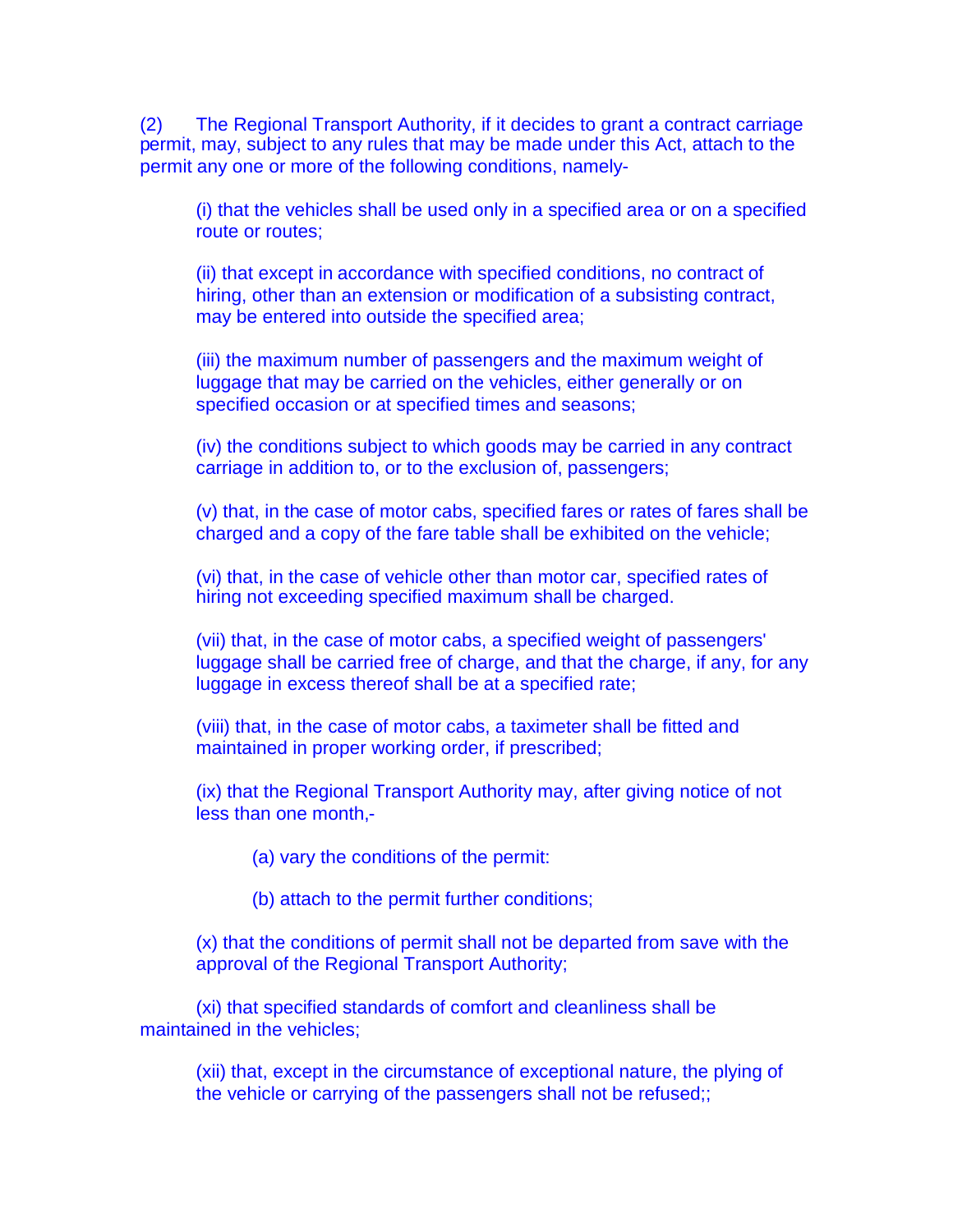(2) The Regional Transport Authority, if it decides to grant a contract carriage permit, may, subject to any rules that may be made under this Act, attach to the permit any one or more of the following conditions, namely-

(i) that the vehicles shall be used only in a specified area or on a specified route or routes;

(ii) that except in accordance with specified conditions, no contract of hiring, other than an extension or modification of a subsisting contract, may be entered into outside the specified area;

(iii) the maximum number of passengers and the maximum weight of luggage that may be carried on the vehicles, either generally or on specified occasion or at specified times and seasons;

(iv) the conditions subject to which goods may be carried in any contract carriage in addition to, or to the exclusion of, passengers;

(v) that, in the case of motor cabs, specified fares or rates of fares shall be charged and a copy of the fare table shall be exhibited on the vehicle;

(vi) that, in the case of vehicle other than motor car, specified rates of hiring not exceeding specified maximum shall be charged.

(vii) that, in the case of motor cabs, a specified weight of passengers' luggage shall be carried free of charge, and that the charge, if any, for any luggage in excess thereof shall be at a specified rate;

(viii) that, in the case of motor cabs, a taximeter shall be fitted and maintained in proper working order, if prescribed;

(ix) that the Regional Transport Authority may, after giving notice of not less than one month,-

(a) vary the conditions of the permit:

(b) attach to the permit further conditions;

(x) that the conditions of permit shall not be departed from save with the approval of the Regional Transport Authority;

(xi) that specified standards of comfort and cleanliness shall be maintained in the vehicles;

(xii) that, except in the circumstance of exceptional nature, the plying of the vehicle or carrying of the passengers shall not be refused;;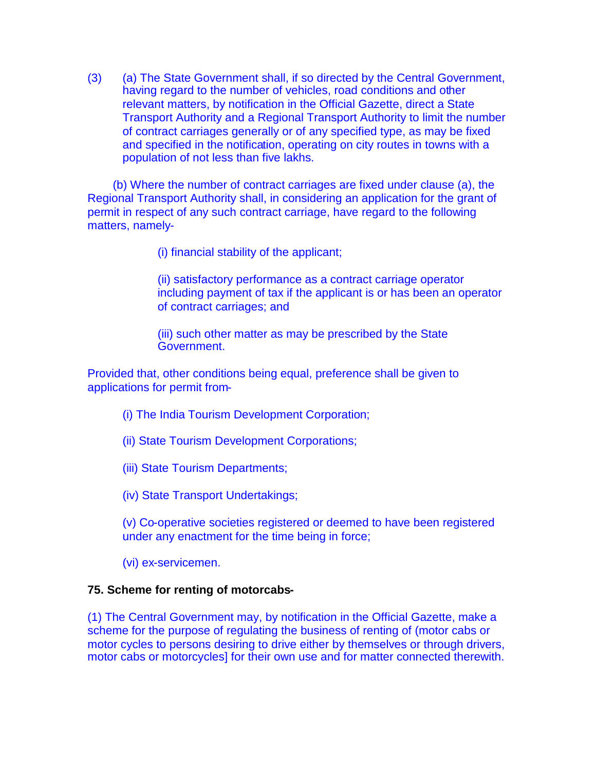(3) (a) The State Government shall, if so directed by the Central Government, having regard to the number of vehicles, road conditions and other relevant matters, by notification in the Official Gazette, direct a State Transport Authority and a Regional Transport Authority to limit the number of contract carriages generally or of any specified type, as may be fixed and specified in the notification, operating on city routes in towns with a population of not less than five lakhs.

(b) Where the number of contract carriages are fixed under clause (a), the Regional Transport Authority shall, in considering an application for the grant of permit in respect of any such contract carriage, have regard to the following matters, namely-

(i) financial stability of the applicant;

(ii) satisfactory performance as a contract carriage operator including payment of tax if the applicant is or has been an operator of contract carriages; and

(iii) such other matter as may be prescribed by the State Government.

Provided that, other conditions being equal, preference shall be given to applications for permit from-

(i) The India Tourism Development Corporation;

(ii) State Tourism Development Corporations;

(iii) State Tourism Departments;

(iv) State Transport Undertakings;

(v) Co-operative societies registered or deemed to have been registered under any enactment for the time being in force;

(vi) ex-servicemen.

**75. Scheme for renting of motorcabs-**

(1) The Central Government may, by notification in the Official Gazette, make a scheme for the purpose of regulating the business of renting of (motor cabs or motor cycles to persons desiring to drive either by themselves or through drivers, motor cabs or motorcycles] for their own use and for matter connected therewith.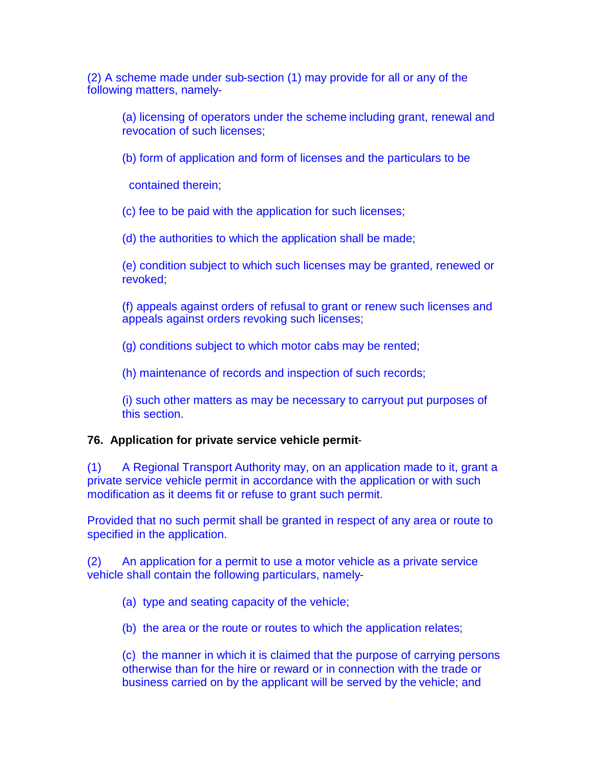(2) A scheme made under sub-section (1) may provide for all or any of the following matters, namely-

(a) licensing of operators under the scheme including grant, renewal and revocation of such licenses;

(b) form of application and form of licenses and the particulars to be contained therein;

(c) fee to be paid with the application for such licenses;

(d) the authorities to which the application shall be made;

(e) condition subject to which such licenses may be granted, renewed or revoked;

(f) appeals against orders of refusal to grant or renew such licenses and appeals against orders revoking such licenses;

(g) conditions subject to which motor cabs may be rented;

(h) maintenance of records and inspection of such records;

(i) such other matters as may be necessary to carryout put purposes of this section.

**76. Application for private service vehicle permit**-

(1) A Regional Transport Authority may, on an application made to it, grant a private service vehicle permit in accordance with the application or with such modification as it deems fit or refuse to grant such permit.

Provided that no such permit shall be granted in respect of any area or route to specified in the application.

(2) An application for a permit to use a motor vehicle as a private service vehicle shall contain the following particulars, namely-

(a) type and seating capacity of the vehicle;

(b) the area or the route or routes to which the application relates;

(c) the manner in which it is claimed that the purpose of carrying persons otherwise than for the hire or reward or in connection with the trade or business carried on by the applicant will be served by the vehicle; and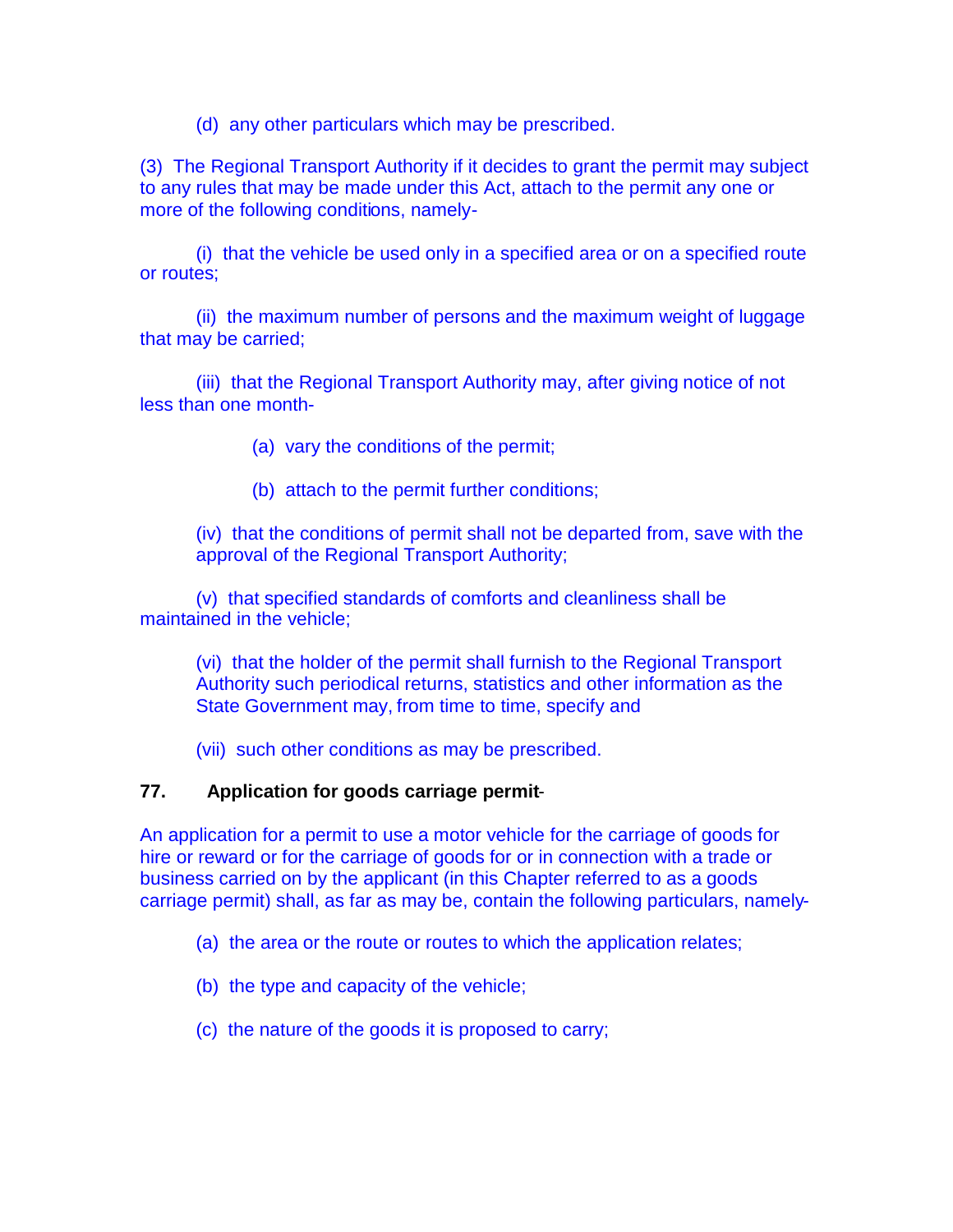(d) any other particulars which may be prescribed.

(3) The Regional Transport Authority if it decides to grant the permit may subject to any rules that may be made under this Act, attach to the permit any one or more of the following conditions, namely-

(i) that the vehicle be used only in a specified area or on a specified route or routes;

(ii) the maximum number of persons and the maximum weight of luggage that may be carried;

(iii) that the Regional Transport Authority may, after giving notice of not less than one month-

(a) vary the conditions of the permit;

(b) attach to the permit further conditions;

(iv) that the conditions of permit shall not be departed from, save with the approval of the Regional Transport Authority;

(v) that specified standards of comforts and cleanliness shall be maintained in the vehicle;

(vi) that the holder of the permit shall furnish to the Regional Transport Authority such periodical returns, statistics and other information as the State Government may, from time to time, specify and

(vii) such other conditions as may be prescribed.

**77. Application for goods carriage permit**-

An application for a permit to use a motor vehicle for the carriage of goods for hire or reward or for the carriage of goods for or in connection with a trade or business carried on by the applicant (in this Chapter referred to as a goods carriage permit) shall, as far as may be, contain the following particulars, namely-

(a) the area or the route or routes to which the application relates;

(b) the type and capacity of the vehicle;

(c) the nature of the goods it is proposed to carry;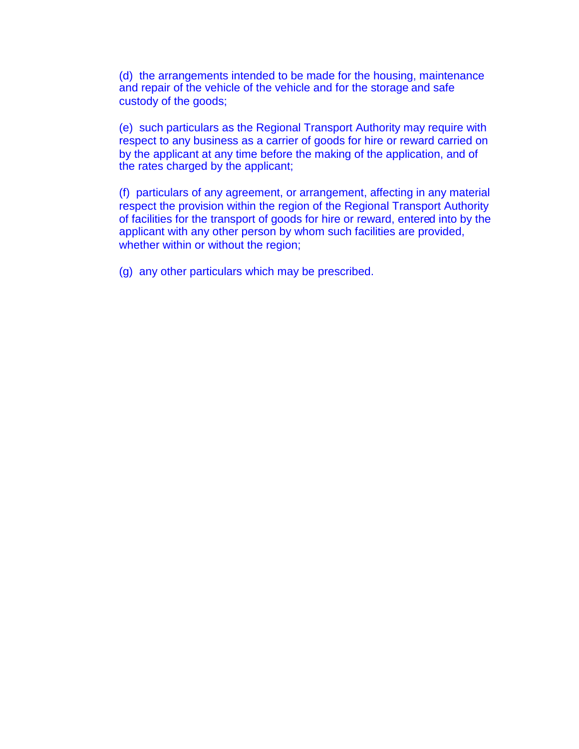(d) the arrangements intended to be made for the housing, maintenance and repair of the vehicle of the vehicle and for the storage and safe custody of the goods;

(e) such particulars as the Regional Transport Authority may require with respect to any business as a carrier of goods for hire or reward carried on by the applicant at any time before the making of the application, and of the rates charged by the applicant;

(f) particulars of any agreement, or arrangement, affecting in any material respect the provision within the region of the Regional Transport Authority of facilities for the transport of goods for hire or reward, entered into by the applicant with any other person by whom such facilities are provided, whether within or without the region;

(g) any other particulars which may be prescribed.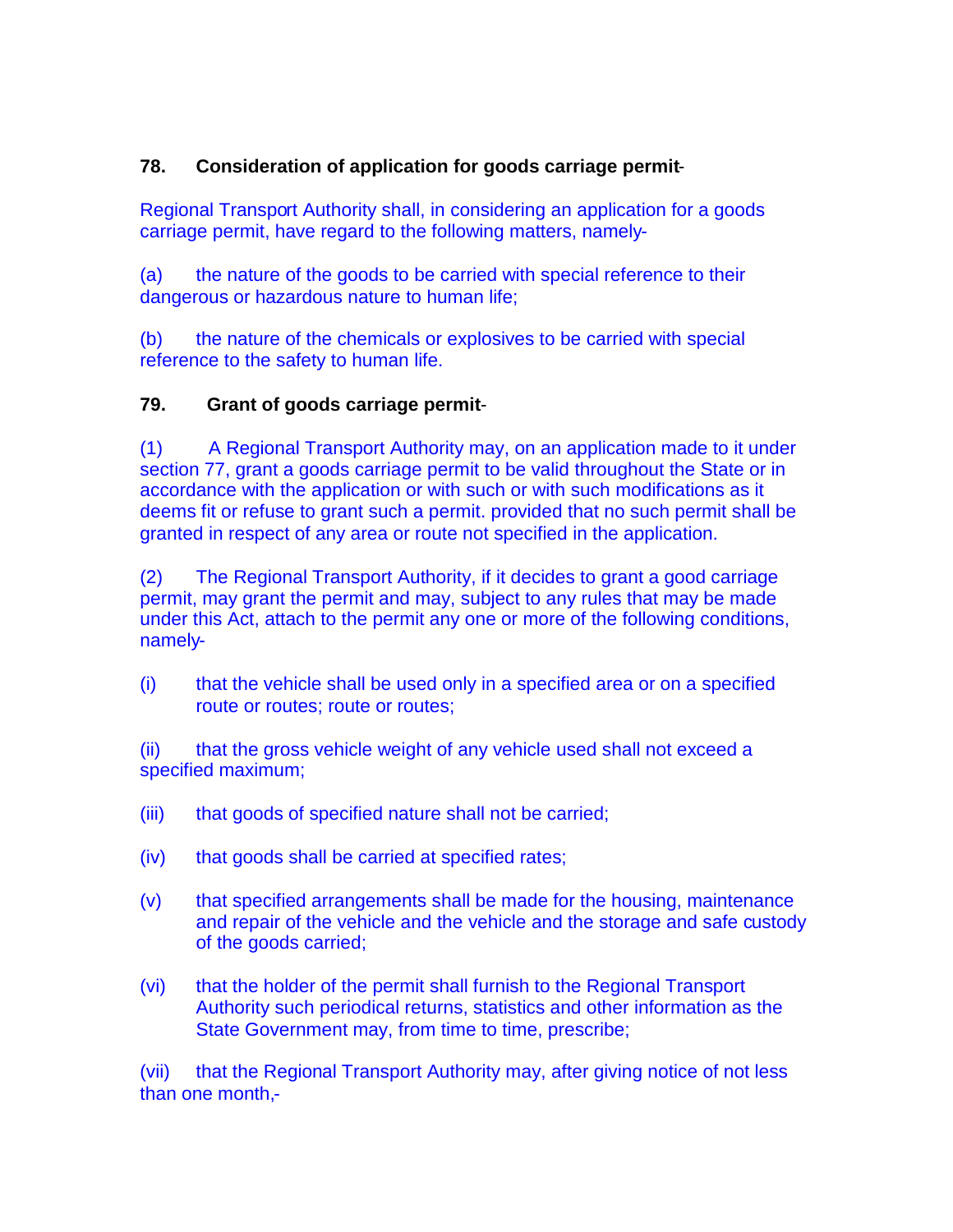**78. Consideration of application for goods carriage permit**-

Regional Transport Authority shall, in considering an application for a goods carriage permit, have regard to the following matters, namely-

(a) the nature of the goods to be carried with special reference to their dangerous or hazardous nature to human life;

(b) the nature of the chemicals or explosives to be carried with special reference to the safety to human life.

**79. Grant of goods carriage permit**-

(1) A Regional Transport Authority may, on an application made to it under section 77, grant a goods carriage permit to be valid throughout the State or in accordance with the application or with such or with such modifications as it deems fit or refuse to grant such a permit. provided that no such permit shall be granted in respect of any area or route not specified in the application.

(2) The Regional Transport Authority, if it decides to grant a good carriage permit, may grant the permit and may, subject to any rules that may be made under this Act, attach to the permit any one or more of the following conditions, namely-

(i) that the vehicle shall be used only in a specified area or on a specified route or routes; route or routes;

(ii) that the gross vehicle weight of any vehicle used shall not exceed a specified maximum;

(iii) that goods of specified nature shall not be carried;

(iv) that goods shall be carried at specified rates;

(v) that specified arrangements shall be made for the housing, maintenance and repair of the vehicle and the vehicle and the storage and safe custody of the goods carried;

(vi) that the holder of the permit shall furnish to the Regional Transport Authority such periodical returns, statistics and other information as the State Government may, from time to time, prescribe;

(vii) that the Regional Transport Authority may, after giving notice of not less than one month,-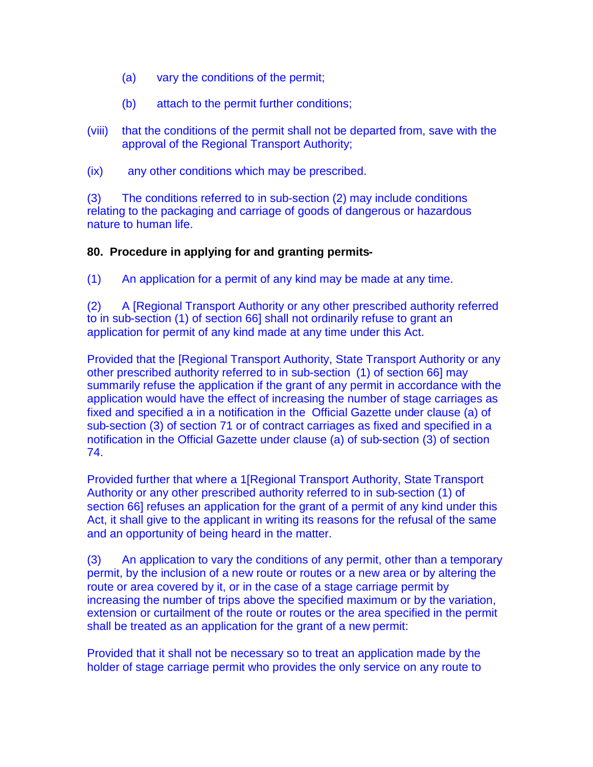(a) vary the conditions of the permit;

(b) attach to the permit further conditions;

(viii) that the conditions of the permit shall not be departed from, save with the approval of the Regional Transport Authority;

(ix) any other conditions which may be prescribed.

(3) The conditions referred to in sub-section (2) may include conditions relating to the packaging and carriage of goods of dangerous or hazardous nature to human life.

**80. Procedure in applying for and granting permits-**

(1) An application for a permit of any kind may be made at any time.

(2) A [Regional Transport Authority or any other prescribed authority referred to in sub-section (1) of section 66] shall not ordinarily refuse to grant an application for permit of any kind made at any time under this Act.

Provided that the [Regional Transport Authority, State Transport Authority or any other prescribed authority referred to in sub-section (1) of section 66] may summarily refuse the application if the grant of any permit in accordance with the application would have the effect of increasing the number of stage carriages as fixed and specified a in a notification in the Official Gazette under clause (a) of sub-section (3) of section 71 or of contract carriages as fixed and specified in a notification in the Official Gazette under clause (a) of sub-section (3) of section 74.

Provided further that where a 1[Regional Transport Authority, State Transport Authority or any other prescribed authority referred to in sub-section (1) of section 66] refuses an application for the grant of a permit of any kind under this Act, it shall give to the applicant in writing its reasons for the refusal of the same and an opportunity of being heard in the matter.

(3) An application to vary the conditions of any permit, other than a temporary permit, by the inclusion of a new route or routes or a new area or by altering the route or area covered by it, or in the case of a stage carriage permit by increasing the number of trips above the specified maximum or by the variation, extension or curtailment of the route or routes or the area specified in the permit shall be treated as an application for the grant of a new permit:

Provided that it shall not be necessary so to treat an application made by the holder of stage carriage permit who provides the only service on any route to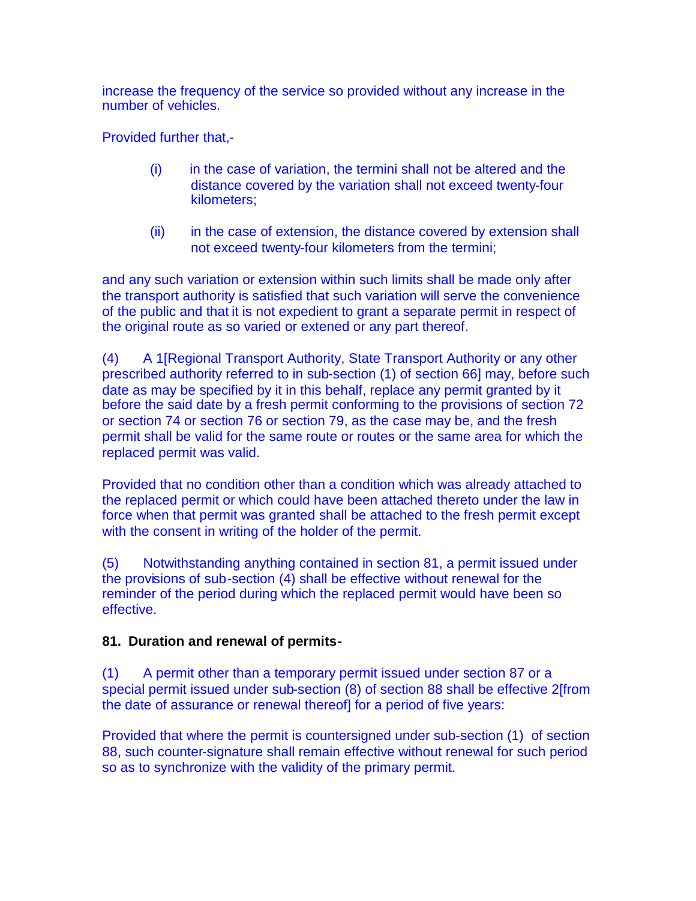increase the frequency of the service so provided without any increase in the number of vehicles.

Provided further that,-

(i) in the case of variation, the termini shall not be altered and the distance covered by the variation shall not exceed twenty-four kilometers;

(ii) in the case of extension, the distance covered by extension shall not exceed twenty-four kilometers from the termini;

and any such variation or extension within such limits shall be made only after the transport authority is satisfied that such variation will serve the convenience of the public and that it is not expedient to grant a separate permit in respect of the original route as so varied or extened or any part thereof.

(4) A 1[Regional Transport Authority, State Transport Authority or any other prescribed authority referred to in sub-section (1) of section 66] may, before such date as may be specified by it in this behalf, replace any permit granted by it before the said date by a fresh permit conforming to the provisions of section 72 or section 74 or section 76 or section 79, as the case may be, and the fresh permit shall be valid for the same route or routes or the same area for which the replaced permit was valid.

Provided that no condition other than a condition which was already attached to the replaced permit or which could have been attached thereto under the law in force when that permit was granted shall be attached to the fresh permit except with the consent in writing of the holder of the permit.

(5) Notwithstanding anything contained in section 81, a permit issued under the provisions of sub-section (4) shall be effective without renewal for the reminder of the period during which the replaced permit would have been so effective.

**81. Duration and renewal of permits-**

(1) A permit other than a temporary permit issued under section 87 or a special permit issued under sub-section (8) of section 88 shall be effective 2[from the date of assurance or renewal thereof] for a period of five years:

Provided that where the permit is countersigned under sub-section (1) of section 88, such counter-signature shall remain effective without renewal for such period so as to synchronize with the validity of the primary permit.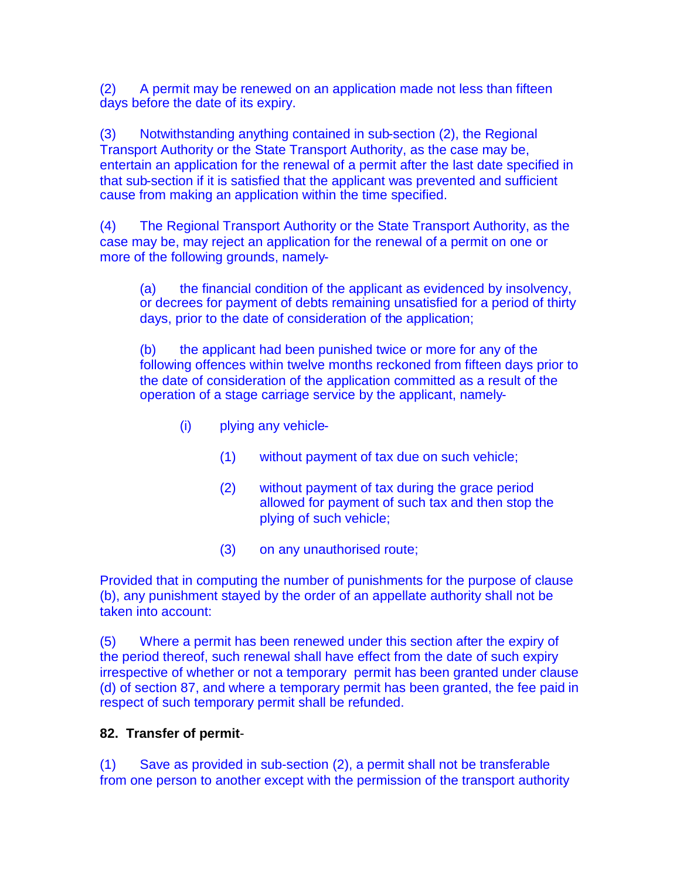(2) A permit may be renewed on an application made not less than fifteen days before the date of its expiry.

(3) Notwithstanding anything contained in sub-section (2), the Regional Transport Authority or the State Transport Authority, as the case may be, entertain an application for the renewal of a permit after the last date specified in that sub-section if it is satisfied that the applicant was prevented and sufficient cause from making an application within the time specified.

(4) The Regional Transport Authority or the State Transport Authority, as the case may be, may reject an application for the renewal of a permit on one or more of the following grounds, namely-

> (a) the financial condition of the applicant as evidenced by insolvency, or decrees for payment of debts remaining unsatisfied for a period of thirty days, prior to the date of consideration of the application;
>
> (b) the applicant had been punished twice or more for any of the following offences within twelve months reckoned from fifteen days prior to the date of consideration of the application committed as a result of the operation of a stage carriage service by the applicant, namely-
>
> > (i) plying any vehicle-
> >
> > > (1) without payment of tax due on such vehicle;
> > >
> > > (2) without payment of tax during the grace period allowed for payment of such tax and then stop the plying of such vehicle;
> > >
> > > (3) on any unauthorised route;

Provided that in computing the number of punishments for the purpose of clause (b), any punishment stayed by the order of an appellate authority shall not be taken into account:

(5) Where a permit has been renewed under this section after the expiry of the period thereof, such renewal shall have effect from the date of such expiry irrespective of whether or not a temporary permit has been granted under clause (d) of section 87, and where a temporary permit has been granted, the fee paid in respect of such temporary permit shall be refunded.

**82. Transfer of permit**-

(1) Save as provided in sub-section (2), a permit shall not be transferable from one person to another except with the permission of the transport authority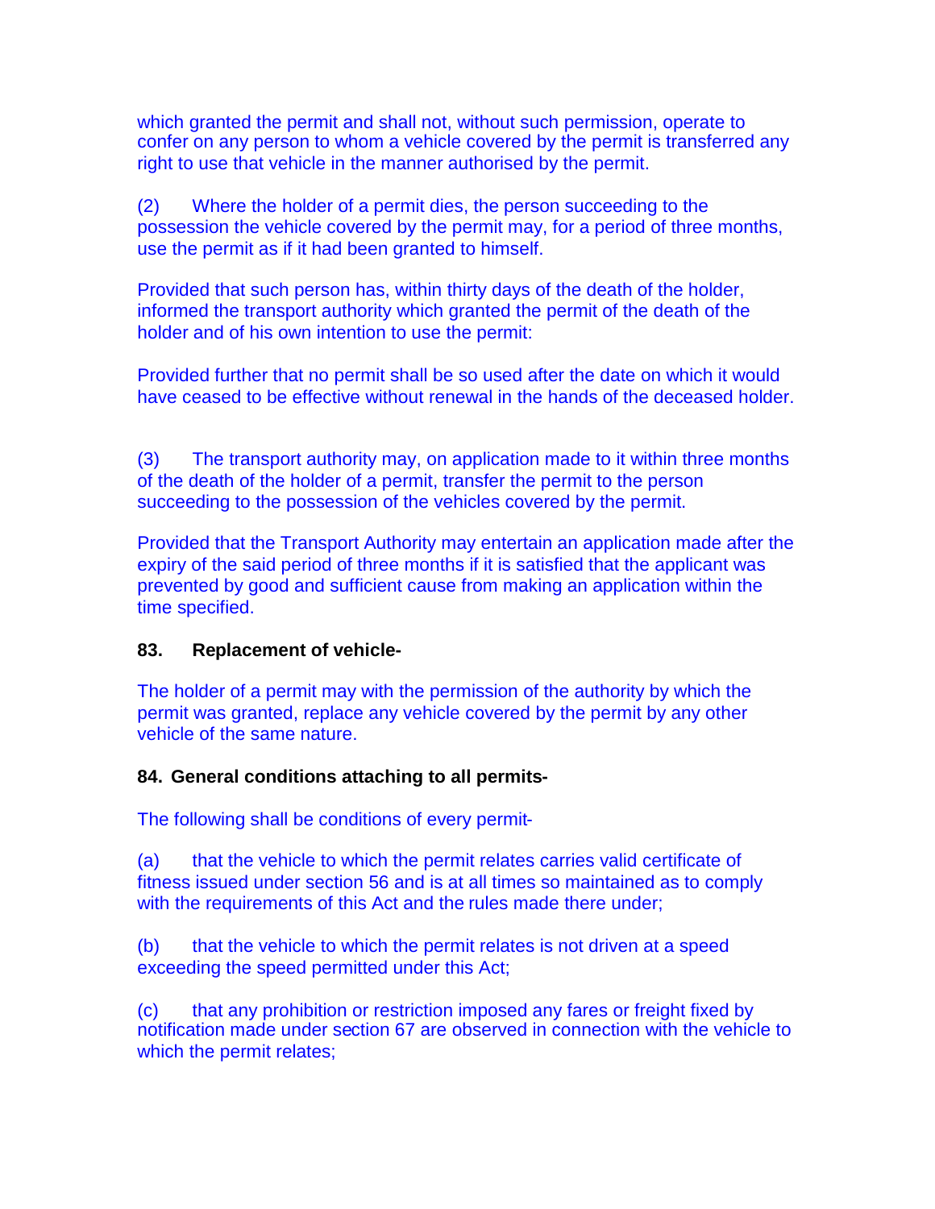which granted the permit and shall not, without such permission, operate to confer on any person to whom a vehicle covered by the permit is transferred any right to use that vehicle in the manner authorised by the permit.

(2) Where the holder of a permit dies, the person succeeding to the possession the vehicle covered by the permit may, for a period of three months, use the permit as if it had been granted to himself.

Provided that such person has, within thirty days of the death of the holder, informed the transport authority which granted the permit of the death of the holder and of his own intention to use the permit:

Provided further that no permit shall be so used after the date on which it would have ceased to be effective without renewal in the hands of the deceased holder.

(3) The transport authority may, on application made to it within three months of the death of the holder of a permit, transfer the permit to the person succeeding to the possession of the vehicles covered by the permit.

Provided that the Transport Authority may entertain an application made after the expiry of the said period of three months if it is satisfied that the applicant was prevented by good and sufficient cause from making an application within the time specified.

**83. Replacement of vehicle-**

The holder of a permit may with the permission of the authority by which the permit was granted, replace any vehicle covered by the permit by any other vehicle of the same nature.

**84. General conditions attaching to all permits-**

The following shall be conditions of every permit-

(a) that the vehicle to which the permit relates carries valid certificate of fitness issued under section 56 and is at all times so maintained as to comply with the requirements of this Act and the rules made there under;

(b) that the vehicle to which the permit relates is not driven at a speed exceeding the speed permitted under this Act;

(c) that any prohibition or restriction imposed any fares or freight fixed by notification made under section 67 are observed in connection with the vehicle to which the permit relates;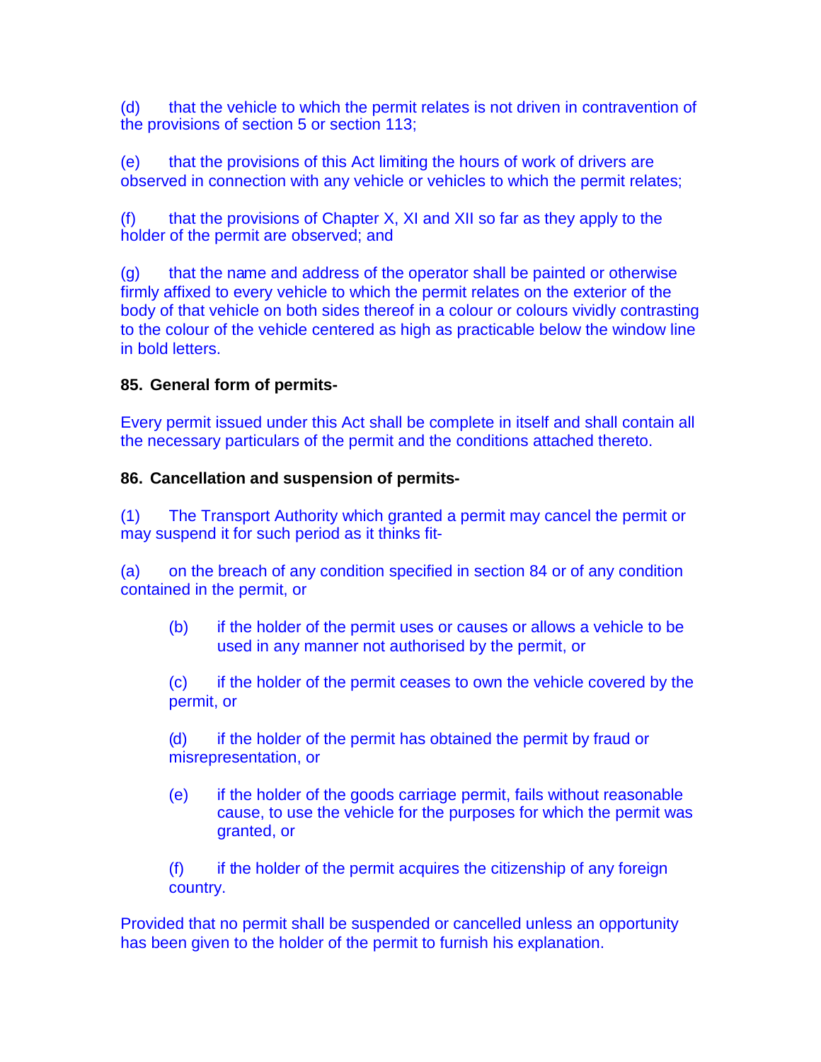(d) that the vehicle to which the permit relates is not driven in contravention of the provisions of section 5 or section 113;

(e) that the provisions of this Act limiting the hours of work of drivers are observed in connection with any vehicle or vehicles to which the permit relates;

(f) that the provisions of Chapter X, XI and XII so far as they apply to the holder of the permit are observed; and

(g) that the name and address of the operator shall be painted or otherwise firmly affixed to every vehicle to which the permit relates on the exterior of the body of that vehicle on both sides thereof in a colour or colours vividly contrasting to the colour of the vehicle centered as high as practicable below the window line in bold letters.

**85. General form of permits-**

Every permit issued under this Act shall be complete in itself and shall contain all the necessary particulars of the permit and the conditions attached thereto.

**86. Cancellation and suspension of permits-**

(1) The Transport Authority which granted a permit may cancel the permit or may suspend it for such period as it thinks fit-

(a) on the breach of any condition specified in section 84 or of any condition contained in the permit, or

(b) if the holder of the permit uses or causes or allows a vehicle to be used in any manner not authorised by the permit, or

(c) if the holder of the permit ceases to own the vehicle covered by the permit, or

(d) if the holder of the permit has obtained the permit by fraud or misrepresentation, or

(e) if the holder of the goods carriage permit, fails without reasonable cause, to use the vehicle for the purposes for which the permit was granted, or

(f) if the holder of the permit acquires the citizenship of any foreign country.

Provided that no permit shall be suspended or cancelled unless an opportunity has been given to the holder of the permit to furnish his explanation.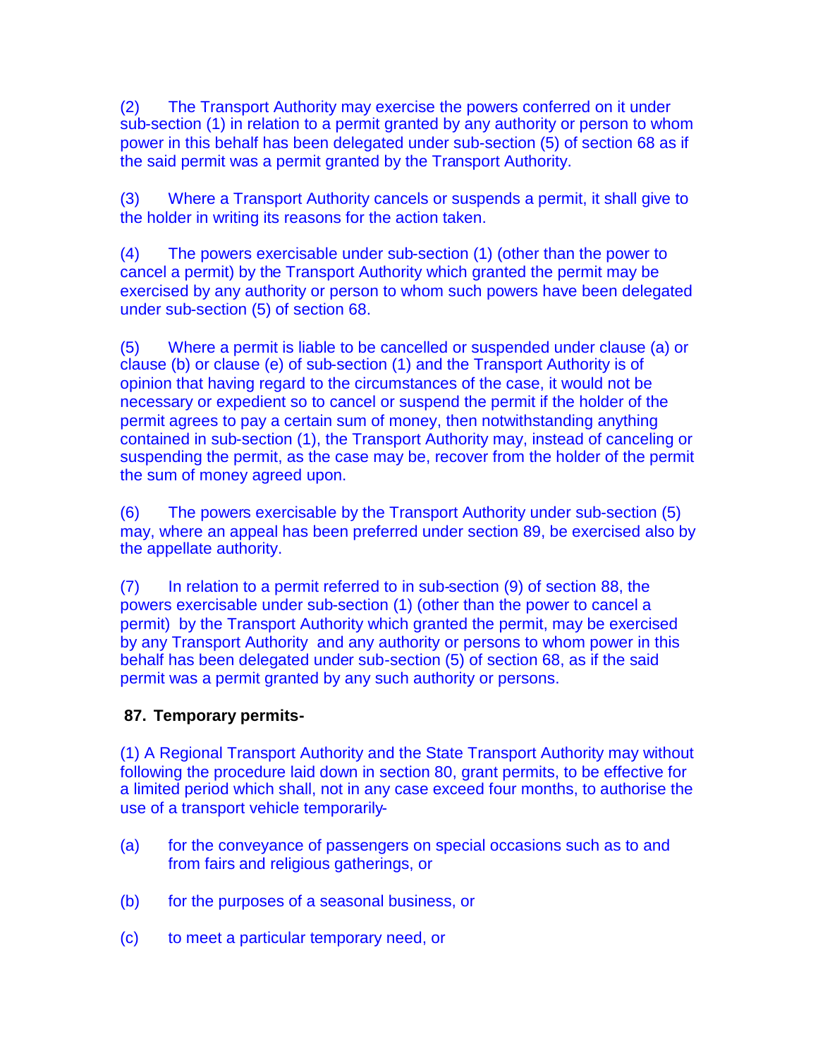(2) The Transport Authority may exercise the powers conferred on it under sub-section (1) in relation to a permit granted by any authority or person to whom power in this behalf has been delegated under sub-section (5) of section 68 as if the said permit was a permit granted by the Transport Authority.

(3) Where a Transport Authority cancels or suspends a permit, it shall give to the holder in writing its reasons for the action taken.

(4) The powers exercisable under sub-section (1) (other than the power to cancel a permit) by the Transport Authority which granted the permit may be exercised by any authority or person to whom such powers have been delegated under sub-section (5) of section 68.

(5) Where a permit is liable to be cancelled or suspended under clause (a) or clause (b) or clause (e) of sub-section (1) and the Transport Authority is of opinion that having regard to the circumstances of the case, it would not be necessary or expedient so to cancel or suspend the permit if the holder of the permit agrees to pay a certain sum of money, then notwithstanding anything contained in sub-section (1), the Transport Authority may, instead of canceling or suspending the permit, as the case may be, recover from the holder of the permit the sum of money agreed upon.

(6) The powers exercisable by the Transport Authority under sub-section (5) may, where an appeal has been preferred under section 89, be exercised also by the appellate authority.

(7) In relation to a permit referred to in sub-section (9) of section 88, the powers exercisable under sub-section (1) (other than the power to cancel a permit) by the Transport Authority which granted the permit, may be exercised by any Transport Authority and any authority or persons to whom power in this behalf has been delegated under sub-section (5) of section 68, as if the said permit was a permit granted by any such authority or persons.

**87. Temporary permits-**

(1) A Regional Transport Authority and the State Transport Authority may without following the procedure laid down in section 80, grant permits, to be effective for a limited period which shall, not in any case exceed four months, to authorise the use of a transport vehicle temporarily-

(a) for the conveyance of passengers on special occasions such as to and from fairs and religious gatherings, or

(b) for the purposes of a seasonal business, or

(c) to meet a particular temporary need, or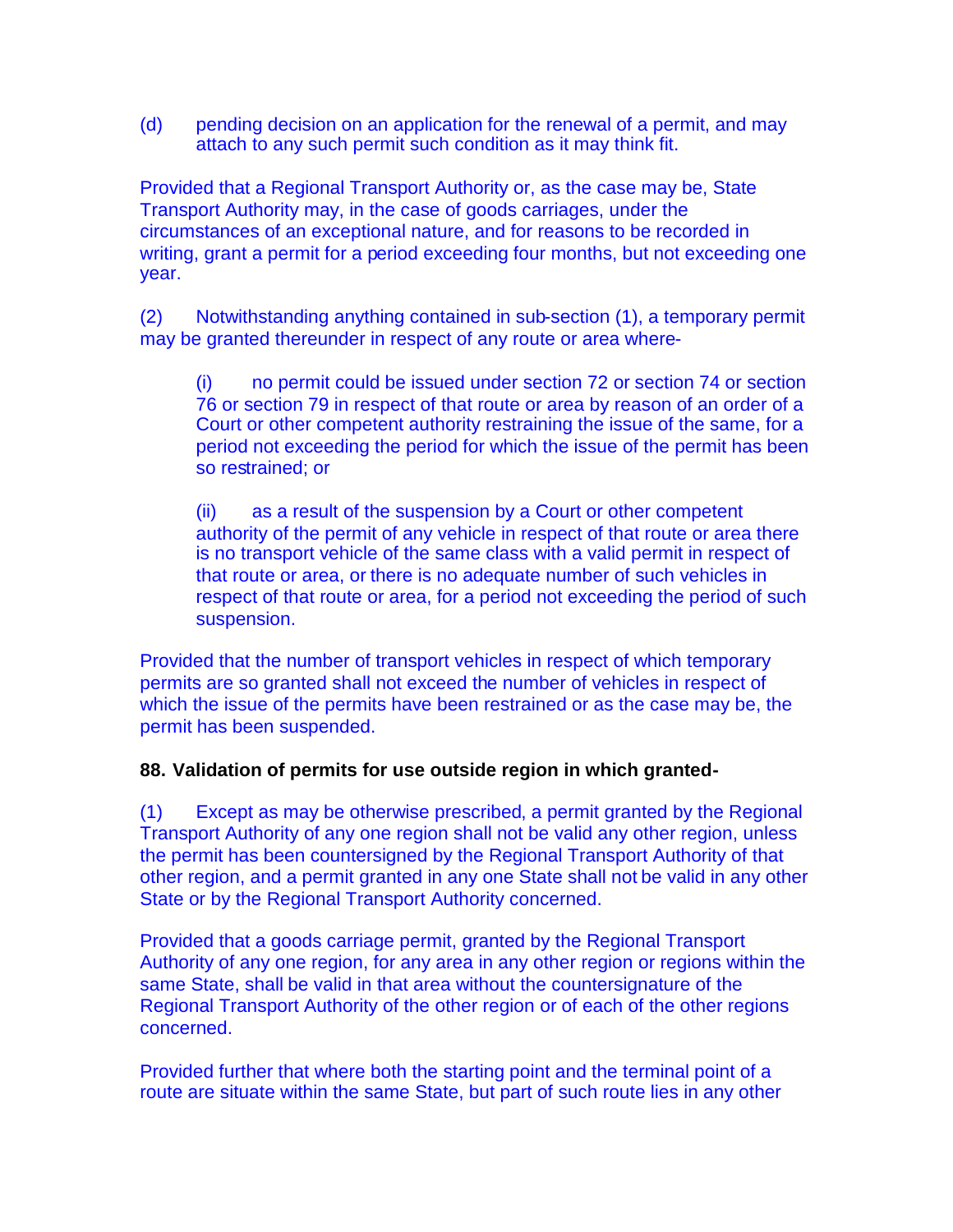(d) pending decision on an application for the renewal of a permit, and may attach to any such permit such condition as it may think fit.

Provided that a Regional Transport Authority or, as the case may be, State Transport Authority may, in the case of goods carriages, under the circumstances of an exceptional nature, and for reasons to be recorded in writing, grant a permit for a period exceeding four months, but not exceeding one year.

(2) Notwithstanding anything contained in sub-section (1), a temporary permit may be granted thereunder in respect of any route or area where-

(i) no permit could be issued under section 72 or section 74 or section 76 or section 79 in respect of that route or area by reason of an order of a Court or other competent authority restraining the issue of the same, for a period not exceeding the period for which the issue of the permit has been so restrained; or

(ii) as a result of the suspension by a Court or other competent authority of the permit of any vehicle in respect of that route or area there is no transport vehicle of the same class with a valid permit in respect of that route or area, or there is no adequate number of such vehicles in respect of that route or area, for a period not exceeding the period of such suspension.

Provided that the number of transport vehicles in respect of which temporary permits are so granted shall not exceed the number of vehicles in respect of which the issue of the permits have been restrained or as the case may be, the permit has been suspended.

**88. Validation of permits for use outside region in which granted-**

(1) Except as may be otherwise prescribed, a permit granted by the Regional Transport Authority of any one region shall not be valid any other region, unless the permit has been countersigned by the Regional Transport Authority of that other region, and a permit granted in any one State shall not be valid in any other State or by the Regional Transport Authority concerned.

Provided that a goods carriage permit, granted by the Regional Transport Authority of any one region, for any area in any other region or regions within the same State, shall be valid in that area without the countersignature of the Regional Transport Authority of the other region or of each of the other regions concerned.

Provided further that where both the starting point and the terminal point of a route are situate within the same State, but part of such route lies in any other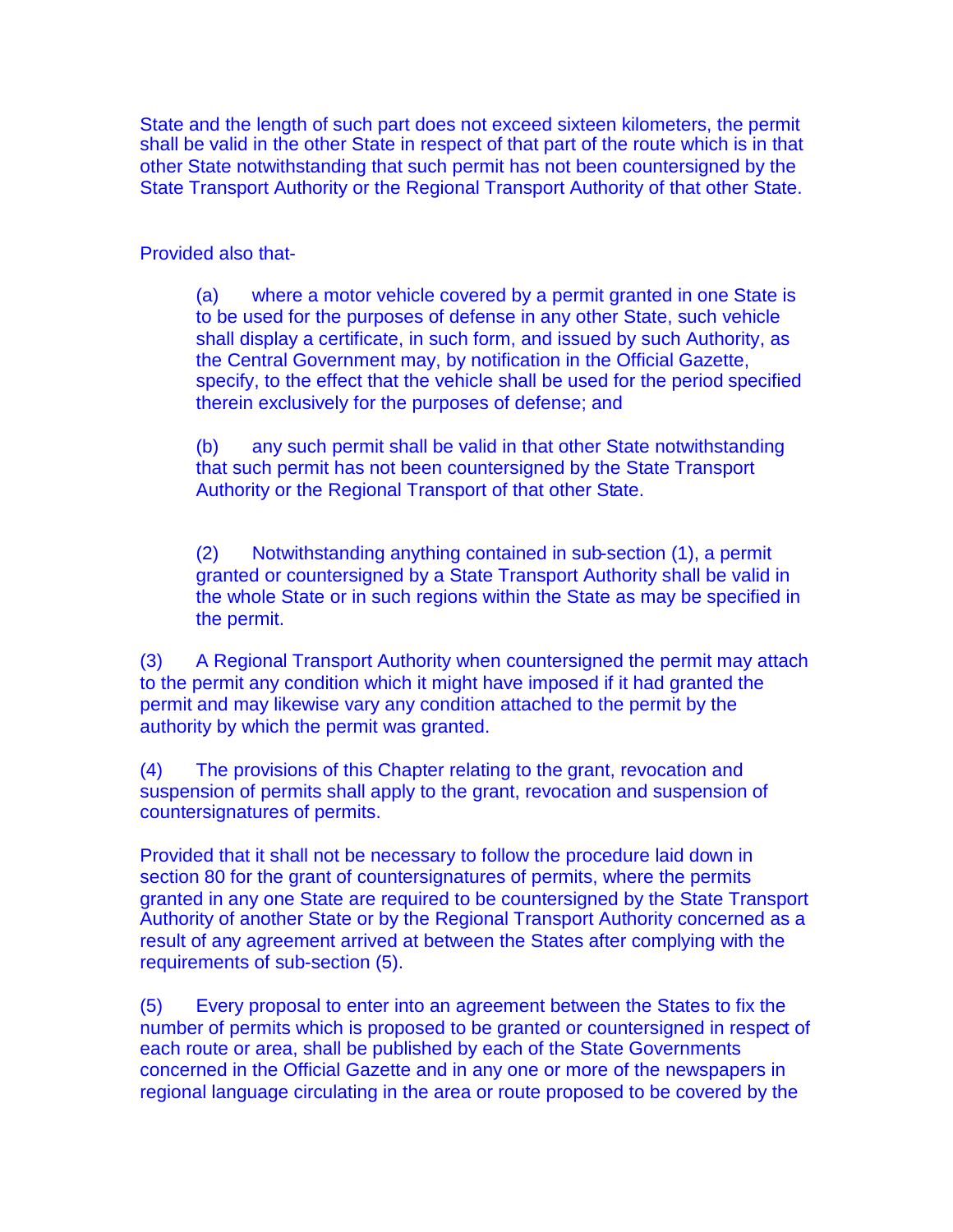State and the length of such part does not exceed sixteen kilometers, the permit shall be valid in the other State in respect of that part of the route which is in that other State notwithstanding that such permit has not been countersigned by the State Transport Authority or the Regional Transport Authority of that other State.

Provided also that-

(a) where a motor vehicle covered by a permit granted in one State is to be used for the purposes of defense in any other State, such vehicle shall display a certificate, in such form, and issued by such Authority, as the Central Government may, by notification in the Official Gazette, specify, to the effect that the vehicle shall be used for the period specified therein exclusively for the purposes of defense; and

(b) any such permit shall be valid in that other State notwithstanding that such permit has not been countersigned by the State Transport Authority or the Regional Transport of that other State.

(2) Notwithstanding anything contained in sub-section (1), a permit granted or countersigned by a State Transport Authority shall be valid in the whole State or in such regions within the State as may be specified in the permit.

(3) A Regional Transport Authority when countersigned the permit may attach to the permit any condition which it might have imposed if it had granted the permit and may likewise vary any condition attached to the permit by the authority by which the permit was granted.

(4) The provisions of this Chapter relating to the grant, revocation and suspension of permits shall apply to the grant, revocation and suspension of countersignatures of permits.

Provided that it shall not be necessary to follow the procedure laid down in section 80 for the grant of countersignatures of permits, where the permits granted in any one State are required to be countersigned by the State Transport Authority of another State or by the Regional Transport Authority concerned as a result of any agreement arrived at between the States after complying with the requirements of sub-section (5).

(5) Every proposal to enter into an agreement between the States to fix the number of permits which is proposed to be granted or countersigned in respect of each route or area, shall be published by each of the State Governments concerned in the Official Gazette and in any one or more of the newspapers in regional language circulating in the area or route proposed to be covered by the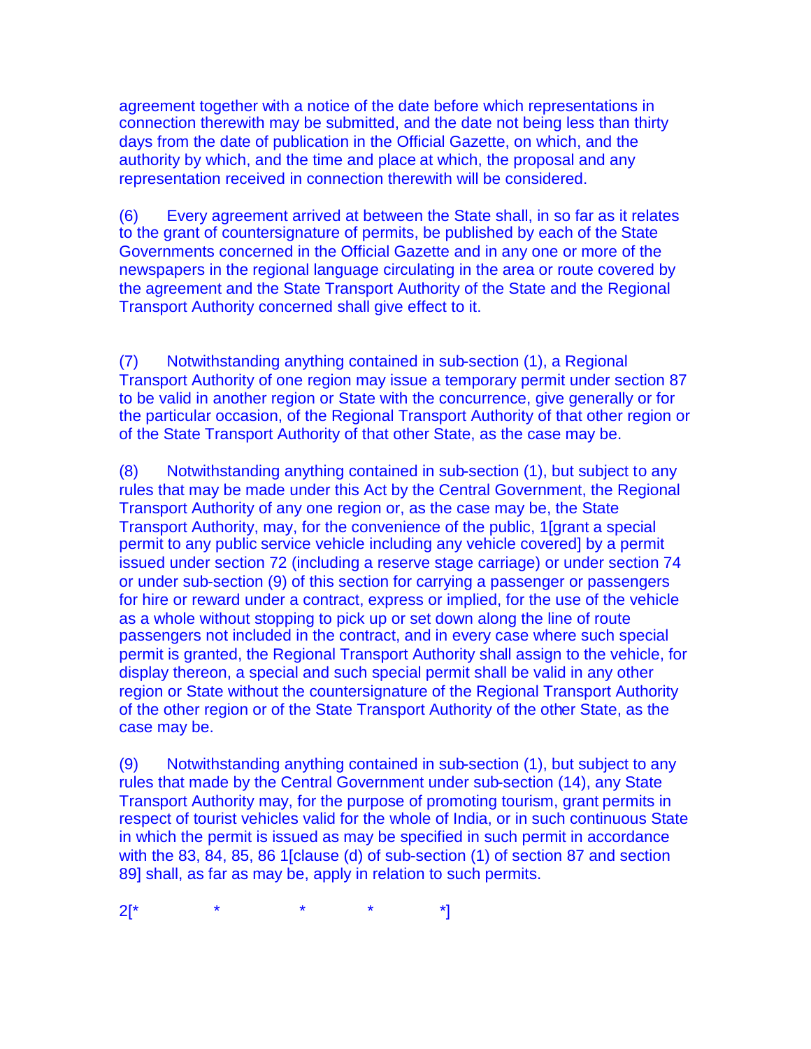agreement together with a notice of the date before which representations in connection therewith may be submitted, and the date not being less than thirty days from the date of publication in the Official Gazette, on which, and the authority by which, and the time and place at which, the proposal and any representation received in connection therewith will be considered.

(6) Every agreement arrived at between the State shall, in so far as it relates to the grant of countersignature of permits, be published by each of the State Governments concerned in the Official Gazette and in any one or more of the newspapers in the regional language circulating in the area or route covered by the agreement and the State Transport Authority of the State and the Regional Transport Authority concerned shall give effect to it.

(7) Notwithstanding anything contained in sub-section (1), a Regional Transport Authority of one region may issue a temporary permit under section 87 to be valid in another region or State with the concurrence, give generally or for the particular occasion, of the Regional Transport Authority of that other region or of the State Transport Authority of that other State, as the case may be.

(8) Notwithstanding anything contained in sub-section (1), but subject to any rules that may be made under this Act by the Central Government, the Regional Transport Authority of any one region or, as the case may be, the State Transport Authority, may, for the convenience of the public, 1[grant a special permit to any public service vehicle including any vehicle covered] by a permit issued under section 72 (including a reserve stage carriage) or under section 74 or under sub-section (9) of this section for carrying a passenger or passengers for hire or reward under a contract, express or implied, for the use of the vehicle as a whole without stopping to pick up or set down along the line of route passengers not included in the contract, and in every case where such special permit is granted, the Regional Transport Authority shall assign to the vehicle, for display thereon, a special and such special permit shall be valid in any other region or State without the countersignature of the Regional Transport Authority of the other region or of the State Transport Authority of the other State, as the case may be.

(9) Notwithstanding anything contained in sub-section (1), but subject to any rules that made by the Central Government under sub-section (14), any State Transport Authority may, for the purpose of promoting tourism, grant permits in respect of tourist vehicles valid for the whole of India, or in such continuous State in which the permit is issued as may be specified in such permit in accordance with the 83, 84, 85, 86 1[clause (d) of sub-section (1) of section 87 and section 89] shall, as far as may be, apply in relation to such permits.

2[* * * * *]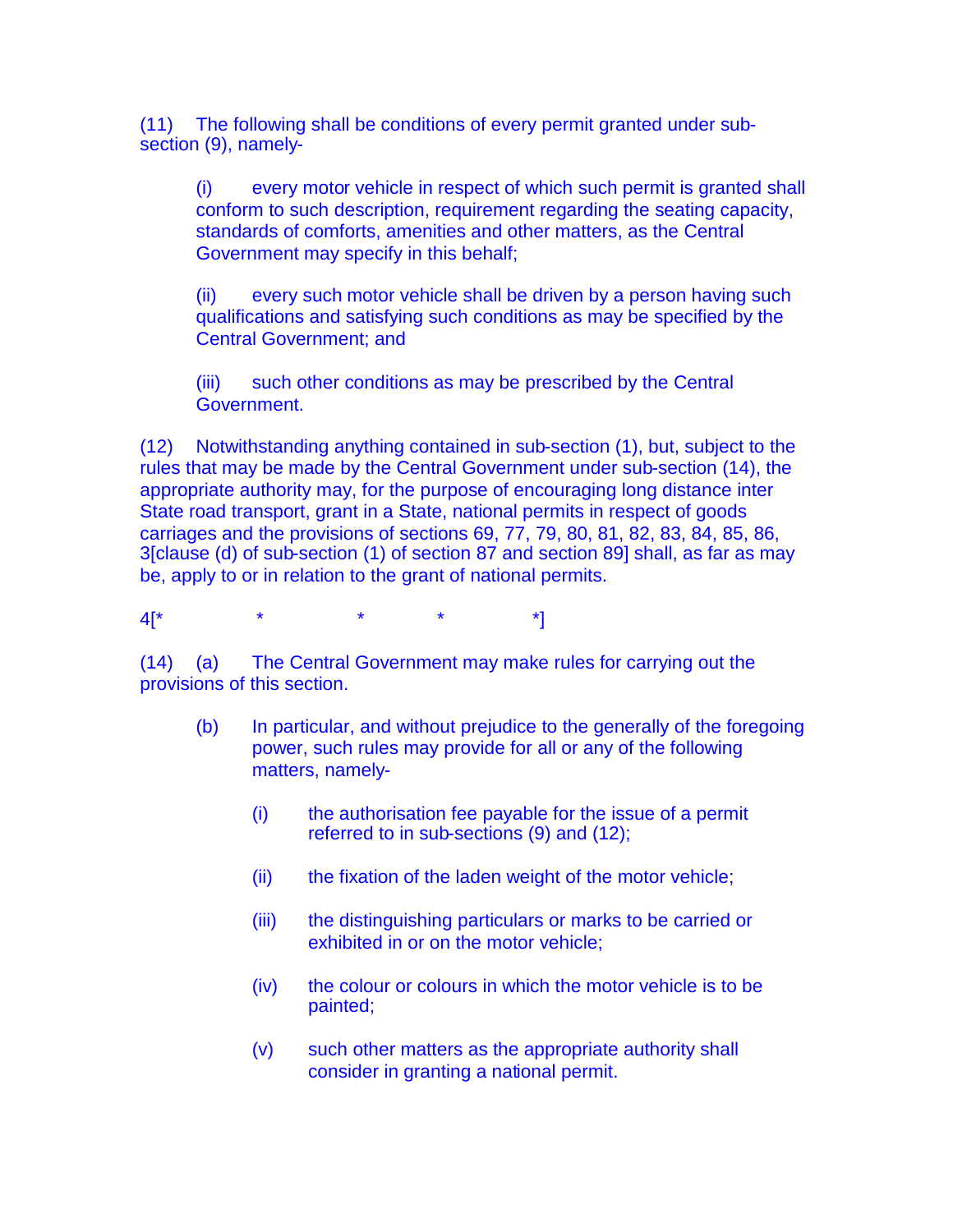(11) The following shall be conditions of every permit granted under sub-section (9), namely-

(i) every motor vehicle in respect of which such permit is granted shall conform to such description, requirement regarding the seating capacity, standards of comforts, amenities and other matters, as the Central Government may specify in this behalf;

(ii) every such motor vehicle shall be driven by a person having such qualifications and satisfying such conditions as may be specified by the Central Government; and

(iii) such other conditions as may be prescribed by the Central Government.

(12) Notwithstanding anything contained in sub-section (1), but, subject to the rules that may be made by the Central Government under sub-section (14), the appropriate authority may, for the purpose of encouraging long distance inter State road transport, grant in a State, national permits in respect of goods carriages and the provisions of sections 69, 77, 79, 80, 81, 82, 83, 84, 85, 86, 3[clause (d) of sub-section (1) of section 87 and section 89] shall, as far as may be, apply to or in relation to the grant of national permits.

4[* * * * *]

(14) (a) The Central Government may make rules for carrying out the provisions of this section.

(b) In particular, and without prejudice to the generally of the foregoing power, such rules may provide for all or any of the following matters, namely-

(i) the authorisation fee payable for the issue of a permit referred to in sub-sections (9) and (12);

(ii) the fixation of the laden weight of the motor vehicle;

(iii) the distinguishing particulars or marks to be carried or exhibited in or on the motor vehicle;

(iv) the colour or colours in which the motor vehicle is to be painted;

(v) such other matters as the appropriate authority shall consider in granting a national permit.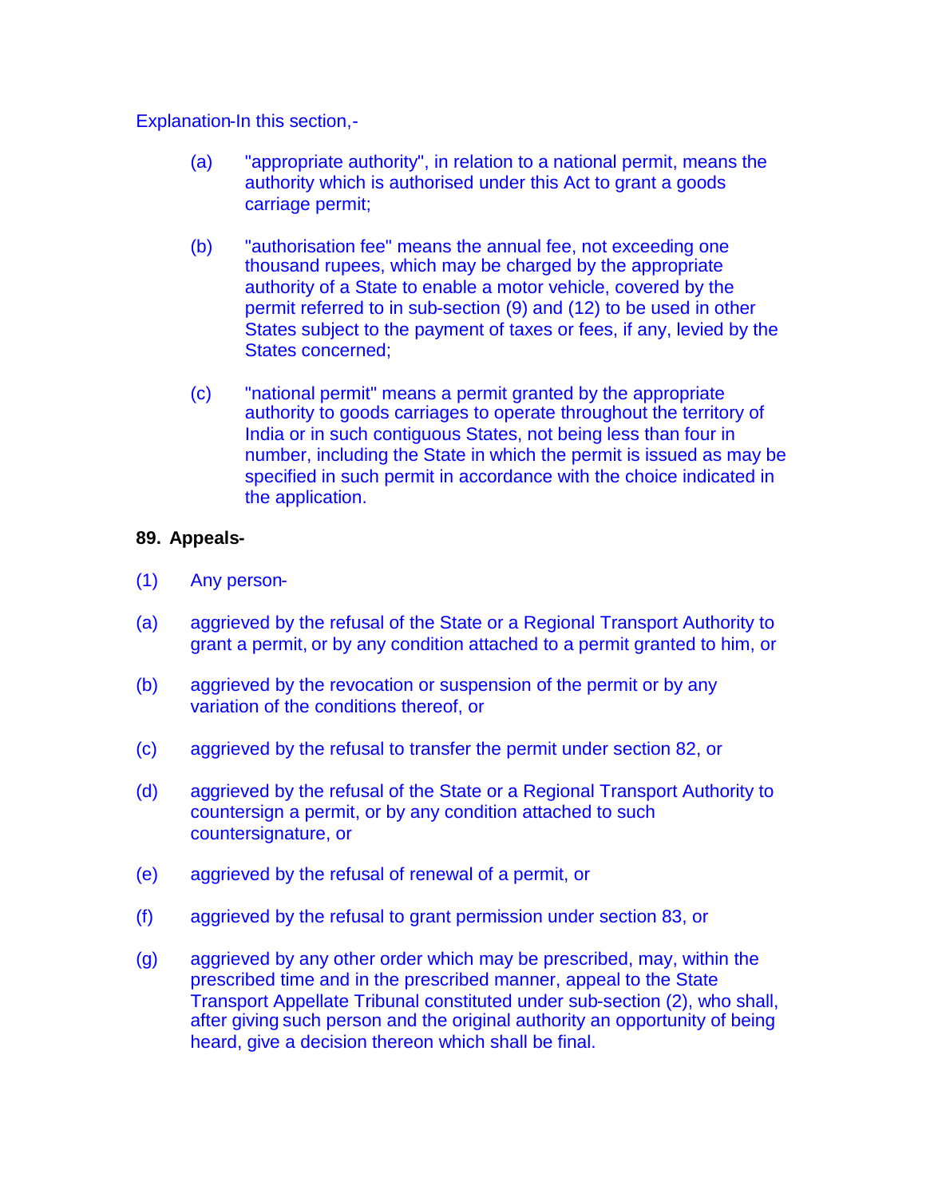Explanation-In this section,-

(a) "appropriate authority", in relation to a national permit, means the authority which is authorised under this Act to grant a goods carriage permit;

(b) "authorisation fee" means the annual fee, not exceeding one thousand rupees, which may be charged by the appropriate authority of a State to enable a motor vehicle, covered by the permit referred to in sub-section (9) and (12) to be used in other States subject to the payment of taxes or fees, if any, levied by the States concerned;

(c) "national permit" means a permit granted by the appropriate authority to goods carriages to operate throughout the territory of India or in such contiguous States, not being less than four in number, including the State in which the permit is issued as may be specified in such permit in accordance with the choice indicated in the application.

**89. Appeals-**

(1) Any person-

(a) aggrieved by the refusal of the State or a Regional Transport Authority to grant a permit, or by any condition attached to a permit granted to him, or

(b) aggrieved by the revocation or suspension of the permit or by any variation of the conditions thereof, or

(c) aggrieved by the refusal to transfer the permit under section 82, or

(d) aggrieved by the refusal of the State or a Regional Transport Authority to countersign a permit, or by any condition attached to such countersignature, or

(e) aggrieved by the refusal of renewal of a permit, or

(f) aggrieved by the refusal to grant permission under section 83, or

(g) aggrieved by any other order which may be prescribed, may, within the prescribed time and in the prescribed manner, appeal to the State Transport Appellate Tribunal constituted under sub-section (2), who shall, after giving such person and the original authority an opportunity of being heard, give a decision thereon which shall be final.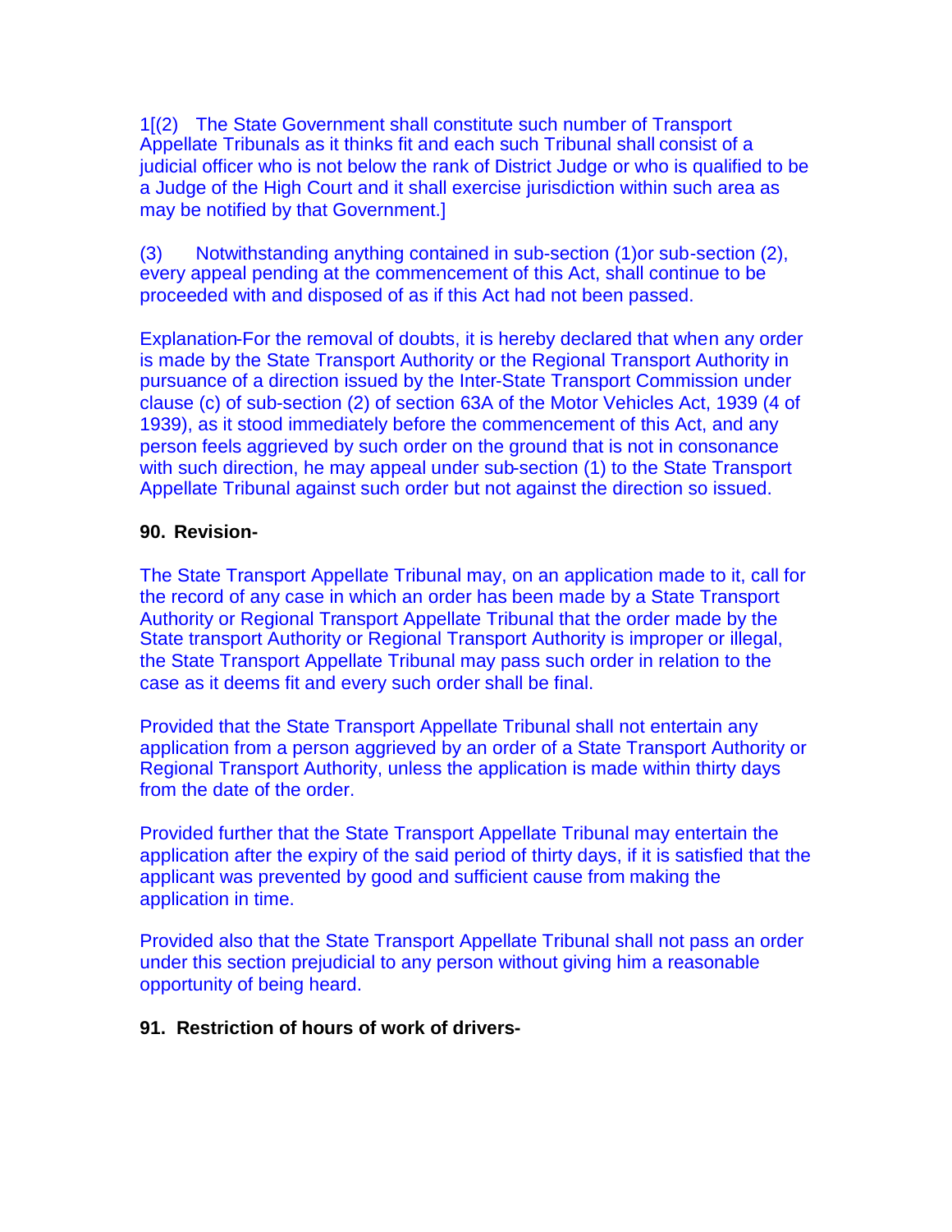1[(2) The State Government shall constitute such number of Transport Appellate Tribunals as it thinks fit and each such Tribunal shall consist of a judicial officer who is not below the rank of District Judge or who is qualified to be a Judge of the High Court and it shall exercise jurisdiction within such area as may be notified by that Government.]

(3) Notwithstanding anything contained in sub-section (1)or sub-section (2), every appeal pending at the commencement of this Act, shall continue to be proceeded with and disposed of as if this Act had not been passed.

Explanation-For the removal of doubts, it is hereby declared that when any order is made by the State Transport Authority or the Regional Transport Authority in pursuance of a direction issued by the Inter-State Transport Commission under clause (c) of sub-section (2) of section 63A of the Motor Vehicles Act, 1939 (4 of 1939), as it stood immediately before the commencement of this Act, and any person feels aggrieved by such order on the ground that is not in consonance with such direction, he may appeal under sub-section (1) to the State Transport Appellate Tribunal against such order but not against the direction so issued.

**90. Revision-**

The State Transport Appellate Tribunal may, on an application made to it, call for the record of any case in which an order has been made by a State Transport Authority or Regional Transport Appellate Tribunal that the order made by the State transport Authority or Regional Transport Authority is improper or illegal, the State Transport Appellate Tribunal may pass such order in relation to the case as it deems fit and every such order shall be final.

Provided that the State Transport Appellate Tribunal shall not entertain any application from a person aggrieved by an order of a State Transport Authority or Regional Transport Authority, unless the application is made within thirty days from the date of the order.

Provided further that the State Transport Appellate Tribunal may entertain the application after the expiry of the said period of thirty days, if it is satisfied that the applicant was prevented by good and sufficient cause from making the application in time.

Provided also that the State Transport Appellate Tribunal shall not pass an order under this section prejudicial to any person without giving him a reasonable opportunity of being heard.

**91. Restriction of hours of work of drivers-**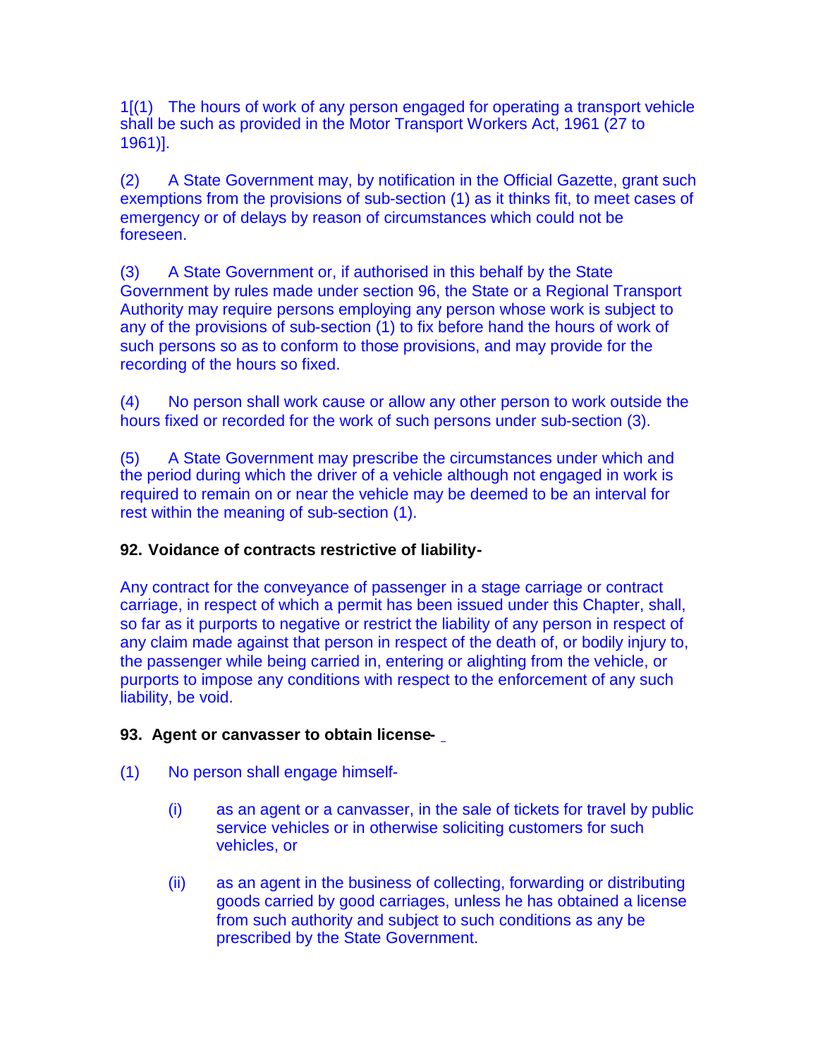1[(1) The hours of work of any person engaged for operating a transport vehicle shall be such as provided in the Motor Transport Workers Act, 1961 (27 to 1961)].

(2) A State Government may, by notification in the Official Gazette, grant such exemptions from the provisions of sub-section (1) as it thinks fit, to meet cases of emergency or of delays by reason of circumstances which could not be foreseen.

(3) A State Government or, if authorised in this behalf by the State Government by rules made under section 96, the State or a Regional Transport Authority may require persons employing any person whose work is subject to any of the provisions of sub-section (1) to fix before hand the hours of work of such persons so as to conform to those provisions, and may provide for the recording of the hours so fixed.

(4) No person shall work cause or allow any other person to work outside the hours fixed or recorded for the work of such persons under sub-section (3).

(5) A State Government may prescribe the circumstances under which and the period during which the driver of a vehicle although not engaged in work is required to remain on or near the vehicle may be deemed to be an interval for rest within the meaning of sub-section (1).

**92. Voidance of contracts restrictive of liability-**

Any contract for the conveyance of passenger in a stage carriage or contract carriage, in respect of which a permit has been issued under this Chapter, shall, so far as it purports to negative or restrict the liability of any person in respect of any claim made against that person in respect of the death of, or bodily injury to, the passenger while being carried in, entering or alighting from the vehicle, or purports to impose any conditions with respect to the enforcement of any such liability, be void.

**93. Agent or canvasser to obtain license-**

(1) No person shall engage himself-

(i) as an agent or a canvasser, in the sale of tickets for travel by public service vehicles or in otherwise soliciting customers for such vehicles, or

(ii) as an agent in the business of collecting, forwarding or distributing goods carried by good carriages, unless he has obtained a license from such authority and subject to such conditions as any be prescribed by the State Government.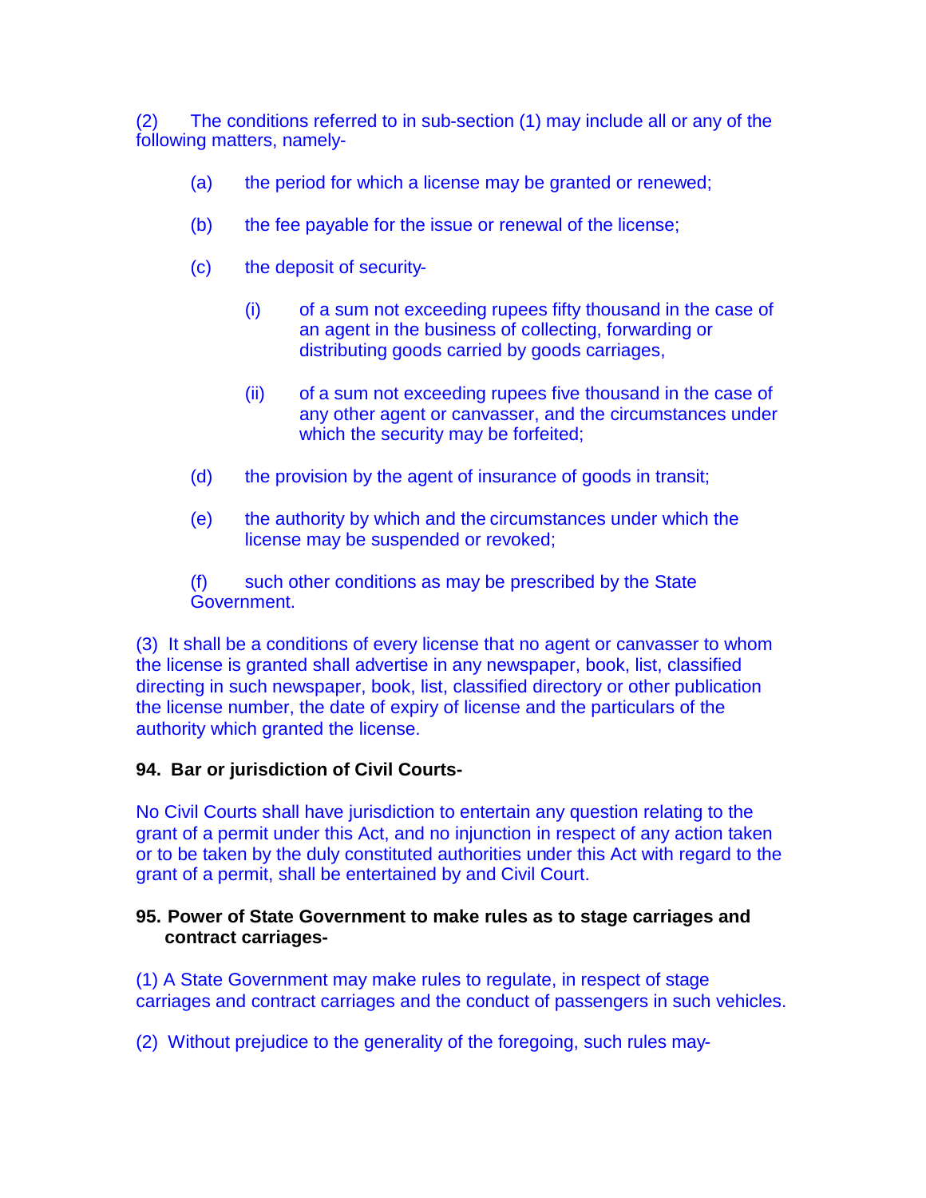(2) The conditions referred to in sub-section (1) may include all or any of the following matters, namely-

(a) the period for which a license may be granted or renewed;

(b) the fee payable for the issue or renewal of the license;

(c) the deposit of security-

(i) of a sum not exceeding rupees fifty thousand in the case of an agent in the business of collecting, forwarding or distributing goods carried by goods carriages,

(ii) of a sum not exceeding rupees five thousand in the case of any other agent or canvasser, and the circumstances under which the security may be forfeited;

(d) the provision by the agent of insurance of goods in transit;

(e) the authority by which and the circumstances under which the license may be suspended or revoked;

(f) such other conditions as may be prescribed by the State Government.

(3) It shall be a conditions of every license that no agent or canvasser to whom the license is granted shall advertise in any newspaper, book, list, classified directing in such newspaper, book, list, classified directory or other publication the license number, the date of expiry of license and the particulars of the authority which granted the license.

**94. Bar or jurisdiction of Civil Courts-**

No Civil Courts shall have jurisdiction to entertain any question relating to the grant of a permit under this Act, and no injunction in respect of any action taken or to be taken by the duly constituted authorities under this Act with regard to the grant of a permit, shall be entertained by and Civil Court.

**95. Power of State Government to make rules as to stage carriages and contract carriages-**

(1) A State Government may make rules to regulate, in respect of stage carriages and contract carriages and the conduct of passengers in such vehicles.

(2) Without prejudice to the generality of the foregoing, such rules may-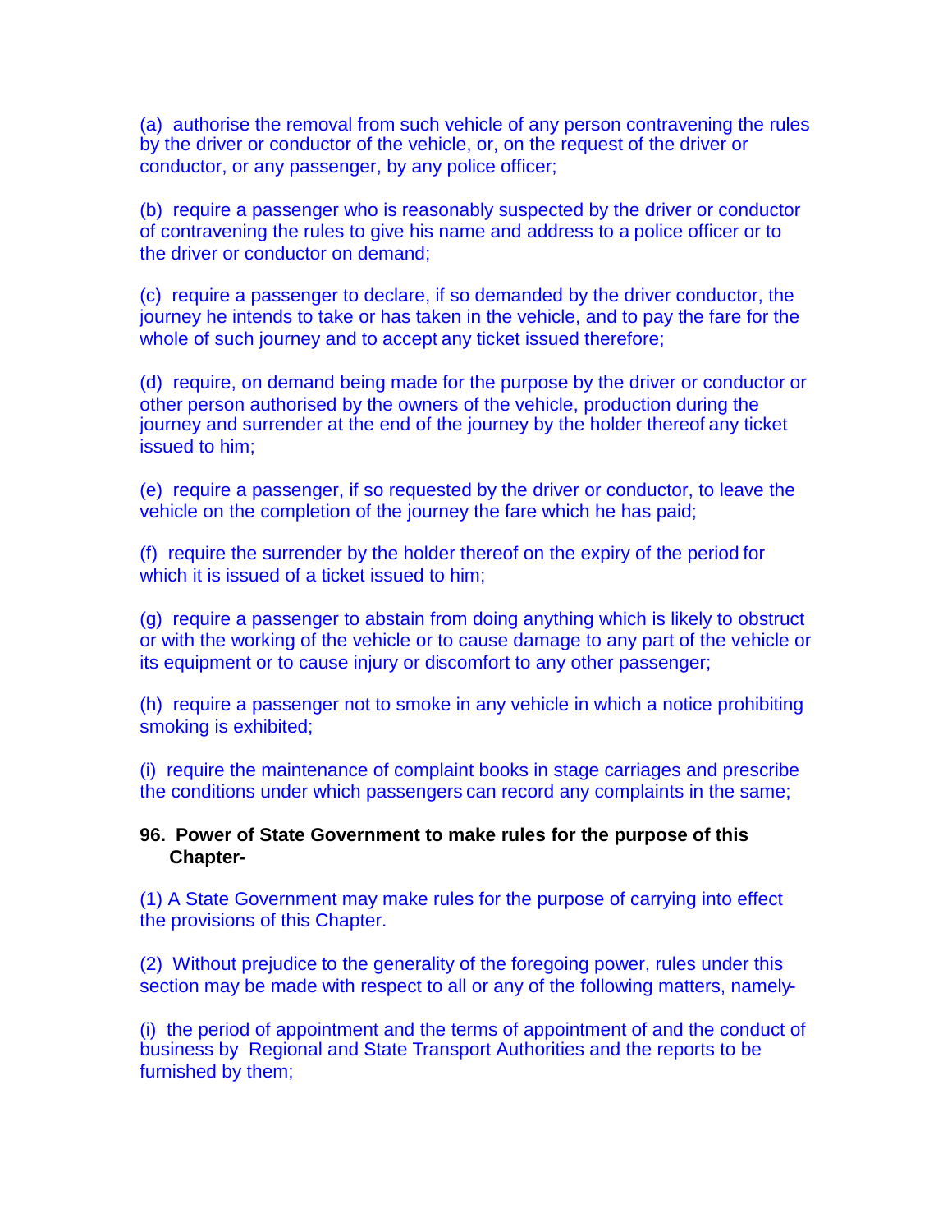(a) authorise the removal from such vehicle of any person contravening the rules by the driver or conductor of the vehicle, or, on the request of the driver or conductor, or any passenger, by any police officer;

(b) require a passenger who is reasonably suspected by the driver or conductor of contravening the rules to give his name and address to a police officer or to the driver or conductor on demand;

(c) require a passenger to declare, if so demanded by the driver conductor, the journey he intends to take or has taken in the vehicle, and to pay the fare for the whole of such journey and to accept any ticket issued therefore;

(d) require, on demand being made for the purpose by the driver or conductor or other person authorised by the owners of the vehicle, production during the journey and surrender at the end of the journey by the holder thereof any ticket issued to him;

(e) require a passenger, if so requested by the driver or conductor, to leave the vehicle on the completion of the journey the fare which he has paid;

(f) require the surrender by the holder thereof on the expiry of the period for which it is issued of a ticket issued to him;

(g) require a passenger to abstain from doing anything which is likely to obstruct or with the working of the vehicle or to cause damage to any part of the vehicle or its equipment or to cause injury or discomfort to any other passenger;

(h) require a passenger not to smoke in any vehicle in which a notice prohibiting smoking is exhibited;

(i) require the maintenance of complaint books in stage carriages and prescribe the conditions under which passengers can record any complaints in the same;

**96. Power of State Government to make rules for the purpose of this Chapter-**

(1) A State Government may make rules for the purpose of carrying into effect the provisions of this Chapter.

(2) Without prejudice to the generality of the foregoing power, rules under this section may be made with respect to all or any of the following matters, namely-

(i) the period of appointment and the terms of appointment of and the conduct of business by Regional and State Transport Authorities and the reports to be furnished by them;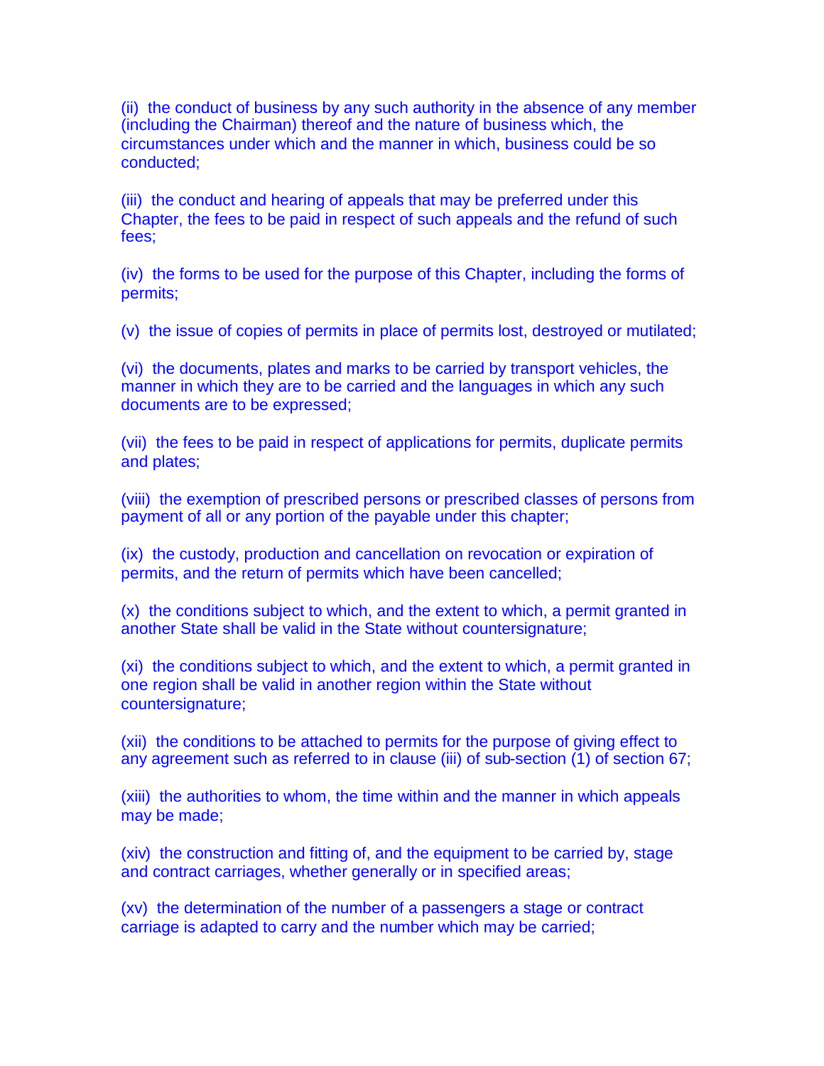(ii) the conduct of business by any such authority in the absence of any member (including the Chairman) thereof and the nature of business which, the circumstances under which and the manner in which, business could be so conducted;

(iii) the conduct and hearing of appeals that may be preferred under this Chapter, the fees to be paid in respect of such appeals and the refund of such fees;

(iv) the forms to be used for the purpose of this Chapter, including the forms of permits;

(v) the issue of copies of permits in place of permits lost, destroyed or mutilated;

(vi) the documents, plates and marks to be carried by transport vehicles, the manner in which they are to be carried and the languages in which any such documents are to be expressed;

(vii) the fees to be paid in respect of applications for permits, duplicate permits and plates;

(viii) the exemption of prescribed persons or prescribed classes of persons from payment of all or any portion of the payable under this chapter;

(ix) the custody, production and cancellation on revocation or expiration of permits, and the return of permits which have been cancelled;

(x) the conditions subject to which, and the extent to which, a permit granted in another State shall be valid in the State without countersignature;

(xi) the conditions subject to which, and the extent to which, a permit granted in one region shall be valid in another region within the State without countersignature;

(xii) the conditions to be attached to permits for the purpose of giving effect to any agreement such as referred to in clause (iii) of sub-section (1) of section 67;

(xiii) the authorities to whom, the time within and the manner in which appeals may be made;

(xiv) the construction and fitting of, and the equipment to be carried by, stage and contract carriages, whether generally or in specified areas;

(xv) the determination of the number of a passengers a stage or contract carriage is adapted to carry and the number which may be carried;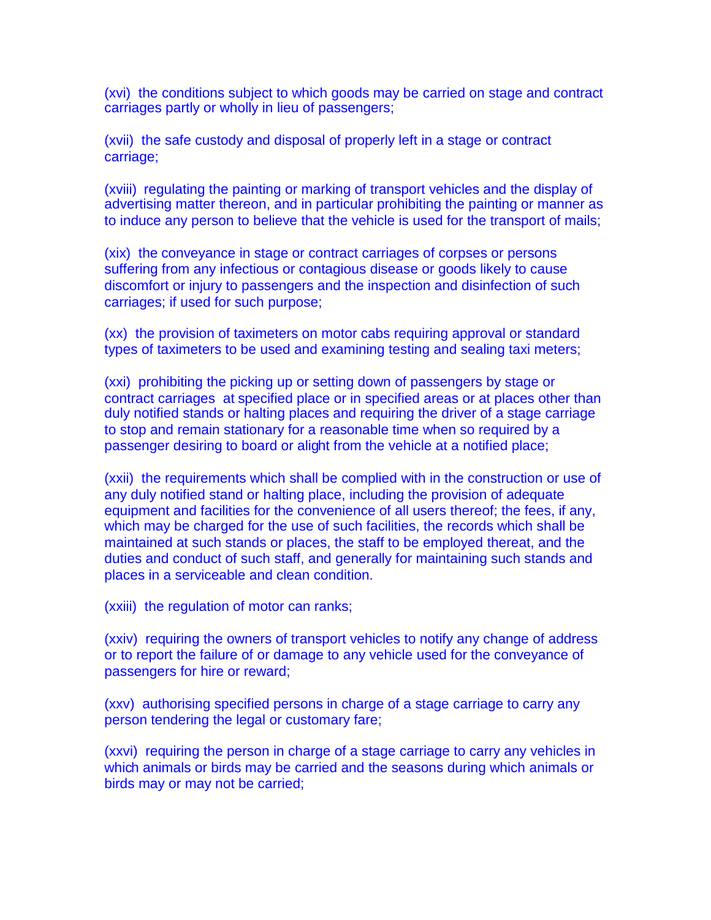(xvi) the conditions subject to which goods may be carried on stage and contract carriages partly or wholly in lieu of passengers;

(xvii) the safe custody and disposal of properly left in a stage or contract carriage;

(xviii) regulating the painting or marking of transport vehicles and the display of advertising matter thereon, and in particular prohibiting the painting or manner as to induce any person to believe that the vehicle is used for the transport of mails;

(xix) the conveyance in stage or contract carriages of corpses or persons suffering from any infectious or contagious disease or goods likely to cause discomfort or injury to passengers and the inspection and disinfection of such carriages; if used for such purpose;

(xx) the provision of taximeters on motor cabs requiring approval or standard types of taximeters to be used and examining testing and sealing taxi meters;

(xxi) prohibiting the picking up or setting down of passengers by stage or contract carriages at specified place or in specified areas or at places other than duly notified stands or halting places and requiring the driver of a stage carriage to stop and remain stationary for a reasonable time when so required by a passenger desiring to board or alight from the vehicle at a notified place;

(xxii) the requirements which shall be complied with in the construction or use of any duly notified stand or halting place, including the provision of adequate equipment and facilities for the convenience of all users thereof; the fees, if any, which may be charged for the use of such facilities, the records which shall be maintained at such stands or places, the staff to be employed thereat, and the duties and conduct of such staff, and generally for maintaining such stands and places in a serviceable and clean condition.

(xxiii) the regulation of motor can ranks;

(xxiv) requiring the owners of transport vehicles to notify any change of address or to report the failure of or damage to any vehicle used for the conveyance of passengers for hire or reward;

(xxv) authorising specified persons in charge of a stage carriage to carry any person tendering the legal or customary fare;

(xxvi) requiring the person in charge of a stage carriage to carry any vehicles in which animals or birds may be carried and the seasons during which animals or birds may or may not be carried;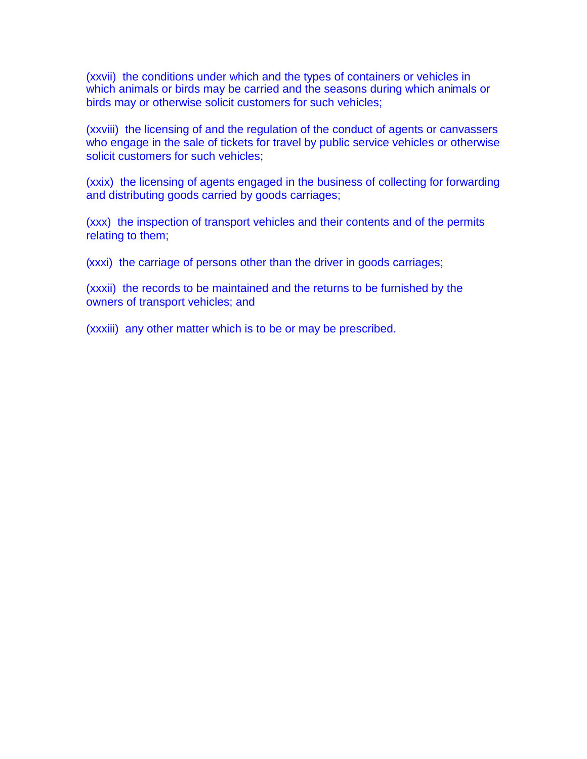(xxvii) the conditions under which and the types of containers or vehicles in which animals or birds may be carried and the seasons during which animals or birds may or otherwise solicit customers for such vehicles;

(xxviii) the licensing of and the regulation of the conduct of agents or canvassers who engage in the sale of tickets for travel by public service vehicles or otherwise solicit customers for such vehicles;

(xxix) the licensing of agents engaged in the business of collecting for forwarding and distributing goods carried by goods carriages;

(xxx) the inspection of transport vehicles and their contents and of the permits relating to them;

(xxxi) the carriage of persons other than the driver in goods carriages;

(xxxii) the records to be maintained and the returns to be furnished by the owners of transport vehicles; and

(xxxiii) any other matter which is to be or may be prescribed.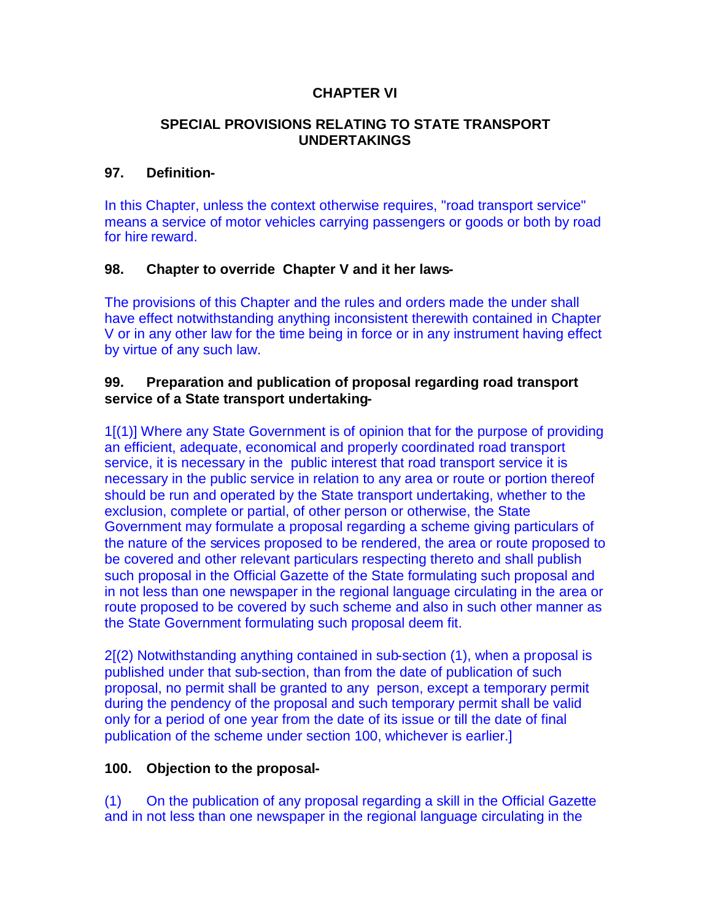**CHAPTER VI**

**SPECIAL PROVISIONS RELATING TO STATE TRANSPORT UNDERTAKINGS**

**97. Definition-**

In this Chapter, unless the context otherwise requires, "road transport service" means a service of motor vehicles carrying passengers or goods or both by road for hire reward.

**98. Chapter to override Chapter V and it her laws-**

The provisions of this Chapter and the rules and orders made the under shall have effect notwithstanding anything inconsistent therewith contained in Chapter V or in any other law for the time being in force or in any instrument having effect by virtue of any such law.

**99. Preparation and publication of proposal regarding road transport service of a State transport undertaking-**

1[(1)] Where any State Government is of opinion that for the purpose of providing an efficient, adequate, economical and properly coordinated road transport service, it is necessary in the public interest that road transport service it is necessary in the public service in relation to any area or route or portion thereof should be run and operated by the State transport undertaking, whether to the exclusion, complete or partial, of other person or otherwise, the State Government may formulate a proposal regarding a scheme giving particulars of the nature of the services proposed to be rendered, the area or route proposed to be covered and other relevant particulars respecting thereto and shall publish such proposal in the Official Gazette of the State formulating such proposal and in not less than one newspaper in the regional language circulating in the area or route proposed to be covered by such scheme and also in such other manner as the State Government formulating such proposal deem fit.

2[(2) Notwithstanding anything contained in sub-section (1), when a proposal is published under that sub-section, than from the date of publication of such proposal, no permit shall be granted to any person, except a temporary permit during the pendency of the proposal and such temporary permit shall be valid only for a period of one year from the date of its issue or till the date of final publication of the scheme under section 100, whichever is earlier.]

**100. Objection to the proposal-**

(1) On the publication of any proposal regarding a skill in the Official Gazette and in not less than one newspaper in the regional language circulating in the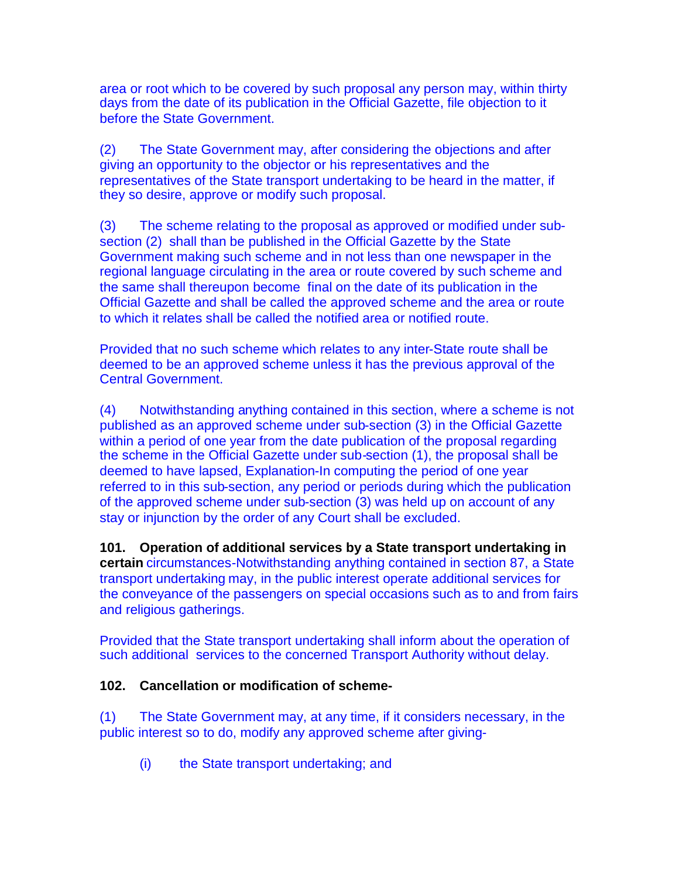area or root which to be covered by such proposal any person may, within thirty days from the date of its publication in the Official Gazette, file objection to it before the State Government.

(2) The State Government may, after considering the objections and after giving an opportunity to the objector or his representatives and the representatives of the State transport undertaking to be heard in the matter, if they so desire, approve or modify such proposal.

(3) The scheme relating to the proposal as approved or modified under sub-section (2) shall than be published in the Official Gazette by the State Government making such scheme and in not less than one newspaper in the regional language circulating in the area or route covered by such scheme and the same shall thereupon become final on the date of its publication in the Official Gazette and shall be called the approved scheme and the area or route to which it relates shall be called the notified area or notified route.

Provided that no such scheme which relates to any inter-State route shall be deemed to be an approved scheme unless it has the previous approval of the Central Government.

(4) Notwithstanding anything contained in this section, where a scheme is not published as an approved scheme under sub-section (3) in the Official Gazette within a period of one year from the date publication of the proposal regarding the scheme in the Official Gazette under sub-section (1), the proposal shall be deemed to have lapsed, Explanation-In computing the period of one year referred to in this sub-section, any period or periods during which the publication of the approved scheme under sub-section (3) was held up on account of any stay or injunction by the order of any Court shall be excluded.

**101. Operation of additional services by a State transport undertaking in certain** circumstances-Notwithstanding anything contained in section 87, a State transport undertaking may, in the public interest operate additional services for the conveyance of the passengers on special occasions such as to and from fairs and religious gatherings.

Provided that the State transport undertaking shall inform about the operation of such additional services to the concerned Transport Authority without delay.

**102. Cancellation or modification of scheme-**

(1) The State Government may, at any time, if it considers necessary, in the public interest so to do, modify any approved scheme after giving-

(i) the State transport undertaking; and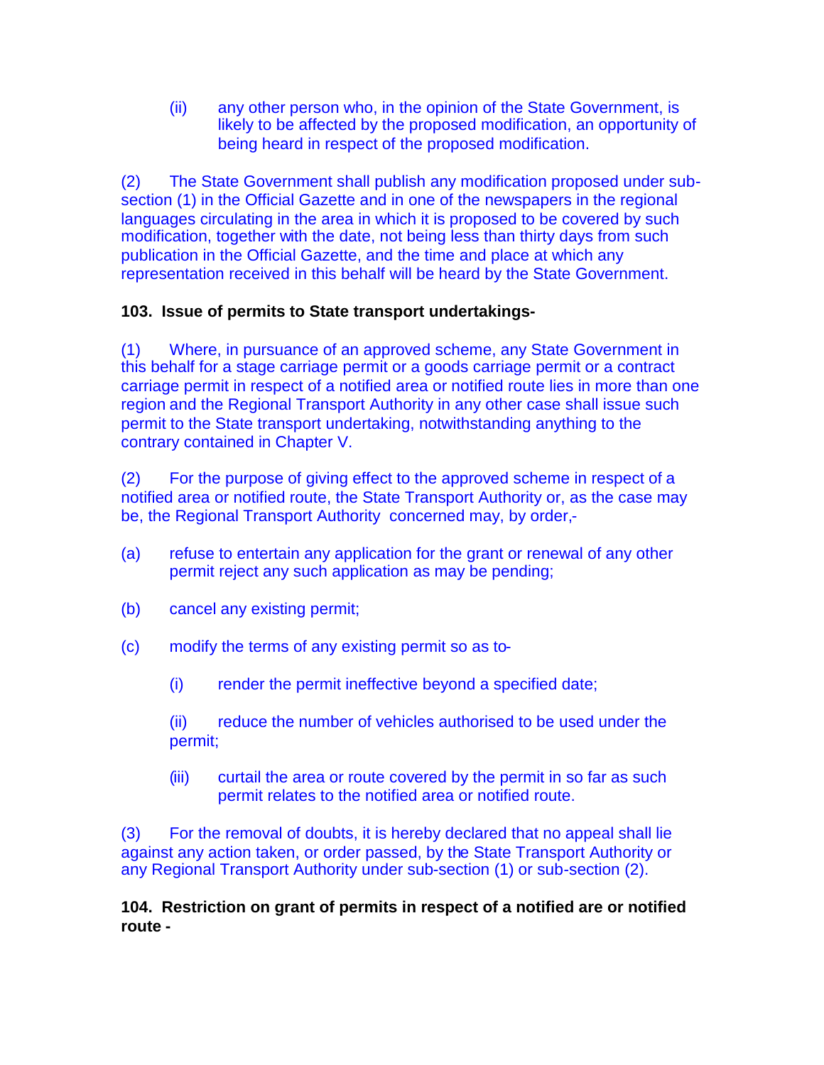(ii) any other person who, in the opinion of the State Government, is likely to be affected by the proposed modification, an opportunity of being heard in respect of the proposed modification.

(2) The State Government shall publish any modification proposed under sub-section (1) in the Official Gazette and in one of the newspapers in the regional languages circulating in the area in which it is proposed to be covered by such modification, together with the date, not being less than thirty days from such publication in the Official Gazette, and the time and place at which any representation received in this behalf will be heard by the State Government.

**103. Issue of permits to State transport undertakings-**

(1) Where, in pursuance of an approved scheme, any State Government in this behalf for a stage carriage permit or a goods carriage permit or a contract carriage permit in respect of a notified area or notified route lies in more than one region and the Regional Transport Authority in any other case shall issue such permit to the State transport undertaking, notwithstanding anything to the contrary contained in Chapter V.

(2) For the purpose of giving effect to the approved scheme in respect of a notified area or notified route, the State Transport Authority or, as the case may be, the Regional Transport Authority concerned may, by order,-

(a) refuse to entertain any application for the grant or renewal of any other permit reject any such application as may be pending;

(b) cancel any existing permit;

(c) modify the terms of any existing permit so as to-

(i) render the permit ineffective beyond a specified date;

(ii) reduce the number of vehicles authorised to be used under the permit;

(iii) curtail the area or route covered by the permit in so far as such permit relates to the notified area or notified route.

(3) For the removal of doubts, it is hereby declared that no appeal shall lie against any action taken, or order passed, by the State Transport Authority or any Regional Transport Authority under sub-section (1) or sub-section (2).

**104. Restriction on grant of permits in respect of a notified are or notified route -**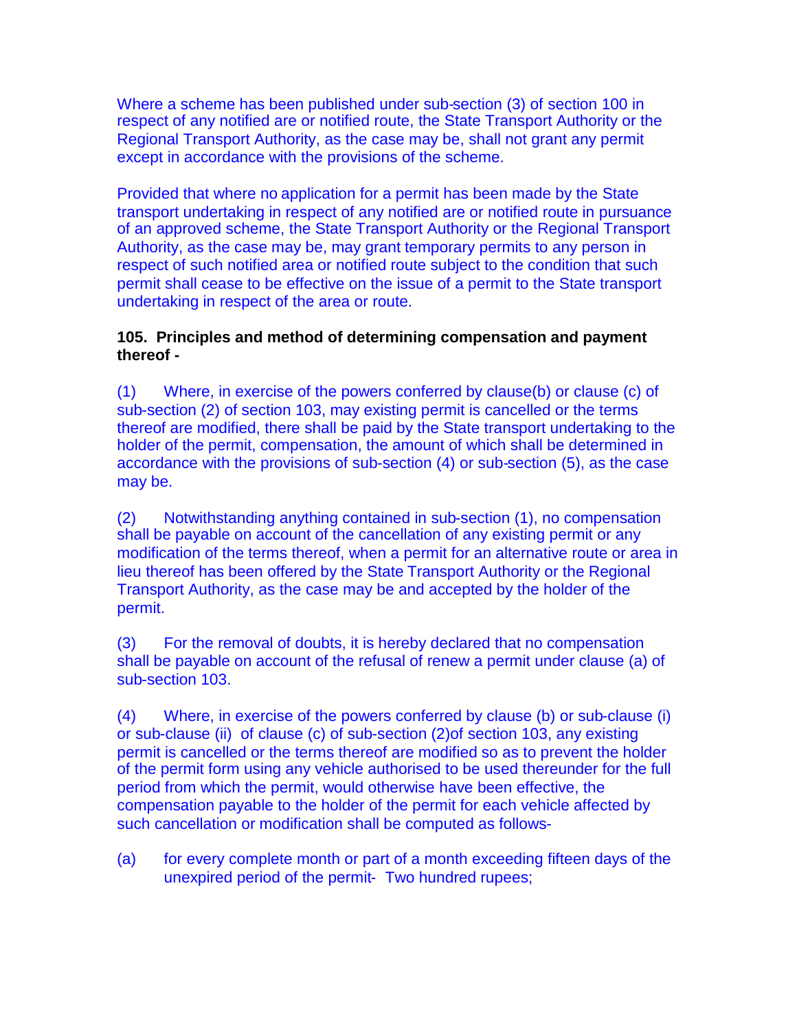Where a scheme has been published under sub-section (3) of section 100 in respect of any notified are or notified route, the State Transport Authority or the Regional Transport Authority, as the case may be, shall not grant any permit except in accordance with the provisions of the scheme.

Provided that where no application for a permit has been made by the State transport undertaking in respect of any notified are or notified route in pursuance of an approved scheme, the State Transport Authority or the Regional Transport Authority, as the case may be, may grant temporary permits to any person in respect of such notified area or notified route subject to the condition that such permit shall cease to be effective on the issue of a permit to the State transport undertaking in respect of the area or route.

**105. Principles and method of determining compensation and payment thereof -**

(1) Where, in exercise of the powers conferred by clause(b) or clause (c) of sub-section (2) of section 103, may existing permit is cancelled or the terms thereof are modified, there shall be paid by the State transport undertaking to the holder of the permit, compensation, the amount of which shall be determined in accordance with the provisions of sub-section (4) or sub-section (5), as the case may be.

(2) Notwithstanding anything contained in sub-section (1), no compensation shall be payable on account of the cancellation of any existing permit or any modification of the terms thereof, when a permit for an alternative route or area in lieu thereof has been offered by the State Transport Authority or the Regional Transport Authority, as the case may be and accepted by the holder of the permit.

(3) For the removal of doubts, it is hereby declared that no compensation shall be payable on account of the refusal of renew a permit under clause (a) of sub-section 103.

(4) Where, in exercise of the powers conferred by clause (b) or sub-clause (i) or sub-clause (ii) of clause (c) of sub-section (2)of section 103, any existing permit is cancelled or the terms thereof are modified so as to prevent the holder of the permit form using any vehicle authorised to be used thereunder for the full period from which the permit, would otherwise have been effective, the compensation payable to the holder of the permit for each vehicle affected by such cancellation or modification shall be computed as follows-

(a) for every complete month or part of a month exceeding fifteen days of the unexpired period of the permit- Two hundred rupees;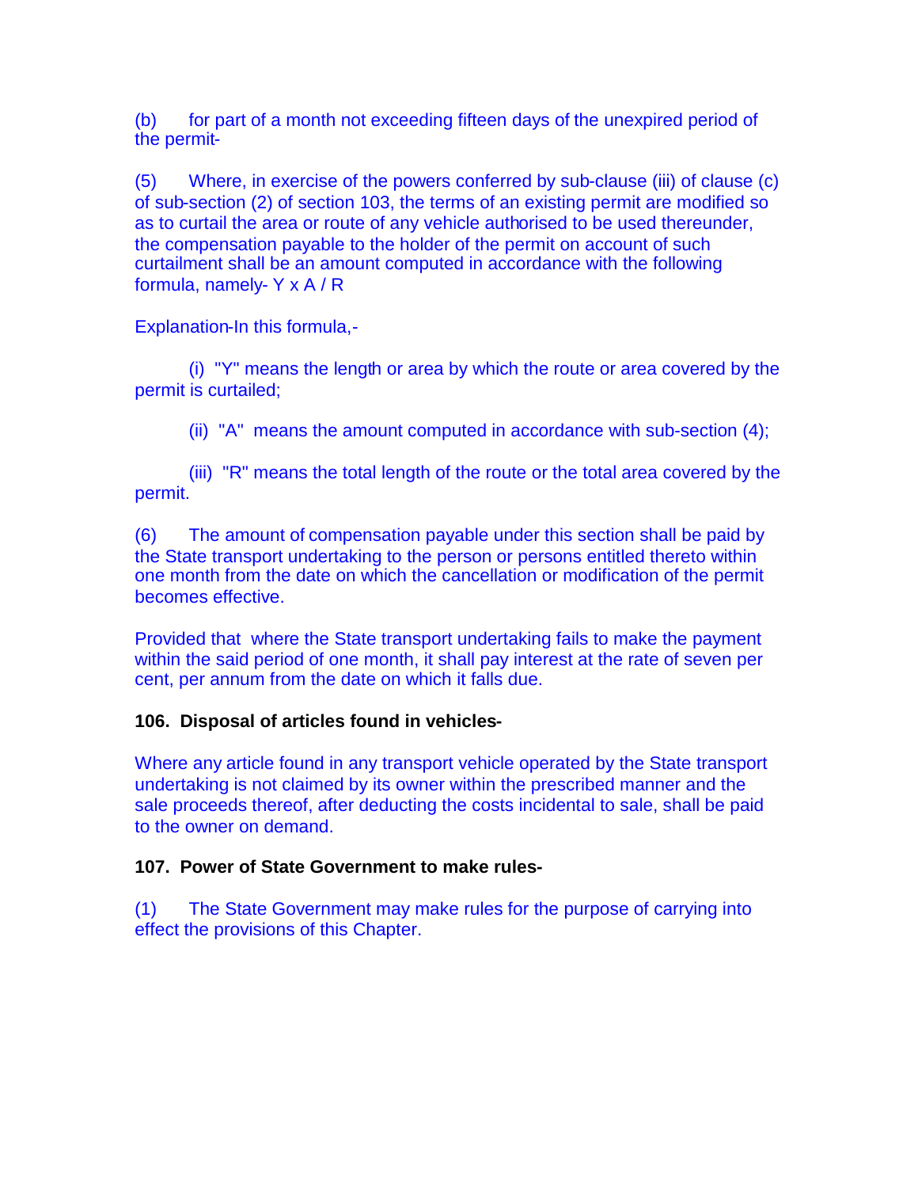(b) for part of a month not exceeding fifteen days of the unexpired period of the permit-

(5) Where, in exercise of the powers conferred by sub-clause (iii) of clause (c) of sub-section (2) of section 103, the terms of an existing permit are modified so as to curtail the area or route of any vehicle authorised to be used thereunder, the compensation payable to the holder of the permit on account of such curtailment shall be an amount computed in accordance with the following formula, namely- $Y \times A / R$

Explanation-In this formula,-

(i) "Y" means the length or area by which the route or area covered by the permit is curtailed;

(ii) "A" means the amount computed in accordance with sub-section (4);

(iii) "R" means the total length of the route or the total area covered by the permit.

(6) The amount of compensation payable under this section shall be paid by the State transport undertaking to the person or persons entitled thereto within one month from the date on which the cancellation or modification of the permit becomes effective.

Provided that where the State transport undertaking fails to make the payment within the said period of one month, it shall pay interest at the rate of seven per cent, per annum from the date on which it falls due.

**106. Disposal of articles found in vehicles-**

Where any article found in any transport vehicle operated by the State transport undertaking is not claimed by its owner within the prescribed manner and the sale proceeds thereof, after deducting the costs incidental to sale, shall be paid to the owner on demand.

**107. Power of State Government to make rules-**

(1) The State Government may make rules for the purpose of carrying into effect the provisions of this Chapter.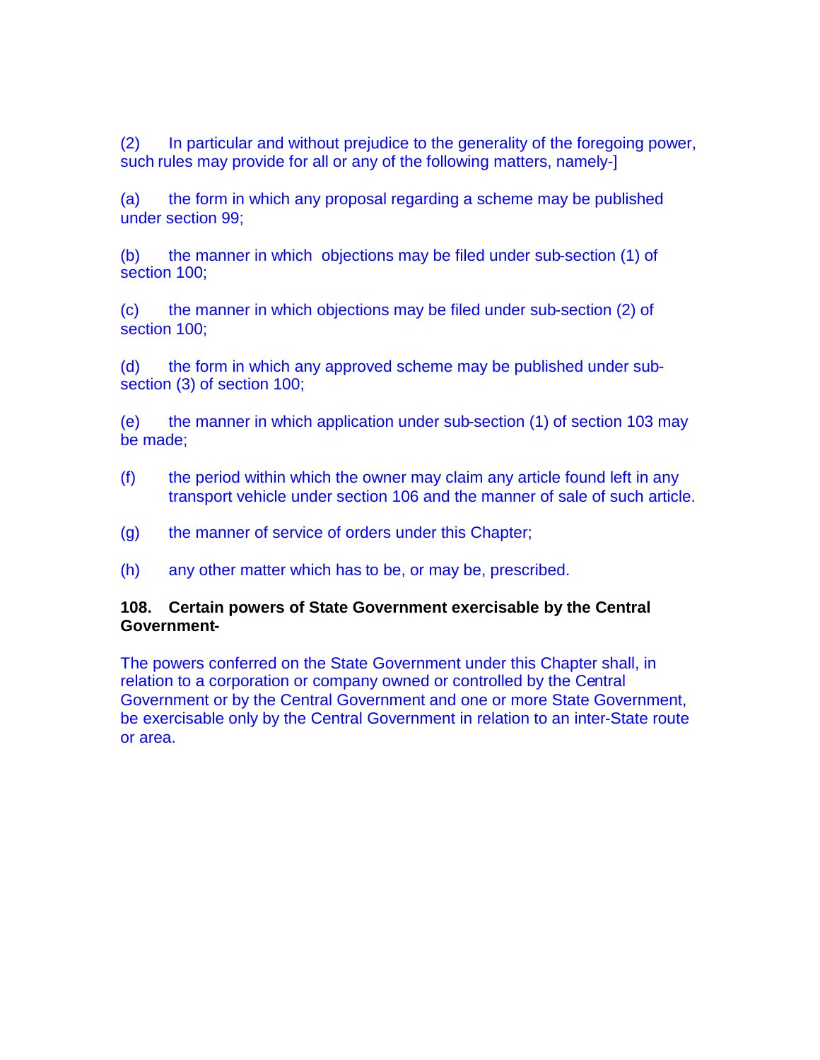(2) In particular and without prejudice to the generality of the foregoing power, such rules may provide for all or any of the following matters, namely-]

(a) the form in which any proposal regarding a scheme may be published under section 99;

(b) the manner in which objections may be filed under sub-section (1) of section 100;

(c) the manner in which objections may be filed under sub-section (2) of section 100;

(d) the form in which any approved scheme may be published under sub-section (3) of section 100;

(e) the manner in which application under sub-section (1) of section 103 may be made;

(f) the period within which the owner may claim any article found left in any transport vehicle under section 106 and the manner of sale of such article.

(g) the manner of service of orders under this Chapter;

(h) any other matter which has to be, or may be, prescribed.

**108. Certain powers of State Government exercisable by the Central Government-**

The powers conferred on the State Government under this Chapter shall, in relation to a corporation or company owned or controlled by the Central Government or by the Central Government and one or more State Government, be exercisable only by the Central Government in relation to an inter-State route or area.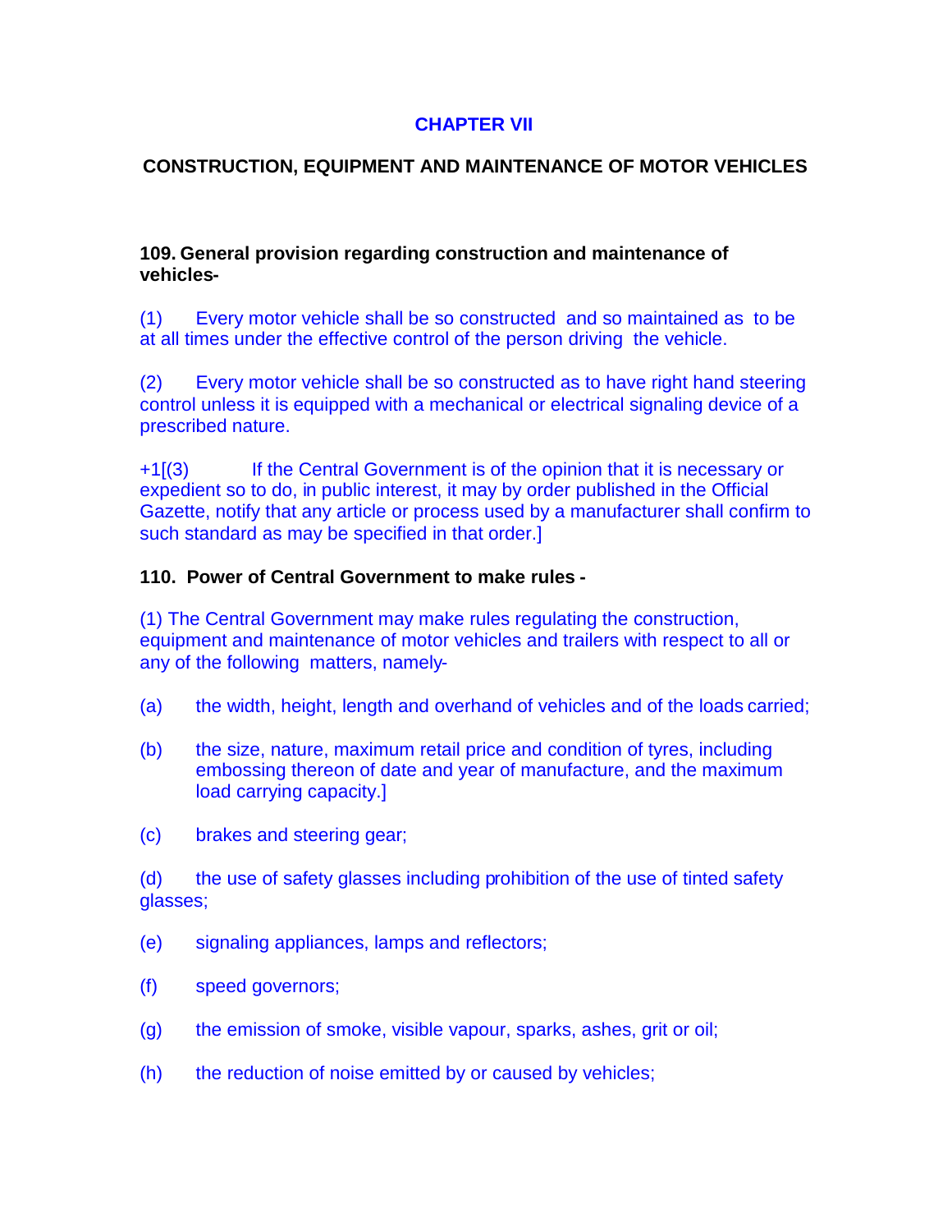## CHAPTER VII

## CONSTRUCTION, EQUIPMENT AND MAINTENANCE OF MOTOR VEHICLES

**109. General provision regarding construction and maintenance of vehicles-**

(1) Every motor vehicle shall be so constructed and so maintained as to be at all times under the effective control of the person driving the vehicle.

(2) Every motor vehicle shall be so constructed as to have right hand steering control unless it is equipped with a mechanical or electrical signaling device of a prescribed nature.

+1[(3) If the Central Government is of the opinion that it is necessary or expedient so to do, in public interest, it may by order published in the Official Gazette, notify that any article or process used by a manufacturer shall confirm to such standard as may be specified in that order.]

**110. Power of Central Government to make rules -**

(1) The Central Government may make rules regulating the construction, equipment and maintenance of motor vehicles and trailers with respect to all or any of the following matters, namely-

(a) the width, height, length and overhand of vehicles and of the loads carried;

(b) the size, nature, maximum retail price and condition of tyres, including embossing thereon of date and year of manufacture, and the maximum load carrying capacity.]

(c) brakes and steering gear;

(d) the use of safety glasses including prohibition of the use of tinted safety glasses;

(e) signaling appliances, lamps and reflectors;

(f) speed governors;

(g) the emission of smoke, visible vapour, sparks, ashes, grit or oil;

(h) the reduction of noise emitted by or caused by vehicles;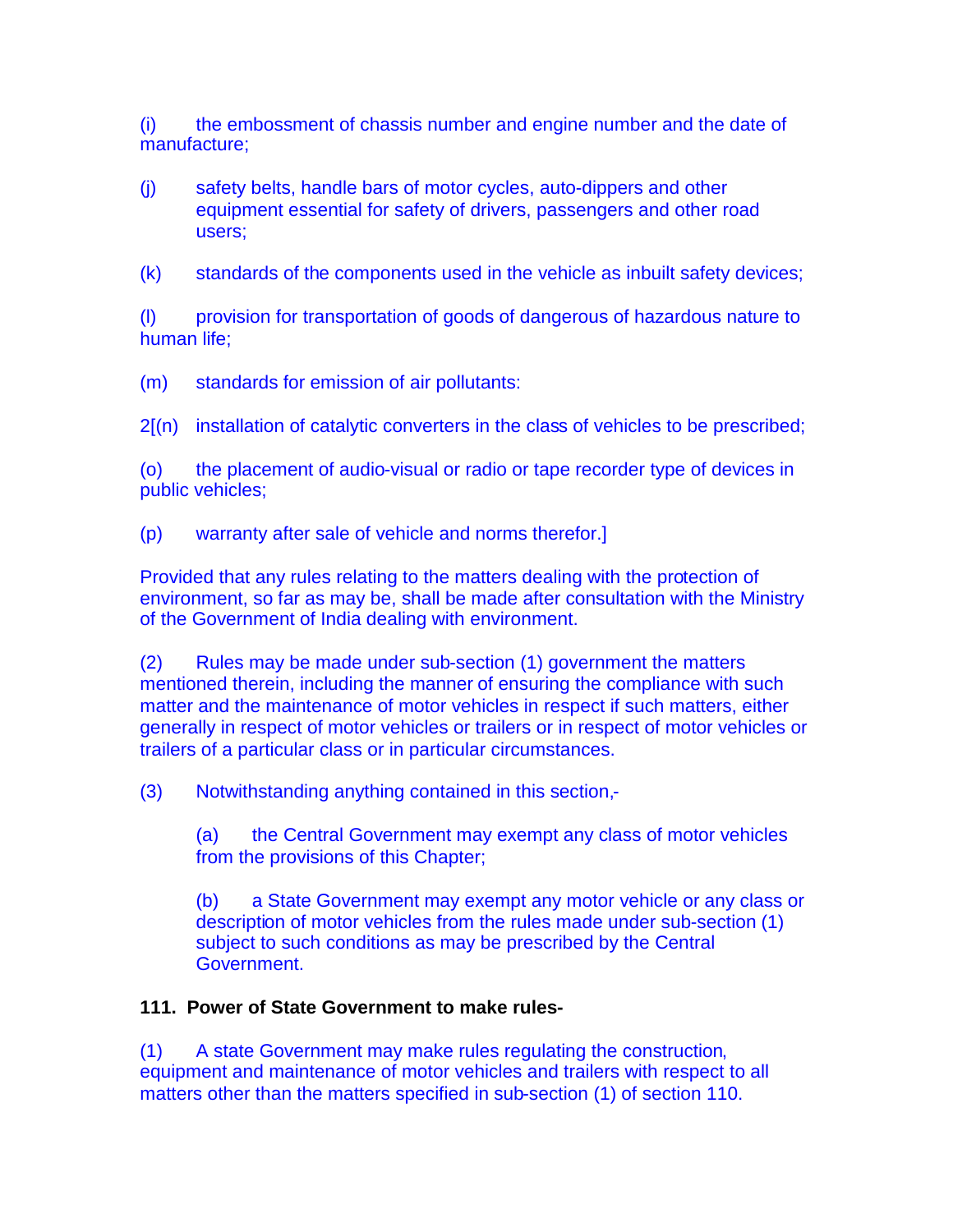(i) the embossment of chassis number and engine number and the date of manufacture;

(j) safety belts, handle bars of motor cycles, auto-dippers and other equipment essential for safety of drivers, passengers and other road users;

(k) standards of the components used in the vehicle as inbuilt safety devices;

(l) provision for transportation of goods of dangerous of hazardous nature to human life;

(m) standards for emission of air pollutants:

2[(n) installation of catalytic converters in the class of vehicles to be prescribed;

(o) the placement of audio-visual or radio or tape recorder type of devices in public vehicles;

(p) warranty after sale of vehicle and norms therefor.]

Provided that any rules relating to the matters dealing with the protection of environment, so far as may be, shall be made after consultation with the Ministry of the Government of India dealing with environment.

(2) Rules may be made under sub-section (1) government the matters mentioned therein, including the manner of ensuring the compliance with such matter and the maintenance of motor vehicles in respect if such matters, either generally in respect of motor vehicles or trailers or in respect of motor vehicles or trailers of a particular class or in particular circumstances.

(3) Notwithstanding anything contained in this section,-

> (a) the Central Government may exempt any class of motor vehicles from the provisions of this Chapter;
>
> (b) a State Government may exempt any motor vehicle or any class or description of motor vehicles from the rules made under sub-section (1) subject to such conditions as may be prescribed by the Central Government.

**111. Power of State Government to make rules-**

(1) A state Government may make rules regulating the construction, equipment and maintenance of motor vehicles and trailers with respect to all matters other than the matters specified in sub-section (1) of section 110.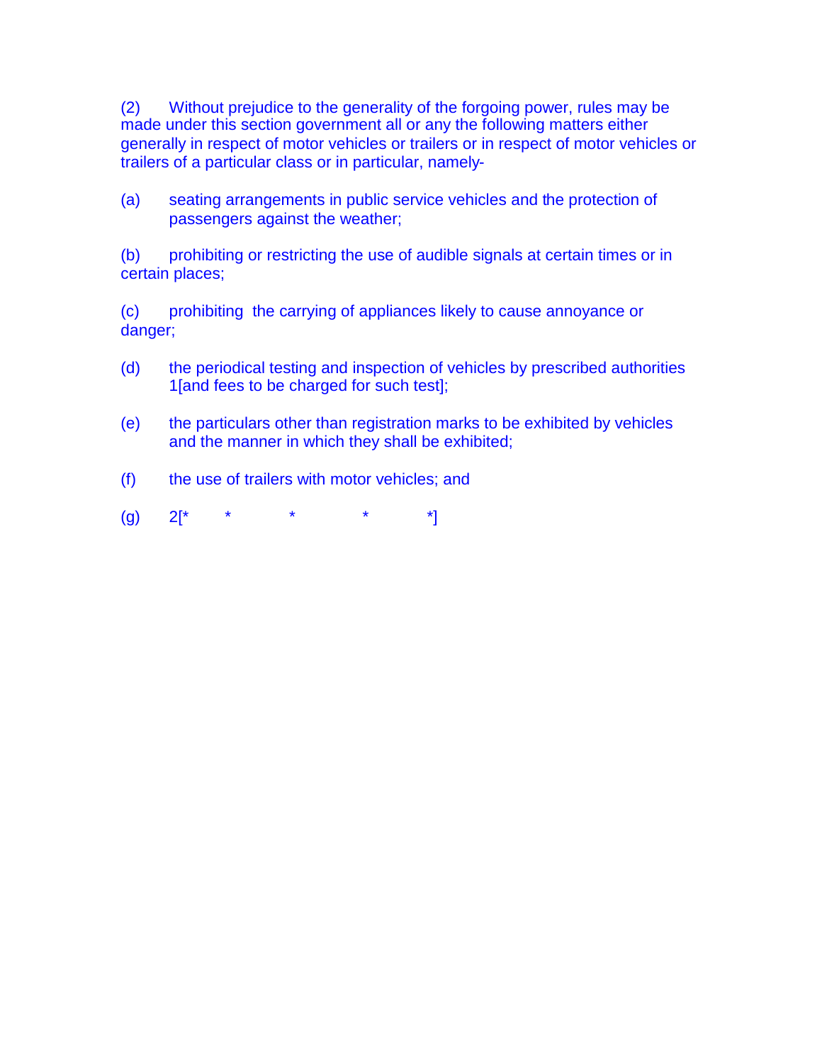(2) Without prejudice to the generality of the forgoing power, rules may be made under this section government all or any the following matters either generally in respect of motor vehicles or trailers or in respect of motor vehicles or trailers of a particular class or in particular, namely-

(a) seating arrangements in public service vehicles and the protection of passengers against the weather;

(b) prohibiting or restricting the use of audible signals at certain times or in certain places;

(c) prohibiting the carrying of appliances likely to cause annoyance or danger;

(d) the periodical testing and inspection of vehicles by prescribed authorities 1[and fees to be charged for such test];

(e) the particulars other than registration marks to be exhibited by vehicles and the manner in which they shall be exhibited;

(f) the use of trailers with motor vehicles; and

(g) 2[* * * * *]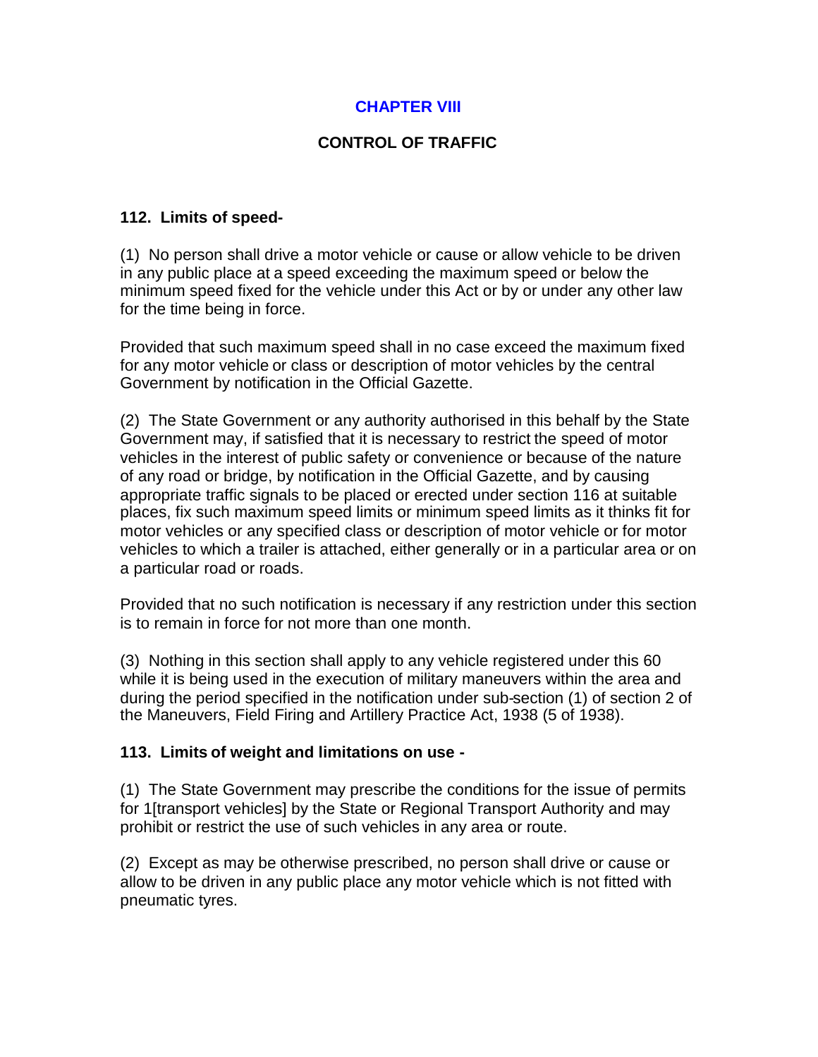## CHAPTER VIII

## CONTROL OF TRAFFIC

### 112. Limits of speed-

(1) No person shall drive a motor vehicle or cause or allow vehicle to be driven in any public place at a speed exceeding the maximum speed or below the minimum speed fixed for the vehicle under this Act or by or under any other law for the time being in force.

Provided that such maximum speed shall in no case exceed the maximum fixed for any motor vehicle or class or description of motor vehicles by the central Government by notification in the Official Gazette.

(2) The State Government or any authority authorised in this behalf by the State Government may, if satisfied that it is necessary to restrict the speed of motor vehicles in the interest of public safety or convenience or because of the nature of any road or bridge, by notification in the Official Gazette, and by causing appropriate traffic signals to be placed or erected under section 116 at suitable places, fix such maximum speed limits or minimum speed limits as it thinks fit for motor vehicles or any specified class or description of motor vehicle or for motor vehicles to which a trailer is attached, either generally or in a particular area or on a particular road or roads.

Provided that no such notification is necessary if any restriction under this section is to remain in force for not more than one month.

(3) Nothing in this section shall apply to any vehicle registered under this 60 while it is being used in the execution of military maneuvers within the area and during the period specified in the notification under sub-section (1) of section 2 of the Maneuvers, Field Firing and Artillery Practice Act, 1938 (5 of 1938).

### 113. Limits of weight and limitations on use -

(1) The State Government may prescribe the conditions for the issue of permits for 1[transport vehicles] by the State or Regional Transport Authority and may prohibit or restrict the use of such vehicles in any area or route.

(2) Except as may be otherwise prescribed, no person shall drive or cause or allow to be driven in any public place any motor vehicle which is not fitted with pneumatic tyres.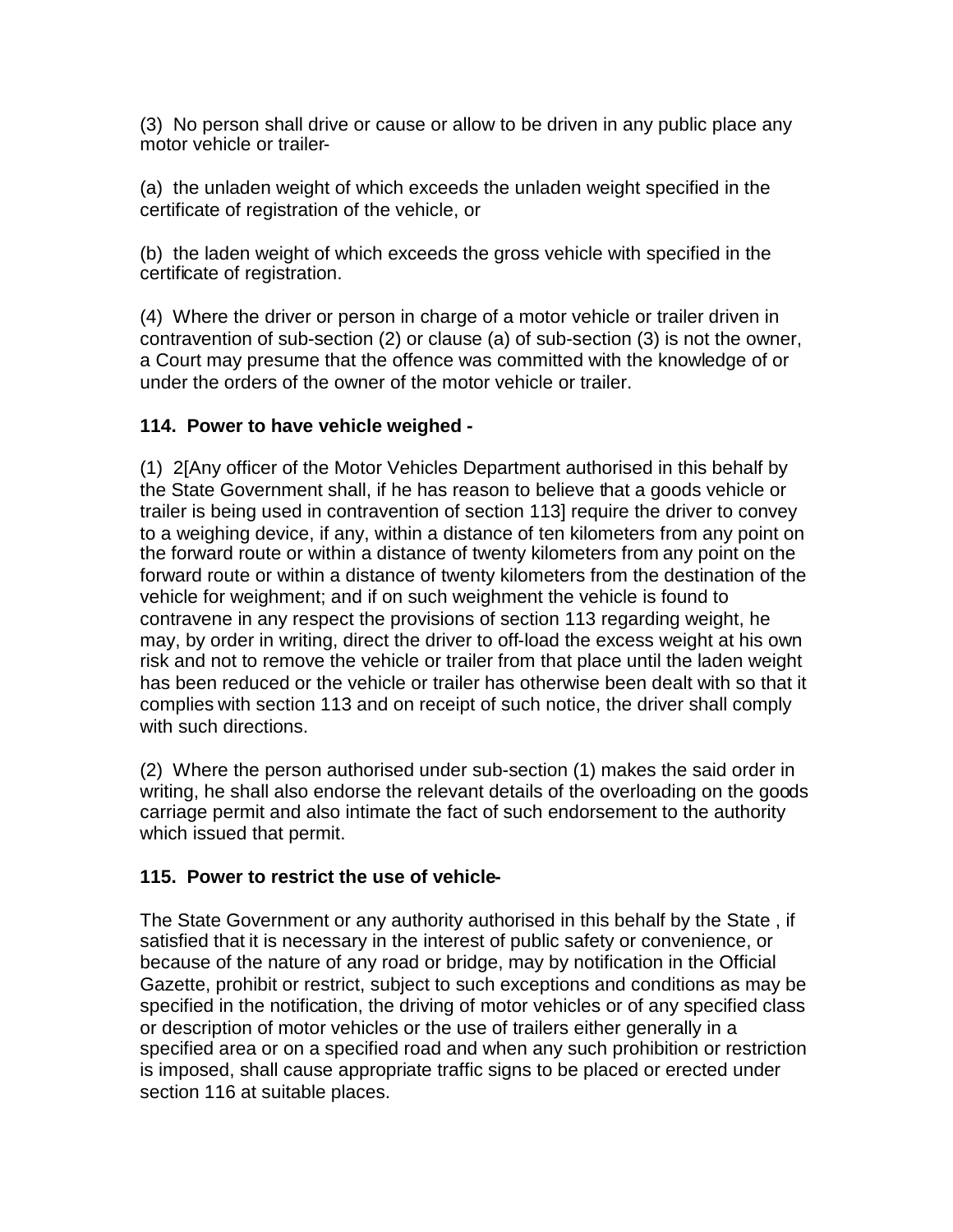(3) No person shall drive or cause or allow to be driven in any public place any motor vehicle or trailer-

(a) the unladen weight of which exceeds the unladen weight specified in the certificate of registration of the vehicle, or

(b) the laden weight of which exceeds the gross vehicle with specified in the certificate of registration.

(4) Where the driver or person in charge of a motor vehicle or trailer driven in contravention of sub-section (2) or clause (a) of sub-section (3) is not the owner, a Court may presume that the offence was committed with the knowledge of or under the orders of the owner of the motor vehicle or trailer.

**114. Power to have vehicle weighed -**

(1) 2[Any officer of the Motor Vehicles Department authorised in this behalf by the State Government shall, if he has reason to believe that a goods vehicle or trailer is being used in contravention of section 113] require the driver to convey to a weighing device, if any, within a distance of ten kilometers from any point on the forward route or within a distance of twenty kilometers from any point on the forward route or within a distance of twenty kilometers from the destination of the vehicle for weighment; and if on such weighment the vehicle is found to contravene in any respect the provisions of section 113 regarding weight, he may, by order in writing, direct the driver to off-load the excess weight at his own risk and not to remove the vehicle or trailer from that place until the laden weight has been reduced or the vehicle or trailer has otherwise been dealt with so that it complies with section 113 and on receipt of such notice, the driver shall comply with such directions.

(2) Where the person authorised under sub-section (1) makes the said order in writing, he shall also endorse the relevant details of the overloading on the goods carriage permit and also intimate the fact of such endorsement to the authority which issued that permit.

**115. Power to restrict the use of vehicle-**

The State Government or any authority authorised in this behalf by the State , if satisfied that it is necessary in the interest of public safety or convenience, or because of the nature of any road or bridge, may by notification in the Official Gazette, prohibit or restrict, subject to such exceptions and conditions as may be specified in the notification, the driving of motor vehicles or of any specified class or description of motor vehicles or the use of trailers either generally in a specified area or on a specified road and when any such prohibition or restriction is imposed, shall cause appropriate traffic signs to be placed or erected under section 116 at suitable places.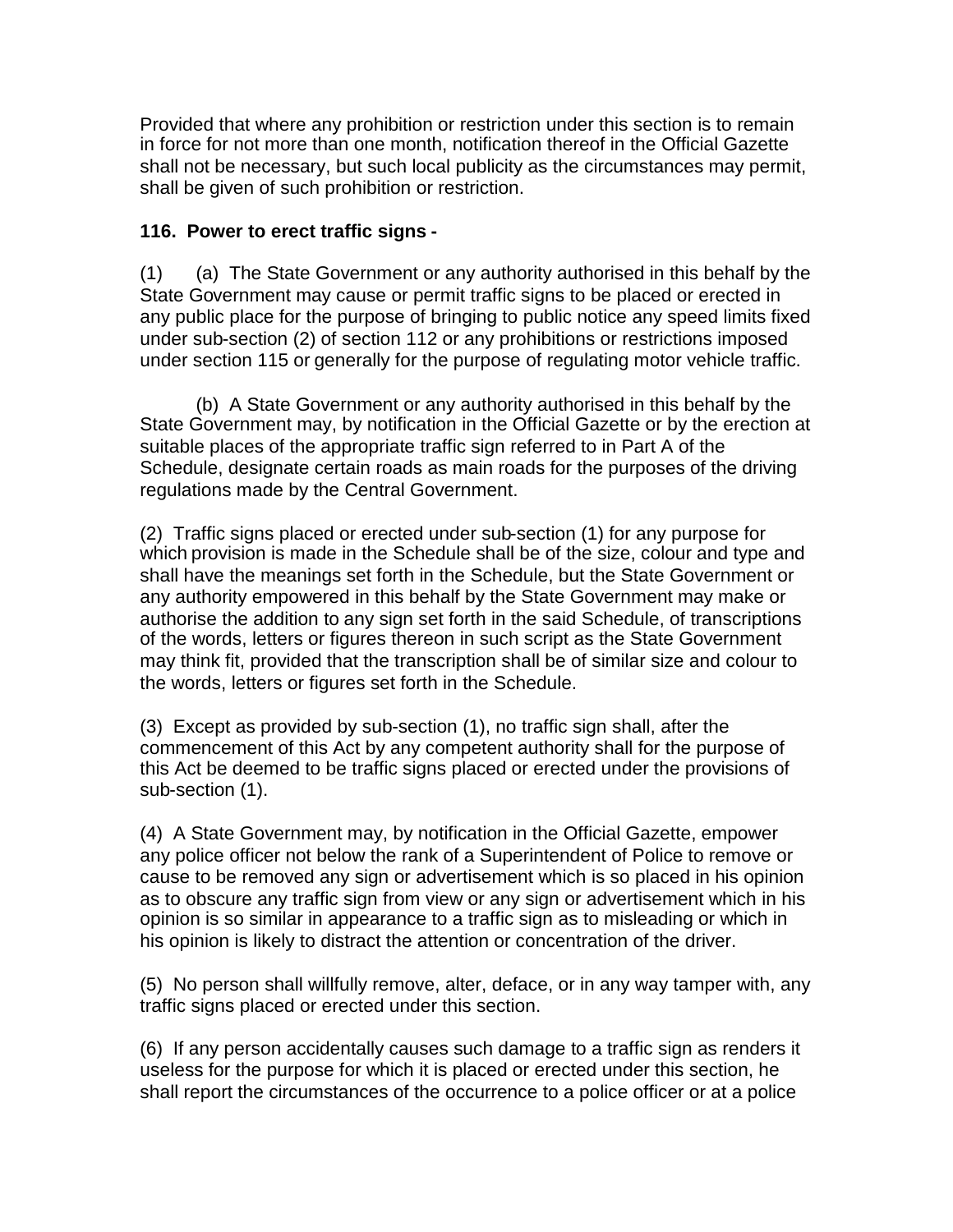Provided that where any prohibition or restriction under this section is to remain in force for not more than one month, notification thereof in the Official Gazette shall not be necessary, but such local publicity as the circumstances may permit, shall be given of such prohibition or restriction.

**116. Power to erect traffic signs -**

(1) (a) The State Government or any authority authorised in this behalf by the State Government may cause or permit traffic signs to be placed or erected in any public place for the purpose of bringing to public notice any speed limits fixed under sub-section (2) of section 112 or any prohibitions or restrictions imposed under section 115 or generally for the purpose of regulating motor vehicle traffic.

(b) A State Government or any authority authorised in this behalf by the State Government may, by notification in the Official Gazette or by the erection at suitable places of the appropriate traffic sign referred to in Part A of the Schedule, designate certain roads as main roads for the purposes of the driving regulations made by the Central Government.

(2) Traffic signs placed or erected under sub-section (1) for any purpose for which provision is made in the Schedule shall be of the size, colour and type and shall have the meanings set forth in the Schedule, but the State Government or any authority empowered in this behalf by the State Government may make or authorise the addition to any sign set forth in the said Schedule, of transcriptions of the words, letters or figures thereon in such script as the State Government may think fit, provided that the transcription shall be of similar size and colour to the words, letters or figures set forth in the Schedule.

(3) Except as provided by sub-section (1), no traffic sign shall, after the commencement of this Act by any competent authority shall for the purpose of this Act be deemed to be traffic signs placed or erected under the provisions of sub-section (1).

(4) A State Government may, by notification in the Official Gazette, empower any police officer not below the rank of a Superintendent of Police to remove or cause to be removed any sign or advertisement which is so placed in his opinion as to obscure any traffic sign from view or any sign or advertisement which in his opinion is so similar in appearance to a traffic sign as to misleading or which in his opinion is likely to distract the attention or concentration of the driver.

(5) No person shall willfully remove, alter, deface, or in any way tamper with, any traffic signs placed or erected under this section.

(6) If any person accidentally causes such damage to a traffic sign as renders it useless for the purpose for which it is placed or erected under this section, he shall report the circumstances of the occurrence to a police officer or at a police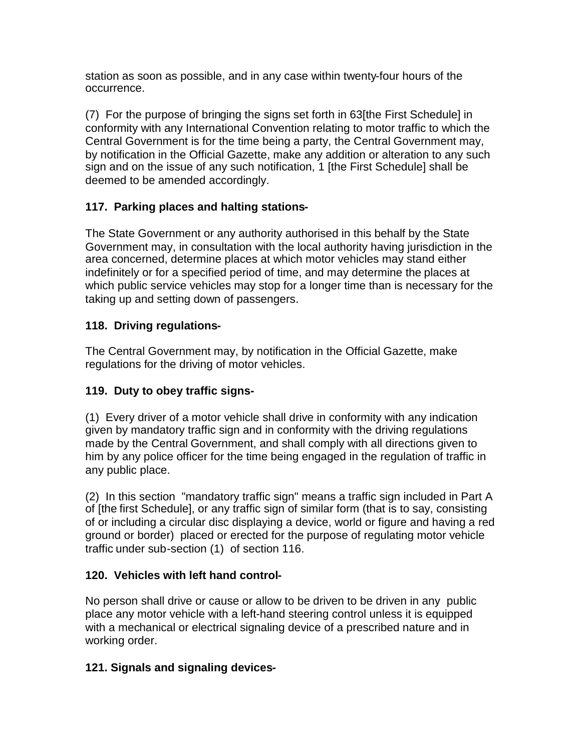station as soon as possible, and in any case within twenty-four hours of the occurrence.

(7) For the purpose of bringing the signs set forth in 63[the First Schedule] in conformity with any International Convention relating to motor traffic to which the Central Government is for the time being a party, the Central Government may, by notification in the Official Gazette, make any addition or alteration to any such sign and on the issue of any such notification, 1 [the First Schedule] shall be deemed to be amended accordingly.

**117. Parking places and halting stations-**

The State Government or any authority authorised in this behalf by the State Government may, in consultation with the local authority having jurisdiction in the area concerned, determine places at which motor vehicles may stand either indefinitely or for a specified period of time, and may determine the places at which public service vehicles may stop for a longer time than is necessary for the taking up and setting down of passengers.

**118. Driving regulations-**

The Central Government may, by notification in the Official Gazette, make regulations for the driving of motor vehicles.

**119. Duty to obey traffic signs-**

(1) Every driver of a motor vehicle shall drive in conformity with any indication given by mandatory traffic sign and in conformity with the driving regulations made by the Central Government, and shall comply with all directions given to him by any police officer for the time being engaged in the regulation of traffic in any public place.

(2) In this section "mandatory traffic sign" means a traffic sign included in Part A of [the first Schedule], or any traffic sign of similar form (that is to say, consisting of or including a circular disc displaying a device, world or figure and having a red ground or border) placed or erected for the purpose of regulating motor vehicle traffic under sub-section (1) of section 116.

**120. Vehicles with left hand control-**

No person shall drive or cause or allow to be driven to be driven in any public place any motor vehicle with a left-hand steering control unless it is equipped with a mechanical or electrical signaling device of a prescribed nature and in working order.

**121. Signals and signaling devices-**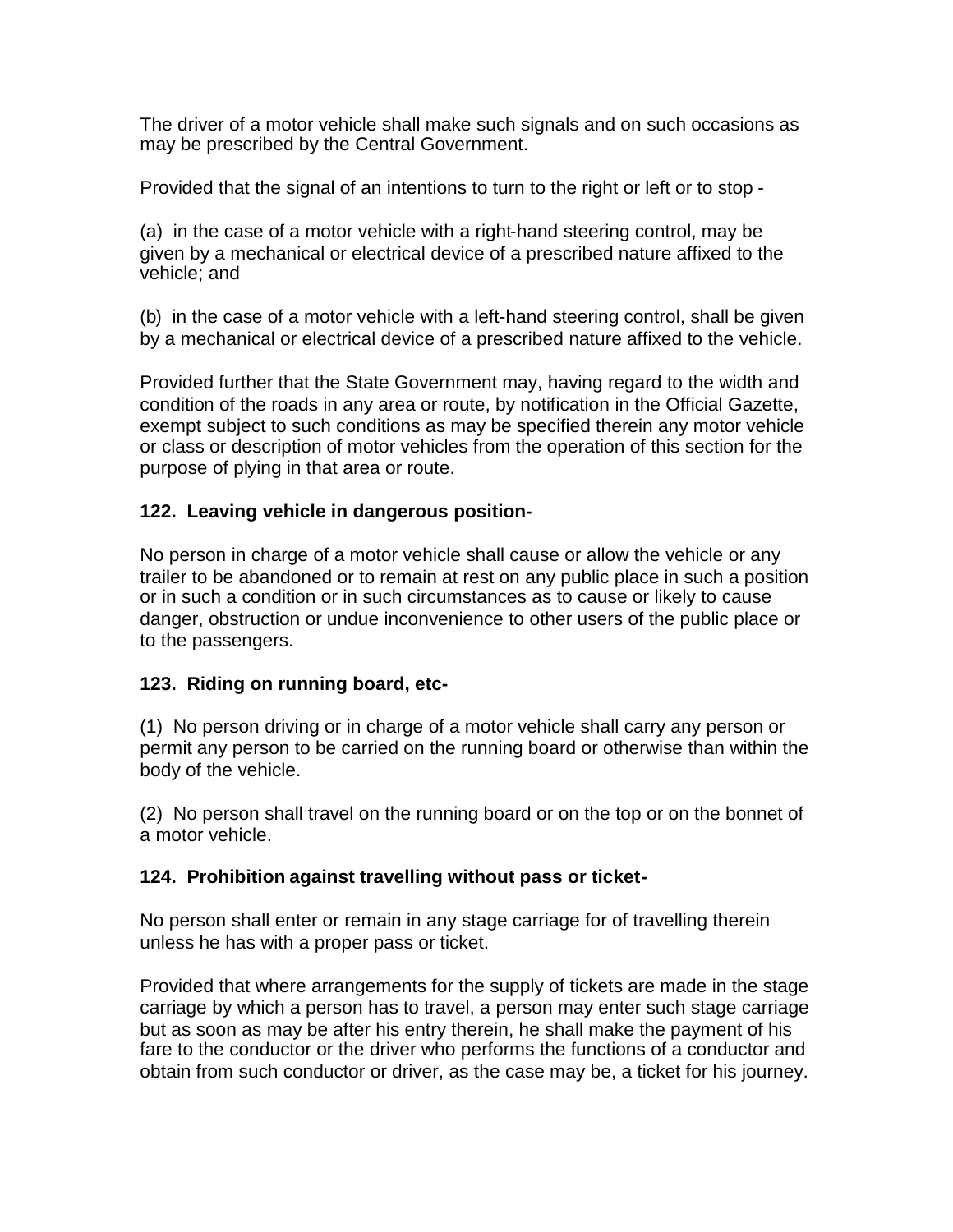The driver of a motor vehicle shall make such signals and on such occasions as may be prescribed by the Central Government.

Provided that the signal of an intentions to turn to the right or left or to stop -

(a) in the case of a motor vehicle with a right-hand steering control, may be given by a mechanical or electrical device of a prescribed nature affixed to the vehicle; and

(b) in the case of a motor vehicle with a left-hand steering control, shall be given by a mechanical or electrical device of a prescribed nature affixed to the vehicle.

Provided further that the State Government may, having regard to the width and condition of the roads in any area or route, by notification in the Official Gazette, exempt subject to such conditions as may be specified therein any motor vehicle or class or description of motor vehicles from the operation of this section for the purpose of plying in that area or route.

**122. Leaving vehicle in dangerous position-**

No person in charge of a motor vehicle shall cause or allow the vehicle or any trailer to be abandoned or to remain at rest on any public place in such a position or in such a condition or in such circumstances as to cause or likely to cause danger, obstruction or undue inconvenience to other users of the public place or to the passengers.

**123. Riding on running board, etc-**

(1) No person driving or in charge of a motor vehicle shall carry any person or permit any person to be carried on the running board or otherwise than within the body of the vehicle.

(2) No person shall travel on the running board or on the top or on the bonnet of a motor vehicle.

**124. Prohibition against travelling without pass or ticket-**

No person shall enter or remain in any stage carriage for of travelling therein unless he has with a proper pass or ticket.

Provided that where arrangements for the supply of tickets are made in the stage carriage by which a person has to travel, a person may enter such stage carriage but as soon as may be after his entry therein, he shall make the payment of his fare to the conductor or the driver who performs the functions of a conductor and obtain from such conductor or driver, as the case may be, a ticket for his journey.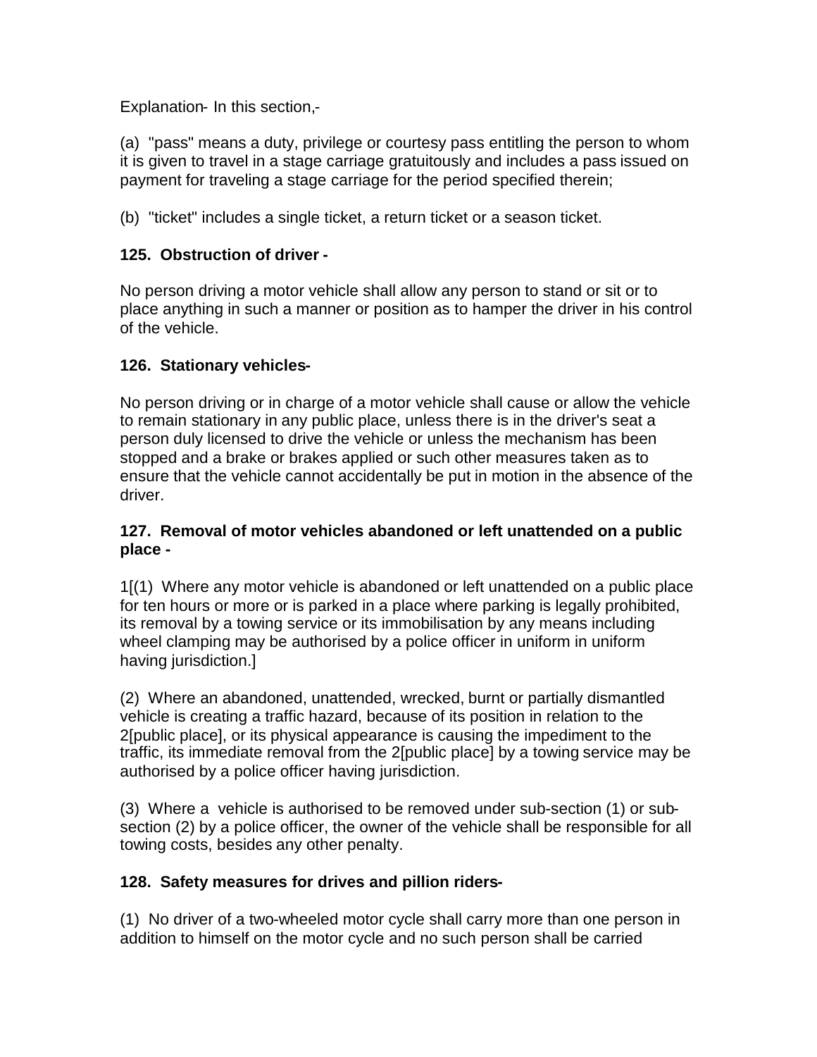Explanation- In this section,-

(a) "pass" means a duty, privilege or courtesy pass entitling the person to whom it is given to travel in a stage carriage gratuitously and includes a pass issued on payment for traveling a stage carriage for the period specified therein;

(b) "ticket" includes a single ticket, a return ticket or a season ticket.

**125. Obstruction of driver -**

No person driving a motor vehicle shall allow any person to stand or sit or to place anything in such a manner or position as to hamper the driver in his control of the vehicle.

**126. Stationary vehicles-**

No person driving or in charge of a motor vehicle shall cause or allow the vehicle to remain stationary in any public place, unless there is in the driver's seat a person duly licensed to drive the vehicle or unless the mechanism has been stopped and a brake or brakes applied or such other measures taken as to ensure that the vehicle cannot accidentally be put in motion in the absence of the driver.

**127. Removal of motor vehicles abandoned or left unattended on a public place -**

1[(1) Where any motor vehicle is abandoned or left unattended on a public place for ten hours or more or is parked in a place where parking is legally prohibited, its removal by a towing service or its immobilisation by any means including wheel clamping may be authorised by a police officer in uniform in uniform having jurisdiction.]

(2) Where an abandoned, unattended, wrecked, burnt or partially dismantled vehicle is creating a traffic hazard, because of its position in relation to the 2[public place], or its physical appearance is causing the impediment to the traffic, its immediate removal from the 2[public place] by a towing service may be authorised by a police officer having jurisdiction.

(3) Where a vehicle is authorised to be removed under sub-section (1) or sub-section (2) by a police officer, the owner of the vehicle shall be responsible for all towing costs, besides any other penalty.

**128. Safety measures for drives and pillion riders-**

(1) No driver of a two-wheeled motor cycle shall carry more than one person in addition to himself on the motor cycle and no such person shall be carried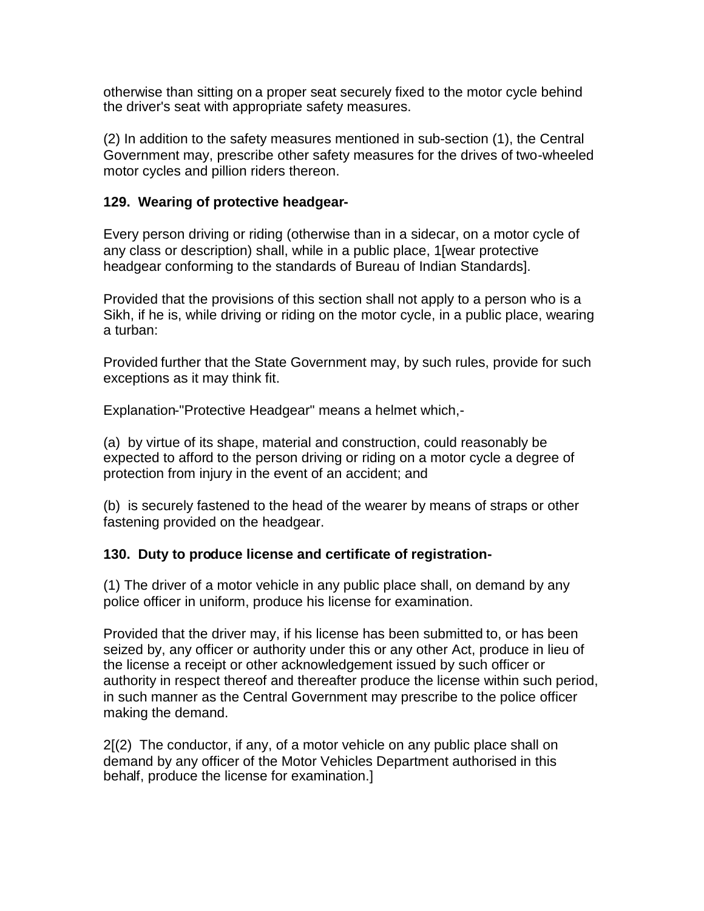otherwise than sitting on a proper seat securely fixed to the motor cycle behind the driver's seat with appropriate safety measures.

(2) In addition to the safety measures mentioned in sub-section (1), the Central Government may, prescribe other safety measures for the drives of two-wheeled motor cycles and pillion riders thereon.

**129. Wearing of protective headgear-**

Every person driving or riding (otherwise than in a sidecar, on a motor cycle of any class or description) shall, while in a public place, 1[wear protective headgear conforming to the standards of Bureau of Indian Standards].

Provided that the provisions of this section shall not apply to a person who is a Sikh, if he is, while driving or riding on the motor cycle, in a public place, wearing a turban:

Provided further that the State Government may, by such rules, provide for such exceptions as it may think fit.

Explanation-"Protective Headgear" means a helmet which,-

(a) by virtue of its shape, material and construction, could reasonably be expected to afford to the person driving or riding on a motor cycle a degree of protection from injury in the event of an accident; and

(b) is securely fastened to the head of the wearer by means of straps or other fastening provided on the headgear.

**130. Duty to produce license and certificate of registration-**

(1) The driver of a motor vehicle in any public place shall, on demand by any police officer in uniform, produce his license for examination.

Provided that the driver may, if his license has been submitted to, or has been seized by, any officer or authority under this or any other Act, produce in lieu of the license a receipt or other acknowledgement issued by such officer or authority in respect thereof and thereafter produce the license within such period, in such manner as the Central Government may prescribe to the police officer making the demand.

2[(2) The conductor, if any, of a motor vehicle on any public place shall on demand by any officer of the Motor Vehicles Department authorised in this behalf, produce the license for examination.]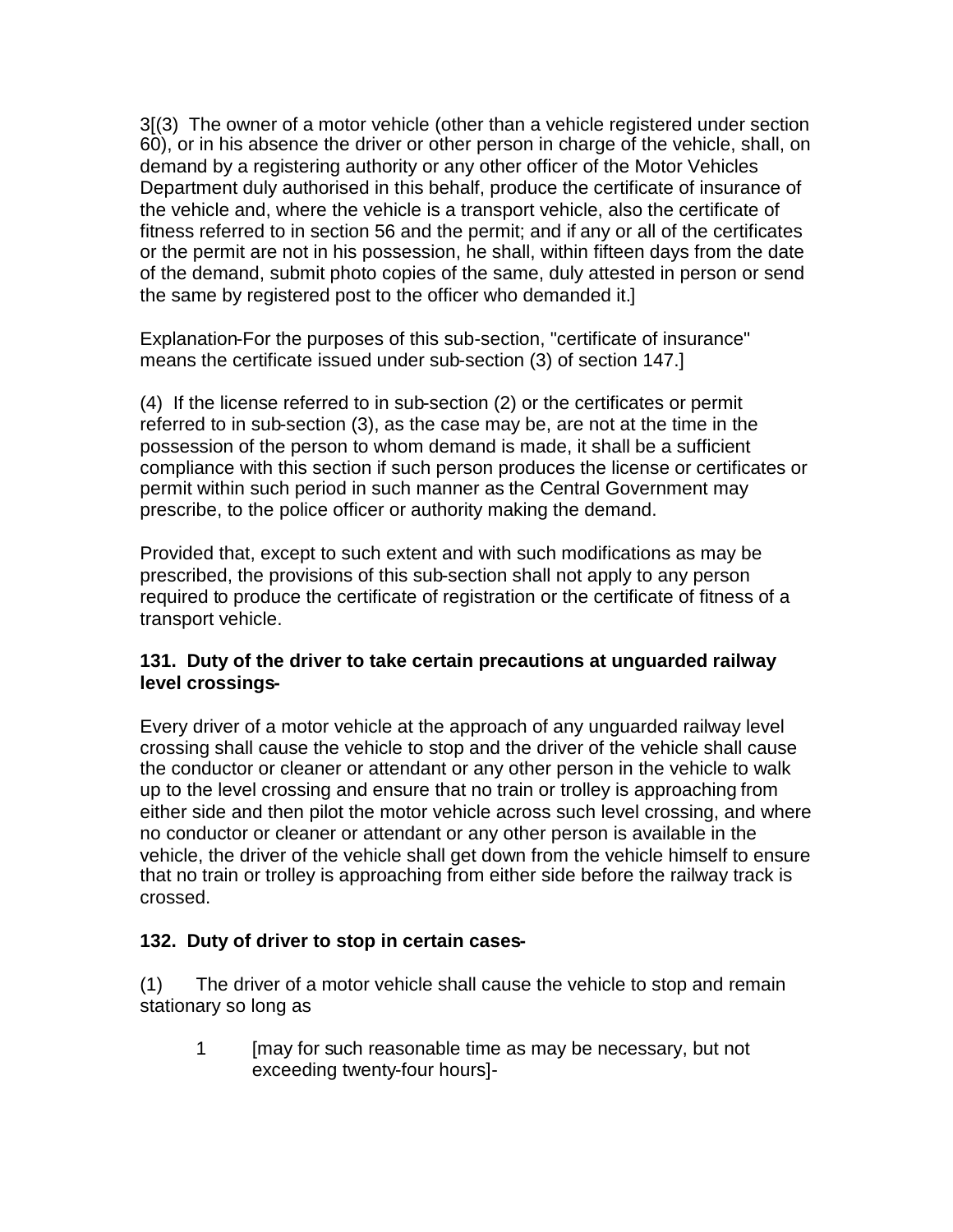3[(3) The owner of a motor vehicle (other than a vehicle registered under section 60), or in his absence the driver or other person in charge of the vehicle, shall, on demand by a registering authority or any other officer of the Motor Vehicles Department duly authorised in this behalf, produce the certificate of insurance of the vehicle and, where the vehicle is a transport vehicle, also the certificate of fitness referred to in section 56 and the permit; and if any or all of the certificates or the permit are not in his possession, he shall, within fifteen days from the date of the demand, submit photo copies of the same, duly attested in person or send the same by registered post to the officer who demanded it.]

Explanation-For the purposes of this sub-section, "certificate of insurance" means the certificate issued under sub-section (3) of section 147.]

(4) If the license referred to in sub-section (2) or the certificates or permit referred to in sub-section (3), as the case may be, are not at the time in the possession of the person to whom demand is made, it shall be a sufficient compliance with this section if such person produces the license or certificates or permit within such period in such manner as the Central Government may prescribe, to the police officer or authority making the demand.

Provided that, except to such extent and with such modifications as may be prescribed, the provisions of this sub-section shall not apply to any person required to produce the certificate of registration or the certificate of fitness of a transport vehicle.

**131. Duty of the driver to take certain precautions at unguarded railway level crossings-**

Every driver of a motor vehicle at the approach of any unguarded railway level crossing shall cause the vehicle to stop and the driver of the vehicle shall cause the conductor or cleaner or attendant or any other person in the vehicle to walk up to the level crossing and ensure that no train or trolley is approaching from either side and then pilot the motor vehicle across such level crossing, and where no conductor or cleaner or attendant or any other person is available in the vehicle, the driver of the vehicle shall get down from the vehicle himself to ensure that no train or trolley is approaching from either side before the railway track is crossed.

**132. Duty of driver to stop in certain cases-**

(1) The driver of a motor vehicle shall cause the vehicle to stop and remain stationary so long as

1 [may for such reasonable time as may be necessary, but not exceeding twenty-four hours]-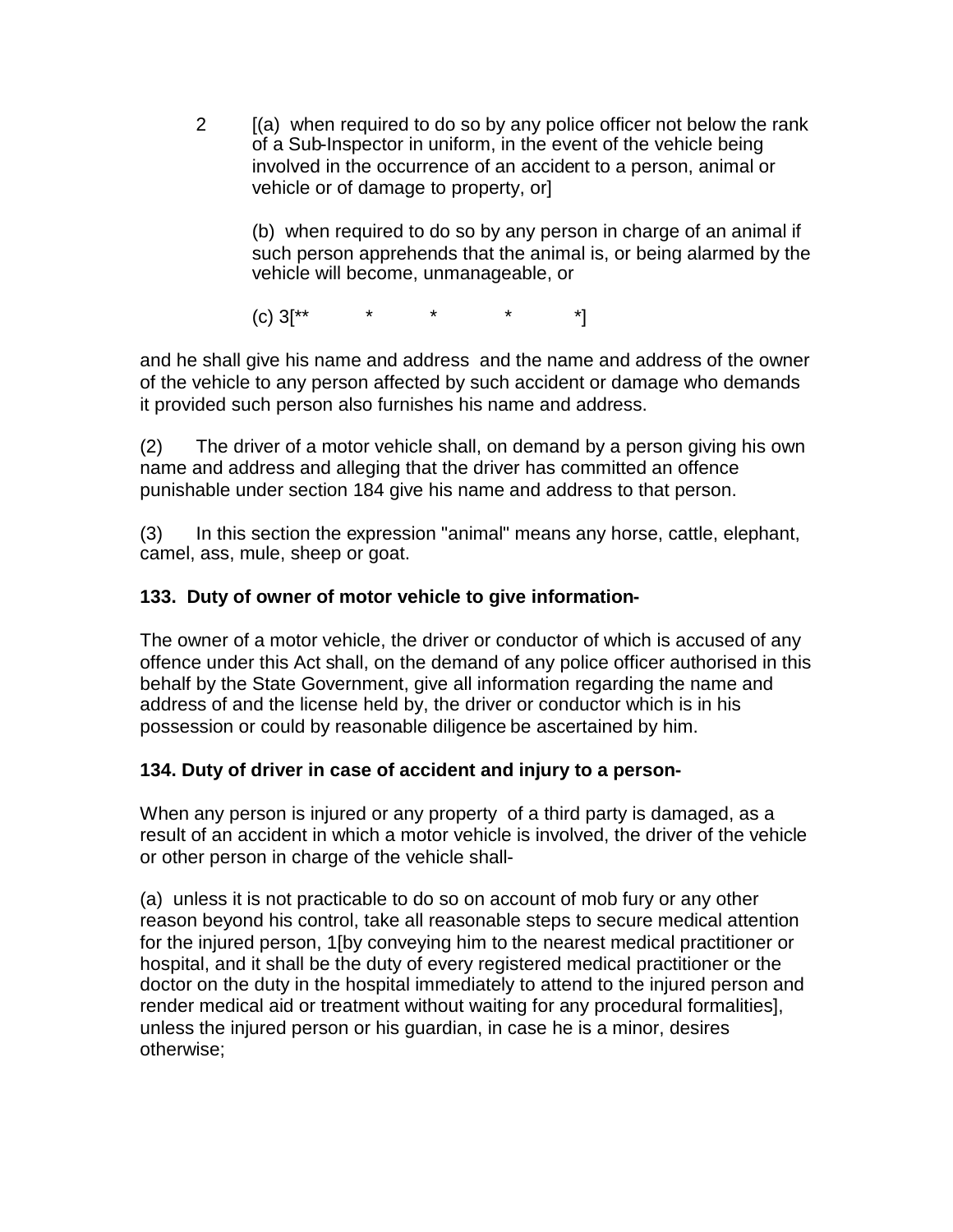2 [(a) when required to do so by any police officer not below the rank of a Sub-Inspector in uniform, in the event of the vehicle being involved in the occurrence of an accident to a person, animal or vehicle or of damage to property, or]

(b) when required to do so by any person in charge of an animal if such person apprehends that the animal is, or being alarmed by the vehicle will become, unmanageable, or

(c) 3[** * * * *]

and he shall give his name and address and the name and address of the owner of the vehicle to any person affected by such accident or damage who demands it provided such person also furnishes his name and address.

(2) The driver of a motor vehicle shall, on demand by a person giving his own name and address and alleging that the driver has committed an offence punishable under section 184 give his name and address to that person.

(3) In this section the expression "animal" means any horse, cattle, elephant, camel, ass, mule, sheep or goat.

**133. Duty of owner of motor vehicle to give information-**

The owner of a motor vehicle, the driver or conductor of which is accused of any offence under this Act shall, on the demand of any police officer authorised in this behalf by the State Government, give all information regarding the name and address of and the license held by, the driver or conductor which is in his possession or could by reasonable diligence be ascertained by him.

**134. Duty of driver in case of accident and injury to a person-**

When any person is injured or any property of a third party is damaged, as a result of an accident in which a motor vehicle is involved, the driver of the vehicle or other person in charge of the vehicle shall-

(a) unless it is not practicable to do so on account of mob fury or any other reason beyond his control, take all reasonable steps to secure medical attention for the injured person, 1[by conveying him to the nearest medical practitioner or hospital, and it shall be the duty of every registered medical practitioner or the doctor on the duty in the hospital immediately to attend to the injured person and render medical aid or treatment without waiting for any procedural formalities], unless the injured person or his guardian, in case he is a minor, desires otherwise;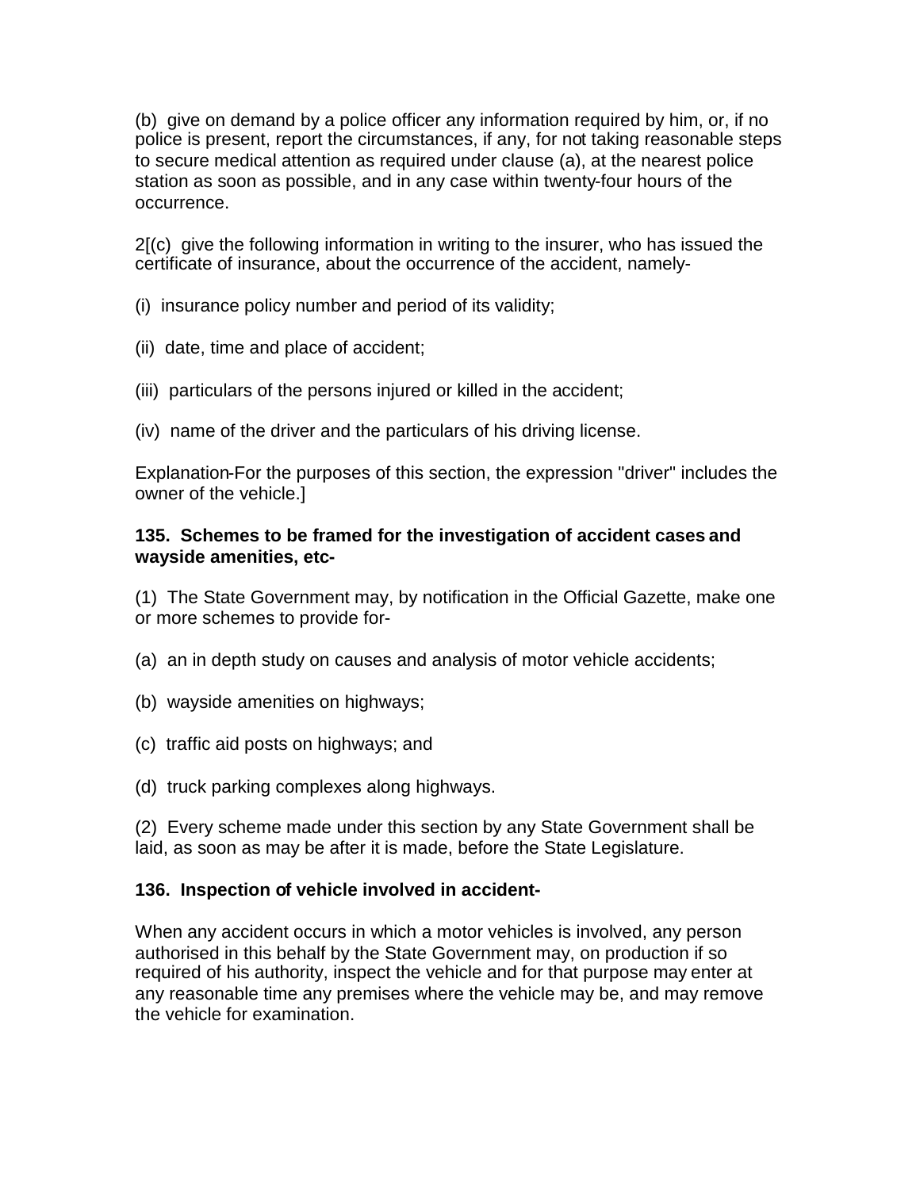(b) give on demand by a police officer any information required by him, or, if no police is present, report the circumstances, if any, for not taking reasonable steps to secure medical attention as required under clause (a), at the nearest police station as soon as possible, and in any case within twenty-four hours of the occurrence.

2[(c) give the following information in writing to the insurer, who has issued the certificate of insurance, about the occurrence of the accident, namely-

(i) insurance policy number and period of its validity;

(ii) date, time and place of accident;

(iii) particulars of the persons injured or killed in the accident;

(iv) name of the driver and the particulars of his driving license.

Explanation-For the purposes of this section, the expression "driver" includes the owner of the vehicle.]

**135. Schemes to be framed for the investigation of accident cases and wayside amenities, etc-**

(1) The State Government may, by notification in the Official Gazette, make one or more schemes to provide for-

(a) an in depth study on causes and analysis of motor vehicle accidents;

(b) wayside amenities on highways;

(c) traffic aid posts on highways; and

(d) truck parking complexes along highways.

(2) Every scheme made under this section by any State Government shall be laid, as soon as may be after it is made, before the State Legislature.

**136. Inspection of vehicle involved in accident-**

When any accident occurs in which a motor vehicles is involved, any person authorised in this behalf by the State Government may, on production if so required of his authority, inspect the vehicle and for that purpose may enter at any reasonable time any premises where the vehicle may be, and may remove the vehicle for examination.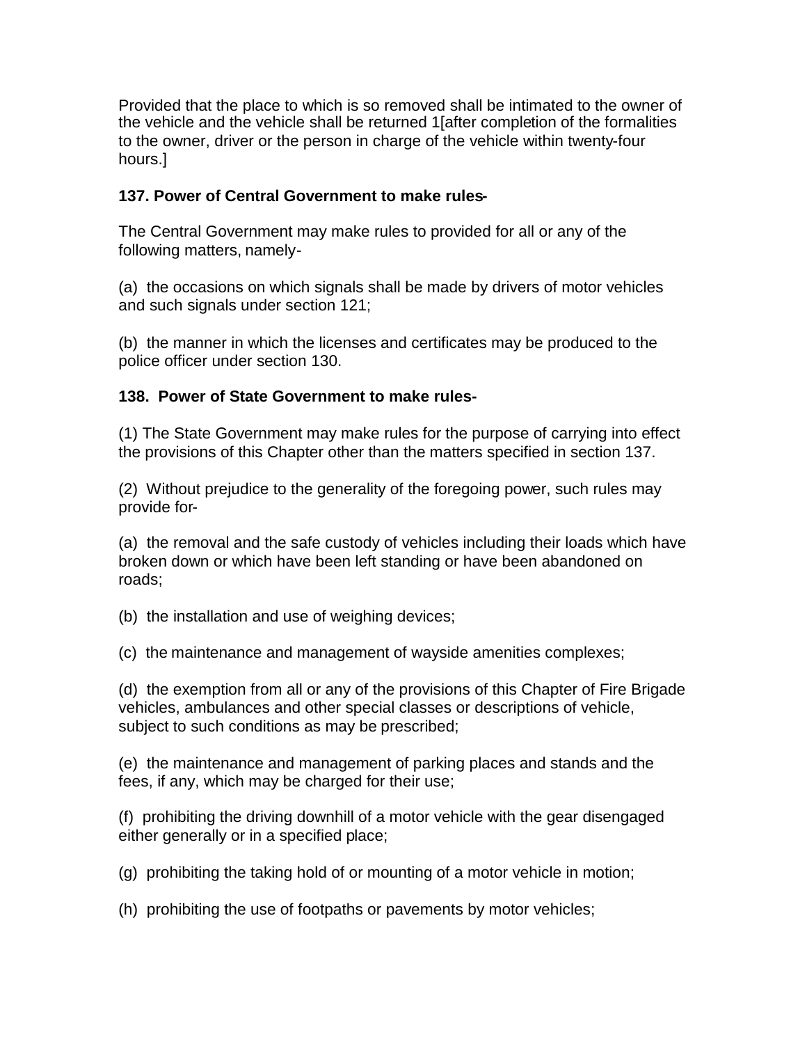Provided that the place to which is so removed shall be intimated to the owner of the vehicle and the vehicle shall be returned 1[after completion of the formalities to the owner, driver or the person in charge of the vehicle within twenty-four hours.]

**137. Power of Central Government to make rules-**

The Central Government may make rules to provided for all or any of the following matters, namely-

(a) the occasions on which signals shall be made by drivers of motor vehicles and such signals under section 121;

(b) the manner in which the licenses and certificates may be produced to the police officer under section 130.

**138. Power of State Government to make rules-**

(1) The State Government may make rules for the purpose of carrying into effect the provisions of this Chapter other than the matters specified in section 137.

(2) Without prejudice to the generality of the foregoing power, such rules may provide for-

(a) the removal and the safe custody of vehicles including their loads which have broken down or which have been left standing or have been abandoned on roads;

(b) the installation and use of weighing devices;

(c) the maintenance and management of wayside amenities complexes;

(d) the exemption from all or any of the provisions of this Chapter of Fire Brigade vehicles, ambulances and other special classes or descriptions of vehicle, subject to such conditions as may be prescribed;

(e) the maintenance and management of parking places and stands and the fees, if any, which may be charged for their use;

(f) prohibiting the driving downhill of a motor vehicle with the gear disengaged either generally or in a specified place;

(g) prohibiting the taking hold of or mounting of a motor vehicle in motion;

(h) prohibiting the use of footpaths or pavements by motor vehicles;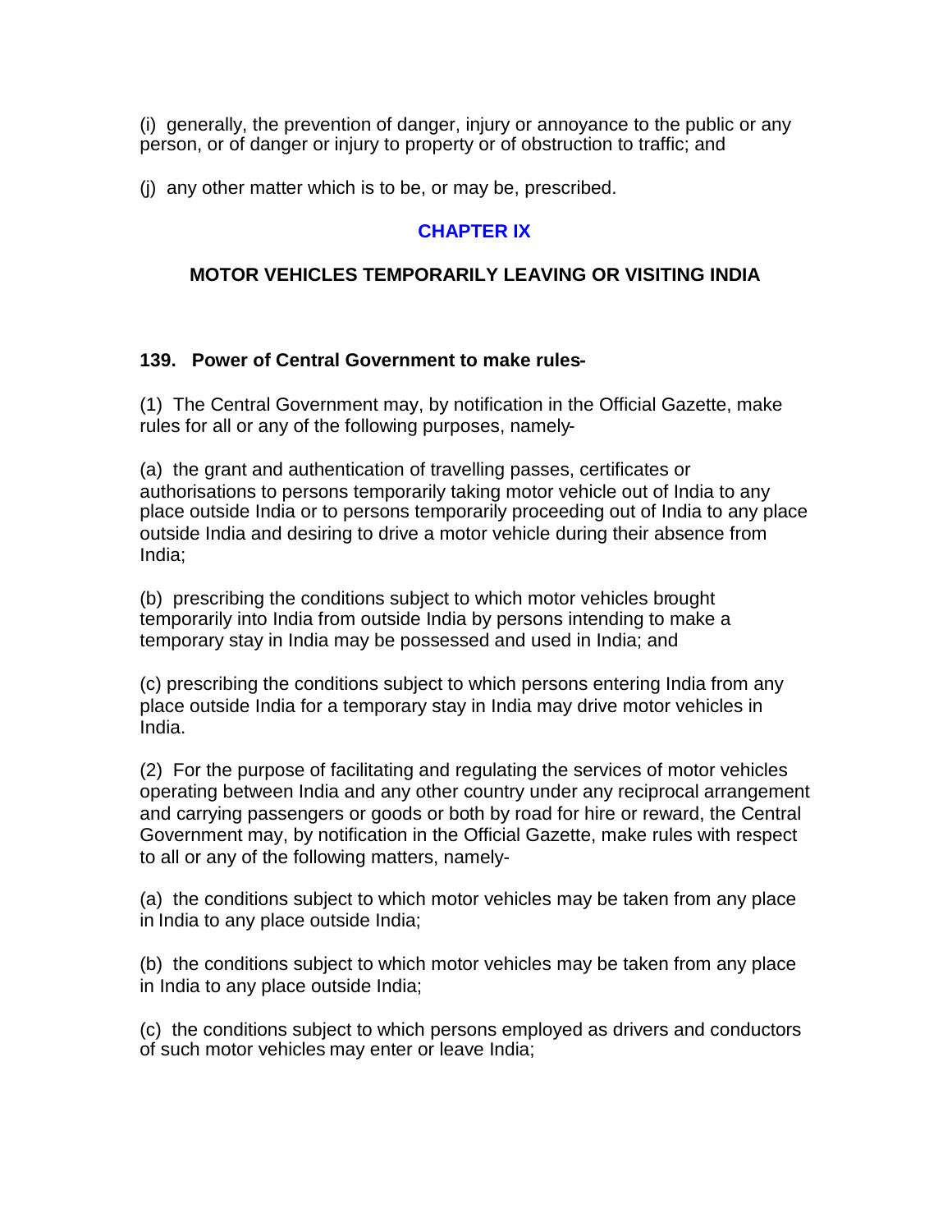(i) generally, the prevention of danger, injury or annoyance to the public or any person, or of danger or injury to property or of obstruction to traffic; and

(j) any other matter which is to be, or may be, prescribed.

## CHAPTER IX

## MOTOR VEHICLES TEMPORARILY LEAVING OR VISITING INDIA

### 139. Power of Central Government to make rules-

(1) The Central Government may, by notification in the Official Gazette, make rules for all or any of the following purposes, namely-

(a) the grant and authentication of travelling passes, certificates or authorisations to persons temporarily taking motor vehicle out of India to any place outside India or to persons temporarily proceeding out of India to any place outside India and desiring to drive a motor vehicle during their absence from India;

(b) prescribing the conditions subject to which motor vehicles brought temporarily into India from outside India by persons intending to make a temporary stay in India may be possessed and used in India; and

(c) prescribing the conditions subject to which persons entering India from any place outside India for a temporary stay in India may drive motor vehicles in India.

(2) For the purpose of facilitating and regulating the services of motor vehicles operating between India and any other country under any reciprocal arrangement and carrying passengers or goods or both by road for hire or reward, the Central Government may, by notification in the Official Gazette, make rules with respect to all or any of the following matters, namely-

(a) the conditions subject to which motor vehicles may be taken from any place in India to any place outside India;

(b) the conditions subject to which motor vehicles may be taken from any place in India to any place outside India;

(c) the conditions subject to which persons employed as drivers and conductors of such motor vehicles may enter or leave India;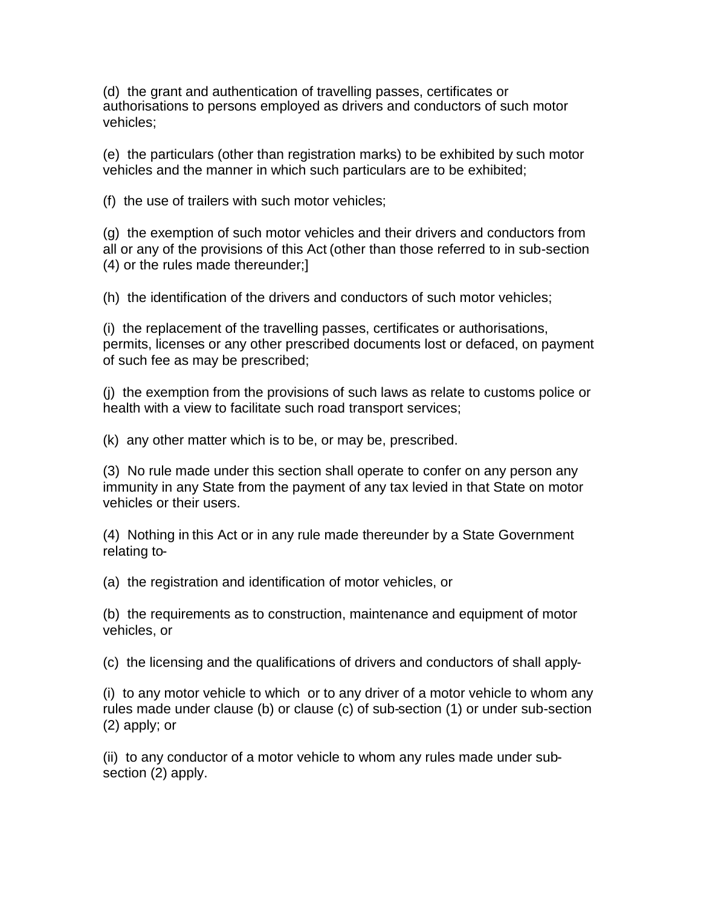(d) the grant and authentication of travelling passes, certificates or authorisations to persons employed as drivers and conductors of such motor vehicles;

(e) the particulars (other than registration marks) to be exhibited by such motor vehicles and the manner in which such particulars are to be exhibited;

(f) the use of trailers with such motor vehicles;

(g) the exemption of such motor vehicles and their drivers and conductors from all or any of the provisions of this Act (other than those referred to in sub-section (4) or the rules made thereunder;]

(h) the identification of the drivers and conductors of such motor vehicles;

(i) the replacement of the travelling passes, certificates or authorisations, permits, licenses or any other prescribed documents lost or defaced, on payment of such fee as may be prescribed;

(j) the exemption from the provisions of such laws as relate to customs police or health with a view to facilitate such road transport services;

(k) any other matter which is to be, or may be, prescribed.

(3) No rule made under this section shall operate to confer on any person any immunity in any State from the payment of any tax levied in that State on motor vehicles or their users.

(4) Nothing in this Act or in any rule made thereunder by a State Government relating to-

(a) the registration and identification of motor vehicles, or

(b) the requirements as to construction, maintenance and equipment of motor vehicles, or

(c) the licensing and the qualifications of drivers and conductors of shall apply-

(i) to any motor vehicle to which or to any driver of a motor vehicle to whom any rules made under clause (b) or clause (c) of sub-section (1) or under sub-section (2) apply; or

(ii) to any conductor of a motor vehicle to whom any rules made under sub-section (2) apply.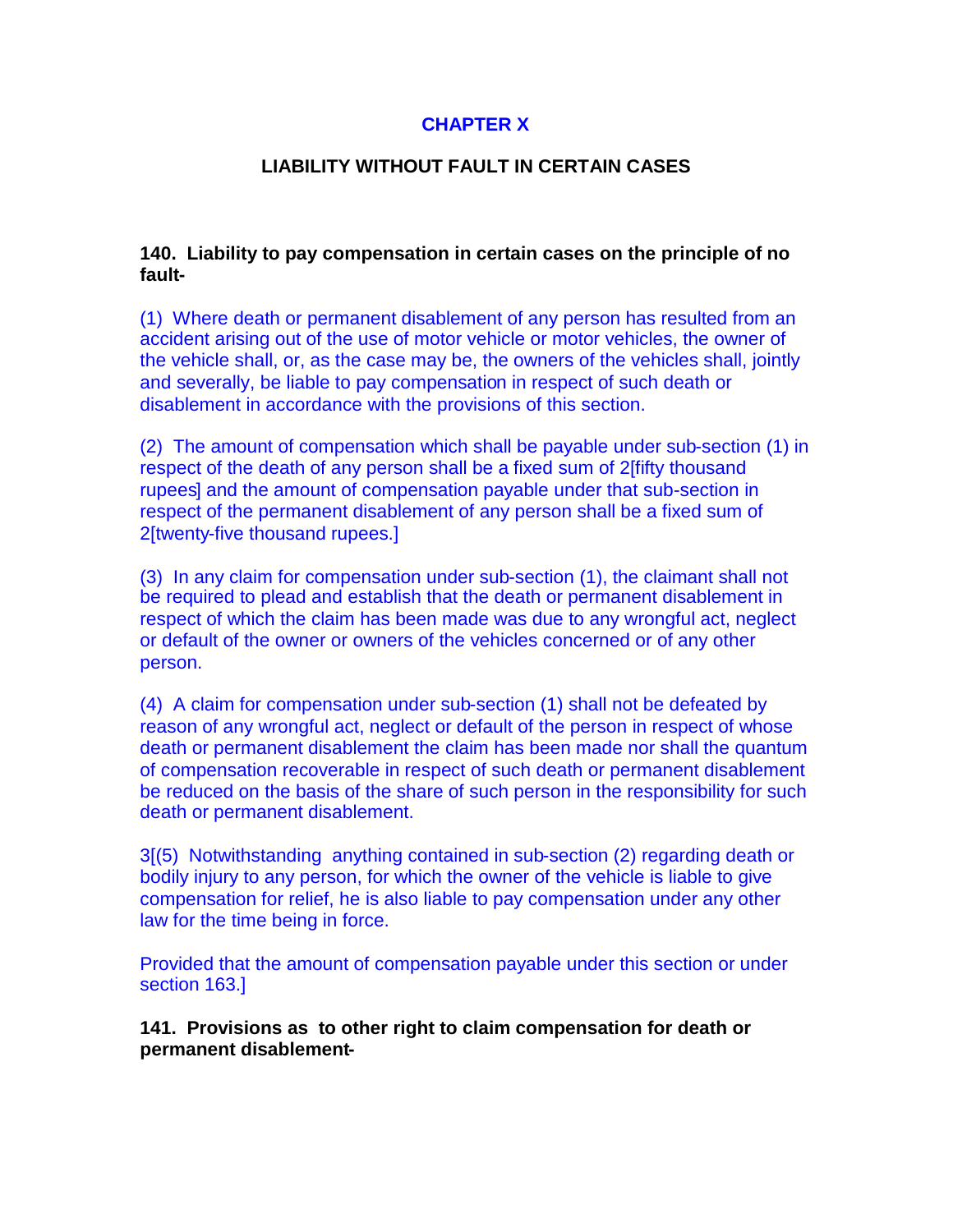## CHAPTER X

### LIABILITY WITHOUT FAULT IN CERTAIN CASES

**140. Liability to pay compensation in certain cases on the principle of no fault-**

(1) Where death or permanent disablement of any person has resulted from an accident arising out of the use of motor vehicle or motor vehicles, the owner of the vehicle shall, or, as the case may be, the owners of the vehicles shall, jointly and severally, be liable to pay compensation in respect of such death or disablement in accordance with the provisions of this section.

(2) The amount of compensation which shall be payable under sub-section (1) in respect of the death of any person shall be a fixed sum of 2[fifty thousand rupees] and the amount of compensation payable under that sub-section in respect of the permanent disablement of any person shall be a fixed sum of 2[twenty-five thousand rupees.]

(3) In any claim for compensation under sub-section (1), the claimant shall not be required to plead and establish that the death or permanent disablement in respect of which the claim has been made was due to any wrongful act, neglect or default of the owner or owners of the vehicles concerned or of any other person.

(4) A claim for compensation under sub-section (1) shall not be defeated by reason of any wrongful act, neglect or default of the person in respect of whose death or permanent disablement the claim has been made nor shall the quantum of compensation recoverable in respect of such death or permanent disablement be reduced on the basis of the share of such person in the responsibility for such death or permanent disablement.

3[(5) Notwithstanding anything contained in sub-section (2) regarding death or bodily injury to any person, for which the owner of the vehicle is liable to give compensation for relief, he is also liable to pay compensation under any other law for the time being in force.

Provided that the amount of compensation payable under this section or under section 163.]

**141. Provisions as to other right to claim compensation for death or permanent disablement-**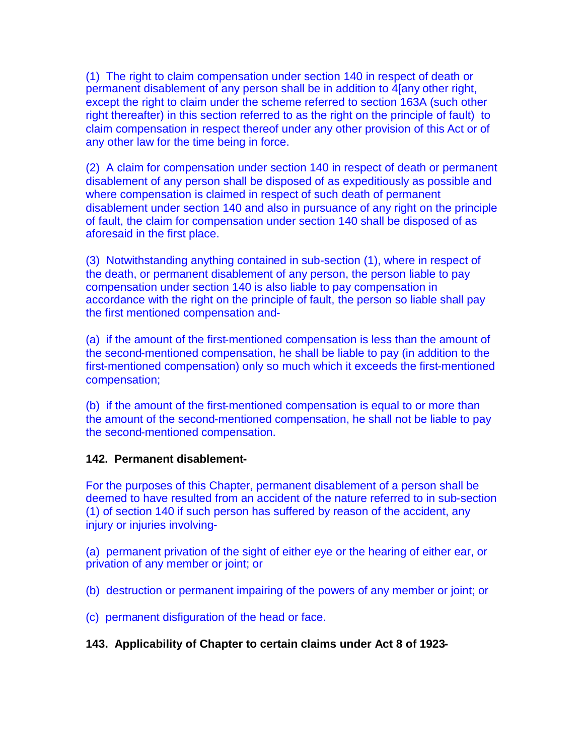(1) The right to claim compensation under section 140 in respect of death or permanent disablement of any person shall be in addition to 4[any other right, except the right to claim under the scheme referred to section 163A (such other right thereafter) in this section referred to as the right on the principle of fault) to claim compensation in respect thereof under any other provision of this Act or of any other law for the time being in force.

(2) A claim for compensation under section 140 in respect of death or permanent disablement of any person shall be disposed of as expeditiously as possible and where compensation is claimed in respect of such death of permanent disablement under section 140 and also in pursuance of any right on the principle of fault, the claim for compensation under section 140 shall be disposed of as aforesaid in the first place.

(3) Notwithstanding anything contained in sub-section (1), where in respect of the death, or permanent disablement of any person, the person liable to pay compensation under section 140 is also liable to pay compensation in accordance with the right on the principle of fault, the person so liable shall pay the first mentioned compensation and-

(a) if the amount of the first-mentioned compensation is less than the amount of the second-mentioned compensation, he shall be liable to pay (in addition to the first-mentioned compensation) only so much which it exceeds the first-mentioned compensation;

(b) if the amount of the first-mentioned compensation is equal to or more than the amount of the second-mentioned compensation, he shall not be liable to pay the second-mentioned compensation.

**142. Permanent disablement-**

For the purposes of this Chapter, permanent disablement of a person shall be deemed to have resulted from an accident of the nature referred to in sub-section (1) of section 140 if such person has suffered by reason of the accident, any injury or injuries involving-

(a) permanent privation of the sight of either eye or the hearing of either ear, or privation of any member or joint; or

(b) destruction or permanent impairing of the powers of any member or joint; or

(c) permanent disfiguration of the head or face.

**143. Applicability of Chapter to certain claims under Act 8 of 1923-**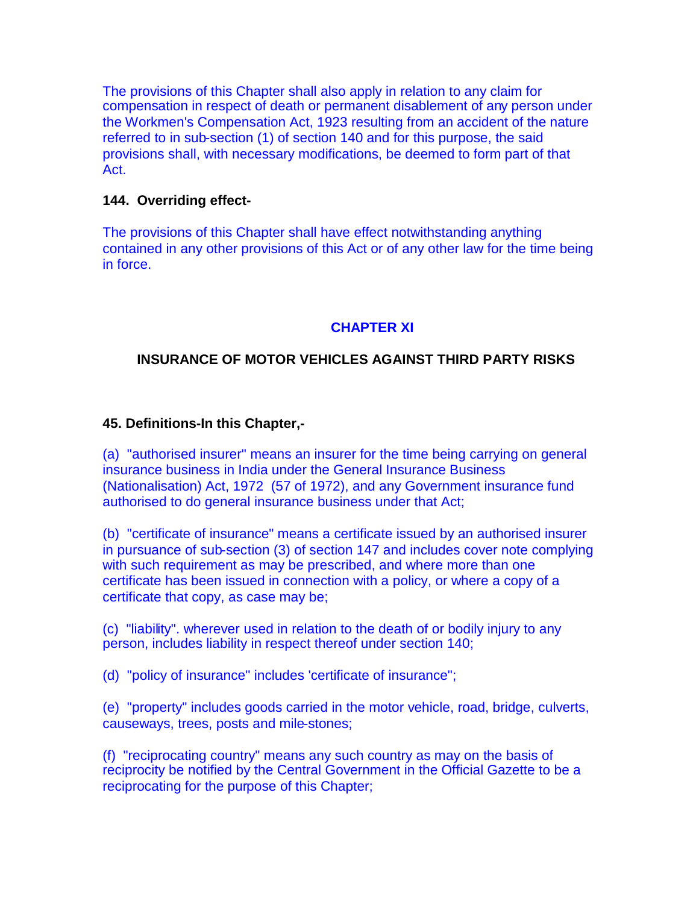The provisions of this Chapter shall also apply in relation to any claim for compensation in respect of death or permanent disablement of any person under the Workmen's Compensation Act, 1923 resulting from an accident of the nature referred to in sub-section (1) of section 140 and for this purpose, the said provisions shall, with necessary modifications, be deemed to form part of that Act.

**144. Overriding effect-**

The provisions of this Chapter shall have effect notwithstanding anything contained in any other provisions of this Act or of any other law for the time being in force.

## CHAPTER XI

## INSURANCE OF MOTOR VEHICLES AGAINST THIRD PARTY RISKS

**45. Definitions-In this Chapter,-**

(a) "authorised insurer" means an insurer for the time being carrying on general insurance business in India under the General Insurance Business (Nationalisation) Act, 1972 (57 of 1972), and any Government insurance fund authorised to do general insurance business under that Act;

(b) "certificate of insurance" means a certificate issued by an authorised insurer in pursuance of sub-section (3) of section 147 and includes cover note complying with such requirement as may be prescribed, and where more than one certificate has been issued in connection with a policy, or where a copy of a certificate that copy, as case may be;

(c) "liability". wherever used in relation to the death of or bodily injury to any person, includes liability in respect thereof under section 140;

(d) "policy of insurance" includes 'certificate of insurance";

(e) "property" includes goods carried in the motor vehicle, road, bridge, culverts, causeways, trees, posts and mile-stones;

(f) "reciprocating country" means any such country as may on the basis of reciprocity be notified by the Central Government in the Official Gazette to be a reciprocating for the purpose of this Chapter;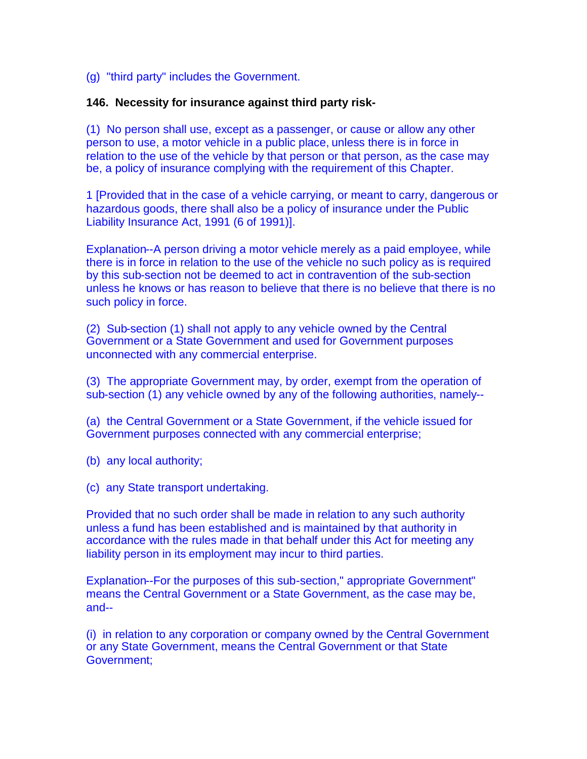(g) "third party" includes the Government.

**146. Necessity for insurance against third party risk-**

(1) No person shall use, except as a passenger, or cause or allow any other person to use, a motor vehicle in a public place, unless there is in force in relation to the use of the vehicle by that person or that person, as the case may be, a policy of insurance complying with the requirement of this Chapter.

1 [Provided that in the case of a vehicle carrying, or meant to carry, dangerous or hazardous goods, there shall also be a policy of insurance under the Public Liability Insurance Act, 1991 (6 of 1991)].

Explanation--A person driving a motor vehicle merely as a paid employee, while there is in force in relation to the use of the vehicle no such policy as is required by this sub-section not be deemed to act in contravention of the sub-section unless he knows or has reason to believe that there is no believe that there is no such policy in force.

(2) Sub-section (1) shall not apply to any vehicle owned by the Central Government or a State Government and used for Government purposes unconnected with any commercial enterprise.

(3) The appropriate Government may, by order, exempt from the operation of sub-section (1) any vehicle owned by any of the following authorities, namely--

(a) the Central Government or a State Government, if the vehicle issued for Government purposes connected with any commercial enterprise;

(b) any local authority;

(c) any State transport undertaking.

Provided that no such order shall be made in relation to any such authority unless a fund has been established and is maintained by that authority in accordance with the rules made in that behalf under this Act for meeting any liability person in its employment may incur to third parties.

Explanation--For the purposes of this sub-section," appropriate Government" means the Central Government or a State Government, as the case may be, and--

(i) in relation to any corporation or company owned by the Central Government or any State Government, means the Central Government or that State Government;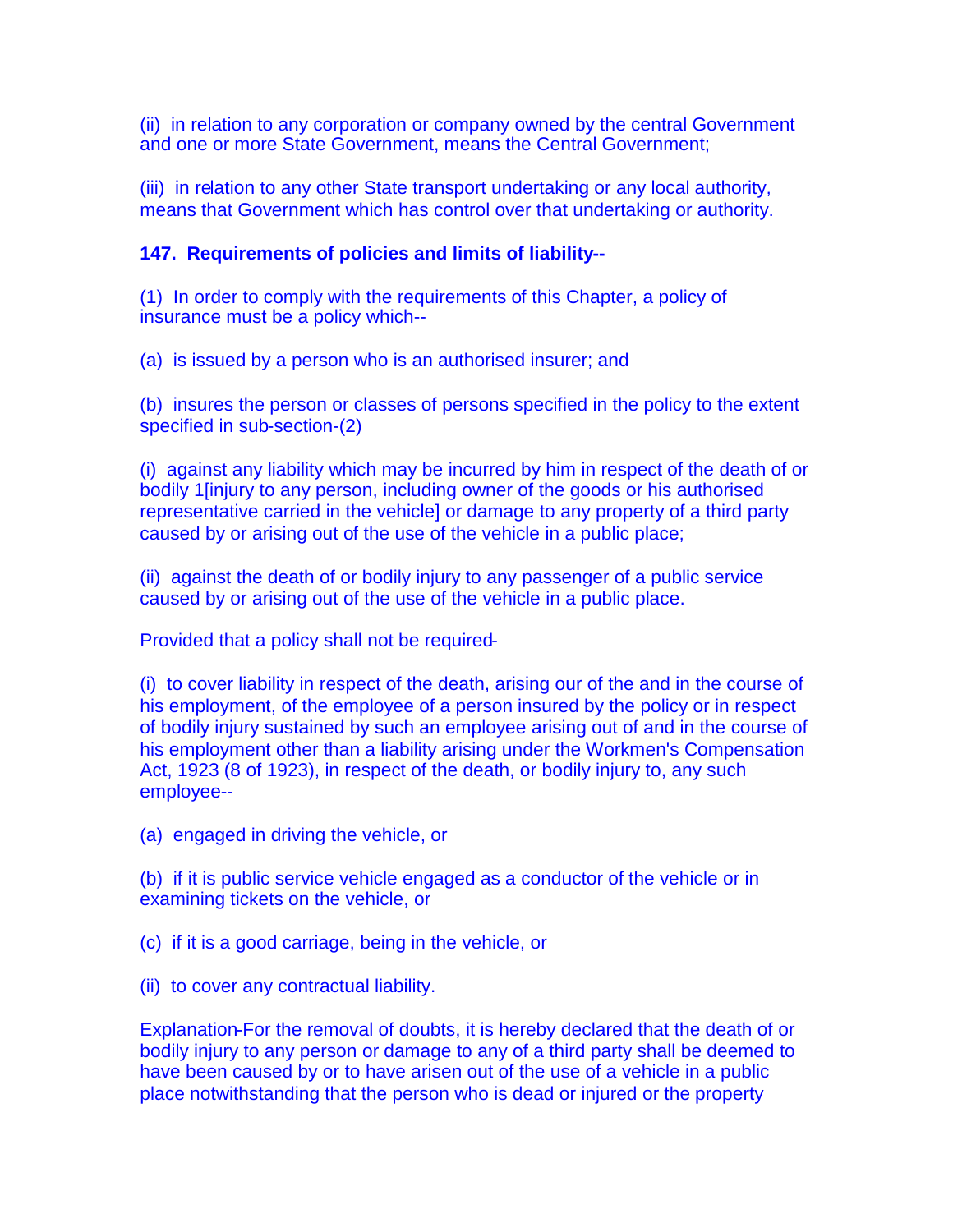(ii) in relation to any corporation or company owned by the central Government and one or more State Government, means the Central Government;

(iii) in relation to any other State transport undertaking or any local authority, means that Government which has control over that undertaking or authority.

**147. Requirements of policies and limits of liability--**

(1) In order to comply with the requirements of this Chapter, a policy of insurance must be a policy which--

(a) is issued by a person who is an authorised insurer; and

(b) insures the person or classes of persons specified in the policy to the extent specified in sub-section-(2)

(i) against any liability which may be incurred by him in respect of the death of or bodily 1[injury to any person, including owner of the goods or his authorised representative carried in the vehicle] or damage to any property of a third party caused by or arising out of the use of the vehicle in a public place;

(ii) against the death of or bodily injury to any passenger of a public service caused by or arising out of the use of the vehicle in a public place.

Provided that a policy shall not be required-

(i) to cover liability in respect of the death, arising our of the and in the course of his employment, of the employee of a person insured by the policy or in respect of bodily injury sustained by such an employee arising out of and in the course of his employment other than a liability arising under the Workmen's Compensation Act, 1923 (8 of 1923), in respect of the death, or bodily injury to, any such employee--

(a) engaged in driving the vehicle, or

(b) if it is public service vehicle engaged as a conductor of the vehicle or in examining tickets on the vehicle, or

(c) if it is a good carriage, being in the vehicle, or

(ii) to cover any contractual liability.

Explanation-For the removal of doubts, it is hereby declared that the death of or bodily injury to any person or damage to any of a third party shall be deemed to have been caused by or to have arisen out of the use of a vehicle in a public place notwithstanding that the person who is dead or injured or the property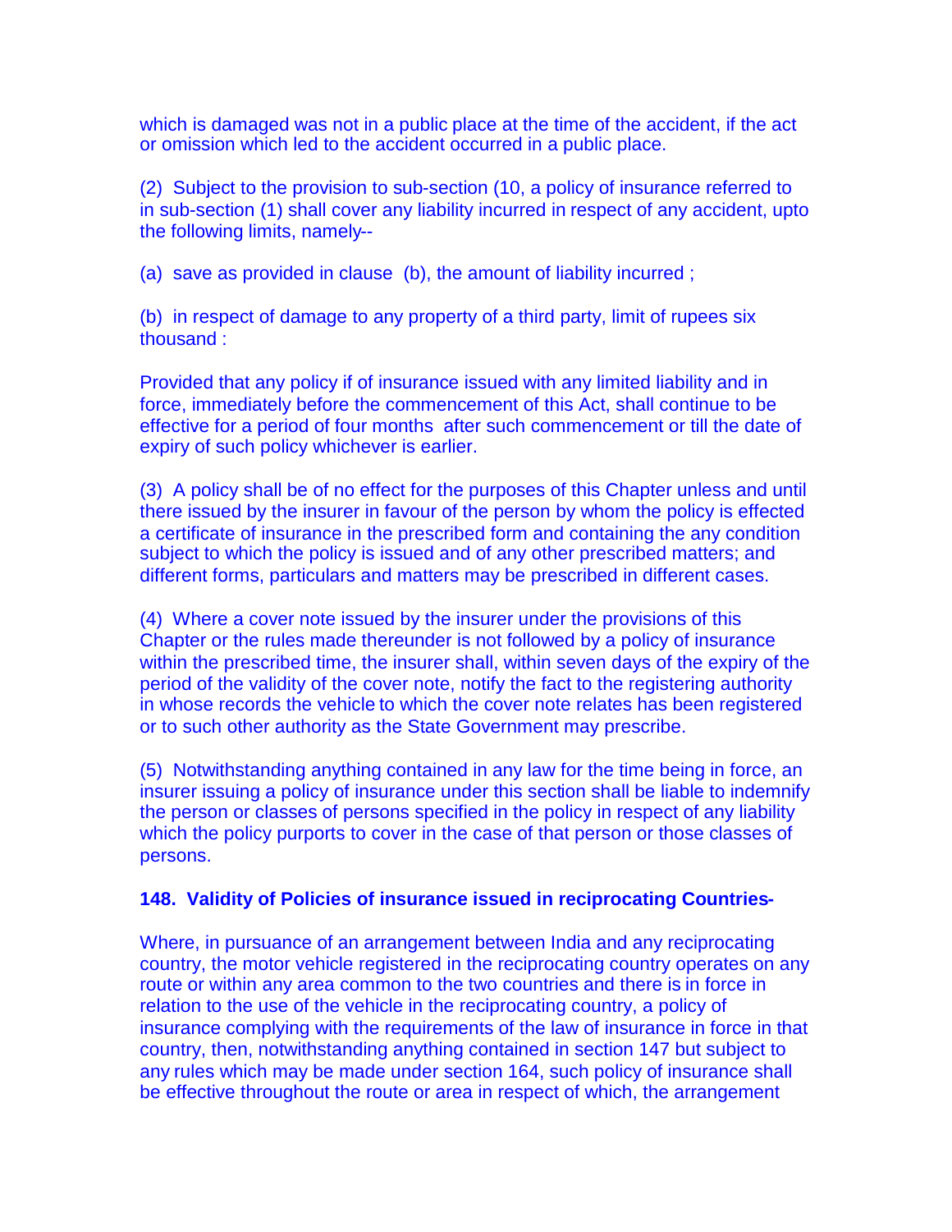which is damaged was not in a public place at the time of the accident, if the act or omission which led to the accident occurred in a public place.

(2) Subject to the provision to sub-section (10, a policy of insurance referred to in sub-section (1) shall cover any liability incurred in respect of any accident, upto the following limits, namely--

(a) save as provided in clause (b), the amount of liability incurred ;

(b) in respect of damage to any property of a third party, limit of rupees six thousand :

Provided that any policy if of insurance issued with any limited liability and in force, immediately before the commencement of this Act, shall continue to be effective for a period of four months after such commencement or till the date of expiry of such policy whichever is earlier.

(3) A policy shall be of no effect for the purposes of this Chapter unless and until there issued by the insurer in favour of the person by whom the policy is effected a certificate of insurance in the prescribed form and containing the any condition subject to which the policy is issued and of any other prescribed matters; and different forms, particulars and matters may be prescribed in different cases.

(4) Where a cover note issued by the insurer under the provisions of this Chapter or the rules made thereunder is not followed by a policy of insurance within the prescribed time, the insurer shall, within seven days of the expiry of the period of the validity of the cover note, notify the fact to the registering authority in whose records the vehicle to which the cover note relates has been registered or to such other authority as the State Government may prescribe.

(5) Notwithstanding anything contained in any law for the time being in force, an insurer issuing a policy of insurance under this section shall be liable to indemnify the person or classes of persons specified in the policy in respect of any liability which the policy purports to cover in the case of that person or those classes of persons.

**148. Validity of Policies of insurance issued in reciprocating Countries-**

Where, in pursuance of an arrangement between India and any reciprocating country, the motor vehicle registered in the reciprocating country operates on any route or within any area common to the two countries and there is in force in relation to the use of the vehicle in the reciprocating country, a policy of insurance complying with the requirements of the law of insurance in force in that country, then, notwithstanding anything contained in section 147 but subject to any rules which may be made under section 164, such policy of insurance shall be effective throughout the route or area in respect of which, the arrangement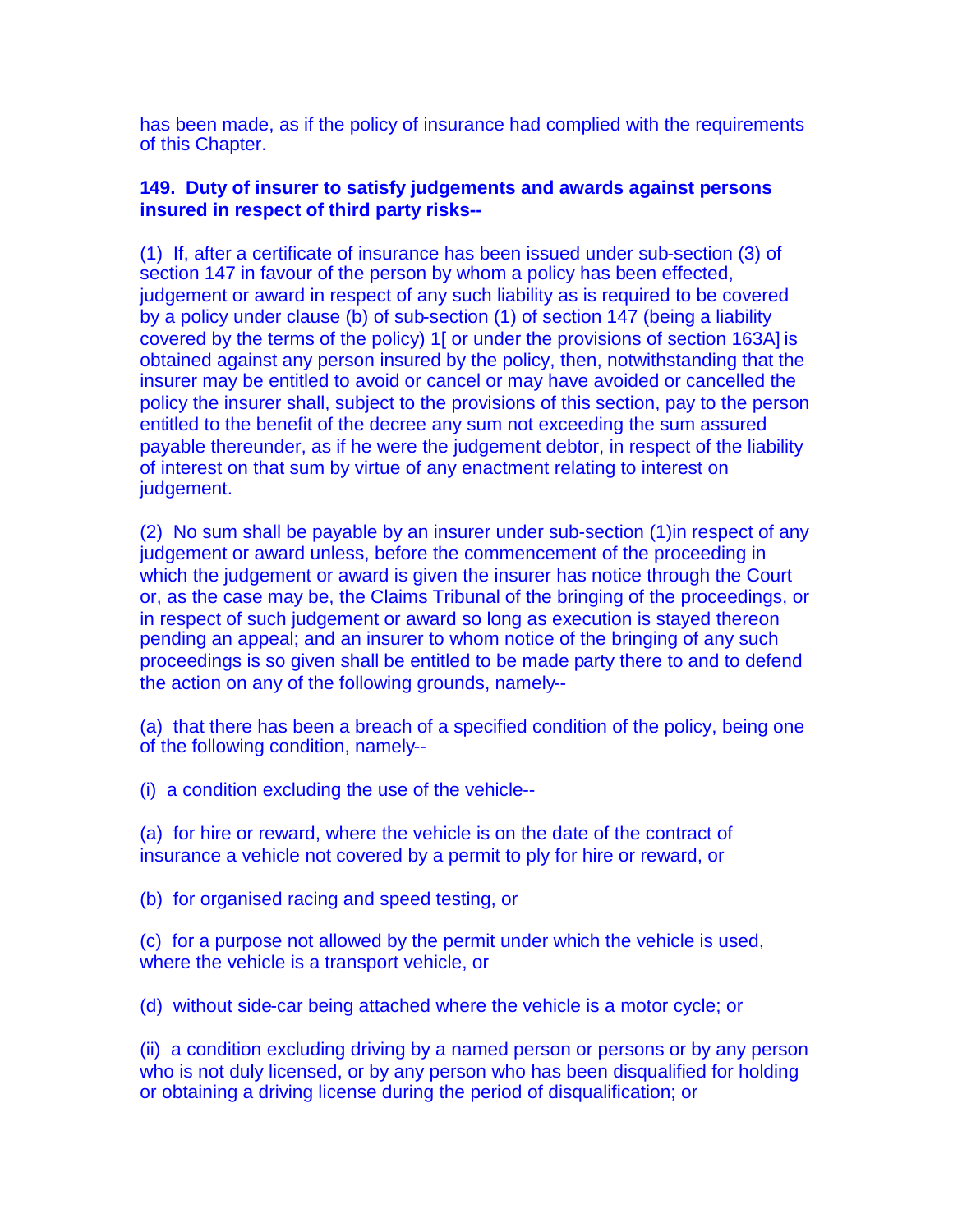has been made, as if the policy of insurance had complied with the requirements of this Chapter.

**149. Duty of insurer to satisfy judgements and awards against persons insured in respect of third party risks--**

(1) If, after a certificate of insurance has been issued under sub-section (3) of section 147 in favour of the person by whom a policy has been effected, judgement or award in respect of any such liability as is required to be covered by a policy under clause (b) of sub-section (1) of section 147 (being a liability covered by the terms of the policy) 1[ or under the provisions of section 163A] is obtained against any person insured by the policy, then, notwithstanding that the insurer may be entitled to avoid or cancel or may have avoided or cancelled the policy the insurer shall, subject to the provisions of this section, pay to the person entitled to the benefit of the decree any sum not exceeding the sum assured payable thereunder, as if he were the judgement debtor, in respect of the liability of interest on that sum by virtue of any enactment relating to interest on judgement.

(2) No sum shall be payable by an insurer under sub-section (1)in respect of any judgement or award unless, before the commencement of the proceeding in which the judgement or award is given the insurer has notice through the Court or, as the case may be, the Claims Tribunal of the bringing of the proceedings, or in respect of such judgement or award so long as execution is stayed thereon pending an appeal; and an insurer to whom notice of the bringing of any such proceedings is so given shall be entitled to be made party there to and to defend the action on any of the following grounds, namely--

(a) that there has been a breach of a specified condition of the policy, being one of the following condition, namely--

(i) a condition excluding the use of the vehicle--

(a) for hire or reward, where the vehicle is on the date of the contract of insurance a vehicle not covered by a permit to ply for hire or reward, or

(b) for organised racing and speed testing, or

(c) for a purpose not allowed by the permit under which the vehicle is used, where the vehicle is a transport vehicle, or

(d) without side-car being attached where the vehicle is a motor cycle; or

(ii) a condition excluding driving by a named person or persons or by any person who is not duly licensed, or by any person who has been disqualified for holding or obtaining a driving license during the period of disqualification; or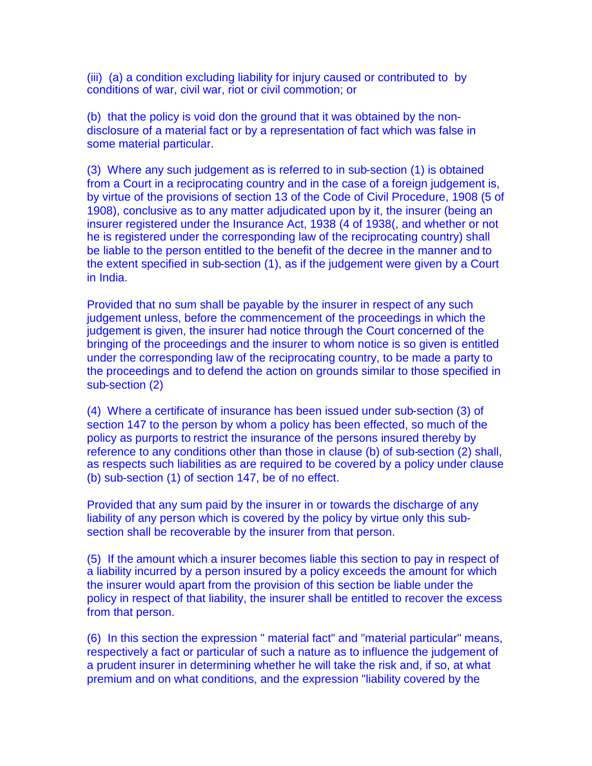(iii) (a) a condition excluding liability for injury caused or contributed to by conditions of war, civil war, riot or civil commotion; or

(b) that the policy is void don the ground that it was obtained by the non-disclosure of a material fact or by a representation of fact which was false in some material particular.

(3) Where any such judgement as is referred to in sub-section (1) is obtained from a Court in a reciprocating country and in the case of a foreign judgement is, by virtue of the provisions of section 13 of the Code of Civil Procedure, 1908 (5 of 1908), conclusive as to any matter adjudicated upon by it, the insurer (being an insurer registered under the Insurance Act, 1938 (4 of 1938(, and whether or not he is registered under the corresponding law of the reciprocating country) shall be liable to the person entitled to the benefit of the decree in the manner and to the extent specified in sub-section (1), as if the judgement were given by a Court in India.

Provided that no sum shall be payable by the insurer in respect of any such judgement unless, before the commencement of the proceedings in which the judgement is given, the insurer had notice through the Court concerned of the bringing of the proceedings and the insurer to whom notice is so given is entitled under the corresponding law of the reciprocating country, to be made a party to the proceedings and to defend the action on grounds similar to those specified in sub-section (2)

(4) Where a certificate of insurance has been issued under sub-section (3) of section 147 to the person by whom a policy has been effected, so much of the policy as purports to restrict the insurance of the persons insured thereby by reference to any conditions other than those in clause (b) of sub-section (2) shall, as respects such liabilities as are required to be covered by a policy under clause (b) sub-section (1) of section 147, be of no effect.

Provided that any sum paid by the insurer in or towards the discharge of any liability of any person which is covered by the policy by virtue only this sub-section shall be recoverable by the insurer from that person.

(5) If the amount which a insurer becomes liable this section to pay in respect of a liability incurred by a person insured by a policy exceeds the amount for which the insurer would apart from the provision of this section be liable under the policy in respect of that liability, the insurer shall be entitled to recover the excess from that person.

(6) In this section the expression " material fact" and "material particular" means, respectively a fact or particular of such a nature as to influence the judgement of a prudent insurer in determining whether he will take the risk and, if so, at what premium and on what conditions, and the expression "liability covered by the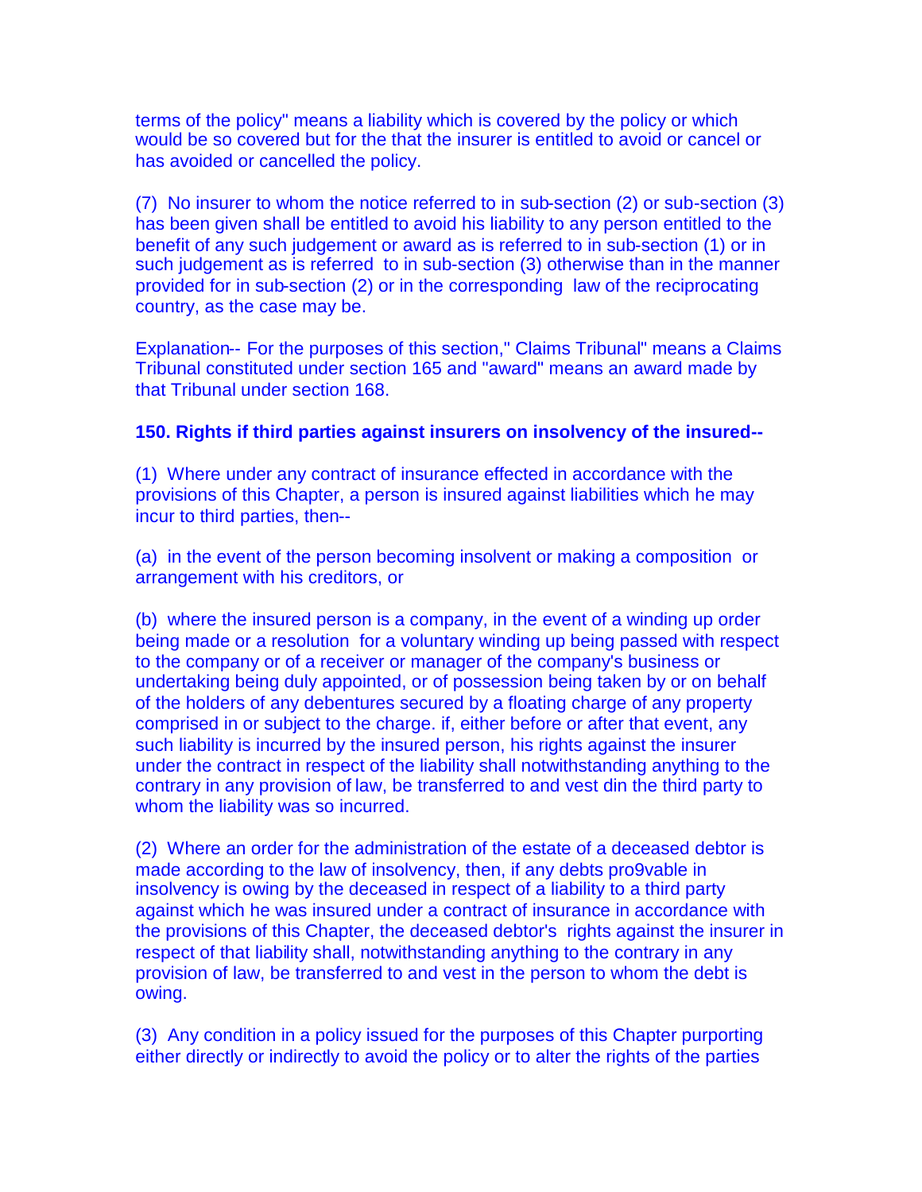terms of the policy" means a liability which is covered by the policy or which would be so covered but for the that the insurer is entitled to avoid or cancel or has avoided or cancelled the policy.

(7) No insurer to whom the notice referred to in sub-section (2) or sub-section (3) has been given shall be entitled to avoid his liability to any person entitled to the benefit of any such judgement or award as is referred to in sub-section (1) or in such judgement as is referred to in sub-section (3) otherwise than in the manner provided for in sub-section (2) or in the corresponding law of the reciprocating country, as the case may be.

Explanation-- For the purposes of this section," Claims Tribunal" means a Claims Tribunal constituted under section 165 and "award" means an award made by that Tribunal under section 168.

**150. Rights if third parties against insurers on insolvency of the insured--**

(1) Where under any contract of insurance effected in accordance with the provisions of this Chapter, a person is insured against liabilities which he may incur to third parties, then--

(a) in the event of the person becoming insolvent or making a composition or arrangement with his creditors, or

(b) where the insured person is a company, in the event of a winding up order being made or a resolution for a voluntary winding up being passed with respect to the company or of a receiver or manager of the company's business or undertaking being duly appointed, or of possession being taken by or on behalf of the holders of any debentures secured by a floating charge of any property comprised in or subject to the charge. if, either before or after that event, any such liability is incurred by the insured person, his rights against the insurer under the contract in respect of the liability shall notwithstanding anything to the contrary in any provision of law, be transferred to and vest din the third party to whom the liability was so incurred.

(2) Where an order for the administration of the estate of a deceased debtor is made according to the law of insolvency, then, if any debts pro9vable in insolvency is owing by the deceased in respect of a liability to a third party against which he was insured under a contract of insurance in accordance with the provisions of this Chapter, the deceased debtor's rights against the insurer in respect of that liability shall, notwithstanding anything to the contrary in any provision of law, be transferred to and vest in the person to whom the debt is owing.

(3) Any condition in a policy issued for the purposes of this Chapter purporting either directly or indirectly to avoid the policy or to alter the rights of the parties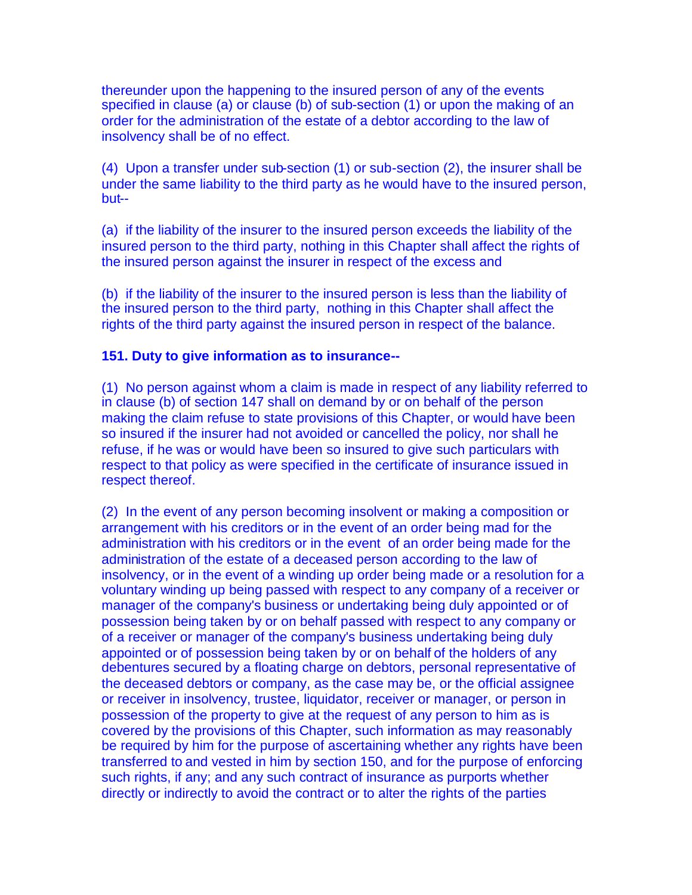thereunder upon the happening to the insured person of any of the events specified in clause (a) or clause (b) of sub-section (1) or upon the making of an order for the administration of the estate of a debtor according to the law of insolvency shall be of no effect.

(4) Upon a transfer under sub-section (1) or sub-section (2), the insurer shall be under the same liability to the third party as he would have to the insured person, but--

(a) if the liability of the insurer to the insured person exceeds the liability of the insured person to the third party, nothing in this Chapter shall affect the rights of the insured person against the insurer in respect of the excess and

(b) if the liability of the insurer to the insured person is less than the liability of the insured person to the third party, nothing in this Chapter shall affect the rights of the third party against the insured person in respect of the balance.

**151. Duty to give information as to insurance--**

(1) No person against whom a claim is made in respect of any liability referred to in clause (b) of section 147 shall on demand by or on behalf of the person making the claim refuse to state provisions of this Chapter, or would have been so insured if the insurer had not avoided or cancelled the policy, nor shall he refuse, if he was or would have been so insured to give such particulars with respect to that policy as were specified in the certificate of insurance issued in respect thereof.

(2) In the event of any person becoming insolvent or making a composition or arrangement with his creditors or in the event of an order being mad for the administration with his creditors or in the event of an order being made for the administration of the estate of a deceased person according to the law of insolvency, or in the event of a winding up order being made or a resolution for a voluntary winding up being passed with respect to any company of a receiver or manager of the company's business or undertaking being duly appointed or of possession being taken by or on behalf passed with respect to any company or of a receiver or manager of the company's business undertaking being duly appointed or of possession being taken by or on behalf of the holders of any debentures secured by a floating charge on debtors, personal representative of the deceased debtors or company, as the case may be, or the official assignee or receiver in insolvency, trustee, liquidator, receiver or manager, or person in possession of the property to give at the request of any person to him as is covered by the provisions of this Chapter, such information as may reasonably be required by him for the purpose of ascertaining whether any rights have been transferred to and vested in him by section 150, and for the purpose of enforcing such rights, if any; and any such contract of insurance as purports whether directly or indirectly to avoid the contract or to alter the rights of the parties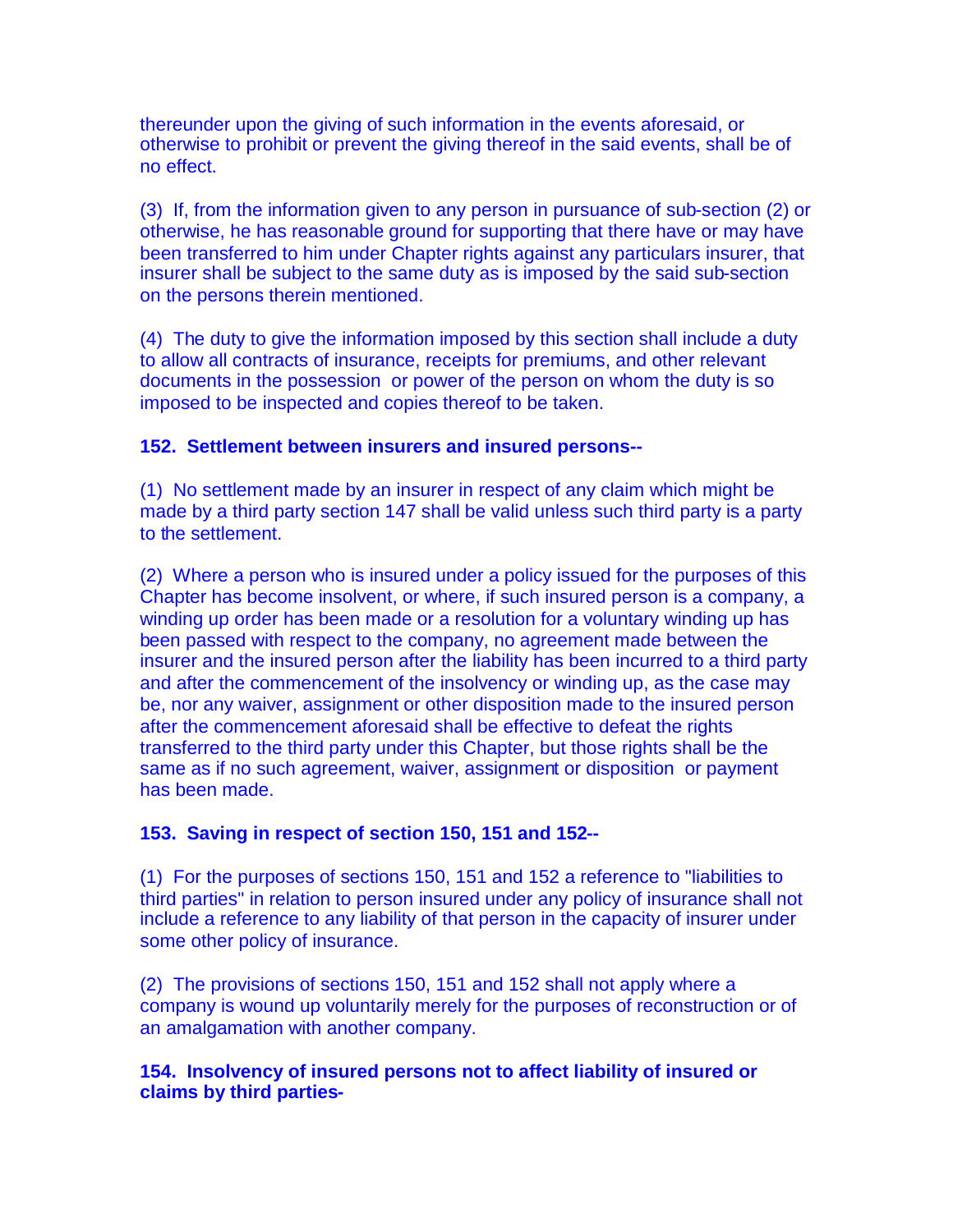thereunder upon the giving of such information in the events aforesaid, or otherwise to prohibit or prevent the giving thereof in the said events, shall be of no effect.

(3) If, from the information given to any person in pursuance of sub-section (2) or otherwise, he has reasonable ground for supporting that there have or may have been transferred to him under Chapter rights against any particulars insurer, that insurer shall be subject to the same duty as is imposed by the said sub-section on the persons therein mentioned.

(4) The duty to give the information imposed by this section shall include a duty to allow all contracts of insurance, receipts for premiums, and other relevant documents in the possession or power of the person on whom the duty is so imposed to be inspected and copies thereof to be taken.

**152. Settlement between insurers and insured persons--**

(1) No settlement made by an insurer in respect of any claim which might be made by a third party section 147 shall be valid unless such third party is a party to the settlement.

(2) Where a person who is insured under a policy issued for the purposes of this Chapter has become insolvent, or where, if such insured person is a company, a winding up order has been made or a resolution for a voluntary winding up has been passed with respect to the company, no agreement made between the insurer and the insured person after the liability has been incurred to a third party and after the commencement of the insolvency or winding up, as the case may be, nor any waiver, assignment or other disposition made to the insured person after the commencement aforesaid shall be effective to defeat the rights transferred to the third party under this Chapter, but those rights shall be the same as if no such agreement, waiver, assignment or disposition or payment has been made.

**153. Saving in respect of section 150, 151 and 152--**

(1) For the purposes of sections 150, 151 and 152 a reference to "liabilities to third parties" in relation to person insured under any policy of insurance shall not include a reference to any liability of that person in the capacity of insurer under some other policy of insurance.

(2) The provisions of sections 150, 151 and 152 shall not apply where a company is wound up voluntarily merely for the purposes of reconstruction or of an amalgamation with another company.

**154. Insolvency of insured persons not to affect liability of insured or claims by third parties-**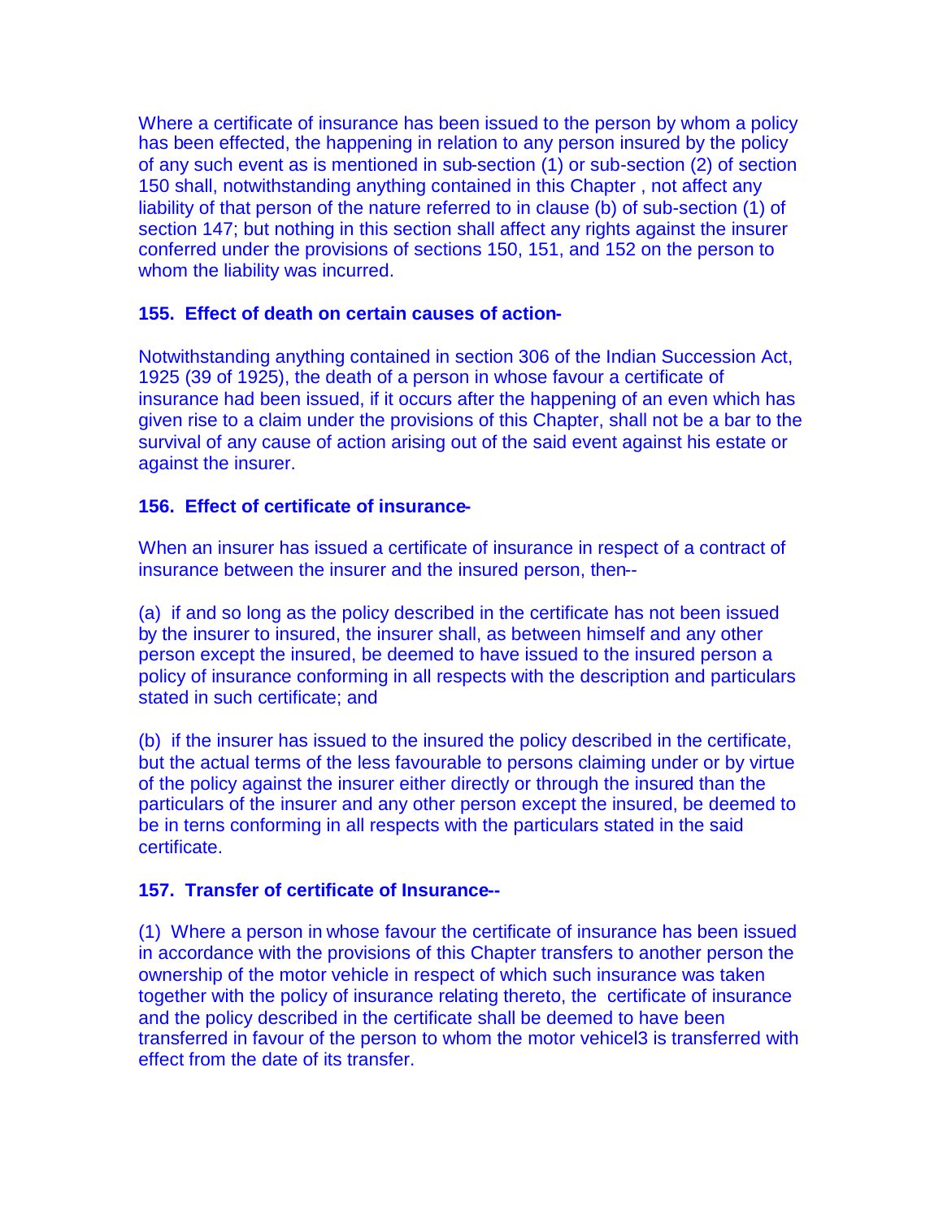Where a certificate of insurance has been issued to the person by whom a policy has been effected, the happening in relation to any person insured by the policy of any such event as is mentioned in sub-section (1) or sub-section (2) of section 150 shall, notwithstanding anything contained in this Chapter , not affect any liability of that person of the nature referred to in clause (b) of sub-section (1) of section 147; but nothing in this section shall affect any rights against the insurer conferred under the provisions of sections 150, 151, and 152 on the person to whom the liability was incurred.

### 155. Effect of death on certain causes of action-

Notwithstanding anything contained in section 306 of the Indian Succession Act, 1925 (39 of 1925), the death of a person in whose favour a certificate of insurance had been issued, if it occurs after the happening of an even which has given rise to a claim under the provisions of this Chapter, shall not be a bar to the survival of any cause of action arising out of the said event against his estate or against the insurer.

### 156. Effect of certificate of insurance-

When an insurer has issued a certificate of insurance in respect of a contract of insurance between the insurer and the insured person, then--

(a) if and so long as the policy described in the certificate has not been issued by the insurer to insured, the insurer shall, as between himself and any other person except the insured, be deemed to have issued to the insured person a policy of insurance conforming in all respects with the description and particulars stated in such certificate; and

(b) if the insurer has issued to the insured the policy described in the certificate, but the actual terms of the less favourable to persons claiming under or by virtue of the policy against the insurer either directly or through the insured than the particulars of the insurer and any other person except the insured, be deemed to be in terns conforming in all respects with the particulars stated in the said certificate.

### 157. Transfer of certificate of Insurance--

(1) Where a person in whose favour the certificate of insurance has been issued in accordance with the provisions of this Chapter transfers to another person the ownership of the motor vehicle in respect of which such insurance was taken together with the policy of insurance relating thereto, the certificate of insurance and the policy described in the certificate shall be deemed to have been transferred in favour of the person to whom the motor vehicel3 is transferred with effect from the date of its transfer.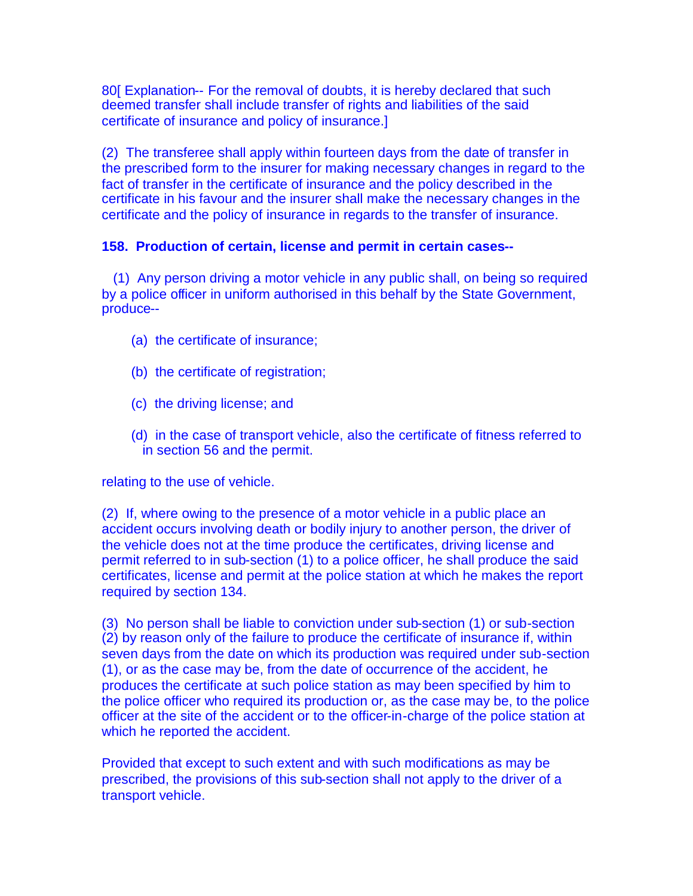80[ Explanation-- For the removal of doubts, it is hereby declared that such deemed transfer shall include transfer of rights and liabilities of the said certificate of insurance and policy of insurance.]

(2) The transferee shall apply within fourteen days from the date of transfer in the prescribed form to the insurer for making necessary changes in regard to the fact of transfer in the certificate of insurance and the policy described in the certificate in his favour and the insurer shall make the necessary changes in the certificate and the policy of insurance in regards to the transfer of insurance.

**158. Production of certain, license and permit in certain cases--**

(1) Any person driving a motor vehicle in any public shall, on being so required by a police officer in uniform authorised in this behalf by the State Government, produce--

(a) the certificate of insurance;

(b) the certificate of registration;

(c) the driving license; and

(d) in the case of transport vehicle, also the certificate of fitness referred to in section 56 and the permit.

relating to the use of vehicle.

(2) If, where owing to the presence of a motor vehicle in a public place an accident occurs involving death or bodily injury to another person, the driver of the vehicle does not at the time produce the certificates, driving license and permit referred to in sub-section (1) to a police officer, he shall produce the said certificates, license and permit at the police station at which he makes the report required by section 134.

(3) No person shall be liable to conviction under sub-section (1) or sub-section (2) by reason only of the failure to produce the certificate of insurance if, within seven days from the date on which its production was required under sub-section (1), or as the case may be, from the date of occurrence of the accident, he produces the certificate at such police station as may been specified by him to the police officer who required its production or, as the case may be, to the police officer at the site of the accident or to the officer-in-charge of the police station at which he reported the accident.

Provided that except to such extent and with such modifications as may be prescribed, the provisions of this sub-section shall not apply to the driver of a transport vehicle.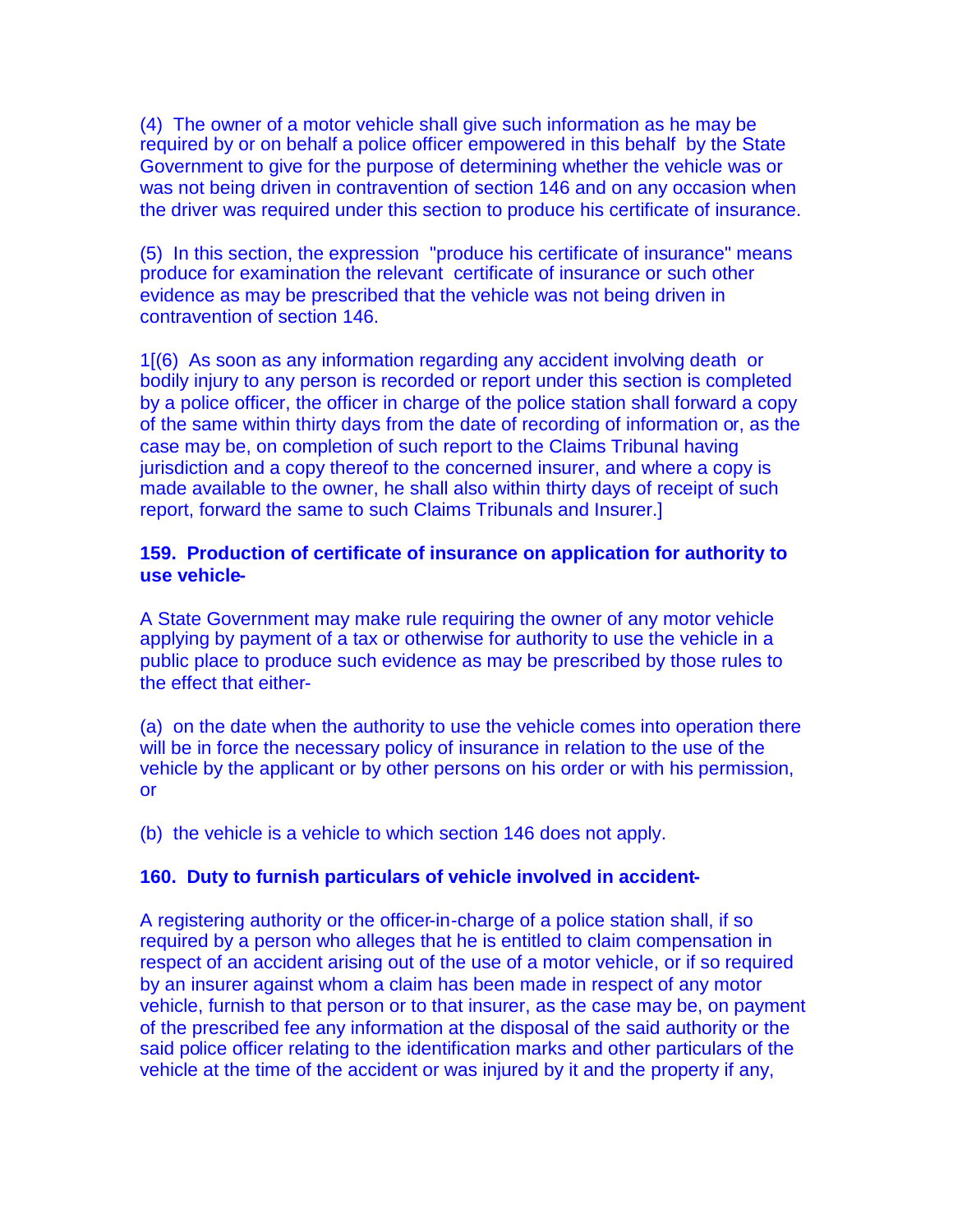(4) The owner of a motor vehicle shall give such information as he may be required by or on behalf a police officer empowered in this behalf by the State Government to give for the purpose of determining whether the vehicle was or was not being driven in contravention of section 146 and on any occasion when the driver was required under this section to produce his certificate of insurance.

(5) In this section, the expression "produce his certificate of insurance" means produce for examination the relevant certificate of insurance or such other evidence as may be prescribed that the vehicle was not being driven in contravention of section 146.

1[(6) As soon as any information regarding any accident involving death or bodily injury to any person is recorded or report under this section is completed by a police officer, the officer in charge of the police station shall forward a copy of the same within thirty days from the date of recording of information or, as the case may be, on completion of such report to the Claims Tribunal having jurisdiction and a copy thereof to the concerned insurer, and where a copy is made available to the owner, he shall also within thirty days of receipt of such report, forward the same to such Claims Tribunals and Insurer.]

**159. Production of certificate of insurance on application for authority to use vehicle-**

A State Government may make rule requiring the owner of any motor vehicle applying by payment of a tax or otherwise for authority to use the vehicle in a public place to produce such evidence as may be prescribed by those rules to the effect that either-

(a) on the date when the authority to use the vehicle comes into operation there will be in force the necessary policy of insurance in relation to the use of the vehicle by the applicant or by other persons on his order or with his permission, or

(b) the vehicle is a vehicle to which section 146 does not apply.

**160. Duty to furnish particulars of vehicle involved in accident-**

A registering authority or the officer-in-charge of a police station shall, if so required by a person who alleges that he is entitled to claim compensation in respect of an accident arising out of the use of a motor vehicle, or if so required by an insurer against whom a claim has been made in respect of any motor vehicle, furnish to that person or to that insurer, as the case may be, on payment of the prescribed fee any information at the disposal of the said authority or the said police officer relating to the identification marks and other particulars of the vehicle at the time of the accident or was injured by it and the property if any,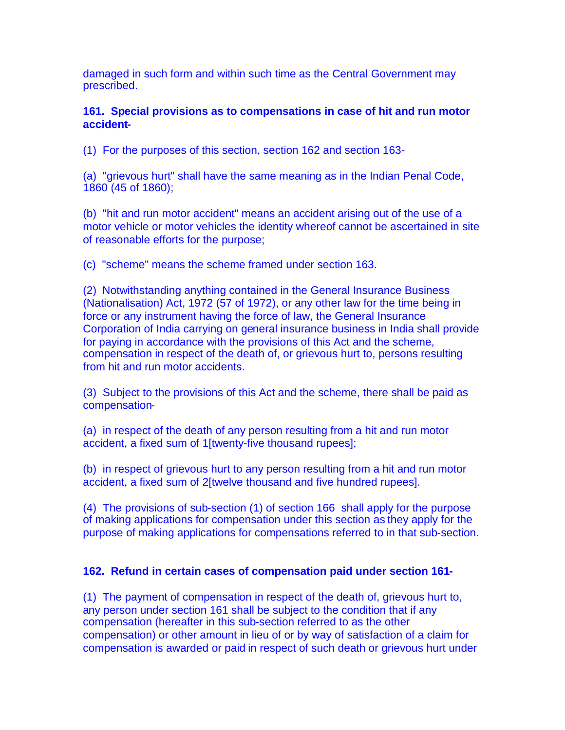damaged in such form and within such time as the Central Government may prescribed.

**161. Special provisions as to compensations in case of hit and run motor accident-**

(1) For the purposes of this section, section 162 and section 163-

(a) "grievous hurt" shall have the same meaning as in the Indian Penal Code, 1860 (45 of 1860);

(b) "hit and run motor accident" means an accident arising out of the use of a motor vehicle or motor vehicles the identity whereof cannot be ascertained in site of reasonable efforts for the purpose;

(c) "scheme" means the scheme framed under section 163.

(2) Notwithstanding anything contained in the General Insurance Business (Nationalisation) Act, 1972 (57 of 1972), or any other law for the time being in force or any instrument having the force of law, the General Insurance Corporation of India carrying on general insurance business in India shall provide for paying in accordance with the provisions of this Act and the scheme, compensation in respect of the death of, or grievous hurt to, persons resulting from hit and run motor accidents.

(3) Subject to the provisions of this Act and the scheme, there shall be paid as compensation-

(a) in respect of the death of any person resulting from a hit and run motor accident, a fixed sum of 1[twenty-five thousand rupees];

(b) in respect of grievous hurt to any person resulting from a hit and run motor accident, a fixed sum of 2[twelve thousand and five hundred rupees].

(4) The provisions of sub-section (1) of section 166 shall apply for the purpose of making applications for compensation under this section as they apply for the purpose of making applications for compensations referred to in that sub-section.

**162. Refund in certain cases of compensation paid under section 161-**

(1) The payment of compensation in respect of the death of, grievous hurt to, any person under section 161 shall be subject to the condition that if any compensation (hereafter in this sub-section referred to as the other compensation) or other amount in lieu of or by way of satisfaction of a claim for compensation is awarded or paid in respect of such death or grievous hurt under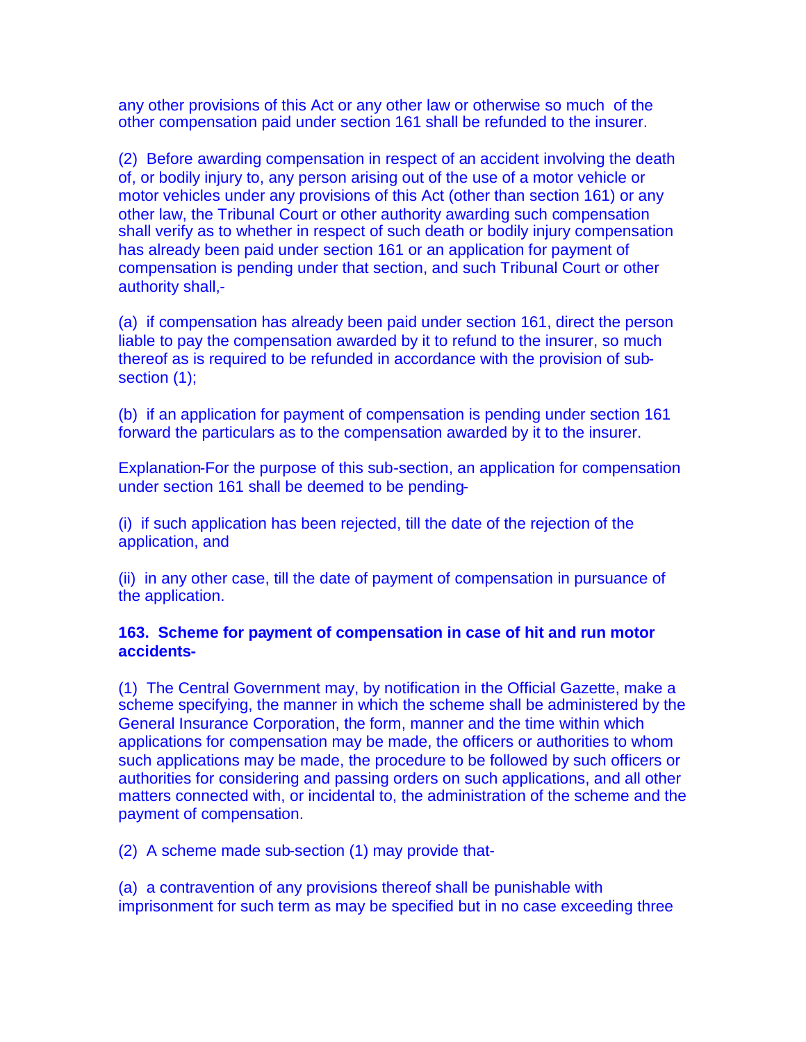any other provisions of this Act or any other law or otherwise so much of the other compensation paid under section 161 shall be refunded to the insurer.

(2) Before awarding compensation in respect of an accident involving the death of, or bodily injury to, any person arising out of the use of a motor vehicle or motor vehicles under any provisions of this Act (other than section 161) or any other law, the Tribunal Court or other authority awarding such compensation shall verify as to whether in respect of such death or bodily injury compensation has already been paid under section 161 or an application for payment of compensation is pending under that section, and such Tribunal Court or other authority shall,-

(a) if compensation has already been paid under section 161, direct the person liable to pay the compensation awarded by it to refund to the insurer, so much thereof as is required to be refunded in accordance with the provision of sub-section (1);

(b) if an application for payment of compensation is pending under section 161 forward the particulars as to the compensation awarded by it to the insurer.

Explanation-For the purpose of this sub-section, an application for compensation under section 161 shall be deemed to be pending-

(i) if such application has been rejected, till the date of the rejection of the application, and

(ii) in any other case, till the date of payment of compensation in pursuance of the application.

**163. Scheme for payment of compensation in case of hit and run motor accidents-**

(1) The Central Government may, by notification in the Official Gazette, make a scheme specifying, the manner in which the scheme shall be administered by the General Insurance Corporation, the form, manner and the time within which applications for compensation may be made, the officers or authorities to whom such applications may be made, the procedure to be followed by such officers or authorities for considering and passing orders on such applications, and all other matters connected with, or incidental to, the administration of the scheme and the payment of compensation.

(2) A scheme made sub-section (1) may provide that-

(a) a contravention of any provisions thereof shall be punishable with imprisonment for such term as may be specified but in no case exceeding three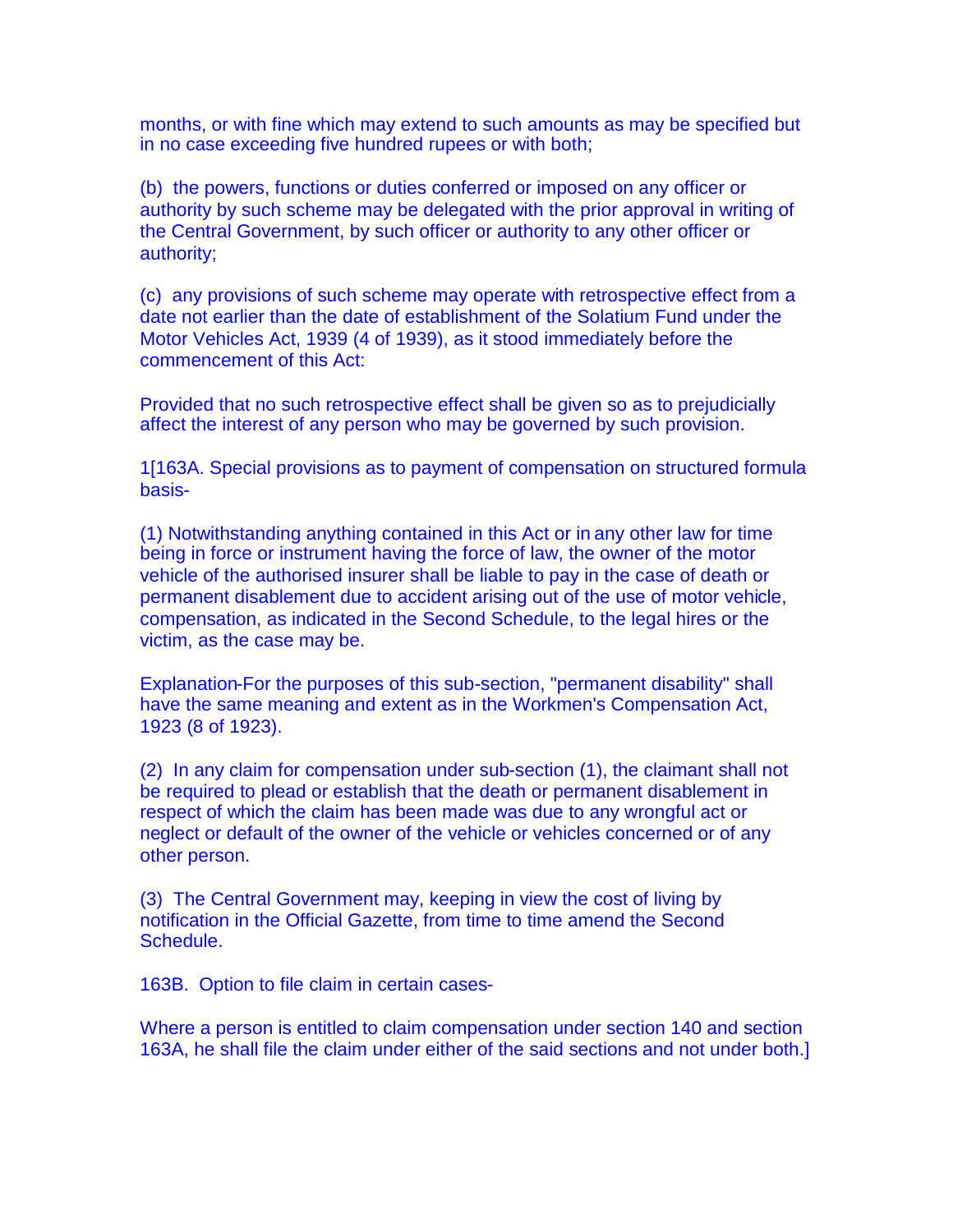months, or with fine which may extend to such amounts as may be specified but in no case exceeding five hundred rupees or with both;

(b) the powers, functions or duties conferred or imposed on any officer or authority by such scheme may be delegated with the prior approval in writing of the Central Government, by such officer or authority to any other officer or authority;

(c) any provisions of such scheme may operate with retrospective effect from a date not earlier than the date of establishment of the Solatium Fund under the Motor Vehicles Act, 1939 (4 of 1939), as it stood immediately before the commencement of this Act:

Provided that no such retrospective effect shall be given so as to prejudicially affect the interest of any person who may be governed by such provision.

1[163A. Special provisions as to payment of compensation on structured formula basis-

(1) Notwithstanding anything contained in this Act or in any other law for time being in force or instrument having the force of law, the owner of the motor vehicle of the authorised insurer shall be liable to pay in the case of death or permanent disablement due to accident arising out of the use of motor vehicle, compensation, as indicated in the Second Schedule, to the legal hires or the victim, as the case may be.

Explanation-For the purposes of this sub-section, "permanent disability" shall have the same meaning and extent as in the Workmen's Compensation Act, 1923 (8 of 1923).

(2) In any claim for compensation under sub-section (1), the claimant shall not be required to plead or establish that the death or permanent disablement in respect of which the claim has been made was due to any wrongful act or neglect or default of the owner of the vehicle or vehicles concerned or of any other person.

(3) The Central Government may, keeping in view the cost of living by notification in the Official Gazette, from time to time amend the Second Schedule.

163B. Option to file claim in certain cases-

Where a person is entitled to claim compensation under section 140 and section 163A, he shall file the claim under either of the said sections and not under both.]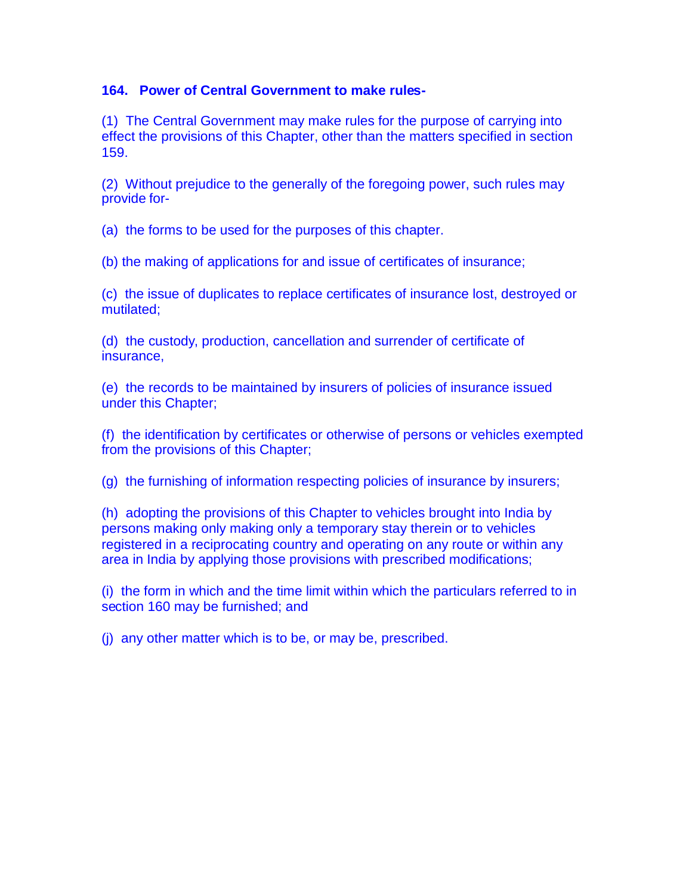**164. Power of Central Government to make rules-**

(1) The Central Government may make rules for the purpose of carrying into effect the provisions of this Chapter, other than the matters specified in section 159.

(2) Without prejudice to the generally of the foregoing power, such rules may provide for-

(a) the forms to be used for the purposes of this chapter.

(b) the making of applications for and issue of certificates of insurance;

(c) the issue of duplicates to replace certificates of insurance lost, destroyed or mutilated;

(d) the custody, production, cancellation and surrender of certificate of insurance,

(e) the records to be maintained by insurers of policies of insurance issued under this Chapter;

(f) the identification by certificates or otherwise of persons or vehicles exempted from the provisions of this Chapter;

(g) the furnishing of information respecting policies of insurance by insurers;

(h) adopting the provisions of this Chapter to vehicles brought into India by persons making only making only a temporary stay therein or to vehicles registered in a reciprocating country and operating on any route or within any area in India by applying those provisions with prescribed modifications;

(i) the form in which and the time limit within which the particulars referred to in section 160 may be furnished; and

(j) any other matter which is to be, or may be, prescribed.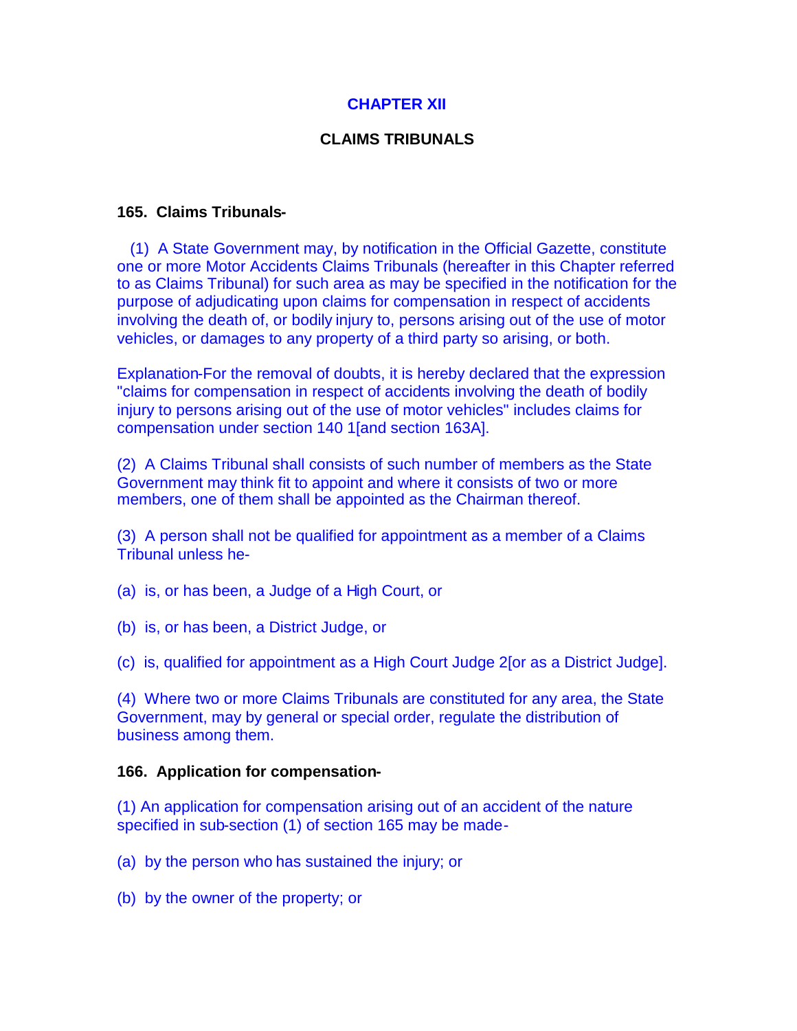# CHAPTER XII

## CLAIMS TRIBUNALS

### 165. Claims Tribunals-

(1) A State Government may, by notification in the Official Gazette, constitute one or more Motor Accidents Claims Tribunals (hereafter in this Chapter referred to as Claims Tribunal) for such area as may be specified in the notification for the purpose of adjudicating upon claims for compensation in respect of accidents involving the death of, or bodily injury to, persons arising out of the use of motor vehicles, or damages to any property of a third party so arising, or both.

Explanation-For the removal of doubts, it is hereby declared that the expression "claims for compensation in respect of accidents involving the death of bodily injury to persons arising out of the use of motor vehicles" includes claims for compensation under section 140 1[and section 163A].

(2) A Claims Tribunal shall consists of such number of members as the State Government may think fit to appoint and where it consists of two or more members, one of them shall be appointed as the Chairman thereof.

(3) A person shall not be qualified for appointment as a member of a Claims Tribunal unless he-

(a) is, or has been, a Judge of a High Court, or

(b) is, or has been, a District Judge, or

(c) is, qualified for appointment as a High Court Judge 2[or as a District Judge].

(4) Where two or more Claims Tribunals are constituted for any area, the State Government, may by general or special order, regulate the distribution of business among them.

### 166. Application for compensation-

(1) An application for compensation arising out of an accident of the nature specified in sub-section (1) of section 165 may be made-

(a) by the person who has sustained the injury; or

(b) by the owner of the property; or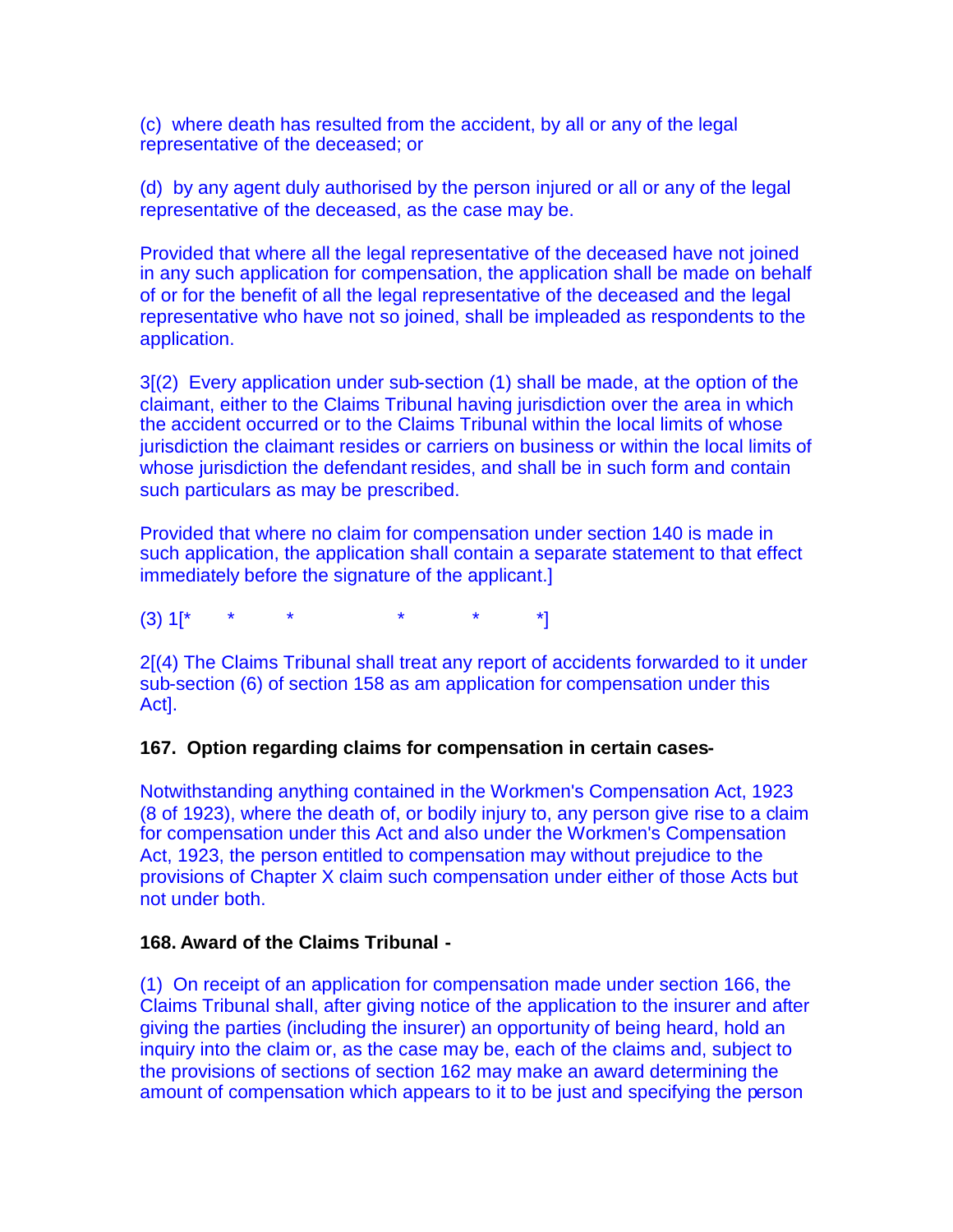(c) where death has resulted from the accident, by all or any of the legal representative of the deceased; or

(d) by any agent duly authorised by the person injured or all or any of the legal representative of the deceased, as the case may be.

Provided that where all the legal representative of the deceased have not joined in any such application for compensation, the application shall be made on behalf of or for the benefit of all the legal representative of the deceased and the legal representative who have not so joined, shall be impleaded as respondents to the application.

3[(2) Every application under sub-section (1) shall be made, at the option of the claimant, either to the Claims Tribunal having jurisdiction over the area in which the accident occurred or to the Claims Tribunal within the local limits of whose jurisdiction the claimant resides or carriers on business or within the local limits of whose jurisdiction the defendant resides, and shall be in such form and contain such particulars as may be prescribed.

Provided that where no claim for compensation under section 140 is made in such application, the application shall contain a separate statement to that effect immediately before the signature of the applicant.]

(3) 1[* * * * * *]

2[(4) The Claims Tribunal shall treat any report of accidents forwarded to it under sub-section (6) of section 158 as am application for compensation under this Act].

**167. Option regarding claims for compensation in certain cases-**

Notwithstanding anything contained in the Workmen's Compensation Act, 1923 (8 of 1923), where the death of, or bodily injury to, any person give rise to a claim for compensation under this Act and also under the Workmen's Compensation Act, 1923, the person entitled to compensation may without prejudice to the provisions of Chapter X claim such compensation under either of those Acts but not under both.

**168. Award of the Claims Tribunal -**

(1) On receipt of an application for compensation made under section 166, the Claims Tribunal shall, after giving notice of the application to the insurer and after giving the parties (including the insurer) an opportunity of being heard, hold an inquiry into the claim or, as the case may be, each of the claims and, subject to the provisions of sections of section 162 may make an award determining the amount of compensation which appears to it to be just and specifying the person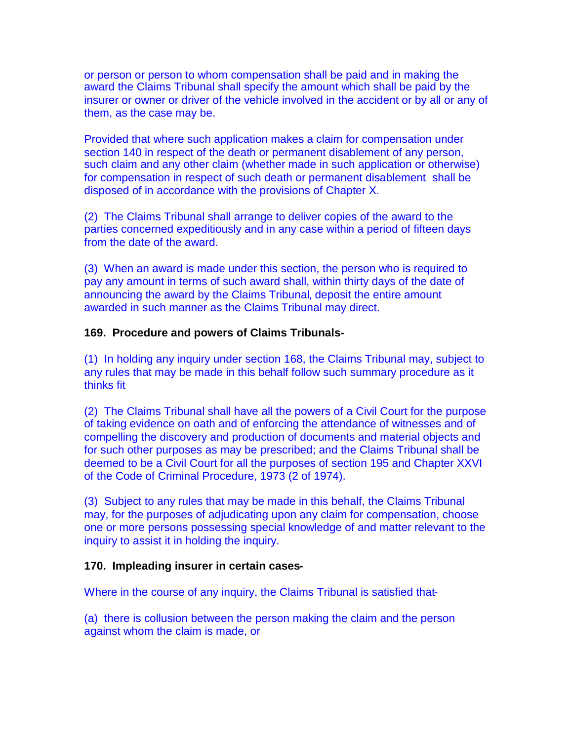or person or person to whom compensation shall be paid and in making the award the Claims Tribunal shall specify the amount which shall be paid by the insurer or owner or driver of the vehicle involved in the accident or by all or any of them, as the case may be.

Provided that where such application makes a claim for compensation under section 140 in respect of the death or permanent disablement of any person, such claim and any other claim (whether made in such application or otherwise) for compensation in respect of such death or permanent disablement shall be disposed of in accordance with the provisions of Chapter X.

(2) The Claims Tribunal shall arrange to deliver copies of the award to the parties concerned expeditiously and in any case within a period of fifteen days from the date of the award.

(3) When an award is made under this section, the person who is required to pay any amount in terms of such award shall, within thirty days of the date of announcing the award by the Claims Tribunal, deposit the entire amount awarded in such manner as the Claims Tribunal may direct.

**169. Procedure and powers of Claims Tribunals-**

(1) In holding any inquiry under section 168, the Claims Tribunal may, subject to any rules that may be made in this behalf follow such summary procedure as it thinks fit

(2) The Claims Tribunal shall have all the powers of a Civil Court for the purpose of taking evidence on oath and of enforcing the attendance of witnesses and of compelling the discovery and production of documents and material objects and for such other purposes as may be prescribed; and the Claims Tribunal shall be deemed to be a Civil Court for all the purposes of section 195 and Chapter XXVI of the Code of Criminal Procedure, 1973 (2 of 1974).

(3) Subject to any rules that may be made in this behalf, the Claims Tribunal may, for the purposes of adjudicating upon any claim for compensation, choose one or more persons possessing special knowledge of and matter relevant to the inquiry to assist it in holding the inquiry.

**170. Impleading insurer in certain cases-**

Where in the course of any inquiry, the Claims Tribunal is satisfied that-

(a) there is collusion between the person making the claim and the person against whom the claim is made, or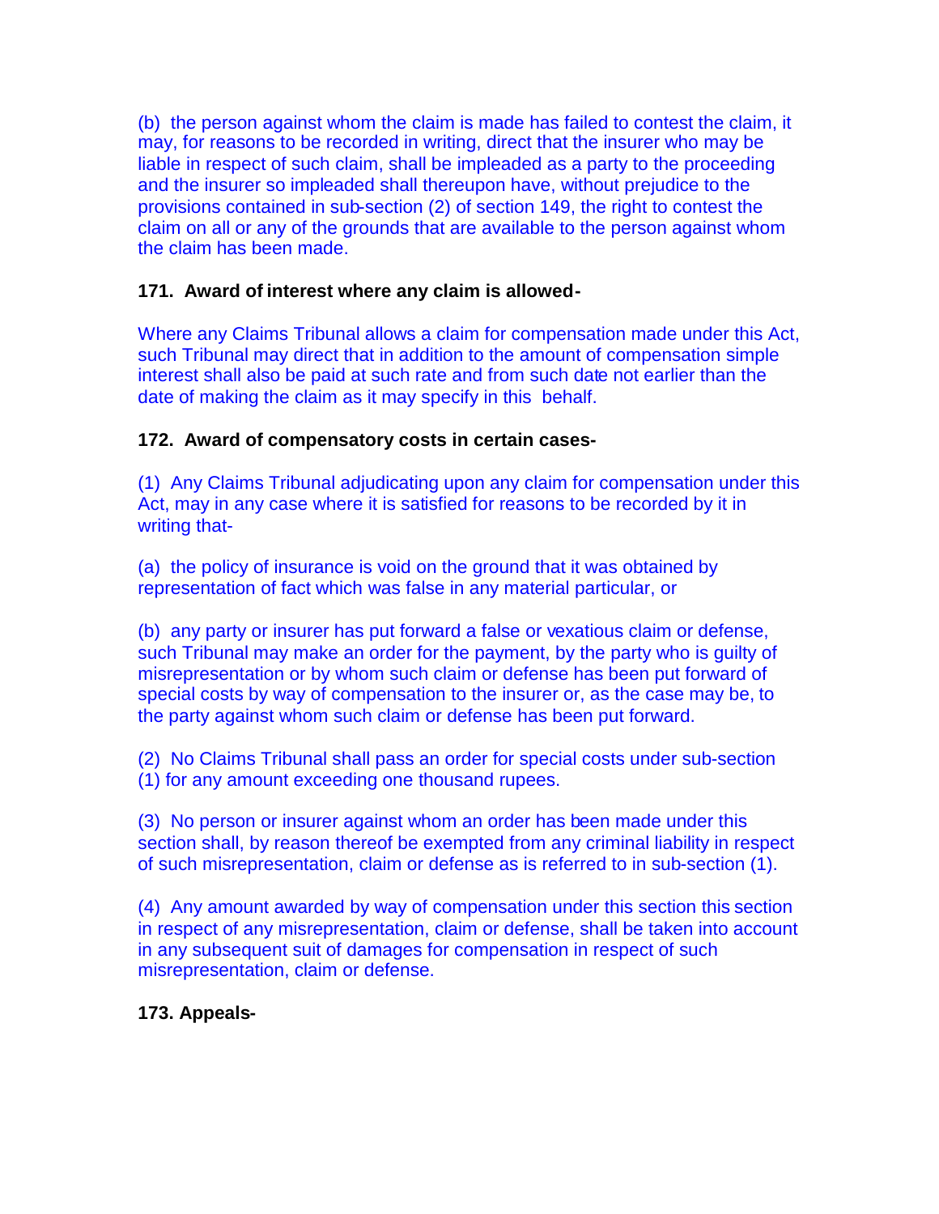(b) the person against whom the claim is made has failed to contest the claim, it may, for reasons to be recorded in writing, direct that the insurer who may be liable in respect of such claim, shall be impleaded as a party to the proceeding and the insurer so impleaded shall thereupon have, without prejudice to the provisions contained in sub-section (2) of section 149, the right to contest the claim on all or any of the grounds that are available to the person against whom the claim has been made.

**171. Award of interest where any claim is allowed-**

Where any Claims Tribunal allows a claim for compensation made under this Act, such Tribunal may direct that in addition to the amount of compensation simple interest shall also be paid at such rate and from such date not earlier than the date of making the claim as it may specify in this behalf.

**172. Award of compensatory costs in certain cases-**

(1) Any Claims Tribunal adjudicating upon any claim for compensation under this Act, may in any case where it is satisfied for reasons to be recorded by it in writing that-

(a) the policy of insurance is void on the ground that it was obtained by representation of fact which was false in any material particular, or

(b) any party or insurer has put forward a false or vexatious claim or defense, such Tribunal may make an order for the payment, by the party who is guilty of misrepresentation or by whom such claim or defense has been put forward of special costs by way of compensation to the insurer or, as the case may be, to the party against whom such claim or defense has been put forward.

(2) No Claims Tribunal shall pass an order for special costs under sub-section (1) for any amount exceeding one thousand rupees.

(3) No person or insurer against whom an order has been made under this section shall, by reason thereof be exempted from any criminal liability in respect of such misrepresentation, claim or defense as is referred to in sub-section (1).

(4) Any amount awarded by way of compensation under this section this section in respect of any misrepresentation, claim or defense, shall be taken into account in any subsequent suit of damages for compensation in respect of such misrepresentation, claim or defense.

**173. Appeals-**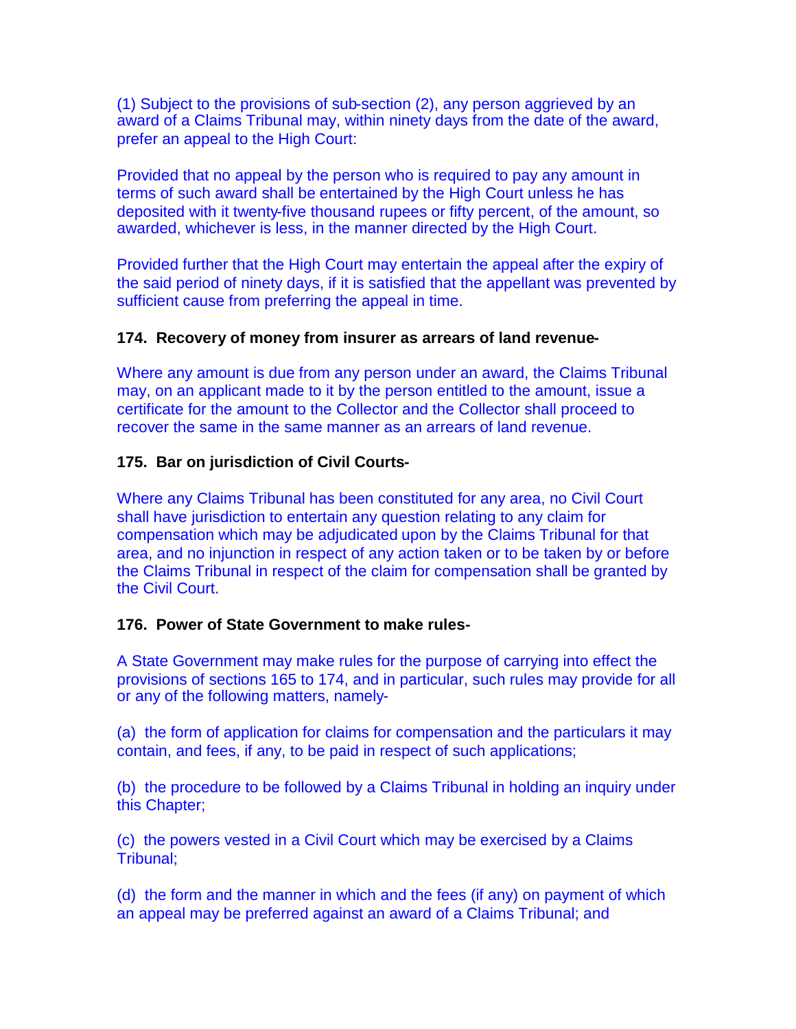(1) Subject to the provisions of sub-section (2), any person aggrieved by an award of a Claims Tribunal may, within ninety days from the date of the award, prefer an appeal to the High Court:

Provided that no appeal by the person who is required to pay any amount in terms of such award shall be entertained by the High Court unless he has deposited with it twenty-five thousand rupees or fifty percent, of the amount, so awarded, whichever is less, in the manner directed by the High Court.

Provided further that the High Court may entertain the appeal after the expiry of the said period of ninety days, if it is satisfied that the appellant was prevented by sufficient cause from preferring the appeal in time.

**174. Recovery of money from insurer as arrears of land revenue-**

Where any amount is due from any person under an award, the Claims Tribunal may, on an applicant made to it by the person entitled to the amount, issue a certificate for the amount to the Collector and the Collector shall proceed to recover the same in the same manner as an arrears of land revenue.

**175. Bar on jurisdiction of Civil Courts-**

Where any Claims Tribunal has been constituted for any area, no Civil Court shall have jurisdiction to entertain any question relating to any claim for compensation which may be adjudicated upon by the Claims Tribunal for that area, and no injunction in respect of any action taken or to be taken by or before the Claims Tribunal in respect of the claim for compensation shall be granted by the Civil Court.

**176. Power of State Government to make rules-**

A State Government may make rules for the purpose of carrying into effect the provisions of sections 165 to 174, and in particular, such rules may provide for all or any of the following matters, namely-

(a) the form of application for claims for compensation and the particulars it may contain, and fees, if any, to be paid in respect of such applications;

(b) the procedure to be followed by a Claims Tribunal in holding an inquiry under this Chapter;

(c) the powers vested in a Civil Court which may be exercised by a Claims Tribunal;

(d) the form and the manner in which and the fees (if any) on payment of which an appeal may be preferred against an award of a Claims Tribunal; and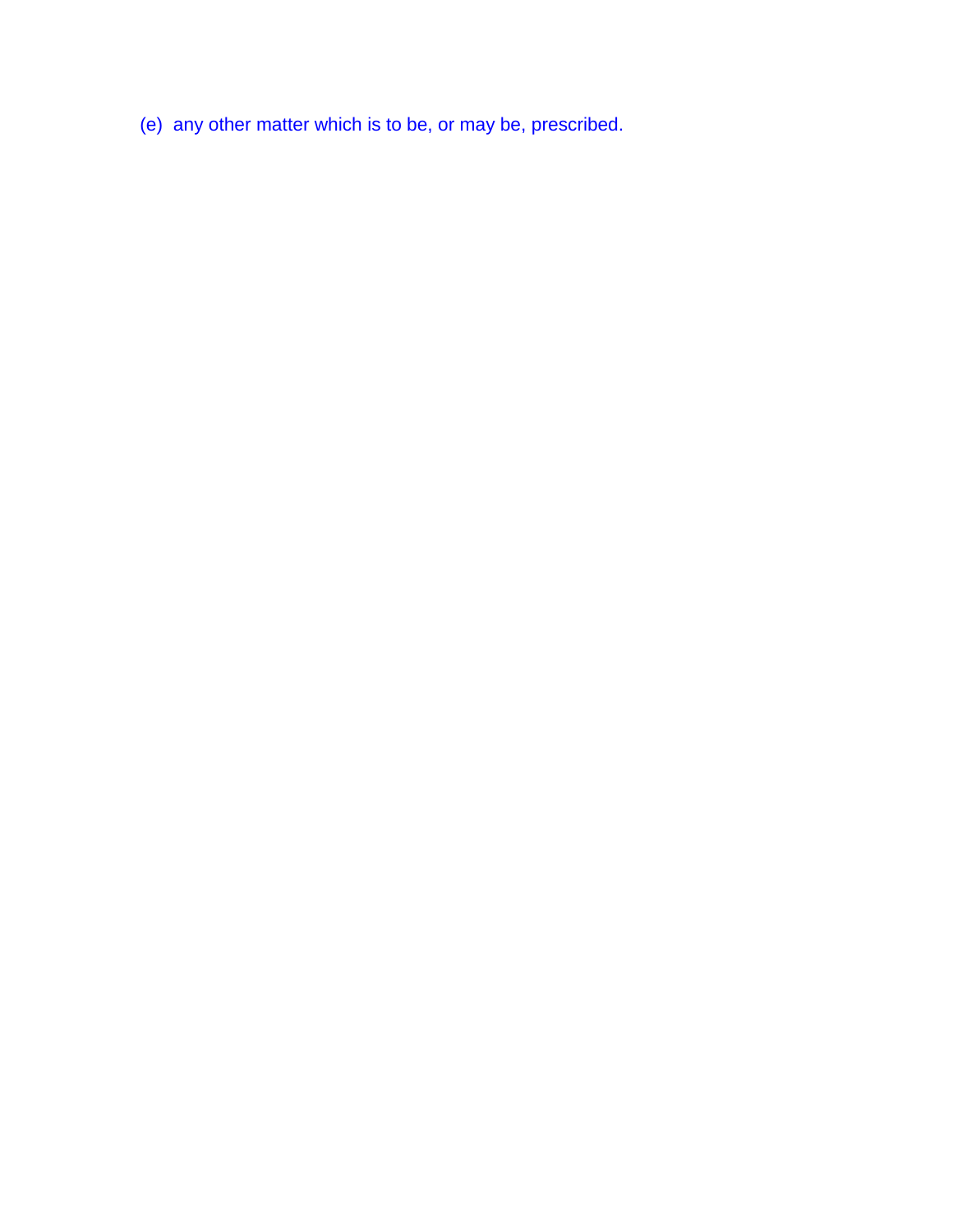(e) any other matter which is to be, or may be, prescribed.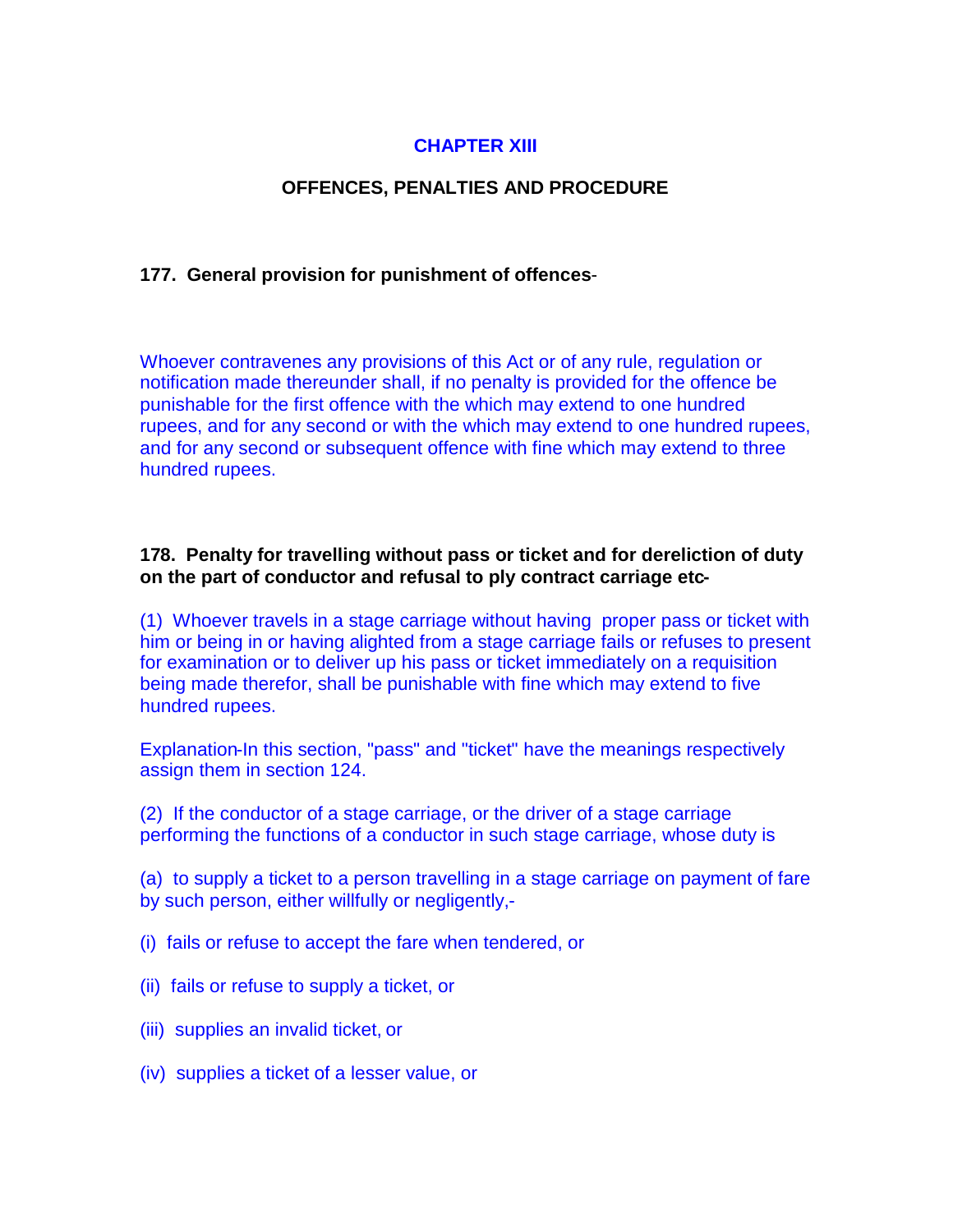## CHAPTER XIII

### OFFENCES, PENALTIES AND PROCEDURE

**177. General provision for punishment of offences**-

Whoever contravenes any provisions of this Act or of any rule, regulation or notification made thereunder shall, if no penalty is provided for the offence be punishable for the first offence with the which may extend to one hundred rupees, and for any second or with the which may extend to one hundred rupees, and for any second or subsequent offence with fine which may extend to three hundred rupees.

**178. Penalty for travelling without pass or ticket and for dereliction of duty on the part of conductor and refusal to ply contract carriage etc-**

(1) Whoever travels in a stage carriage without having proper pass or ticket with him or being in or having alighted from a stage carriage fails or refuses to present for examination or to deliver up his pass or ticket immediately on a requisition being made therefor, shall be punishable with fine which may extend to five hundred rupees.

Explanation-In this section, "pass" and "ticket" have the meanings respectively assign them in section 124.

(2) If the conductor of a stage carriage, or the driver of a stage carriage performing the functions of a conductor in such stage carriage, whose duty is

(a) to supply a ticket to a person travelling in a stage carriage on payment of fare by such person, either willfully or negligently,-

(i) fails or refuse to accept the fare when tendered, or

(ii) fails or refuse to supply a ticket, or

(iii) supplies an invalid ticket, or

(iv) supplies a ticket of a lesser value, or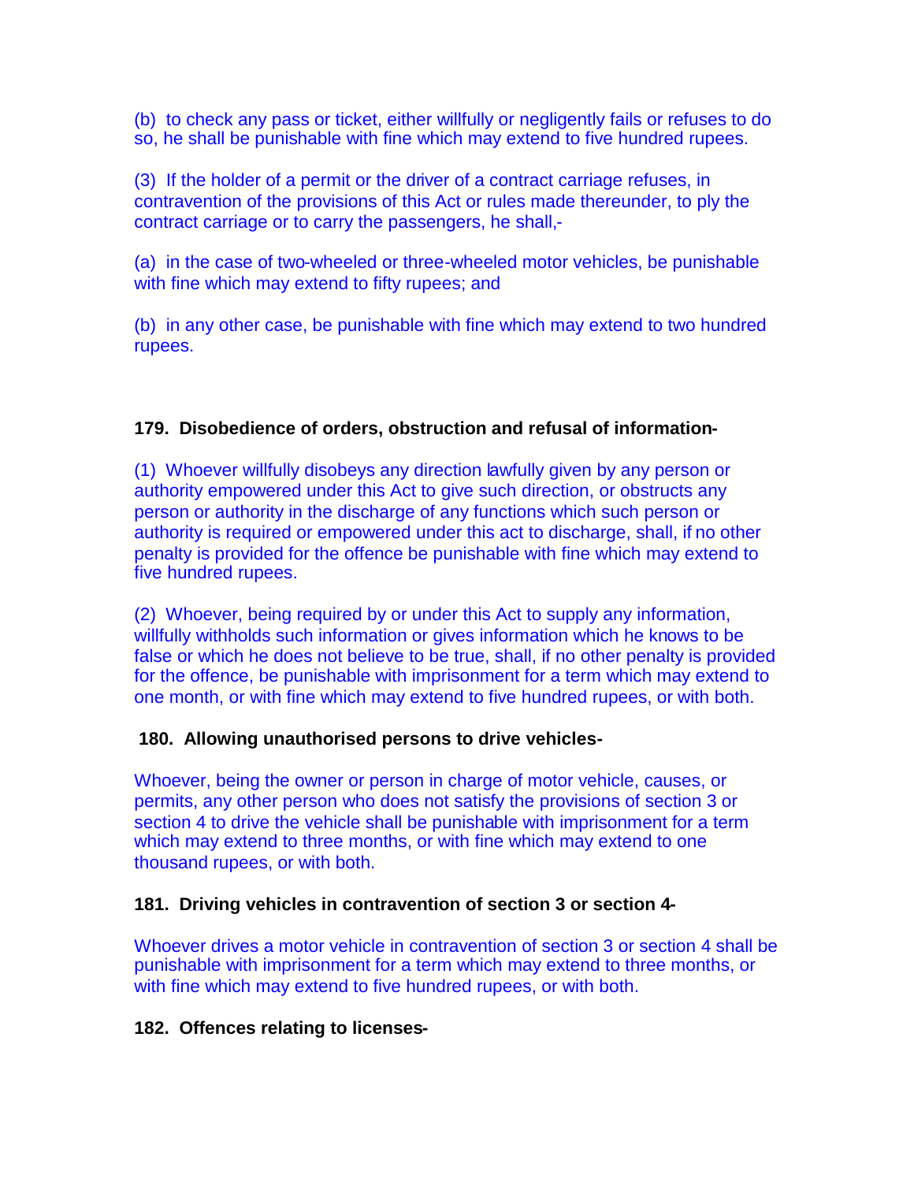(b) to check any pass or ticket, either willfully or negligently fails or refuses to do so, he shall be punishable with fine which may extend to five hundred rupees.

(3) If the holder of a permit or the driver of a contract carriage refuses, in contravention of the provisions of this Act or rules made thereunder, to ply the contract carriage or to carry the passengers, he shall,-

(a) in the case of two-wheeled or three-wheeled motor vehicles, be punishable with fine which may extend to fifty rupees; and

(b) in any other case, be punishable with fine which may extend to two hundred rupees.

**179. Disobedience of orders, obstruction and refusal of information-**

(1) Whoever willfully disobeys any direction lawfully given by any person or authority empowered under this Act to give such direction, or obstructs any person or authority in the discharge of any functions which such person or authority is required or empowered under this act to discharge, shall, if no other penalty is provided for the offence be punishable with fine which may extend to five hundred rupees.

(2) Whoever, being required by or under this Act to supply any information, willfully withholds such information or gives information which he knows to be false or which he does not believe to be true, shall, if no other penalty is provided for the offence, be punishable with imprisonment for a term which may extend to one month, or with fine which may extend to five hundred rupees, or with both.

**180. Allowing unauthorised persons to drive vehicles-**

Whoever, being the owner or person in charge of motor vehicle, causes, or permits, any other person who does not satisfy the provisions of section 3 or section 4 to drive the vehicle shall be punishable with imprisonment for a term which may extend to three months, or with fine which may extend to one thousand rupees, or with both.

**181. Driving vehicles in contravention of section 3 or section 4-**

Whoever drives a motor vehicle in contravention of section 3 or section 4 shall be punishable with imprisonment for a term which may extend to three months, or with fine which may extend to five hundred rupees, or with both.

**182. Offences relating to licenses-**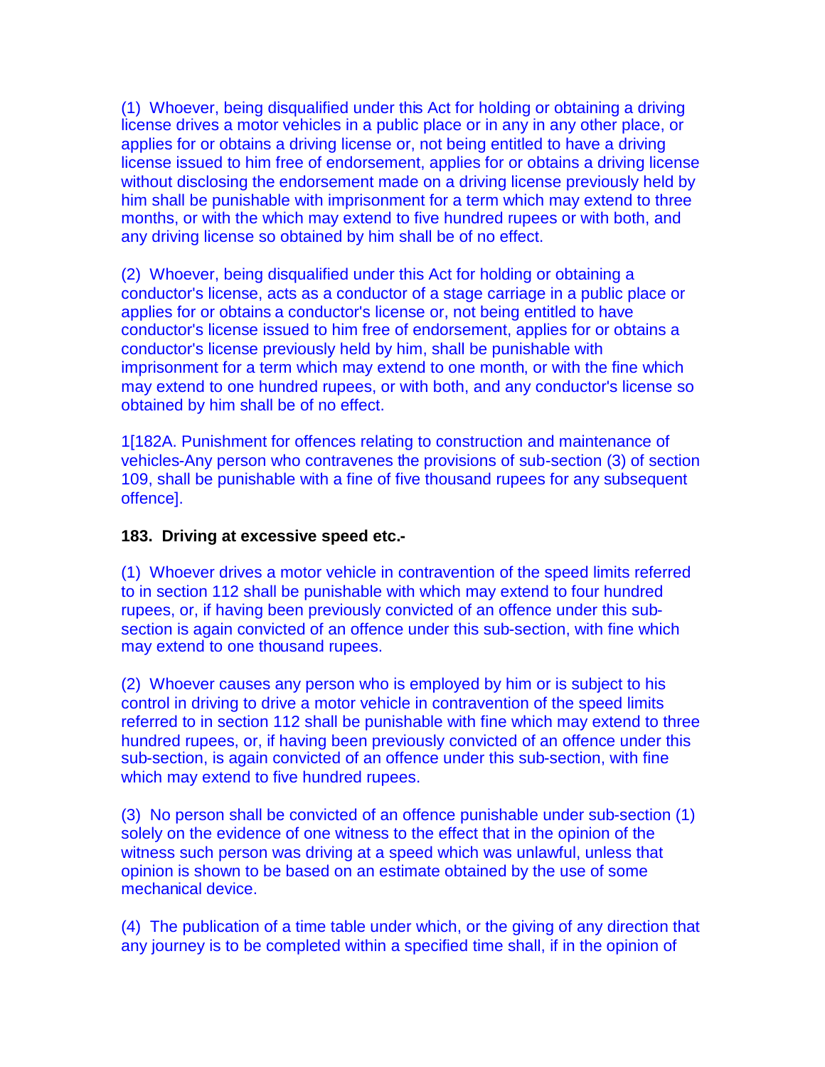(1) Whoever, being disqualified under this Act for holding or obtaining a driving license drives a motor vehicles in a public place or in any in any other place, or applies for or obtains a driving license or, not being entitled to have a driving license issued to him free of endorsement, applies for or obtains a driving license without disclosing the endorsement made on a driving license previously held by him shall be punishable with imprisonment for a term which may extend to three months, or with the which may extend to five hundred rupees or with both, and any driving license so obtained by him shall be of no effect.

(2) Whoever, being disqualified under this Act for holding or obtaining a conductor's license, acts as a conductor of a stage carriage in a public place or applies for or obtains a conductor's license or, not being entitled to have conductor's license issued to him free of endorsement, applies for or obtains a conductor's license previously held by him, shall be punishable with imprisonment for a term which may extend to one month, or with the fine which may extend to one hundred rupees, or with both, and any conductor's license so obtained by him shall be of no effect.

1[182A. Punishment for offences relating to construction and maintenance of vehicles-Any person who contravenes the provisions of sub-section (3) of section 109, shall be punishable with a fine of five thousand rupees for any subsequent offence].

**183. Driving at excessive speed etc.-**

(1) Whoever drives a motor vehicle in contravention of the speed limits referred to in section 112 shall be punishable with which may extend to four hundred rupees, or, if having been previously convicted of an offence under this sub-section is again convicted of an offence under this sub-section, with fine which may extend to one thousand rupees.

(2) Whoever causes any person who is employed by him or is subject to his control in driving to drive a motor vehicle in contravention of the speed limits referred to in section 112 shall be punishable with fine which may extend to three hundred rupees, or, if having been previously convicted of an offence under this sub-section, is again convicted of an offence under this sub-section, with fine which may extend to five hundred rupees.

(3) No person shall be convicted of an offence punishable under sub-section (1) solely on the evidence of one witness to the effect that in the opinion of the witness such person was driving at a speed which was unlawful, unless that opinion is shown to be based on an estimate obtained by the use of some mechanical device.

(4) The publication of a time table under which, or the giving of any direction that any journey is to be completed within a specified time shall, if in the opinion of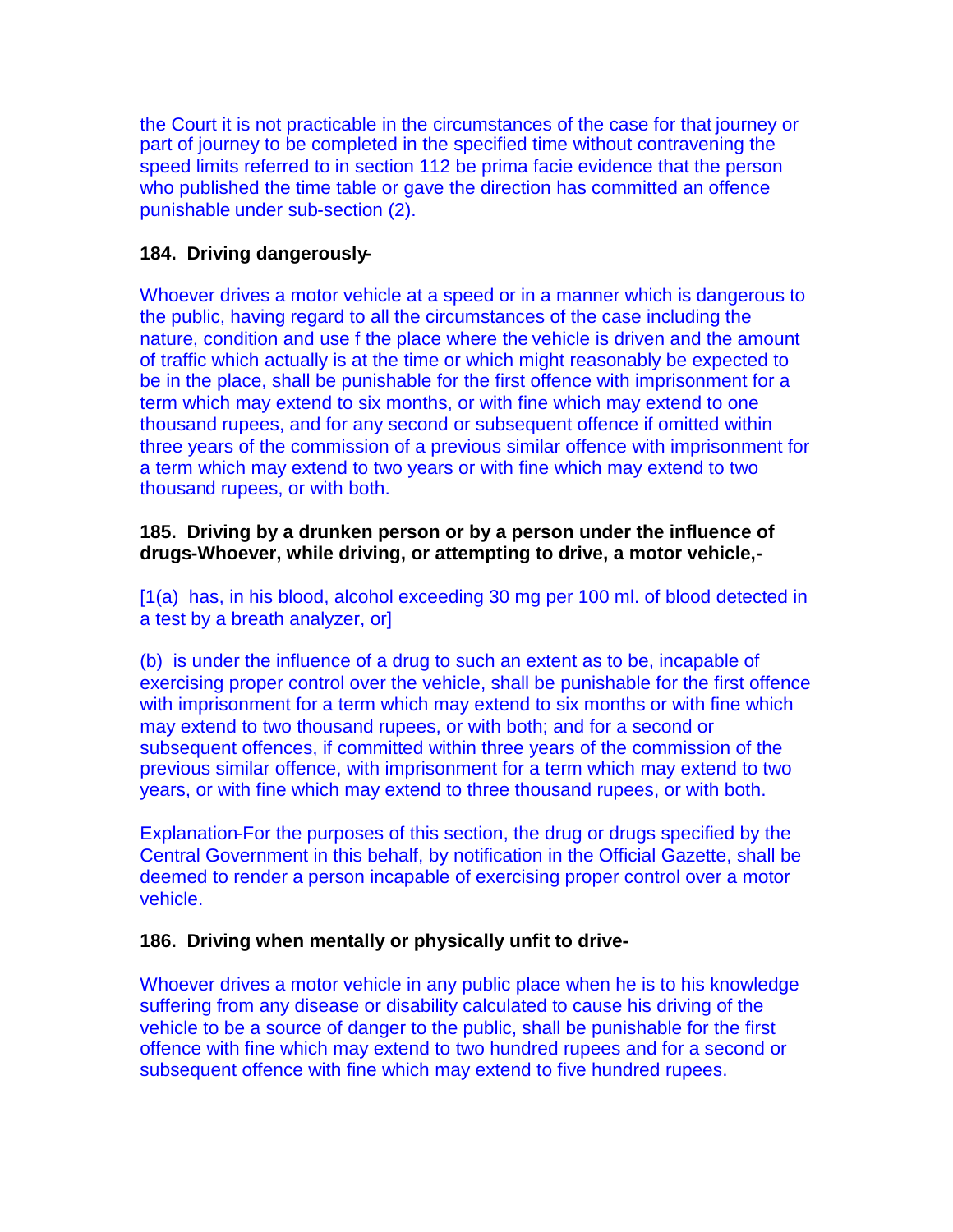the Court it is not practicable in the circumstances of the case for that journey or part of journey to be completed in the specified time without contravening the speed limits referred to in section 112 be prima facie evidence that the person who published the time table or gave the direction has committed an offence punishable under sub-section (2).

**184. Driving dangerously-**

Whoever drives a motor vehicle at a speed or in a manner which is dangerous to the public, having regard to all the circumstances of the case including the nature, condition and use f the place where the vehicle is driven and the amount of traffic which actually is at the time or which might reasonably be expected to be in the place, shall be punishable for the first offence with imprisonment for a term which may extend to six months, or with fine which may extend to one thousand rupees, and for any second or subsequent offence if omitted within three years of the commission of a previous similar offence with imprisonment for a term which may extend to two years or with fine which may extend to two thousand rupees, or with both.

**185. Driving by a drunken person or by a person under the influence of drugs-Whoever, while driving, or attempting to drive, a motor vehicle,-**

[1(a) has, in his blood, alcohol exceeding 30 mg per 100 ml. of blood detected in a test by a breath analyzer, or]

(b) is under the influence of a drug to such an extent as to be, incapable of exercising proper control over the vehicle, shall be punishable for the first offence with imprisonment for a term which may extend to six months or with fine which may extend to two thousand rupees, or with both; and for a second or subsequent offences, if committed within three years of the commission of the previous similar offence, with imprisonment for a term which may extend to two years, or with fine which may extend to three thousand rupees, or with both.

Explanation-For the purposes of this section, the drug or drugs specified by the Central Government in this behalf, by notification in the Official Gazette, shall be deemed to render a person incapable of exercising proper control over a motor vehicle.

**186. Driving when mentally or physically unfit to drive-**

Whoever drives a motor vehicle in any public place when he is to his knowledge suffering from any disease or disability calculated to cause his driving of the vehicle to be a source of danger to the public, shall be punishable for the first offence with fine which may extend to two hundred rupees and for a second or subsequent offence with fine which may extend to five hundred rupees.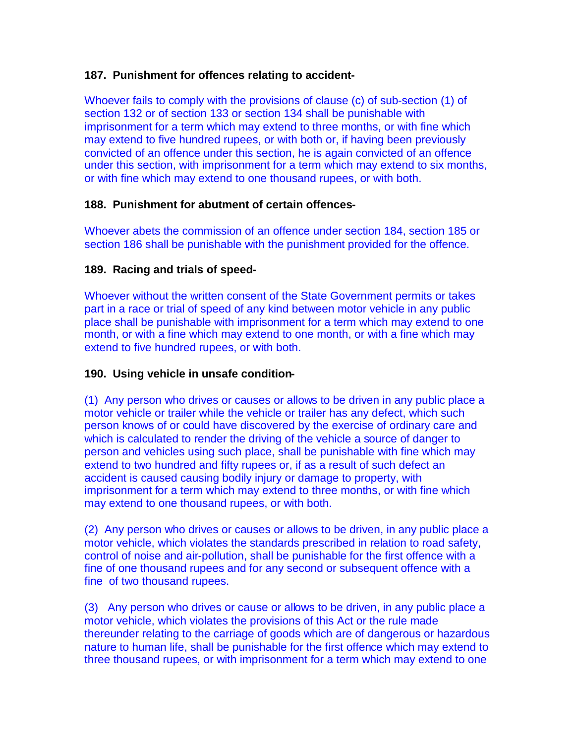**187. Punishment for offences relating to accident-**

Whoever fails to comply with the provisions of clause (c) of sub-section (1) of section 132 or of section 133 or section 134 shall be punishable with imprisonment for a term which may extend to three months, or with fine which may extend to five hundred rupees, or with both or, if having been previously convicted of an offence under this section, he is again convicted of an offence under this section, with imprisonment for a term which may extend to six months, or with fine which may extend to one thousand rupees, or with both.

**188. Punishment for abutment of certain offences-**

Whoever abets the commission of an offence under section 184, section 185 or section 186 shall be punishable with the punishment provided for the offence.

**189. Racing and trials of speed-**

Whoever without the written consent of the State Government permits or takes part in a race or trial of speed of any kind between motor vehicle in any public place shall be punishable with imprisonment for a term which may extend to one month, or with a fine which may extend to one month, or with a fine which may extend to five hundred rupees, or with both.

**190. Using vehicle in unsafe condition-**

(1) Any person who drives or causes or allows to be driven in any public place a motor vehicle or trailer while the vehicle or trailer has any defect, which such person knows of or could have discovered by the exercise of ordinary care and which is calculated to render the driving of the vehicle a source of danger to person and vehicles using such place, shall be punishable with fine which may extend to two hundred and fifty rupees or, if as a result of such defect an accident is caused causing bodily injury or damage to property, with imprisonment for a term which may extend to three months, or with fine which may extend to one thousand rupees, or with both.

(2) Any person who drives or causes or allows to be driven, in any public place a motor vehicle, which violates the standards prescribed in relation to road safety, control of noise and air-pollution, shall be punishable for the first offence with a fine of one thousand rupees and for any second or subsequent offence with a fine of two thousand rupees.

(3) Any person who drives or cause or allows to be driven, in any public place a motor vehicle, which violates the provisions of this Act or the rule made thereunder relating to the carriage of goods which are of dangerous or hazardous nature to human life, shall be punishable for the first offence which may extend to three thousand rupees, or with imprisonment for a term which may extend to one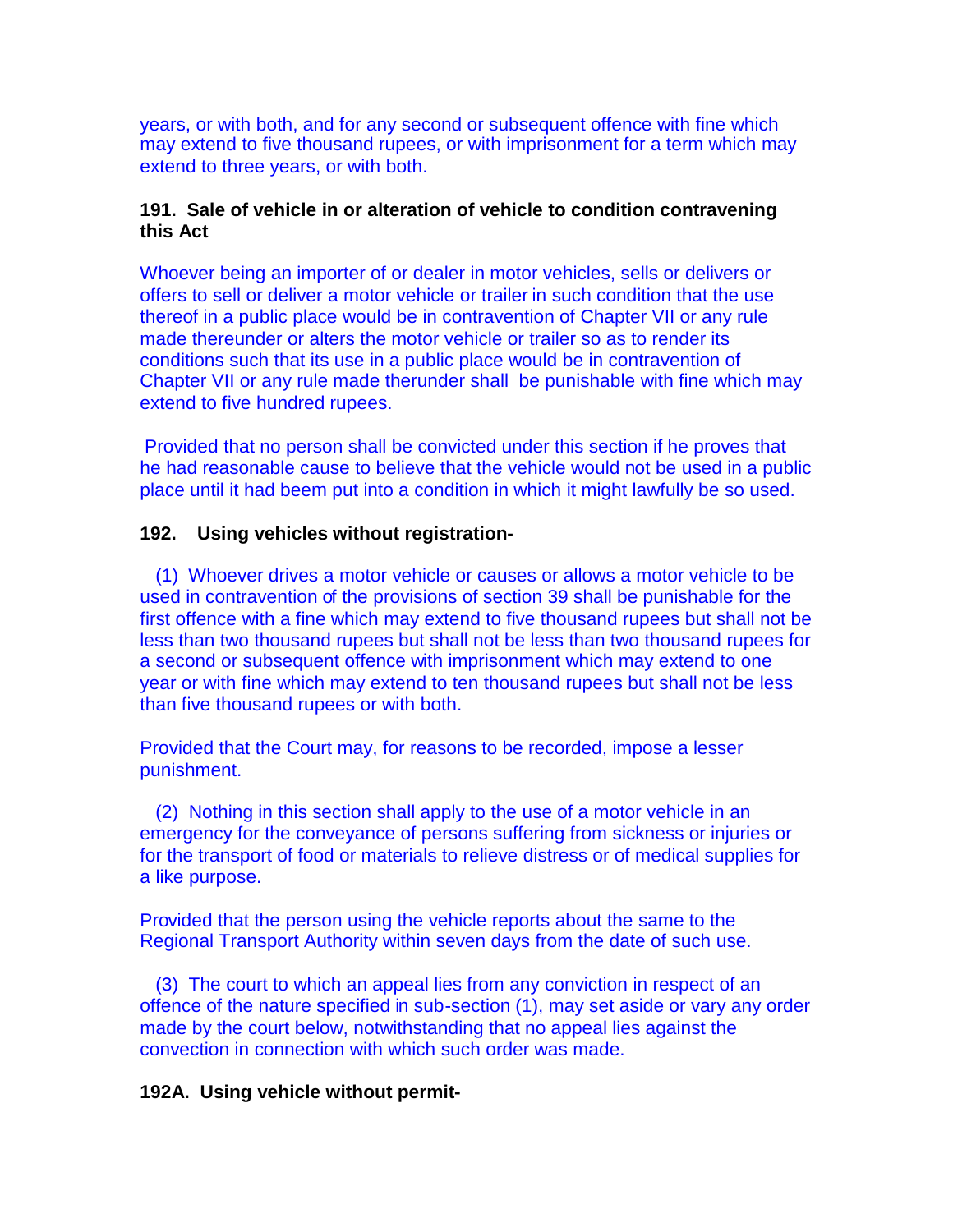years, or with both, and for any second or subsequent offence with fine which may extend to five thousand rupees, or with imprisonment for a term which may extend to three years, or with both.

**191. Sale of vehicle in or alteration of vehicle to condition contravening this Act**

Whoever being an importer of or dealer in motor vehicles, sells or delivers or offers to sell or deliver a motor vehicle or trailer in such condition that the use thereof in a public place would be in contravention of Chapter VII or any rule made thereunder or alters the motor vehicle or trailer so as to render its conditions such that its use in a public place would be in contravention of Chapter VII or any rule made therunder shall be punishable with fine which may extend to five hundred rupees.

Provided that no person shall be convicted under this section if he proves that he had reasonable cause to believe that the vehicle would not be used in a public place until it had beem put into a condition in which it might lawfully be so used.

**192. Using vehicles without registration-**

(1) Whoever drives a motor vehicle or causes or allows a motor vehicle to be used in contravention of the provisions of section 39 shall be punishable for the first offence with a fine which may extend to five thousand rupees but shall not be less than two thousand rupees but shall not be less than two thousand rupees for a second or subsequent offence with imprisonment which may extend to one year or with fine which may extend to ten thousand rupees but shall not be less than five thousand rupees or with both.

Provided that the Court may, for reasons to be recorded, impose a lesser punishment.

(2) Nothing in this section shall apply to the use of a motor vehicle in an emergency for the conveyance of persons suffering from sickness or injuries or for the transport of food or materials to relieve distress or of medical supplies for a like purpose.

Provided that the person using the vehicle reports about the same to the Regional Transport Authority within seven days from the date of such use.

(3) The court to which an appeal lies from any conviction in respect of an offence of the nature specified in sub-section (1), may set aside or vary any order made by the court below, notwithstanding that no appeal lies against the convection in connection with which such order was made.

**192A. Using vehicle without permit-**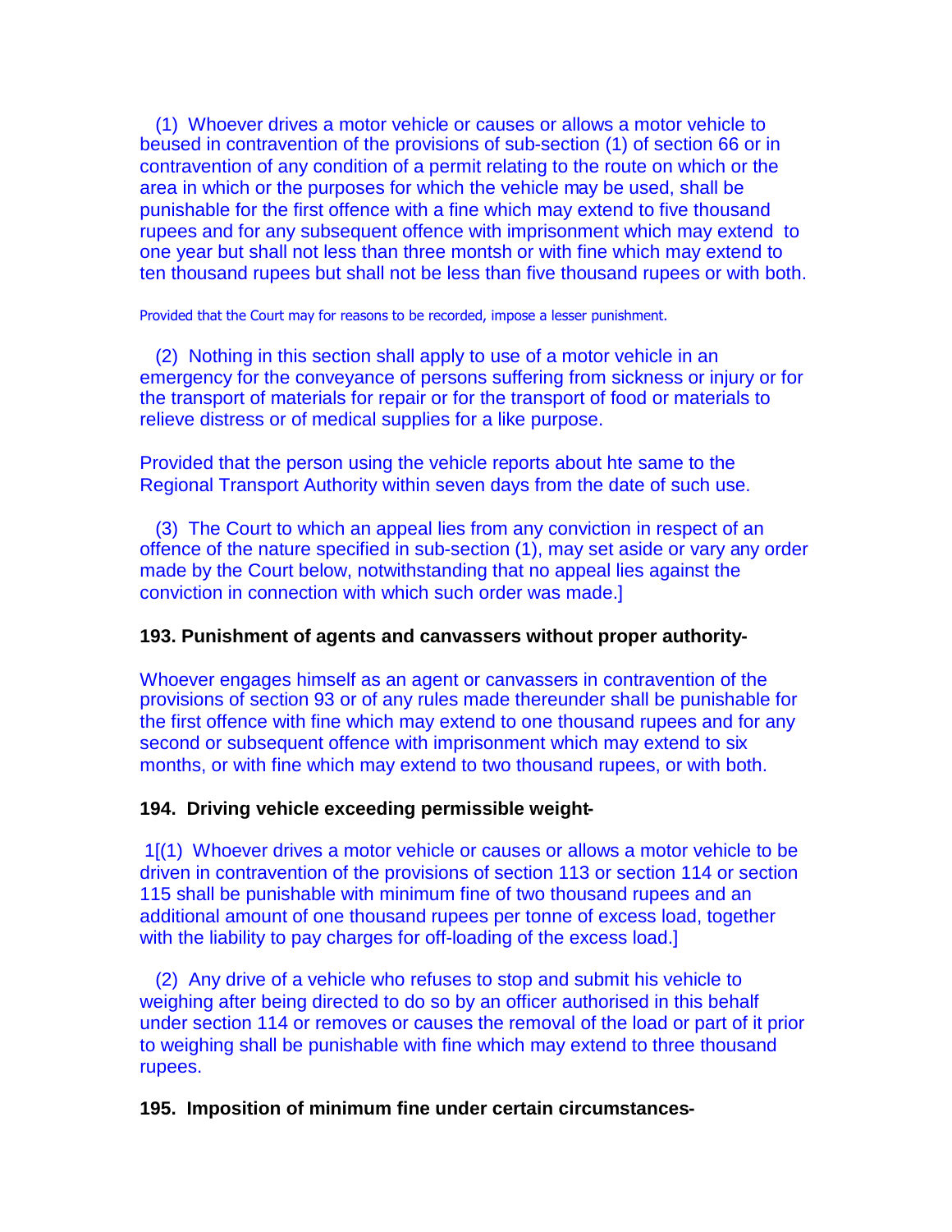(1) Whoever drives a motor vehicle or causes or allows a motor vehicle to beused in contravention of the provisions of sub-section (1) of section 66 or in contravention of any condition of a permit relating to the route on which or the area in which or the purposes for which the vehicle may be used, shall be punishable for the first offence with a fine which may extend to five thousand rupees and for any subsequent offence with imprisonment which may extend to one year but shall not less than three montsh or with fine which may extend to ten thousand rupees but shall not be less than five thousand rupees or with both.

Provided that the Court may for reasons to be recorded, impose a lesser punishment.

(2) Nothing in this section shall apply to use of a motor vehicle in an emergency for the conveyance of persons suffering from sickness or injury or for the transport of materials for repair or for the transport of food or materials to relieve distress or of medical supplies for a like purpose.

Provided that the person using the vehicle reports about hte same to the Regional Transport Authority within seven days from the date of such use.

(3) The Court to which an appeal lies from any conviction in respect of an offence of the nature specified in sub-section (1), may set aside or vary any order made by the Court below, notwithstanding that no appeal lies against the conviction in connection with which such order was made.]

**193. Punishment of agents and canvassers without proper authority-**

Whoever engages himself as an agent or canvassers in contravention of the provisions of section 93 or of any rules made thereunder shall be punishable for the first offence with fine which may extend to one thousand rupees and for any second or subsequent offence with imprisonment which may extend to six months, or with fine which may extend to two thousand rupees, or with both.

**194. Driving vehicle exceeding permissible weight-**

1[(1) Whoever drives a motor vehicle or causes or allows a motor vehicle to be driven in contravention of the provisions of section 113 or section 114 or section 115 shall be punishable with minimum fine of two thousand rupees and an additional amount of one thousand rupees per tonne of excess load, together with the liability to pay charges for off-loading of the excess load.]

(2) Any drive of a vehicle who refuses to stop and submit his vehicle to weighing after being directed to do so by an officer authorised in this behalf under section 114 or removes or causes the removal of the load or part of it prior to weighing shall be punishable with fine which may extend to three thousand rupees.

**195. Imposition of minimum fine under certain circumstances-**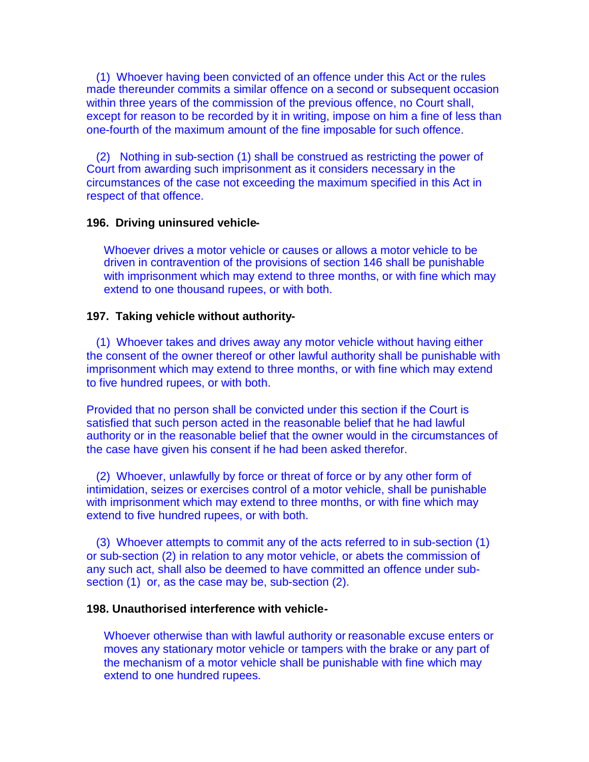(1) Whoever having been convicted of an offence under this Act or the rules made thereunder commits a similar offence on a second or subsequent occasion within three years of the commission of the previous offence, no Court shall, except for reason to be recorded by it in writing, impose on him a fine of less than one-fourth of the maximum amount of the fine imposable for such offence.

(2) Nothing in sub-section (1) shall be construed as restricting the power of Court from awarding such imprisonment as it considers necessary in the circumstances of the case not exceeding the maximum specified in this Act in respect of that offence.

**196. Driving uninsured vehicle-**

Whoever drives a motor vehicle or causes or allows a motor vehicle to be driven in contravention of the provisions of section 146 shall be punishable with imprisonment which may extend to three months, or with fine which may extend to one thousand rupees, or with both.

**197. Taking vehicle without authority-**

(1) Whoever takes and drives away any motor vehicle without having either the consent of the owner thereof or other lawful authority shall be punishable with imprisonment which may extend to three months, or with fine which may extend to five hundred rupees, or with both.

Provided that no person shall be convicted under this section if the Court is satisfied that such person acted in the reasonable belief that he had lawful authority or in the reasonable belief that the owner would in the circumstances of the case have given his consent if he had been asked therefor.

(2) Whoever, unlawfully by force or threat of force or by any other form of intimidation, seizes or exercises control of a motor vehicle, shall be punishable with imprisonment which may extend to three months, or with fine which may extend to five hundred rupees, or with both.

(3) Whoever attempts to commit any of the acts referred to in sub-section (1) or sub-section (2) in relation to any motor vehicle, or abets the commission of any such act, shall also be deemed to have committed an offence under sub-section (1) or, as the case may be, sub-section (2).

**198. Unauthorised interference with vehicle-**

Whoever otherwise than with lawful authority or reasonable excuse enters or moves any stationary motor vehicle or tampers with the brake or any part of the mechanism of a motor vehicle shall be punishable with fine which may extend to one hundred rupees.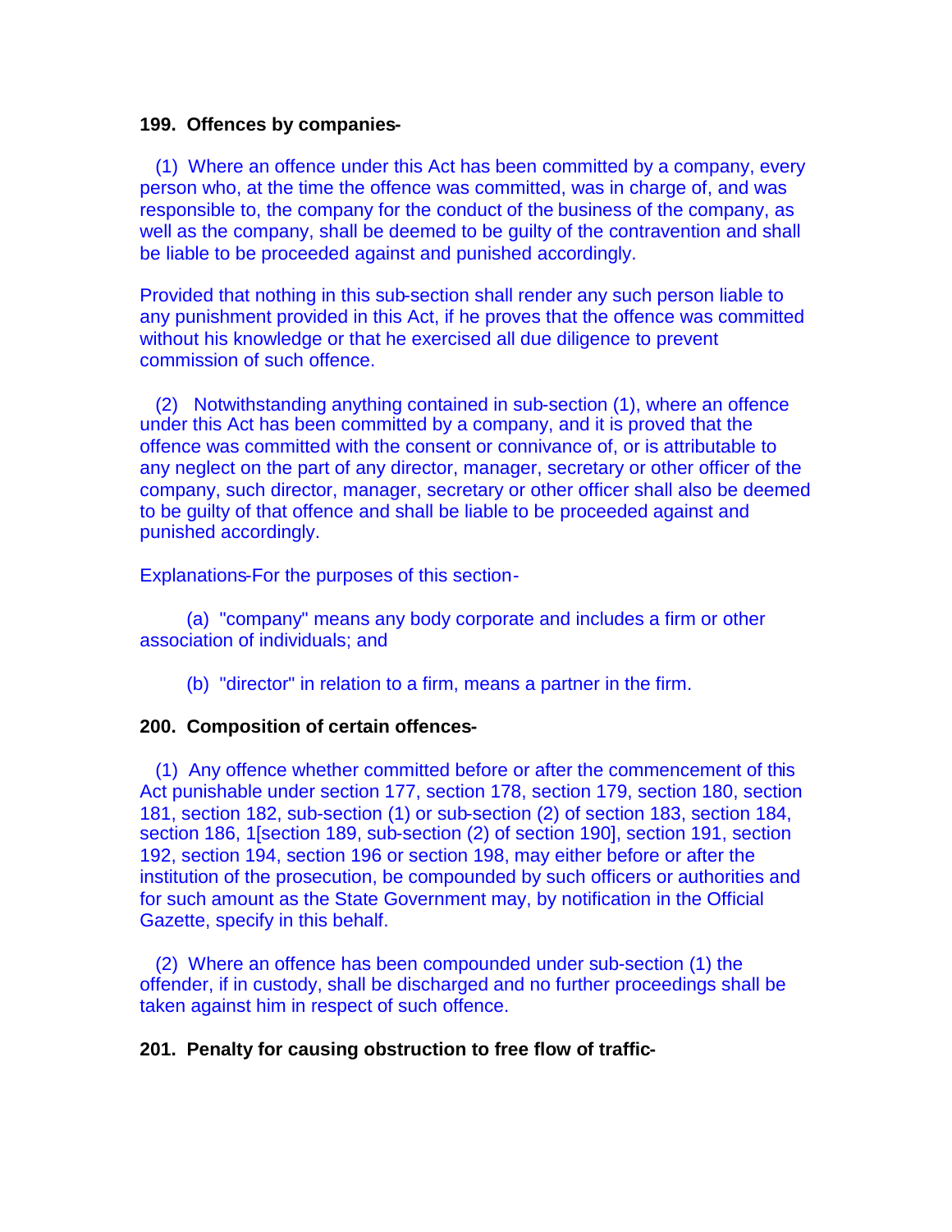**199. Offences by companies-**

(1) Where an offence under this Act has been committed by a company, every person who, at the time the offence was committed, was in charge of, and was responsible to, the company for the conduct of the business of the company, as well as the company, shall be deemed to be guilty of the contravention and shall be liable to be proceeded against and punished accordingly.

Provided that nothing in this sub-section shall render any such person liable to any punishment provided in this Act, if he proves that the offence was committed without his knowledge or that he exercised all due diligence to prevent commission of such offence.

(2) Notwithstanding anything contained in sub-section (1), where an offence under this Act has been committed by a company, and it is proved that the offence was committed with the consent or connivance of, or is attributable to any neglect on the part of any director, manager, secretary or other officer of the company, such director, manager, secretary or other officer shall also be deemed to be guilty of that offence and shall be liable to be proceeded against and punished accordingly.

Explanations-For the purposes of this section-

(a) "company" means any body corporate and includes a firm or other association of individuals; and

(b) "director" in relation to a firm, means a partner in the firm.

**200. Composition of certain offences-**

(1) Any offence whether committed before or after the commencement of this Act punishable under section 177, section 178, section 179, section 180, section 181, section 182, sub-section (1) or sub-section (2) of section 183, section 184, section 186, 1[section 189, sub-section (2) of section 190], section 191, section 192, section 194, section 196 or section 198, may either before or after the institution of the prosecution, be compounded by such officers or authorities and for such amount as the State Government may, by notification in the Official Gazette, specify in this behalf.

(2) Where an offence has been compounded under sub-section (1) the offender, if in custody, shall be discharged and no further proceedings shall be taken against him in respect of such offence.

**201. Penalty for causing obstruction to free flow of traffic-**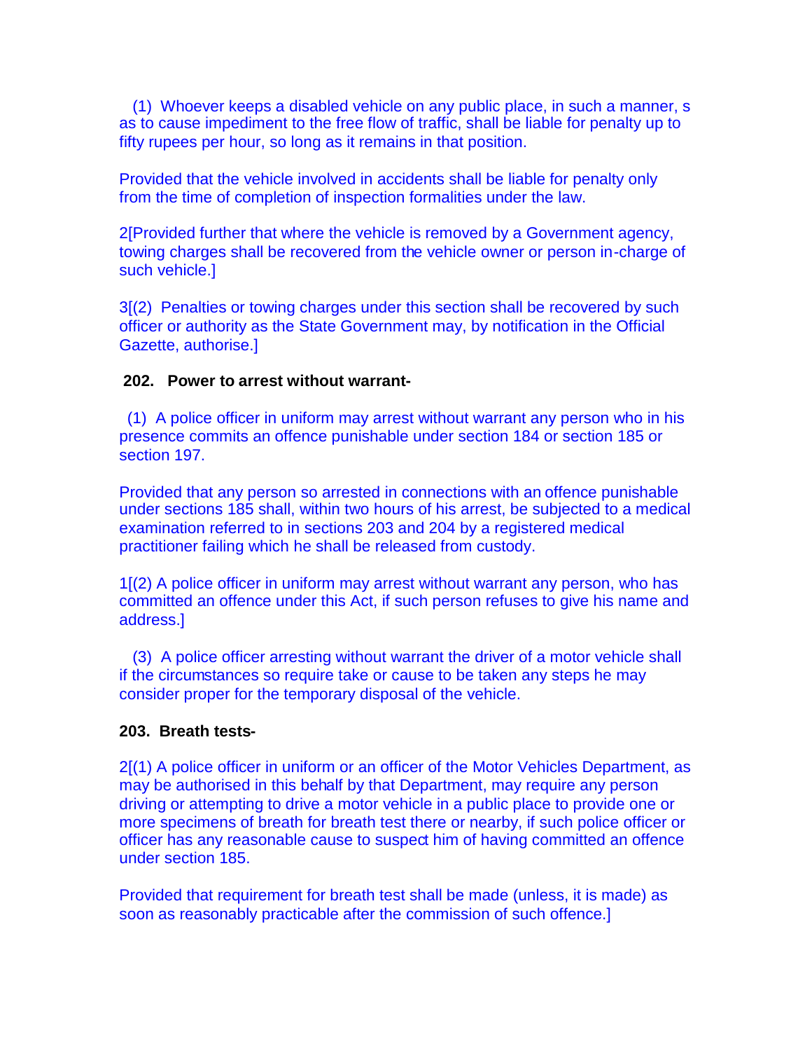(1) Whoever keeps a disabled vehicle on any public place, in such a manner, s as to cause impediment to the free flow of traffic, shall be liable for penalty up to fifty rupees per hour, so long as it remains in that position.

Provided that the vehicle involved in accidents shall be liable for penalty only from the time of completion of inspection formalities under the law.

2[Provided further that where the vehicle is removed by a Government agency, towing charges shall be recovered from the vehicle owner or person in-charge of such vehicle.]

3[(2) Penalties or towing charges under this section shall be recovered by such officer or authority as the State Government may, by notification in the Official Gazette, authorise.]

**202. Power to arrest without warrant-**

(1) A police officer in uniform may arrest without warrant any person who in his presence commits an offence punishable under section 184 or section 185 or section 197.

Provided that any person so arrested in connections with an offence punishable under sections 185 shall, within two hours of his arrest, be subjected to a medical examination referred to in sections 203 and 204 by a registered medical practitioner failing which he shall be released from custody.

1[(2) A police officer in uniform may arrest without warrant any person, who has committed an offence under this Act, if such person refuses to give his name and address.]

(3) A police officer arresting without warrant the driver of a motor vehicle shall if the circumstances so require take or cause to be taken any steps he may consider proper for the temporary disposal of the vehicle.

**203. Breath tests-**

2[(1) A police officer in uniform or an officer of the Motor Vehicles Department, as may be authorised in this behalf by that Department, may require any person driving or attempting to drive a motor vehicle in a public place to provide one or more specimens of breath for breath test there or nearby, if such police officer or officer has any reasonable cause to suspect him of having committed an offence under section 185.

Provided that requirement for breath test shall be made (unless, it is made) as soon as reasonably practicable after the commission of such offence.]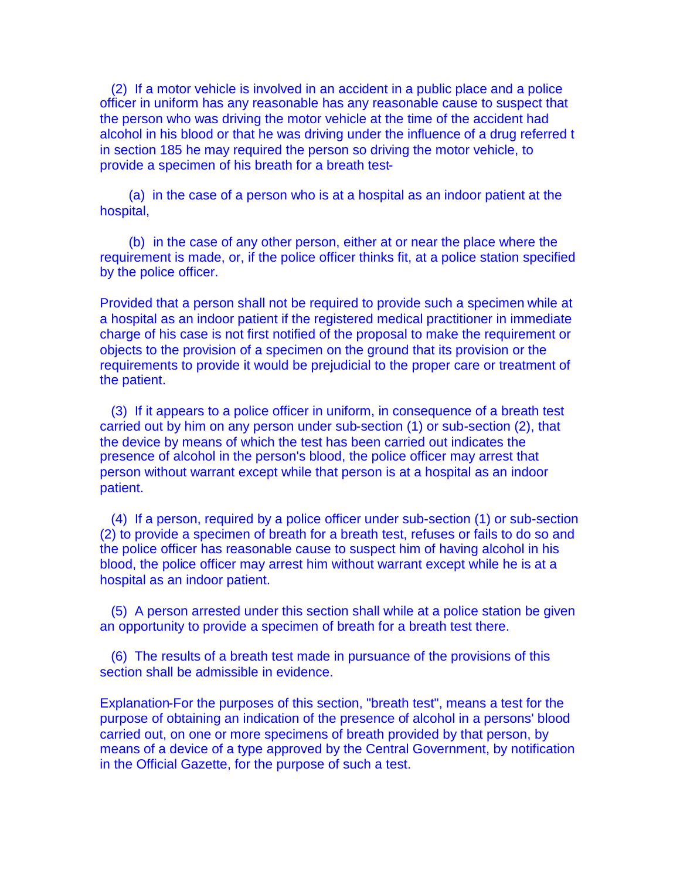(2) If a motor vehicle is involved in an accident in a public place and a police officer in uniform has any reasonable has any reasonable cause to suspect that the person who was driving the motor vehicle at the time of the accident had alcohol in his blood or that he was driving under the influence of a drug referred t in section 185 he may required the person so driving the motor vehicle, to provide a specimen of his breath for a breath test-

(a) in the case of a person who is at a hospital as an indoor patient at the hospital,

(b) in the case of any other person, either at or near the place where the requirement is made, or, if the police officer thinks fit, at a police station specified by the police officer.

Provided that a person shall not be required to provide such a specimen while at a hospital as an indoor patient if the registered medical practitioner in immediate charge of his case is not first notified of the proposal to make the requirement or objects to the provision of a specimen on the ground that its provision or the requirements to provide it would be prejudicial to the proper care or treatment of the patient.

(3) If it appears to a police officer in uniform, in consequence of a breath test carried out by him on any person under sub-section (1) or sub-section (2), that the device by means of which the test has been carried out indicates the presence of alcohol in the person's blood, the police officer may arrest that person without warrant except while that person is at a hospital as an indoor patient.

(4) If a person, required by a police officer under sub-section (1) or sub-section (2) to provide a specimen of breath for a breath test, refuses or fails to do so and the police officer has reasonable cause to suspect him of having alcohol in his blood, the police officer may arrest him without warrant except while he is at a hospital as an indoor patient.

(5) A person arrested under this section shall while at a police station be given an opportunity to provide a specimen of breath for a breath test there.

(6) The results of a breath test made in pursuance of the provisions of this section shall be admissible in evidence.

Explanation-For the purposes of this section, "breath test", means a test for the purpose of obtaining an indication of the presence of alcohol in a persons' blood carried out, on one or more specimens of breath provided by that person, by means of a device of a type approved by the Central Government, by notification in the Official Gazette, for the purpose of such a test.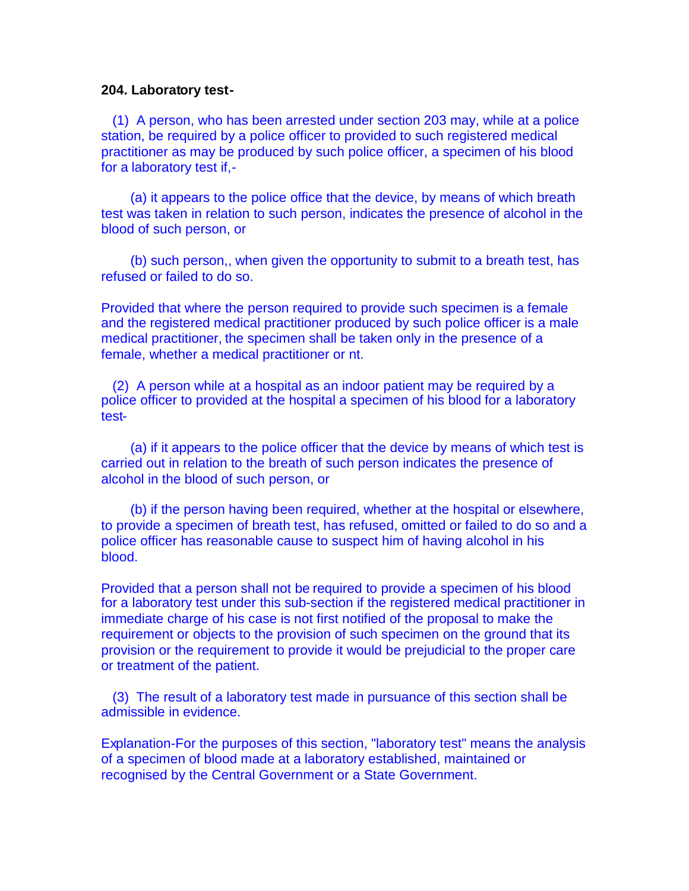**204. Laboratory test-**

(1) A person, who has been arrested under section 203 may, while at a police station, be required by a police officer to provided to such registered medical practitioner as may be produced by such police officer, a specimen of his blood for a laboratory test if,-

(a) it appears to the police office that the device, by means of which breath test was taken in relation to such person, indicates the presence of alcohol in the blood of such person, or

(b) such person,, when given the opportunity to submit to a breath test, has refused or failed to do so.

Provided that where the person required to provide such specimen is a female and the registered medical practitioner produced by such police officer is a male medical practitioner, the specimen shall be taken only in the presence of a female, whether a medical practitioner or nt.

(2) A person while at a hospital as an indoor patient may be required by a police officer to provided at the hospital a specimen of his blood for a laboratory test-

(a) if it appears to the police officer that the device by means of which test is carried out in relation to the breath of such person indicates the presence of alcohol in the blood of such person, or

(b) if the person having been required, whether at the hospital or elsewhere, to provide a specimen of breath test, has refused, omitted or failed to do so and a police officer has reasonable cause to suspect him of having alcohol in his blood.

Provided that a person shall not be required to provide a specimen of his blood for a laboratory test under this sub-section if the registered medical practitioner in immediate charge of his case is not first notified of the proposal to make the requirement or objects to the provision of such specimen on the ground that its provision or the requirement to provide it would be prejudicial to the proper care or treatment of the patient.

(3) The result of a laboratory test made in pursuance of this section shall be admissible in evidence.

Explanation-For the purposes of this section, "laboratory test" means the analysis of a specimen of blood made at a laboratory established, maintained or recognised by the Central Government or a State Government.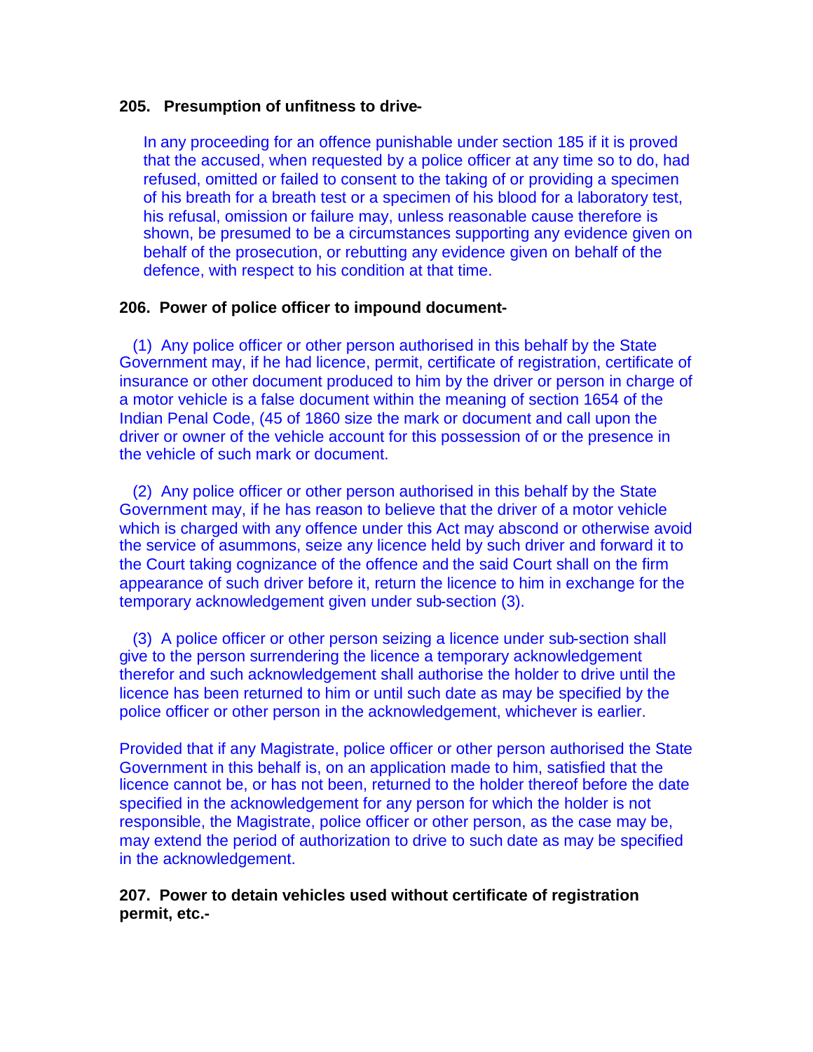**205. Presumption of unfitness to drive-**

In any proceeding for an offence punishable under section 185 if it is proved that the accused, when requested by a police officer at any time so to do, had refused, omitted or failed to consent to the taking of or providing a specimen of his breath for a breath test or a specimen of his blood for a laboratory test, his refusal, omission or failure may, unless reasonable cause therefore is shown, be presumed to be a circumstances supporting any evidence given on behalf of the prosecution, or rebutting any evidence given on behalf of the defence, with respect to his condition at that time.

**206. Power of police officer to impound document-**

(1) Any police officer or other person authorised in this behalf by the State Government may, if he had licence, permit, certificate of registration, certificate of insurance or other document produced to him by the driver or person in charge of a motor vehicle is a false document within the meaning of section 1654 of the Indian Penal Code, (45 of 1860 size the mark or document and call upon the driver or owner of the vehicle account for this possession of or the presence in the vehicle of such mark or document.

(2) Any police officer or other person authorised in this behalf by the State Government may, if he has reason to believe that the driver of a motor vehicle which is charged with any offence under this Act may abscond or otherwise avoid the service of asummons, seize any licence held by such driver and forward it to the Court taking cognizance of the offence and the said Court shall on the firm appearance of such driver before it, return the licence to him in exchange for the temporary acknowledgement given under sub-section (3).

(3) A police officer or other person seizing a licence under sub-section shall give to the person surrendering the licence a temporary acknowledgement therefor and such acknowledgement shall authorise the holder to drive until the licence has been returned to him or until such date as may be specified by the police officer or other person in the acknowledgement, whichever is earlier.

Provided that if any Magistrate, police officer or other person authorised the State Government in this behalf is, on an application made to him, satisfied that the licence cannot be, or has not been, returned to the holder thereof before the date specified in the acknowledgement for any person for which the holder is not responsible, the Magistrate, police officer or other person, as the case may be, may extend the period of authorization to drive to such date as may be specified in the acknowledgement.

**207. Power to detain vehicles used without certificate of registration permit, etc.-**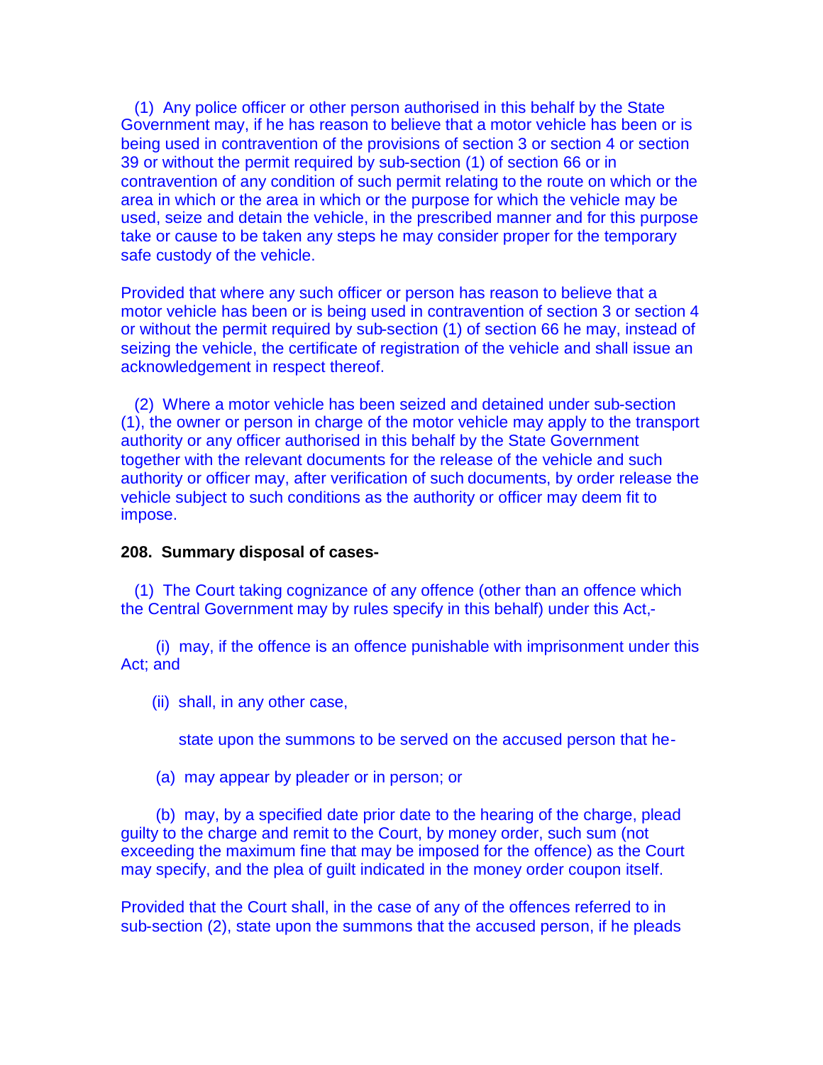(1) Any police officer or other person authorised in this behalf by the State Government may, if he has reason to believe that a motor vehicle has been or is being used in contravention of the provisions of section 3 or section 4 or section 39 or without the permit required by sub-section (1) of section 66 or in contravention of any condition of such permit relating to the route on which or the area in which or the area in which or the purpose for which the vehicle may be used, seize and detain the vehicle, in the prescribed manner and for this purpose take or cause to be taken any steps he may consider proper for the temporary safe custody of the vehicle.

Provided that where any such officer or person has reason to believe that a motor vehicle has been or is being used in contravention of section 3 or section 4 or without the permit required by sub-section (1) of section 66 he may, instead of seizing the vehicle, the certificate of registration of the vehicle and shall issue an acknowledgement in respect thereof.

(2) Where a motor vehicle has been seized and detained under sub-section (1), the owner or person in charge of the motor vehicle may apply to the transport authority or any officer authorised in this behalf by the State Government together with the relevant documents for the release of the vehicle and such authority or officer may, after verification of such documents, by order release the vehicle subject to such conditions as the authority or officer may deem fit to impose.

**208. Summary disposal of cases-**

(1) The Court taking cognizance of any offence (other than an offence which the Central Government may by rules specify in this behalf) under this Act,-

(i) may, if the offence is an offence punishable with imprisonment under this Act; and

(ii) shall, in any other case,

state upon the summons to be served on the accused person that he-

(a) may appear by pleader or in person; or

(b) may, by a specified date prior date to the hearing of the charge, plead guilty to the charge and remit to the Court, by money order, such sum (not exceeding the maximum fine that may be imposed for the offence) as the Court may specify, and the plea of guilt indicated in the money order coupon itself.

Provided that the Court shall, in the case of any of the offences referred to in sub-section (2), state upon the summons that the accused person, if he pleads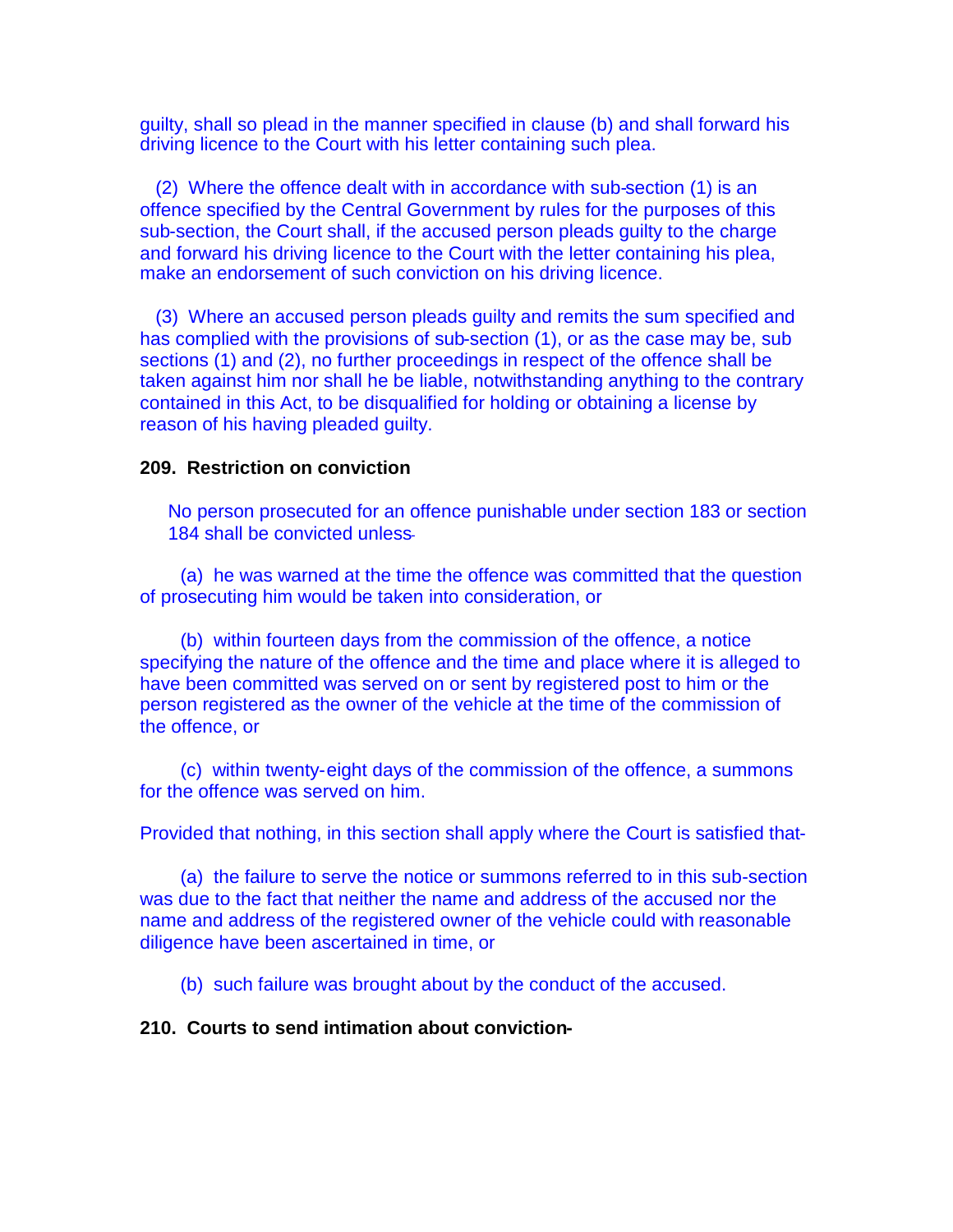guilty, shall so plead in the manner specified in clause (b) and shall forward his driving licence to the Court with his letter containing such plea.

(2) Where the offence dealt with in accordance with sub-section (1) is an offence specified by the Central Government by rules for the purposes of this sub-section, the Court shall, if the accused person pleads guilty to the charge and forward his driving licence to the Court with the letter containing his plea, make an endorsement of such conviction on his driving licence.

(3) Where an accused person pleads guilty and remits the sum specified and has complied with the provisions of sub-section (1), or as the case may be, sub sections (1) and (2), no further proceedings in respect of the offence shall be taken against him nor shall he be liable, notwithstanding anything to the contrary contained in this Act, to be disqualified for holding or obtaining a license by reason of his having pleaded guilty.

**209. Restriction on conviction**

No person prosecuted for an offence punishable under section 183 or section 184 shall be convicted unless-

(a) he was warned at the time the offence was committed that the question of prosecuting him would be taken into consideration, or

(b) within fourteen days from the commission of the offence, a notice specifying the nature of the offence and the time and place where it is alleged to have been committed was served on or sent by registered post to him or the person registered as the owner of the vehicle at the time of the commission of the offence, or

(c) within twenty-eight days of the commission of the offence, a summons for the offence was served on him.

Provided that nothing, in this section shall apply where the Court is satisfied that-

(a) the failure to serve the notice or summons referred to in this sub-section was due to the fact that neither the name and address of the accused nor the name and address of the registered owner of the vehicle could with reasonable diligence have been ascertained in time, or

(b) such failure was brought about by the conduct of the accused.

**210. Courts to send intimation about conviction-**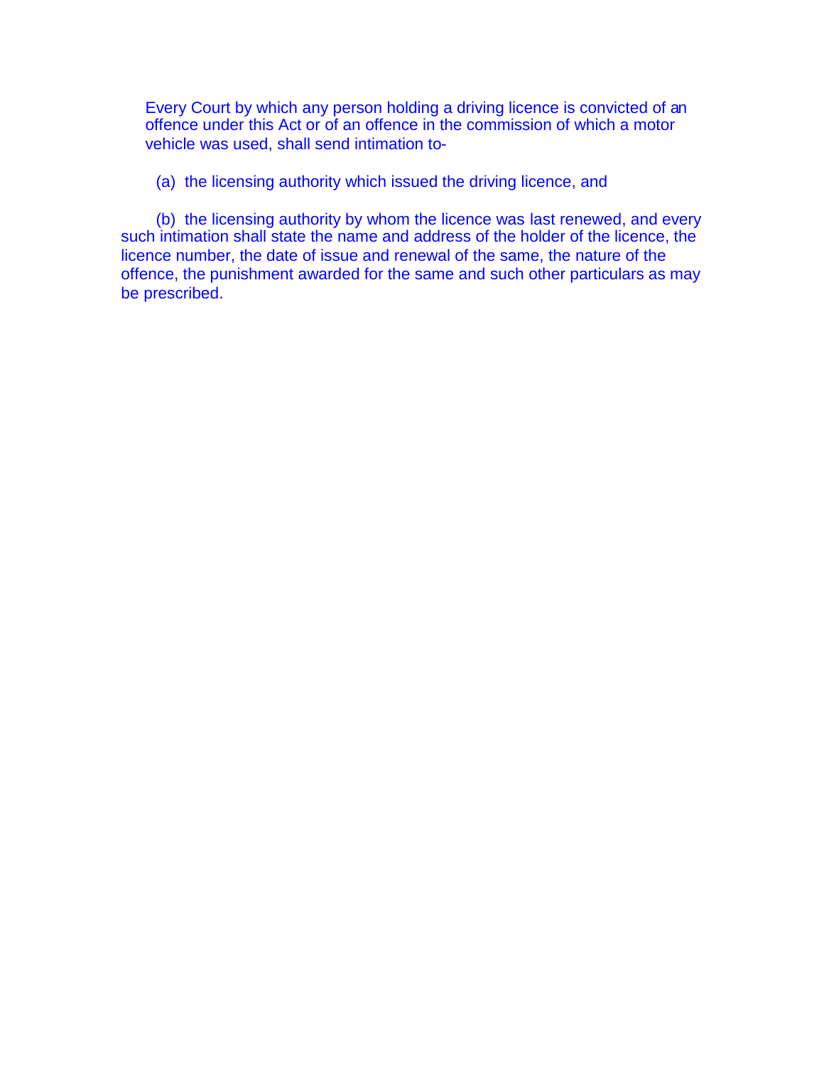Every Court by which any person holding a driving licence is convicted of an offence under this Act or of an offence in the commission of which a motor vehicle was used, shall send intimation to-

(a) the licensing authority which issued the driving licence, and

(b) the licensing authority by whom the licence was last renewed, and every such intimation shall state the name and address of the holder of the licence, the licence number, the date of issue and renewal of the same, the nature of the offence, the punishment awarded for the same and such other particulars as may be prescribed.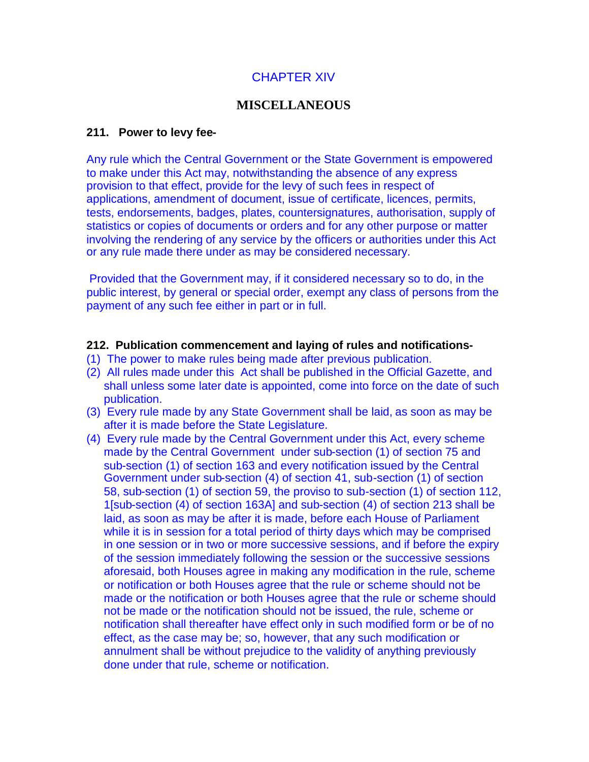# CHAPTER XIV

## MISCELLANEOUS

**211. Power to levy fee-**

Any rule which the Central Government or the State Government is empowered to make under this Act may, notwithstanding the absence of any express provision to that effect, provide for the levy of such fees in respect of applications, amendment of document, issue of certificate, licences, permits, tests, endorsements, badges, plates, countersignatures, authorisation, supply of statistics or copies of documents or orders and for any other purpose or matter involving the rendering of any service by the officers or authorities under this Act or any rule made there under as may be considered necessary.

Provided that the Government may, if it considered necessary so to do, in the public interest, by general or special order, exempt any class of persons from the payment of any such fee either in part or in full.

**212. Publication commencement and laying of rules and notifications-**

(1) The power to make rules being made after previous publication.

(2) All rules made under this Act shall be published in the Official Gazette, and shall unless some later date is appointed, come into force on the date of such publication.

(3) Every rule made by any State Government shall be laid, as soon as may be after it is made before the State Legislature.

(4) Every rule made by the Central Government under this Act, every scheme made by the Central Government under sub-section (1) of section 75 and sub-section (1) of section 163 and every notification issued by the Central Government under sub-section (4) of section 41, sub-section (1) of section 58, sub-section (1) of section 59, the proviso to sub-section (1) of section 112, 1[sub-section (4) of section 163A] and sub-section (4) of section 213 shall be laid, as soon as may be after it is made, before each House of Parliament while it is in session for a total period of thirty days which may be comprised in one session or in two or more successive sessions, and if before the expiry of the session immediately following the session or the successive sessions aforesaid, both Houses agree in making any modification in the rule, scheme or notification or both Houses agree that the rule or scheme should not be made or the notification or both Houses agree that the rule or scheme should not be made or the notification should not be issued, the rule, scheme or notification shall thereafter have effect only in such modified form or be of no effect, as the case may be; so, however, that any such modification or annulment shall be without prejudice to the validity of anything previously done under that rule, scheme or notification.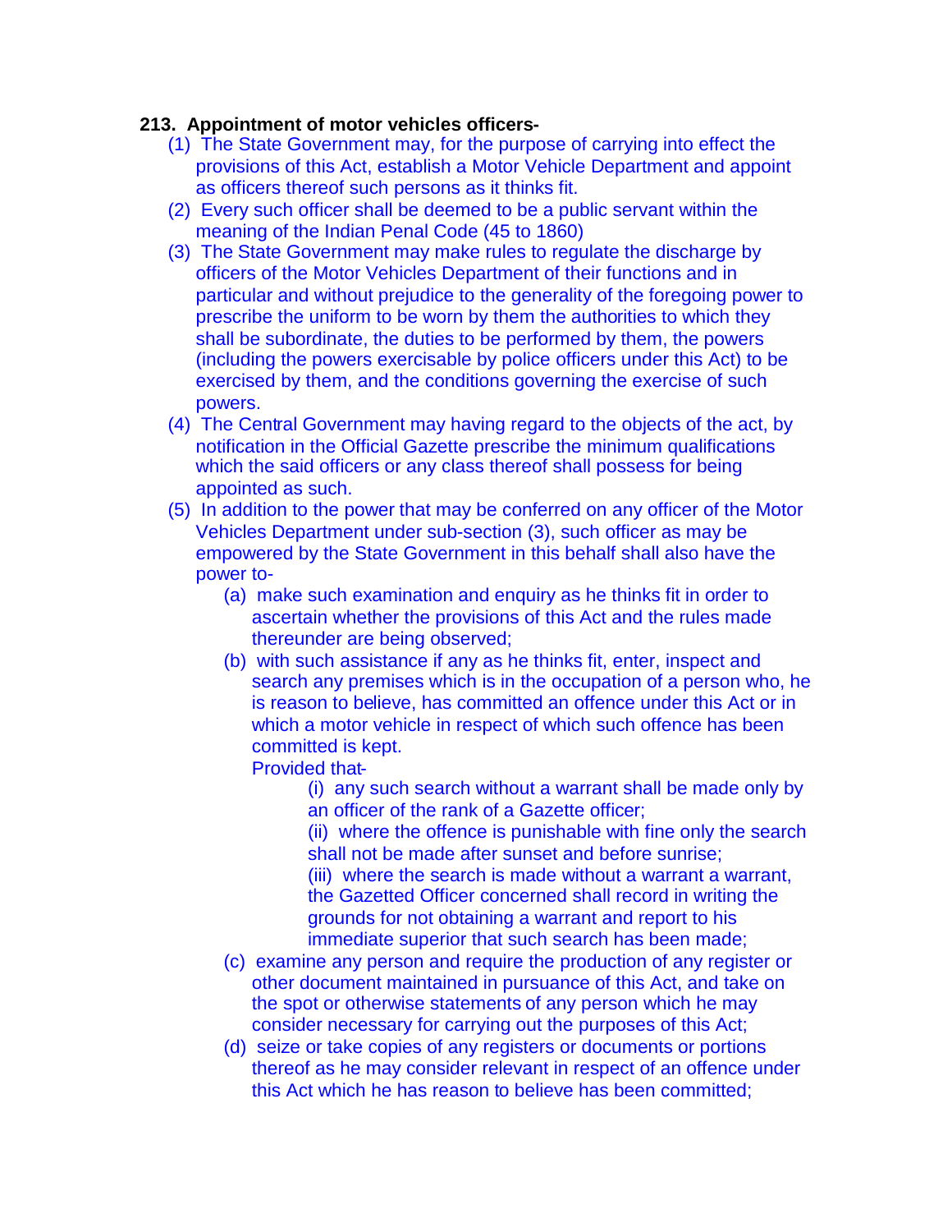**213. Appointment of motor vehicles officers-**

(1) The State Government may, for the purpose of carrying into effect the provisions of this Act, establish a Motor Vehicle Department and appoint as officers thereof such persons as it thinks fit.

(2) Every such officer shall be deemed to be a public servant within the meaning of the Indian Penal Code (45 to 1860)

(3) The State Government may make rules to regulate the discharge by officers of the Motor Vehicles Department of their functions and in particular and without prejudice to the generality of the foregoing power to prescribe the uniform to be worn by them the authorities to which they shall be subordinate, the duties to be performed by them, the powers (including the powers exercisable by police officers under this Act) to be exercised by them, and the conditions governing the exercise of such powers.

(4) The Central Government may having regard to the objects of the act, by notification in the Official Gazette prescribe the minimum qualifications which the said officers or any class thereof shall possess for being appointed as such.

(5) In addition to the power that may be conferred on any officer of the Motor Vehicles Department under sub-section (3), such officer as may be empowered by the State Government in this behalf shall also have the power to-

   (a) make such examination and enquiry as he thinks fit in order to ascertain whether the provisions of this Act and the rules made thereunder are being observed;

   (b) with such assistance if any as he thinks fit, enter, inspect and search any premises which is in the occupation of a person who, he is reason to believe, has committed an offence under this Act or in which a motor vehicle in respect of which such offence has been committed is kept.

   Provided that-

      (i) any such search without a warrant shall be made only by an officer of the rank of a Gazette officer;

      (ii) where the offence is punishable with fine only the search shall not be made after sunset and before sunrise;

      (iii) where the search is made without a warrant a warrant, the Gazetted Officer concerned shall record in writing the grounds for not obtaining a warrant and report to his immediate superior that such search has been made;

   (c) examine any person and require the production of any register or other document maintained in pursuance of this Act, and take on the spot or otherwise statements of any person which he may consider necessary for carrying out the purposes of this Act;

   (d) seize or take copies of any registers or documents or portions thereof as he may consider relevant in respect of an offence under this Act which he has reason to believe has been committed;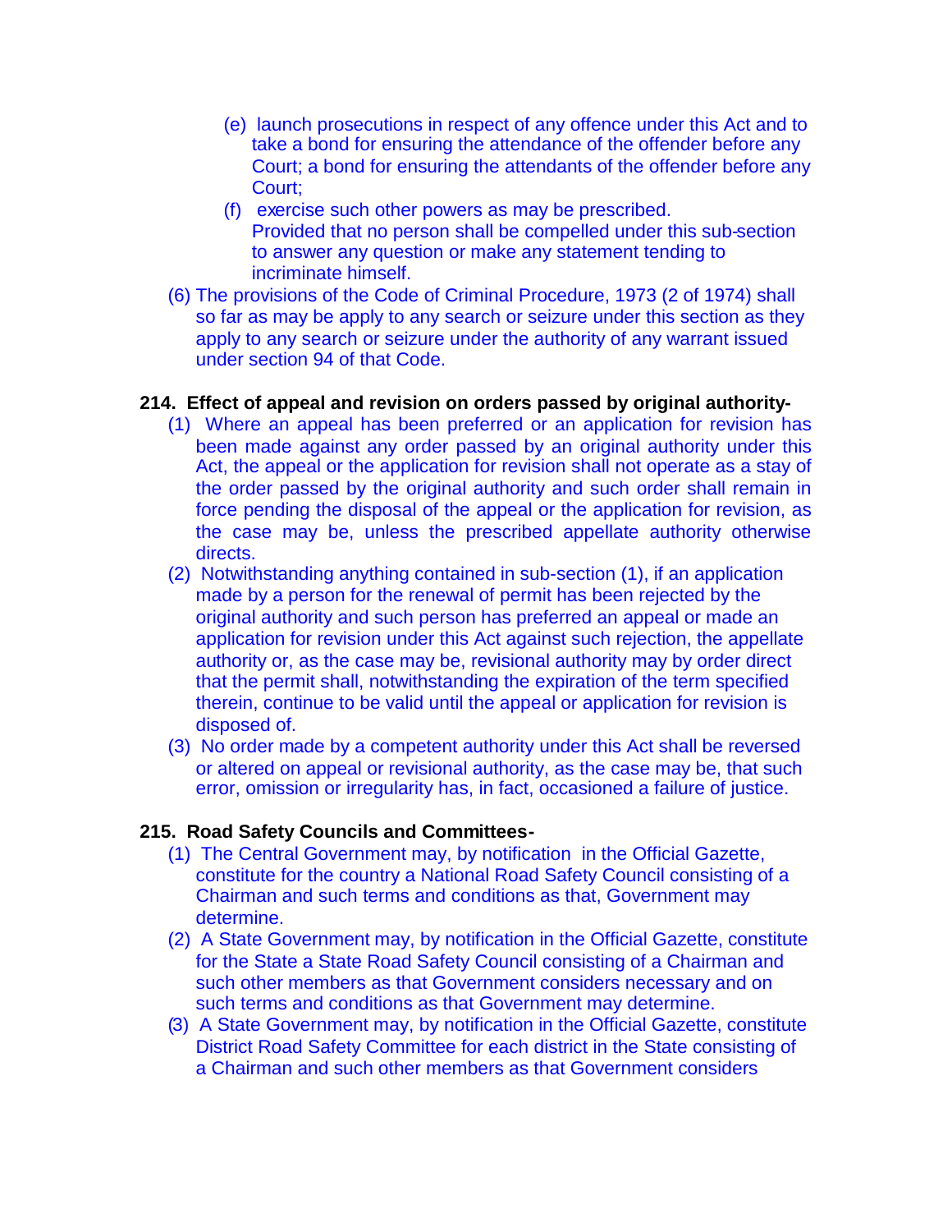(e) launch prosecutions in respect of any offence under this Act and to take a bond for ensuring the attendance of the offender before any Court; a bond for ensuring the attendants of the offender before any Court;

(f) exercise such other powers as may be prescribed.
Provided that no person shall be compelled under this sub-section to answer any question or make any statement tending to incriminate himself.

(6) The provisions of the Code of Criminal Procedure, 1973 (2 of 1974) shall so far as may be apply to any search or seizure under this section as they apply to any search or seizure under the authority of any warrant issued under section 94 of that Code.

**214. Effect of appeal and revision on orders passed by original authority-**

(1) Where an appeal has been preferred or an application for revision has been made against any order passed by an original authority under this Act, the appeal or the application for revision shall not operate as a stay of the order passed by the original authority and such order shall remain in force pending the disposal of the appeal or the application for revision, as the case may be, unless the prescribed appellate authority otherwise directs.

(2) Notwithstanding anything contained in sub-section (1), if an application made by a person for the renewal of permit has been rejected by the original authority and such person has preferred an appeal or made an application for revision under this Act against such rejection, the appellate authority or, as the case may be, revisional authority may by order direct that the permit shall, notwithstanding the expiration of the term specified therein, continue to be valid until the appeal or application for revision is disposed of.

(3) No order made by a competent authority under this Act shall be reversed or altered on appeal or revisional authority, as the case may be, that such error, omission or irregularity has, in fact, occasioned a failure of justice.

**215. Road Safety Councils and Committees-**

(1) The Central Government may, by notification in the Official Gazette, constitute for the country a National Road Safety Council consisting of a Chairman and such terms and conditions as that, Government may determine.

(2) A State Government may, by notification in the Official Gazette, constitute for the State a State Road Safety Council consisting of a Chairman and such other members as that Government considers necessary and on such terms and conditions as that Government may determine.

(3) A State Government may, by notification in the Official Gazette, constitute District Road Safety Committee for each district in the State consisting of a Chairman and such other members as that Government considers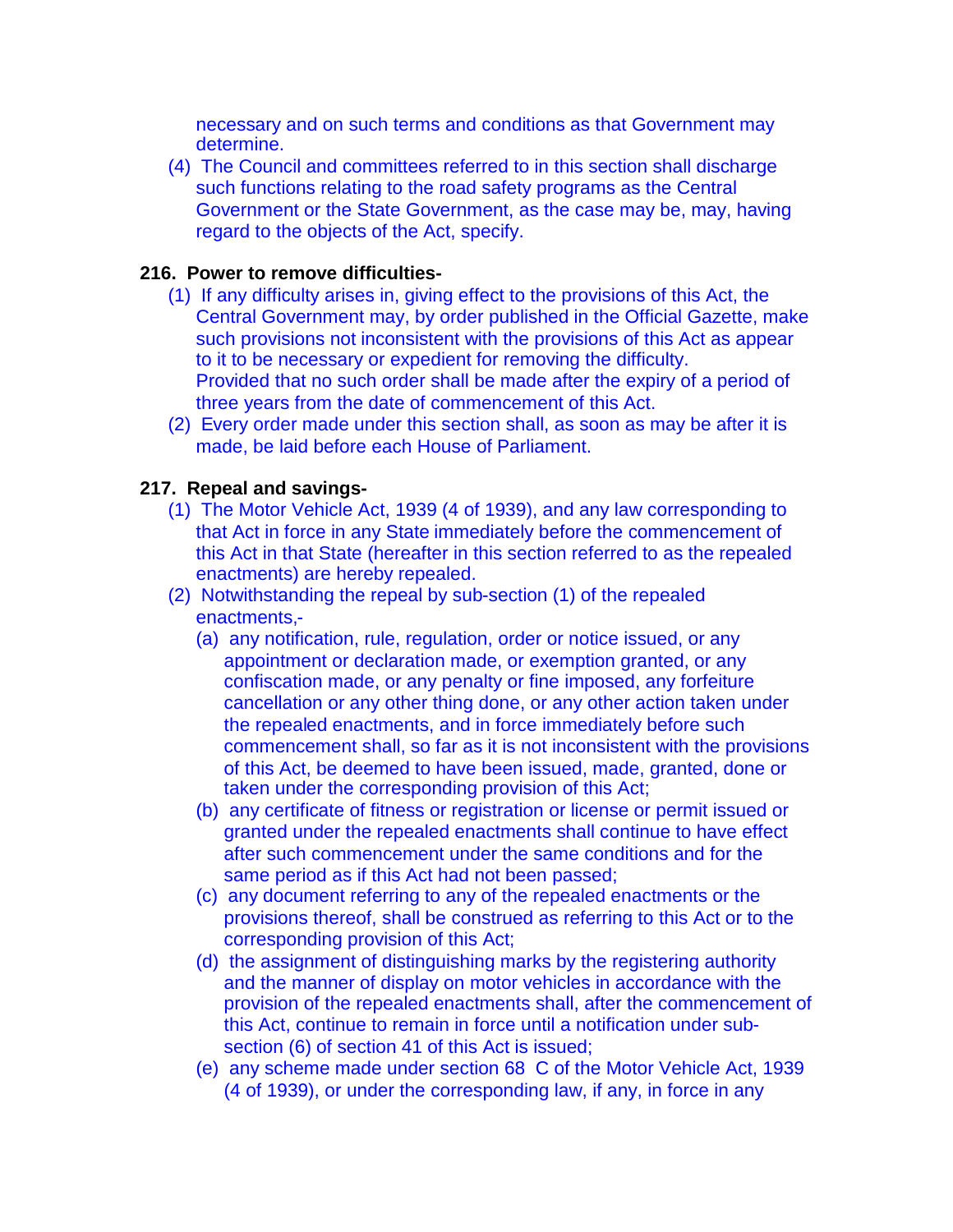necessary and on such terms and conditions as that Government may determine.

(4) The Council and committees referred to in this section shall discharge such functions relating to the road safety programs as the Central Government or the State Government, as the case may be, may, having regard to the objects of the Act, specify.

**216. Power to remove difficulties-**

(1) If any difficulty arises in, giving effect to the provisions of this Act, the Central Government may, by order published in the Official Gazette, make such provisions not inconsistent with the provisions of this Act as appear to it to be necessary or expedient for removing the difficulty.
Provided that no such order shall be made after the expiry of a period of three years from the date of commencement of this Act.

(2) Every order made under this section shall, as soon as may be after it is made, be laid before each House of Parliament.

**217. Repeal and savings-**

(1) The Motor Vehicle Act, 1939 (4 of 1939), and any law corresponding to that Act in force in any State immediately before the commencement of this Act in that State (hereafter in this section referred to as the repealed enactments) are hereby repealed.

(2) Notwithstanding the repeal by sub-section (1) of the repealed enactments,-

(a) any notification, rule, regulation, order or notice issued, or any appointment or declaration made, or exemption granted, or any confiscation made, or any penalty or fine imposed, any forfeiture cancellation or any other thing done, or any other action taken under the repealed enactments, and in force immediately before such commencement shall, so far as it is not inconsistent with the provisions of this Act, be deemed to have been issued, made, granted, done or taken under the corresponding provision of this Act;

(b) any certificate of fitness or registration or license or permit issued or granted under the repealed enactments shall continue to have effect after such commencement under the same conditions and for the same period as if this Act had not been passed;

(c) any document referring to any of the repealed enactments or the provisions thereof, shall be construed as referring to this Act or to the corresponding provision of this Act;

(d) the assignment of distinguishing marks by the registering authority and the manner of display on motor vehicles in accordance with the provision of the repealed enactments shall, after the commencement of this Act, continue to remain in force until a notification under sub-section (6) of section 41 of this Act is issued;

(e) any scheme made under section 68 C of the Motor Vehicle Act, 1939 (4 of 1939), or under the corresponding law, if any, in force in any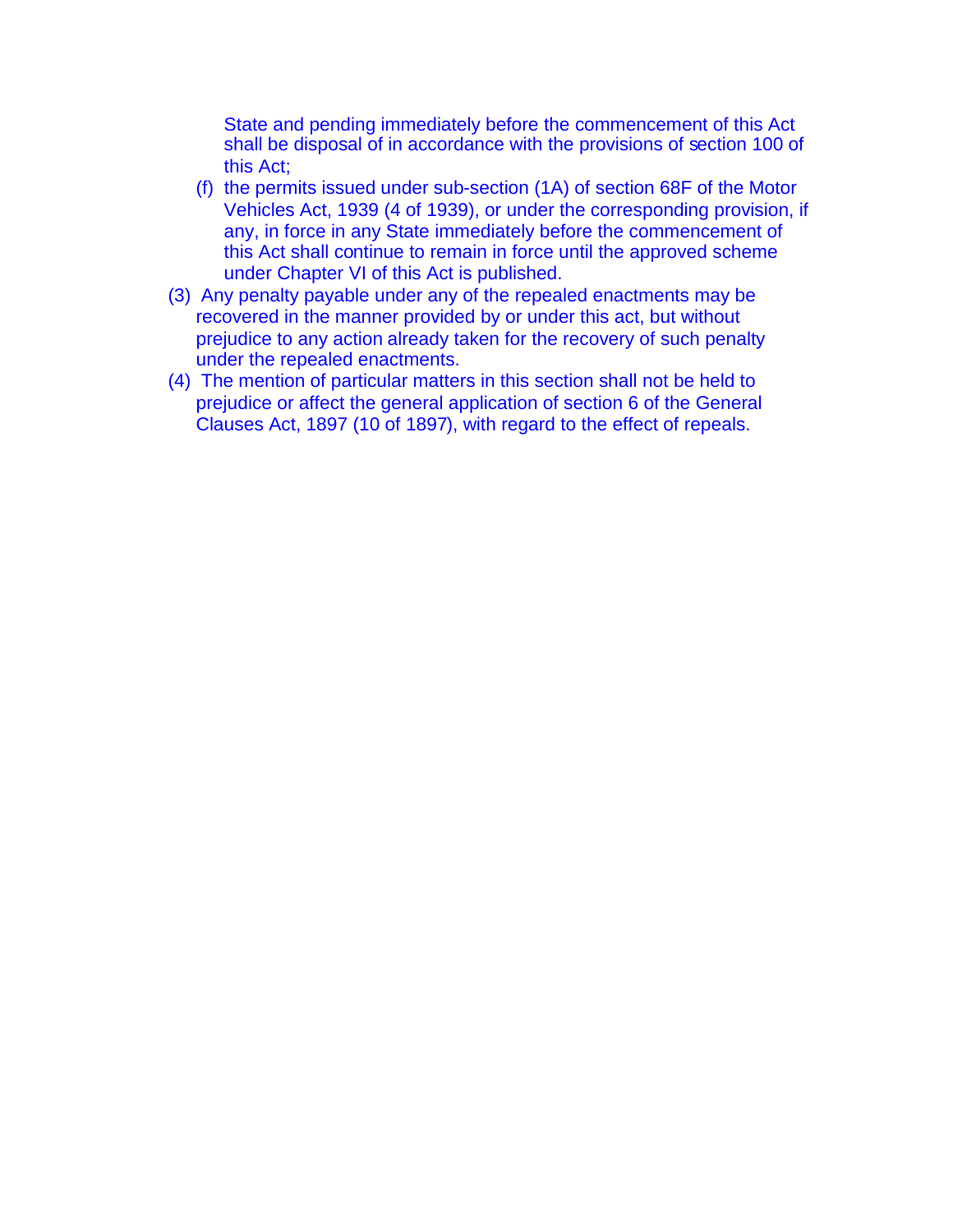State and pending immediately before the commencement of this Act shall be disposal of in accordance with the provisions of section 100 of this Act;

(f) the permits issued under sub-section (1A) of section 68F of the Motor Vehicles Act, 1939 (4 of 1939), or under the corresponding provision, if any, in force in any State immediately before the commencement of this Act shall continue to remain in force until the approved scheme under Chapter VI of this Act is published.

(3) Any penalty payable under any of the repealed enactments may be recovered in the manner provided by or under this act, but without prejudice to any action already taken for the recovery of such penalty under the repealed enactments.

(4) The mention of particular matters in this section shall not be held to prejudice or affect the general application of section 6 of the General Clauses Act, 1897 (10 of 1897), with regard to the effect of repeals.